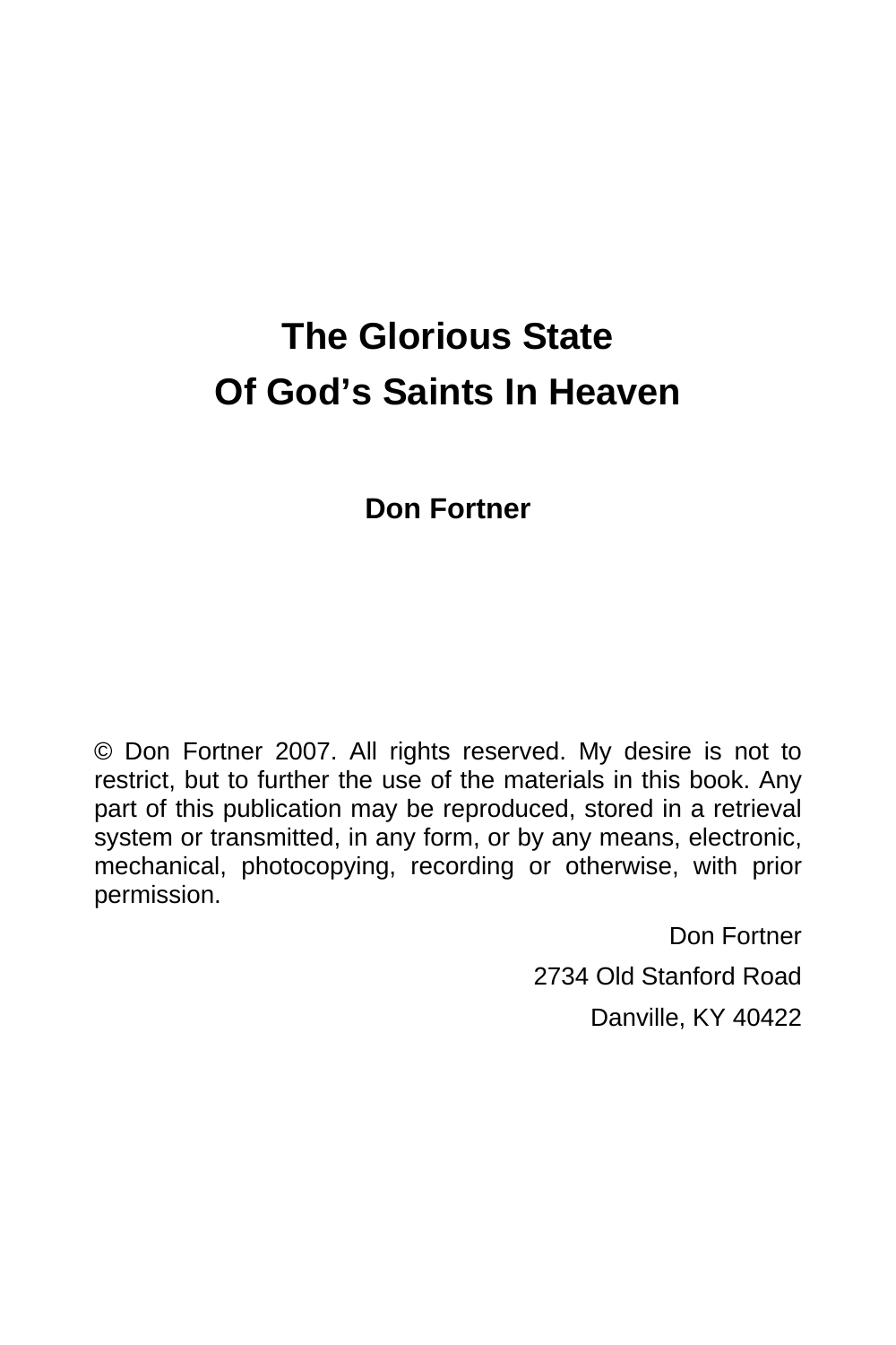# The Glorious State Of God's Saints In Heaven

**Don Fortner**

© Don Fortner 2007. All rights reserved. My desire is not to restrict, but to further the use of the materials in this book. Any part of this publication may be reproduced, stored in a retrieval system or transmitted, in any form, or by any means, electronic, mechanical, photocopying, recording or otherwise, with prior permission.

Don Fortner

2734 Old Stanford Road

Danville, KY 40422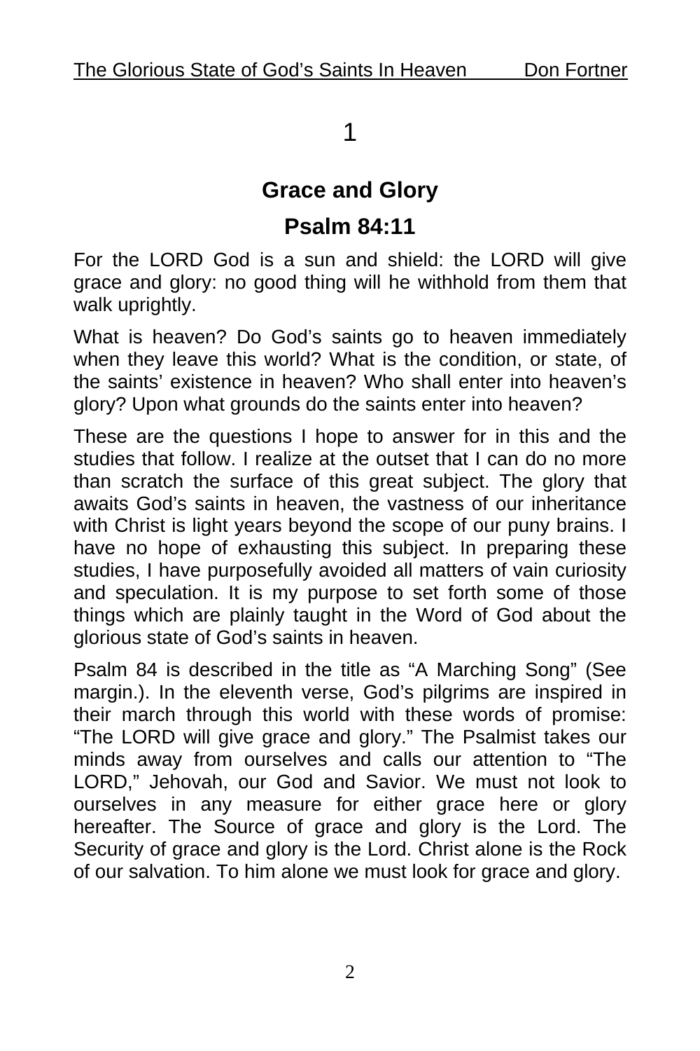# 1

## Grace and Glory

## Psalm 84:11

For the LORD God is a sun and shield: the LORD will give grace and glory: no good thing will he withhold from them that walk uprightly.

What is heaven? Do God's saints go to heaven immediately when they leave this world? What is the condition, or state, of the saints' existence in heaven? Who shall enter into heaven's glory? Upon what grounds do the saints enter into heaven?

These are the questions I hope to answer for in this and the studies that follow. I realize at the outset that I can do no more than scratch the surface of this great subject. The glory that awaits God's saints in heaven, the vastness of our inheritance with Christ is light years beyond the scope of our puny brains. I have no hope of exhausting this subject. In preparing these studies, I have purposefully avoided all matters of vain curiosity and speculation. It is my purpose to set forth some of those things which are plainly taught in the Word of God about the glorious state of God's saints in heaven.

Psalm 84 is described in the title as "A Marching Song" (See margin.). In the eleventh verse, God's pilgrims are inspired in their march through this world with these words of promise: "The LORD will give grace and glory." The Psalmist takes our minds away from ourselves and calls our attention to "The LORD," Jehovah, our God and Savior. We must not look to ourselves in any measure for either grace here or glory hereafter. The Source of grace and glory is the Lord. The Security of grace and glory is the Lord. Christ alone is the Rock of our salvation. To him alone we must look for grace and glory.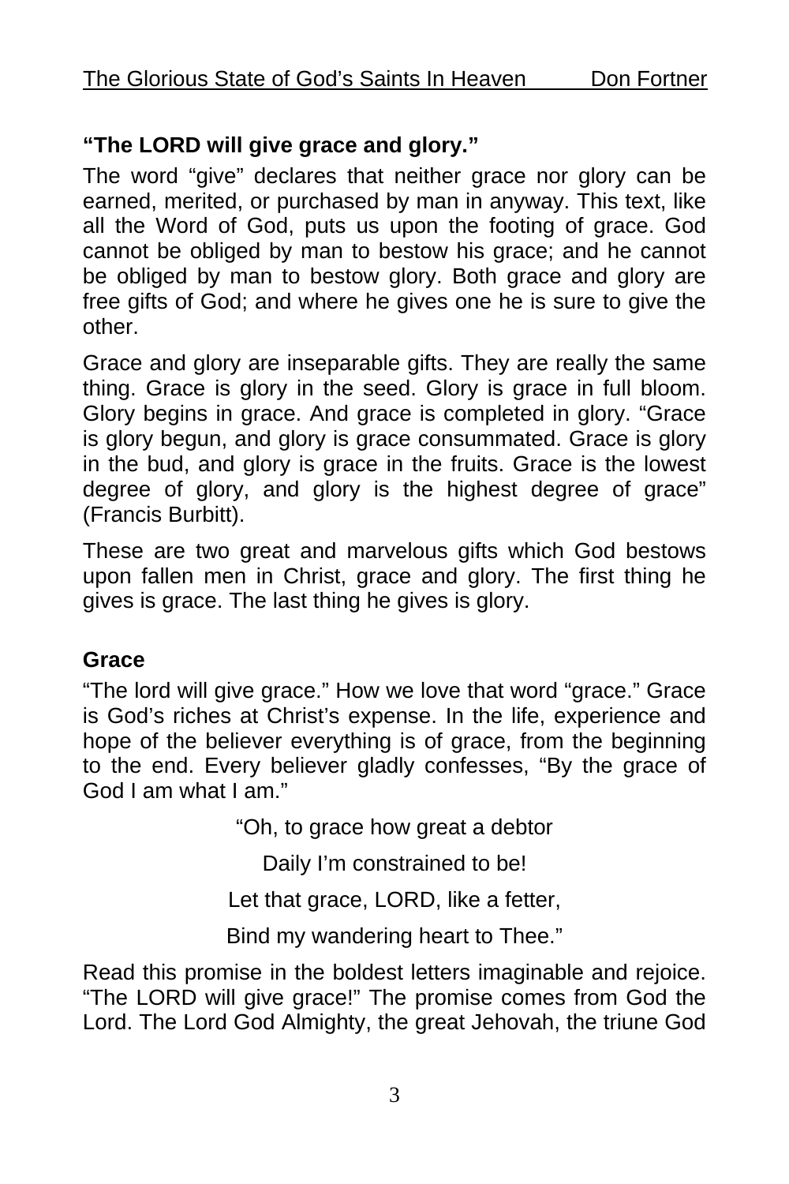**"The LORD will give grace and glory."**

The word "give" declares that neither grace nor glory can be earned, merited, or purchased by man in anyway. This text, like all the Word of God, puts us upon the footing of grace. God cannot be obliged by man to bestow his grace; and he cannot be obliged by man to bestow glory. Both grace and glory are free gifts of God; and where he gives one he is sure to give the other.

Grace and glory are inseparable gifts. They are really the same thing. Grace is glory in the seed. Glory is grace in full bloom. Glory begins in grace. And grace is completed in glory. "Grace is glory begun, and glory is grace consummated. Grace is glory in the bud, and glory is grace in the fruits. Grace is the lowest degree of glory, and glory is the highest degree of grace" (Francis Burbitt).

These are two great and marvelous gifts which God bestows upon fallen men in Christ, grace and glory. The first thing he gives is grace. The last thing he gives is glory.

**Grace**

"The lord will give grace." How we love that word "grace." Grace is God's riches at Christ's expense. In the life, experience and hope of the believer everything is of grace, from the beginning to the end. Every believer gladly confesses, "By the grace of God I am what I am."

"Oh, to grace how great a debtor

Daily I'm constrained to be!

Let that grace, LORD, like a fetter,

Bind my wandering heart to Thee."

Read this promise in the boldest letters imaginable and rejoice. "The LORD will give grace!" The promise comes from God the Lord. The Lord God Almighty, the great Jehovah, the triune God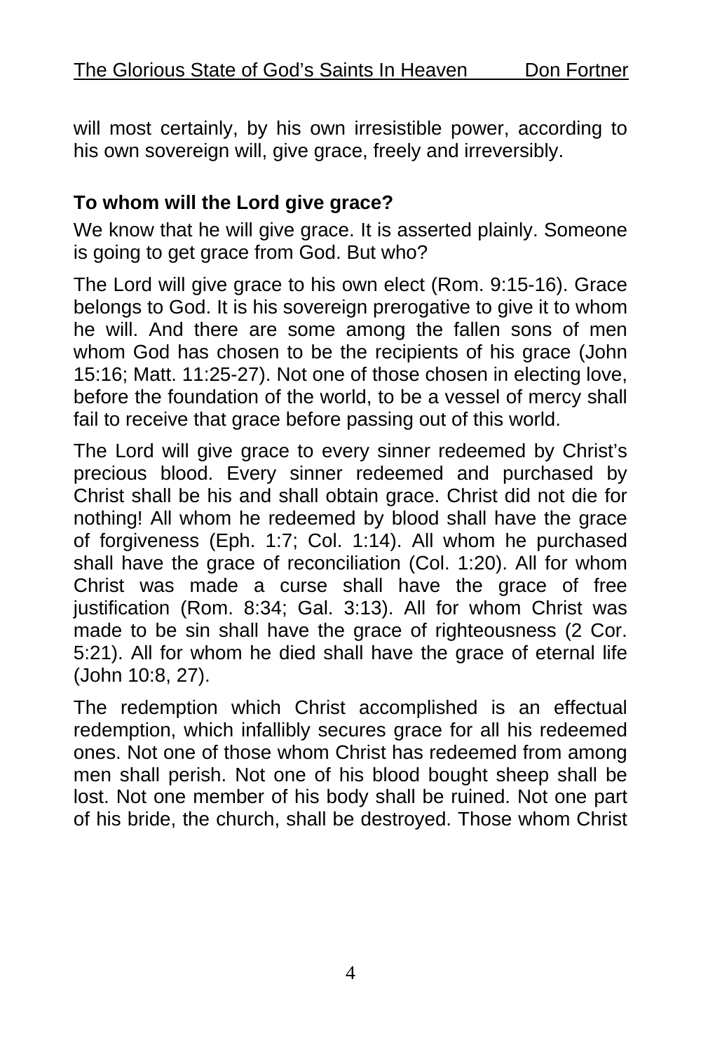will most certainly, by his own irresistible power, according to his own sovereign will, give grace, freely and irreversibly.

**To whom will the Lord give grace?**

We know that he will give grace. It is asserted plainly. Someone is going to get grace from God. But who?

The Lord will give grace to his own elect (Rom. 9:15-16). Grace belongs to God. It is his sovereign prerogative to give it to whom he will. And there are some among the fallen sons of men whom God has chosen to be the recipients of his grace (John 15:16; Matt. 11:25-27). Not one of those chosen in electing love, before the foundation of the world, to be a vessel of mercy shall fail to receive that grace before passing out of this world.

The Lord will give grace to every sinner redeemed by Christ's precious blood. Every sinner redeemed and purchased by Christ shall be his and shall obtain grace. Christ did not die for nothing! All whom he redeemed by blood shall have the grace of forgiveness (Eph. 1:7; Col. 1:14). All whom he purchased shall have the grace of reconciliation (Col. 1:20). All for whom Christ was made a curse shall have the grace of free justification (Rom. 8:34; Gal. 3:13). All for whom Christ was made to be sin shall have the grace of righteousness (2 Cor. 5:21). All for whom he died shall have the grace of eternal life (John 10:8, 27).

The redemption which Christ accomplished is an effectual redemption, which infallibly secures grace for all his redeemed ones. Not one of those whom Christ has redeemed from among men shall perish. Not one of his blood bought sheep shall be lost. Not one member of his body shall be ruined. Not one part of his bride, the church, shall be destroyed. Those whom Christ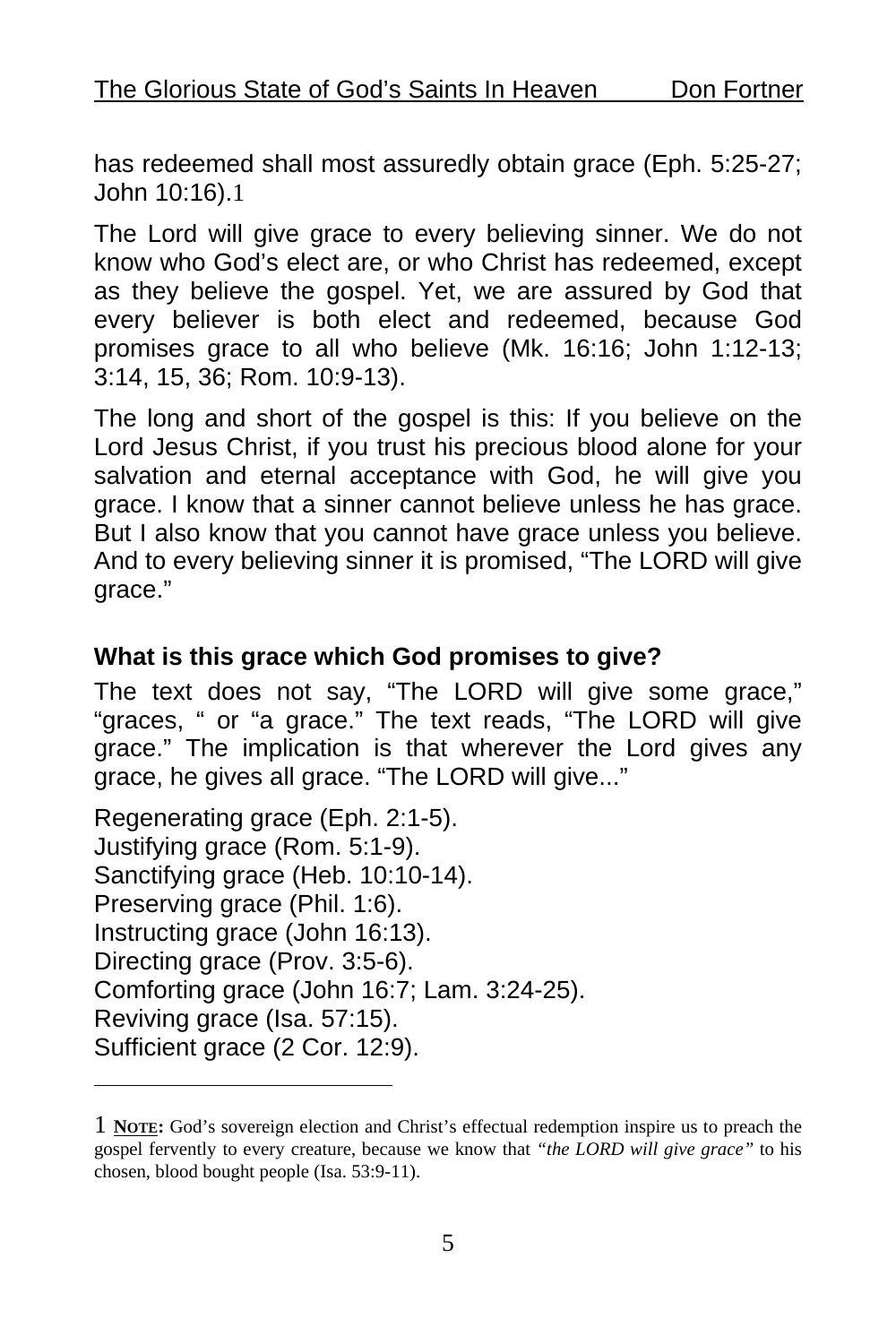has redeemed shall most assuredly obtain grace (Eph. 5:25-27; John 10:16).[1]

The Lord will give grace to every believing sinner. We do not know who God's elect are, or who Christ has redeemed, except as they believe the gospel. Yet, we are assured by God that every believer is both elect and redeemed, because God promises grace to all who believe (Mk. 16:16; John 1:12-13; 3:14, 15, 36; Rom. 10:9-13).

The long and short of the gospel is this: If you believe on the Lord Jesus Christ, if you trust his precious blood alone for your salvation and eternal acceptance with God, he will give you grace. I know that a sinner cannot believe unless he has grace. But I also know that you cannot have grace unless you believe. And to every believing sinner it is promised, "The LORD will give grace."

**What is this grace which God promises to give?**

The text does not say, "The LORD will give some grace," "graces, " or "a grace." The text reads, "The LORD will give grace." The implication is that wherever the Lord gives any grace, he gives all grace. "The LORD will give..."

Regenerating grace (Eph. 2:1-5).
Justifying grace (Rom. 5:1-9).
Sanctifying grace (Heb. 10:10-14).
Preserving grace (Phil. 1:6).
Instructing grace (John 16:13).
Directing grace (Prov. 3:5-6).
Comforting grace (John 16:7; Lam. 3:24-25).
Reviving grace (Isa. 57:15).
Sufficient grace (2 Cor. 12:9).

---

[1] **Note:** God's sovereign election and Christ's effectual redemption inspire us to preach the gospel fervently to every creature, because we know that *"the LORD will give grace"* to his chosen, blood bought people (Isa. 53:9-11).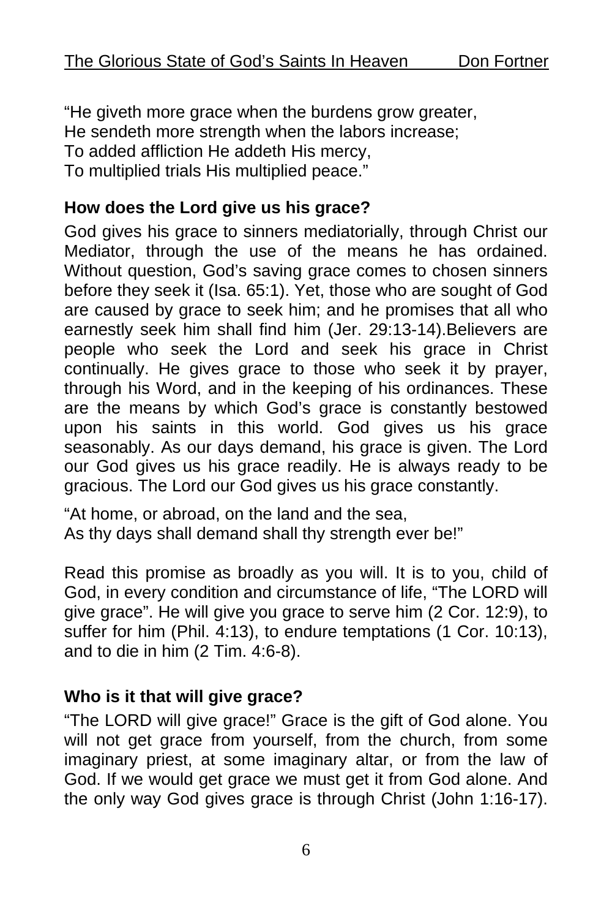"He giveth more grace when the burdens grow greater,
He sendeth more strength when the labors increase;
To added affliction He addeth His mercy,
To multiplied trials His multiplied peace."

**How does the Lord give us his grace?**

God gives his grace to sinners mediatorially, through Christ our Mediator, through the use of the means he has ordained. Without question, God's saving grace comes to chosen sinners before they seek it (Isa. 65:1). Yet, those who are sought of God are caused by grace to seek him; and he promises that all who earnestly seek him shall find him (Jer. 29:13-14).Believers are people who seek the Lord and seek his grace in Christ continually. He gives grace to those who seek it by prayer, through his Word, and in the keeping of his ordinances. These are the means by which God's grace is constantly bestowed upon his saints in this world. God gives us his grace seasonably. As our days demand, his grace is given. The Lord our God gives us his grace readily. He is always ready to be gracious. The Lord our God gives us his grace constantly.

"At home, or abroad, on the land and the sea,
As thy days shall demand shall thy strength ever be!"

Read this promise as broadly as you will. It is to you, child of God, in every condition and circumstance of life, "The LORD will give grace". He will give you grace to serve him (2 Cor. 12:9), to suffer for him (Phil. 4:13), to endure temptations (1 Cor. 10:13), and to die in him (2 Tim. 4:6-8).

**Who is it that will give grace?**

"The LORD will give grace!" Grace is the gift of God alone. You will not get grace from yourself, from the church, from some imaginary priest, at some imaginary altar, or from the law of God. If we would get grace we must get it from God alone. And the only way God gives grace is through Christ (John 1:16-17).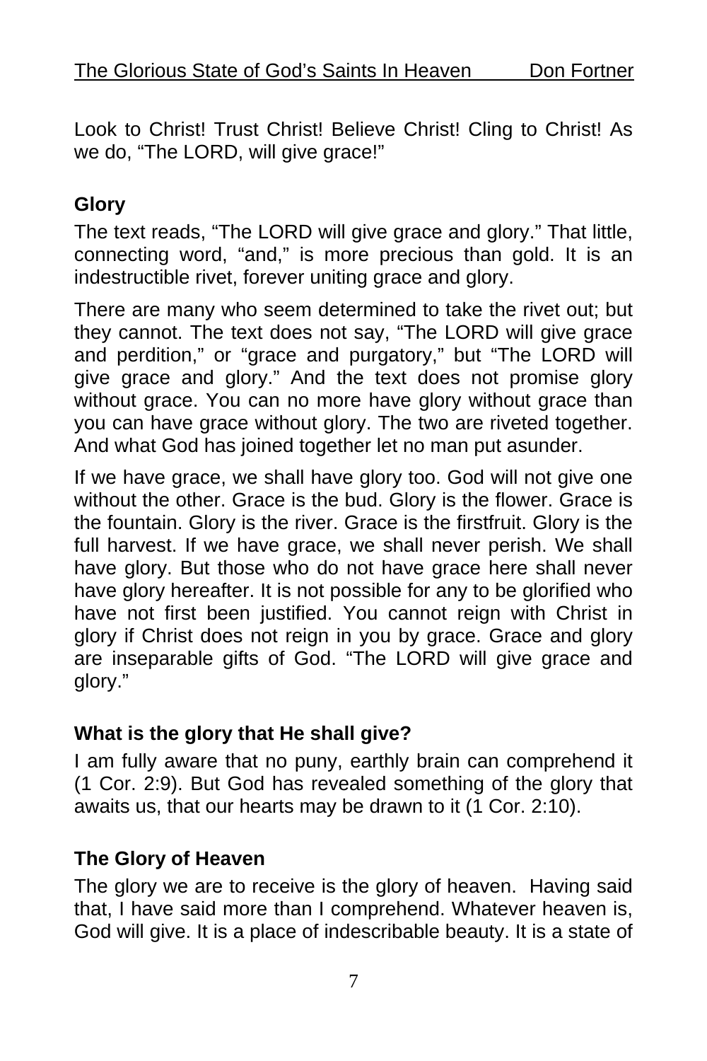Look to Christ! Trust Christ! Believe Christ! Cling to Christ! As we do, "The LORD, will give grace!"

## Glory

The text reads, "The LORD will give grace and glory." That little, connecting word, "and," is more precious than gold. It is an indestructible rivet, forever uniting grace and glory.

There are many who seem determined to take the rivet out; but they cannot. The text does not say, "The LORD will give grace and perdition," or "grace and purgatory," but "The LORD will give grace and glory." And the text does not promise glory without grace. You can no more have glory without grace than you can have grace without glory. The two are riveted together. And what God has joined together let no man put asunder.

If we have grace, we shall have glory too. God will not give one without the other. Grace is the bud. Glory is the flower. Grace is the fountain. Glory is the river. Grace is the firstfruit. Glory is the full harvest. If we have grace, we shall never perish. We shall have glory. But those who do not have grace here shall never have glory hereafter. It is not possible for any to be glorified who have not first been justified. You cannot reign with Christ in glory if Christ does not reign in you by grace. Grace and glory are inseparable gifts of God. "The LORD will give grace and glory."

## What is the glory that He shall give?

I am fully aware that no puny, earthly brain can comprehend it (1 Cor. 2:9). But God has revealed something of the glory that awaits us, that our hearts may be drawn to it (1 Cor. 2:10).

## The Glory of Heaven

The glory we are to receive is the glory of heaven. Having said that, I have said more than I comprehend. Whatever heaven is, God will give. It is a place of indescribable beauty. It is a state of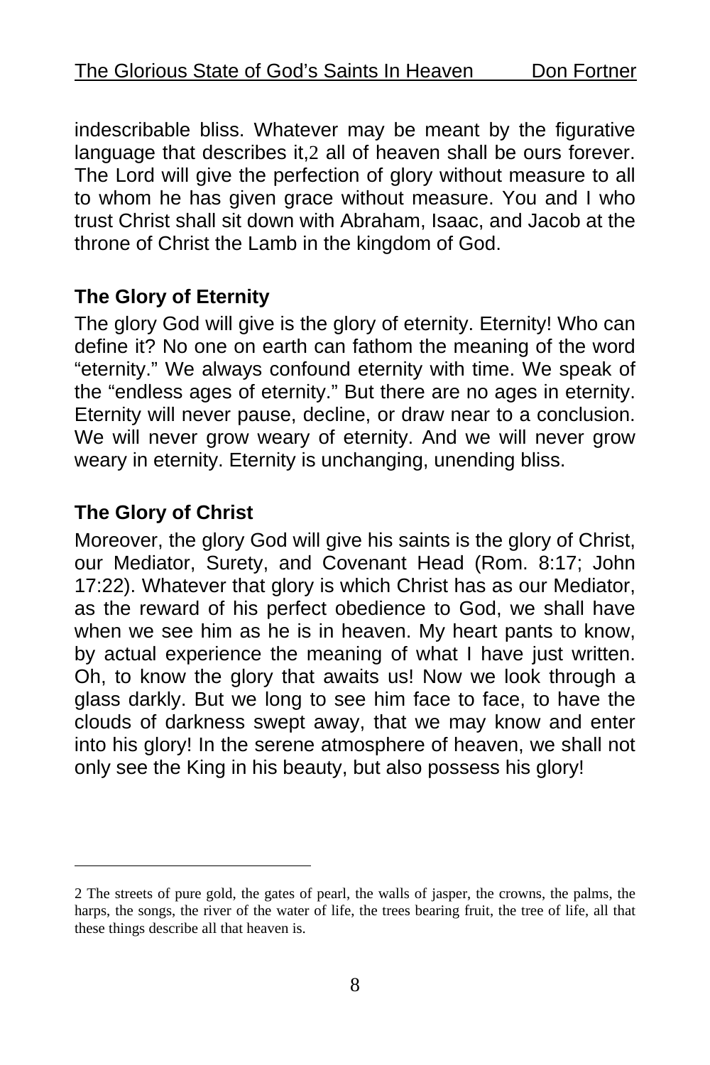indescribable bliss. Whatever may be meant by the figurative language that describes it,[2] all of heaven shall be ours forever. The Lord will give the perfection of glory without measure to all to whom he has given grace without measure. You and I who trust Christ shall sit down with Abraham, Isaac, and Jacob at the throne of Christ the Lamb in the kingdom of God.

### The Glory of Eternity

The glory God will give is the glory of eternity. Eternity! Who can define it? No one on earth can fathom the meaning of the word "eternity." We always confound eternity with time. We speak of the "endless ages of eternity." But there are no ages in eternity. Eternity will never pause, decline, or draw near to a conclusion. We will never grow weary of eternity. And we will never grow weary in eternity. Eternity is unchanging, unending bliss.

### The Glory of Christ

Moreover, the glory God will give his saints is the glory of Christ, our Mediator, Surety, and Covenant Head (Rom. 8:17; John 17:22). Whatever that glory is which Christ has as our Mediator, as the reward of his perfect obedience to God, we shall have when we see him as he is in heaven. My heart pants to know, by actual experience the meaning of what I have just written. Oh, to know the glory that awaits us! Now we look through a glass darkly. But we long to see him face to face, to have the clouds of darkness swept away, that we may know and enter into his glory! In the serene atmosphere of heaven, we shall not only see the King in his beauty, but also possess his glory!

---

[2] The streets of pure gold, the gates of pearl, the walls of jasper, the crowns, the palms, the harps, the songs, the river of the water of life, the trees bearing fruit, the tree of life, all that these things describe all that heaven is.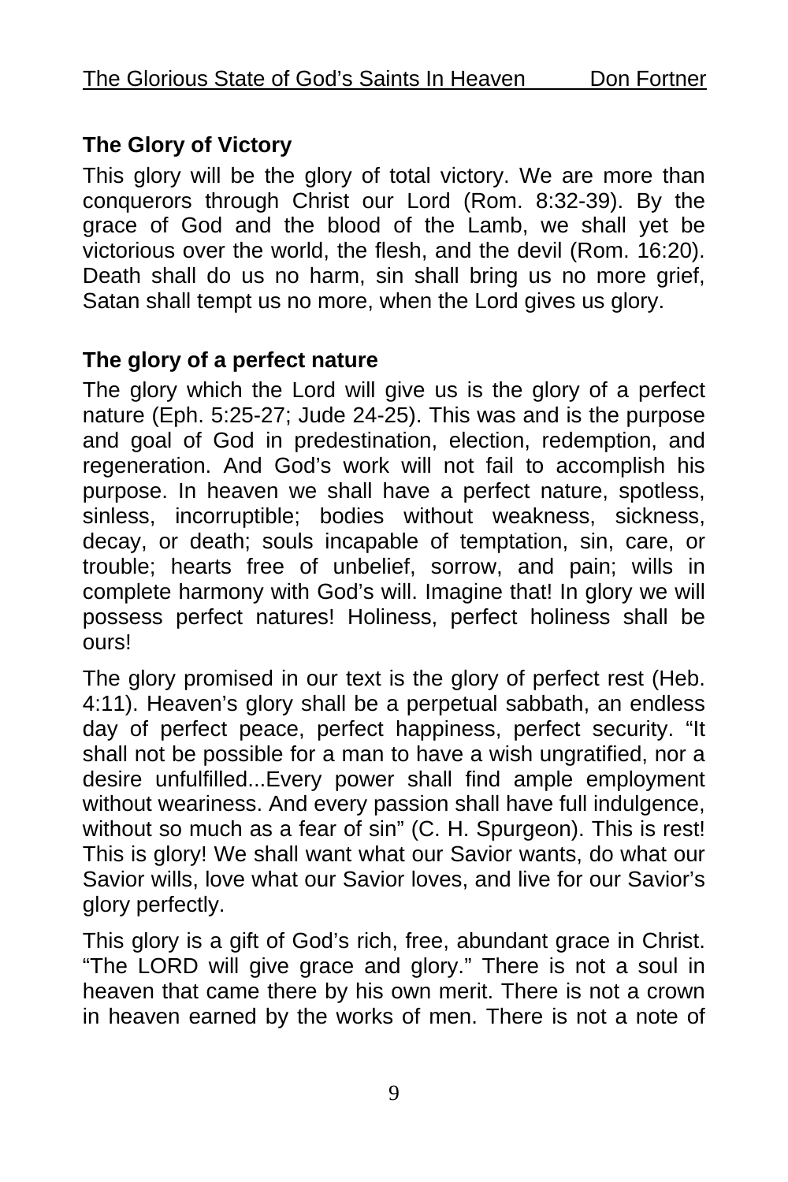### The Glory of Victory

This glory will be the glory of total victory. We are more than conquerors through Christ our Lord (Rom. 8:32-39). By the grace of God and the blood of the Lamb, we shall yet be victorious over the world, the flesh, and the devil (Rom. 16:20). Death shall do us no harm, sin shall bring us no more grief, Satan shall tempt us no more, when the Lord gives us glory.

### The glory of a perfect nature

The glory which the Lord will give us is the glory of a perfect nature (Eph. 5:25-27; Jude 24-25). This was and is the purpose and goal of God in predestination, election, redemption, and regeneration. And God's work will not fail to accomplish his purpose. In heaven we shall have a perfect nature, spotless, sinless, incorruptible; bodies without weakness, sickness, decay, or death; souls incapable of temptation, sin, care, or trouble; hearts free of unbelief, sorrow, and pain; wills in complete harmony with God's will. Imagine that! In glory we will possess perfect natures! Holiness, perfect holiness shall be ours!

The glory promised in our text is the glory of perfect rest (Heb. 4:11). Heaven's glory shall be a perpetual sabbath, an endless day of perfect peace, perfect happiness, perfect security. "It shall not be possible for a man to have a wish ungratified, nor a desire unfulfilled...Every power shall find ample employment without weariness. And every passion shall have full indulgence, without so much as a fear of sin" (C. H. Spurgeon). This is rest! This is glory! We shall want what our Savior wants, do what our Savior wills, love what our Savior loves, and live for our Savior's glory perfectly.

This glory is a gift of God's rich, free, abundant grace in Christ. "The LORD will give grace and glory." There is not a soul in heaven that came there by his own merit. There is not a crown in heaven earned by the works of men. There is not a note of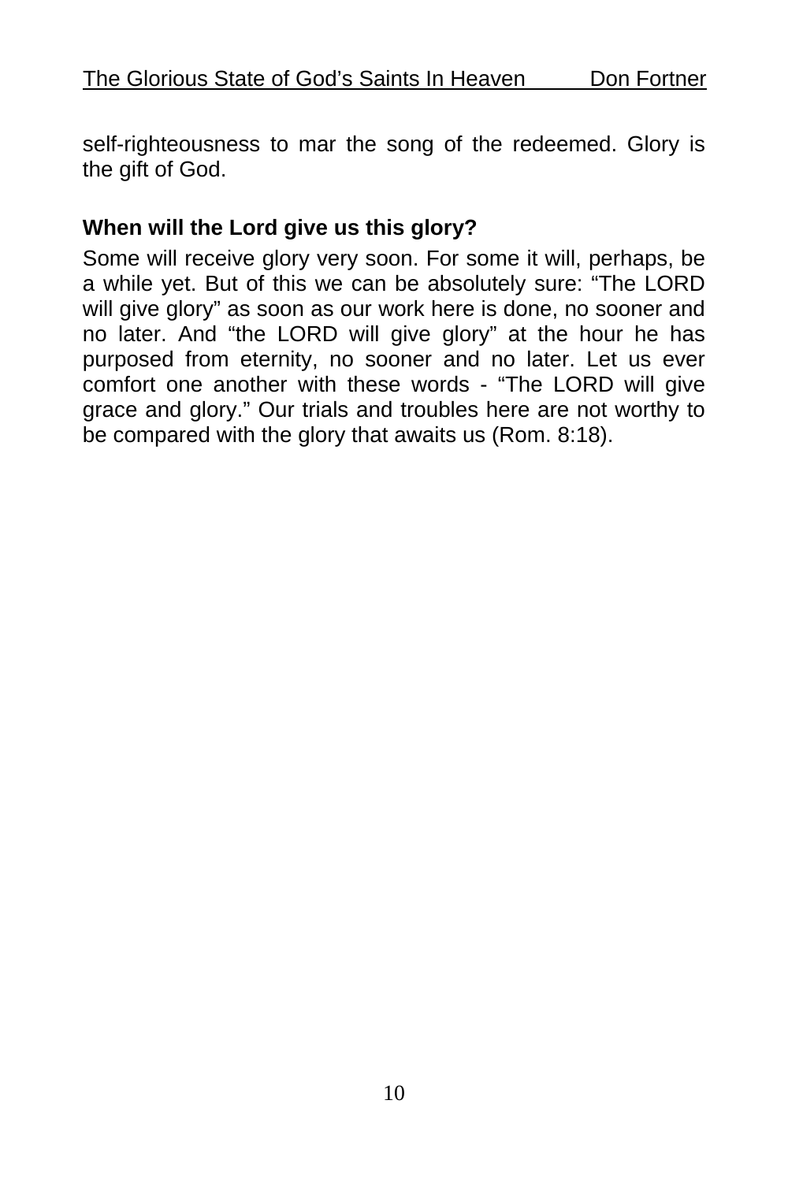self-righteousness to mar the song of the redeemed. Glory is the gift of God.

**When will the Lord give us this glory?**

Some will receive glory very soon. For some it will, perhaps, be a while yet. But of this we can be absolutely sure: “The LORD will give glory” as soon as our work here is done, no sooner and no later. And “the LORD will give glory” at the hour he has purposed from eternity, no sooner and no later. Let us ever comfort one another with these words - “The LORD will give grace and glory.” Our trials and troubles here are not worthy to be compared with the glory that awaits us (Rom. 8:18).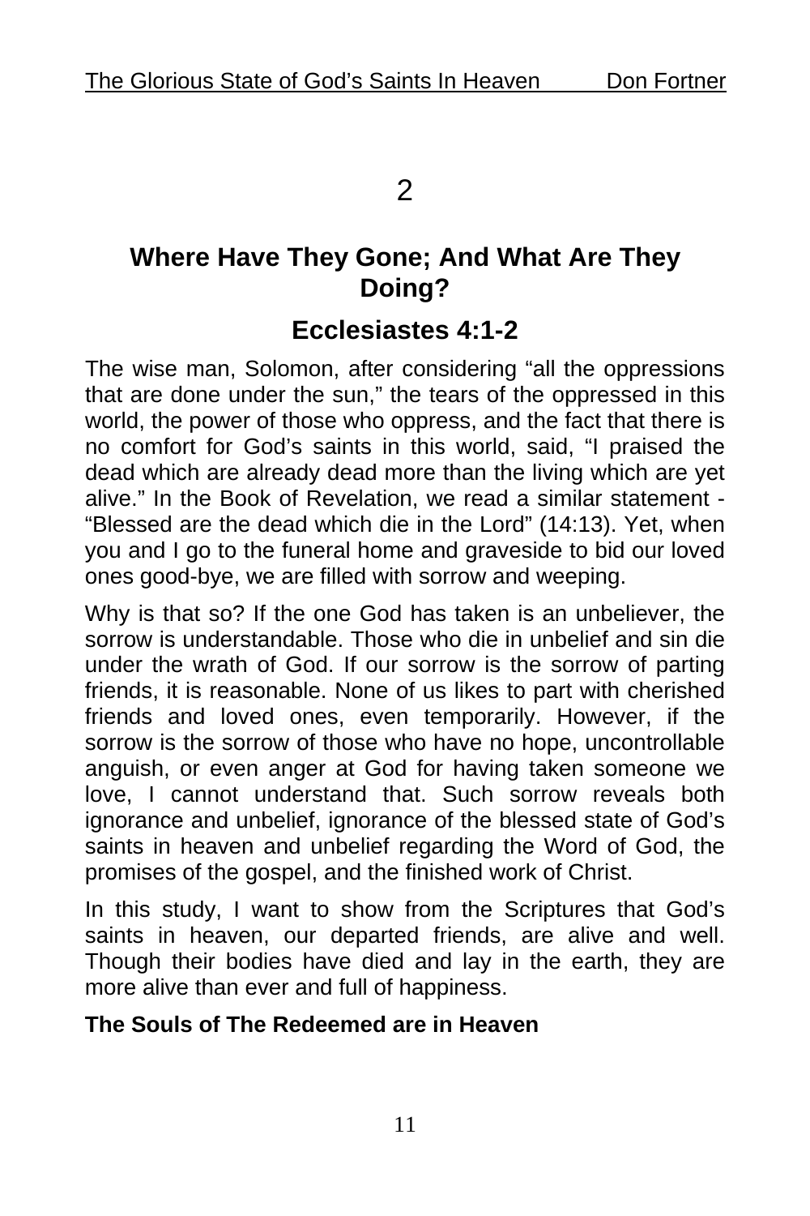# 2

## Where Have They Gone; And What Are They Doing?

## Ecclesiastes 4:1-2

The wise man, Solomon, after considering "all the oppressions that are done under the sun," the tears of the oppressed in this world, the power of those who oppress, and the fact that there is no comfort for God's saints in this world, said, "I praised the dead which are already dead more than the living which are yet alive." In the Book of Revelation, we read a similar statement - "Blessed are the dead which die in the Lord" (14:13). Yet, when you and I go to the funeral home and graveside to bid our loved ones good-bye, we are filled with sorrow and weeping.

Why is that so? If the one God has taken is an unbeliever, the sorrow is understandable. Those who die in unbelief and sin die under the wrath of God. If our sorrow is the sorrow of parting friends, it is reasonable. None of us likes to part with cherished friends and loved ones, even temporarily. However, if the sorrow is the sorrow of those who have no hope, uncontrollable anguish, or even anger at God for having taken someone we love, I cannot understand that. Such sorrow reveals both ignorance and unbelief, ignorance of the blessed state of God's saints in heaven and unbelief regarding the Word of God, the promises of the gospel, and the finished work of Christ.

In this study, I want to show from the Scriptures that God's saints in heaven, our departed friends, are alive and well. Though their bodies have died and lay in the earth, they are more alive than ever and full of happiness.

**The Souls of The Redeemed are in Heaven**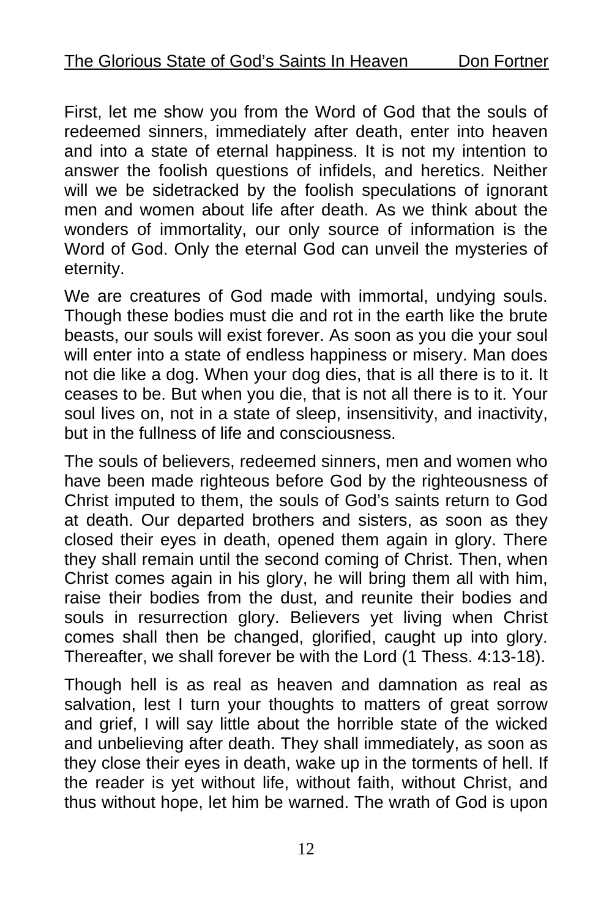First, let me show you from the Word of God that the souls of redeemed sinners, immediately after death, enter into heaven and into a state of eternal happiness. It is not my intention to answer the foolish questions of infidels, and heretics. Neither will we be sidetracked by the foolish speculations of ignorant men and women about life after death. As we think about the wonders of immortality, our only source of information is the Word of God. Only the eternal God can unveil the mysteries of eternity.

We are creatures of God made with immortal, undying souls. Though these bodies must die and rot in the earth like the brute beasts, our souls will exist forever. As soon as you die your soul will enter into a state of endless happiness or misery. Man does not die like a dog. When your dog dies, that is all there is to it. It ceases to be. But when you die, that is not all there is to it. Your soul lives on, not in a state of sleep, insensitivity, and inactivity, but in the fullness of life and consciousness.

The souls of believers, redeemed sinners, men and women who have been made righteous before God by the righteousness of Christ imputed to them, the souls of God's saints return to God at death. Our departed brothers and sisters, as soon as they closed their eyes in death, opened them again in glory. There they shall remain until the second coming of Christ. Then, when Christ comes again in his glory, he will bring them all with him, raise their bodies from the dust, and reunite their bodies and souls in resurrection glory. Believers yet living when Christ comes shall then be changed, glorified, caught up into glory. Thereafter, we shall forever be with the Lord (1 Thess. 4:13-18).

Though hell is as real as heaven and damnation as real as salvation, lest I turn your thoughts to matters of great sorrow and grief, I will say little about the horrible state of the wicked and unbelieving after death. They shall immediately, as soon as they close their eyes in death, wake up in the torments of hell. If the reader is yet without life, without faith, without Christ, and thus without hope, let him be warned. The wrath of God is upon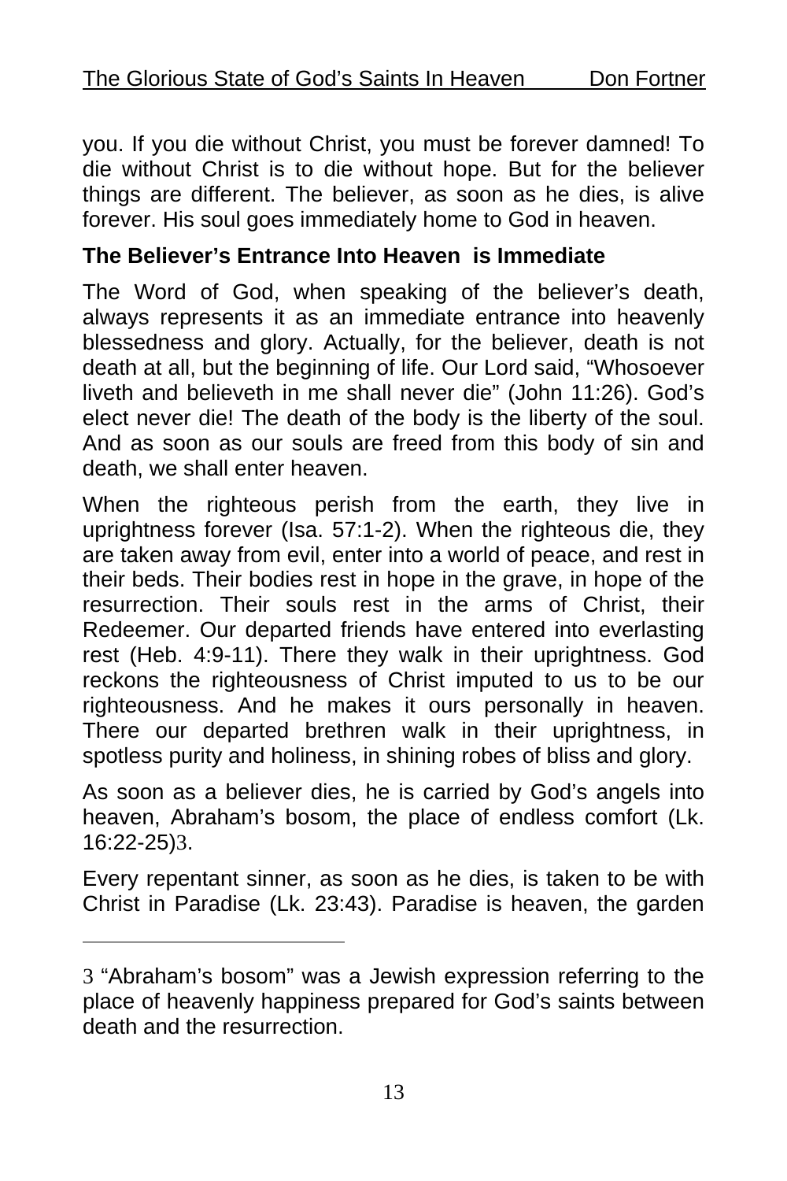you. If you die without Christ, you must be forever damned! To die without Christ is to die without hope. But for the believer things are different. The believer, as soon as he dies, is alive forever. His soul goes immediately home to God in heaven.

**The Believer's Entrance Into Heaven is Immediate**

The Word of God, when speaking of the believer's death, always represents it as an immediate entrance into heavenly blessedness and glory. Actually, for the believer, death is not death at all, but the beginning of life. Our Lord said, "Whosoever liveth and believeth in me shall never die" (John 11:26). God's elect never die! The death of the body is the liberty of the soul. And as soon as our souls are freed from this body of sin and death, we shall enter heaven.

When the righteous perish from the earth, they live in uprightness forever (Isa. 57:1-2). When the righteous die, they are taken away from evil, enter into a world of peace, and rest in their beds. Their bodies rest in hope in the grave, in hope of the resurrection. Their souls rest in the arms of Christ, their Redeemer. Our departed friends have entered into everlasting rest (Heb. 4:9-11). There they walk in their uprightness. God reckons the righteousness of Christ imputed to us to be our righteousness. And he makes it ours personally in heaven. There our departed brethren walk in their uprightness, in spotless purity and holiness, in shining robes of bliss and glory.

As soon as a believer dies, he is carried by God's angels into heaven, Abraham's bosom, the place of endless comfort (Lk. 16:22-25)[3].

Every repentant sinner, as soon as he dies, is taken to be with Christ in Paradise (Lk. 23:43). Paradise is heaven, the garden

---

[3] "Abraham's bosom" was a Jewish expression referring to the place of heavenly happiness prepared for God's saints between death and the resurrection.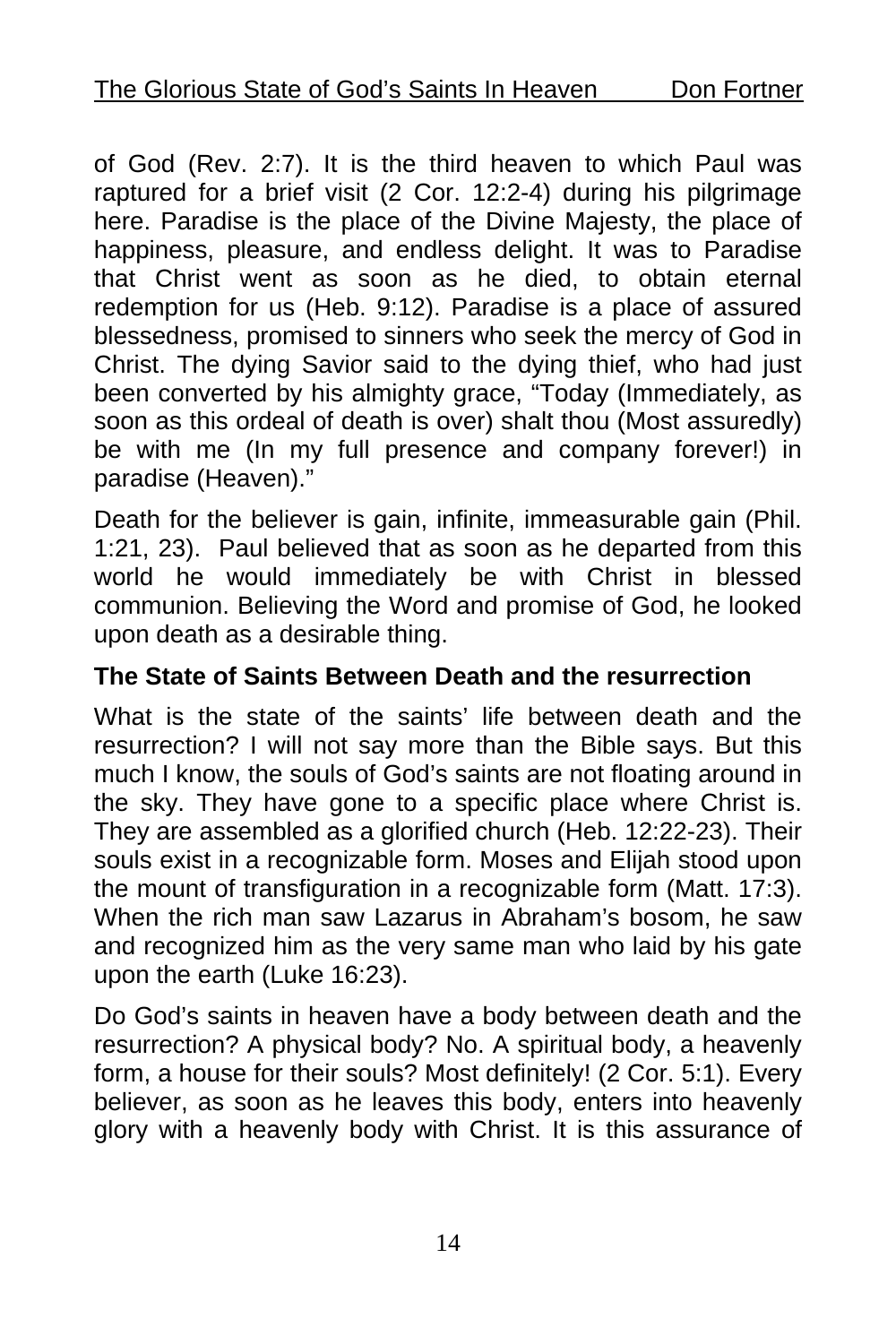of God (Rev. 2:7). It is the third heaven to which Paul was raptured for a brief visit (2 Cor. 12:2-4) during his pilgrimage here. Paradise is the place of the Divine Majesty, the place of happiness, pleasure, and endless delight. It was to Paradise that Christ went as soon as he died, to obtain eternal redemption for us (Heb. 9:12). Paradise is a place of assured blessedness, promised to sinners who seek the mercy of God in Christ. The dying Savior said to the dying thief, who had just been converted by his almighty grace, "Today (Immediately, as soon as this ordeal of death is over) shalt thou (Most assuredly) be with me (In my full presence and company forever!) in paradise (Heaven)."

Death for the believer is gain, infinite, immeasurable gain (Phil. 1:21, 23). Paul believed that as soon as he departed from this world he would immediately be with Christ in blessed communion. Believing the Word and promise of God, he looked upon death as a desirable thing.

### The State of Saints Between Death and the resurrection

What is the state of the saints' life between death and the resurrection? I will not say more than the Bible says. But this much I know, the souls of God's saints are not floating around in the sky. They have gone to a specific place where Christ is. They are assembled as a glorified church (Heb. 12:22-23). Their souls exist in a recognizable form. Moses and Elijah stood upon the mount of transfiguration in a recognizable form (Matt. 17:3). When the rich man saw Lazarus in Abraham's bosom, he saw and recognized him as the very same man who laid by his gate upon the earth (Luke 16:23).

Do God's saints in heaven have a body between death and the resurrection? A physical body? No. A spiritual body, a heavenly form, a house for their souls? Most definitely! (2 Cor. 5:1). Every believer, as soon as he leaves this body, enters into heavenly glory with a heavenly body with Christ. It is this assurance of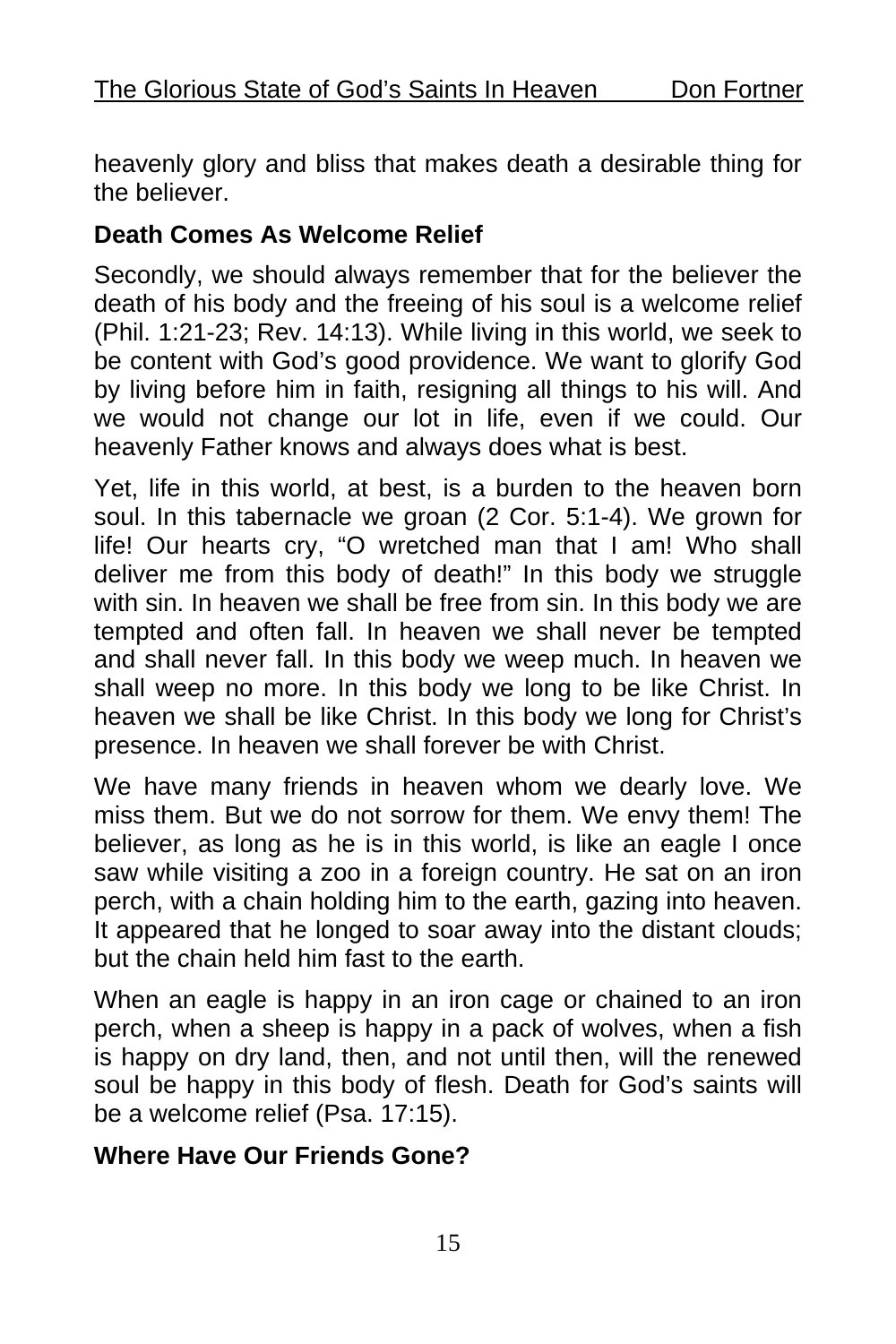heavenly glory and bliss that makes death a desirable thing for the believer.

**Death Comes As Welcome Relief**

Secondly, we should always remember that for the believer the death of his body and the freeing of his soul is a welcome relief (Phil. 1:21-23; Rev. 14:13). While living in this world, we seek to be content with God's good providence. We want to glorify God by living before him in faith, resigning all things to his will. And we would not change our lot in life, even if we could. Our heavenly Father knows and always does what is best.

Yet, life in this world, at best, is a burden to the heaven born soul. In this tabernacle we groan (2 Cor. 5:1-4). We grown for life! Our hearts cry, "O wretched man that I am! Who shall deliver me from this body of death!" In this body we struggle with sin. In heaven we shall be free from sin. In this body we are tempted and often fall. In heaven we shall never be tempted and shall never fall. In this body we weep much. In heaven we shall weep no more. In this body we long to be like Christ. In heaven we shall be like Christ. In this body we long for Christ's presence. In heaven we shall forever be with Christ.

We have many friends in heaven whom we dearly love. We miss them. But we do not sorrow for them. We envy them! The believer, as long as he is in this world, is like an eagle I once saw while visiting a zoo in a foreign country. He sat on an iron perch, with a chain holding him to the earth, gazing into heaven. It appeared that he longed to soar away into the distant clouds; but the chain held him fast to the earth.

When an eagle is happy in an iron cage or chained to an iron perch, when a sheep is happy in a pack of wolves, when a fish is happy on dry land, then, and not until then, will the renewed soul be happy in this body of flesh. Death for God's saints will be a welcome relief (Psa. 17:15).

**Where Have Our Friends Gone?**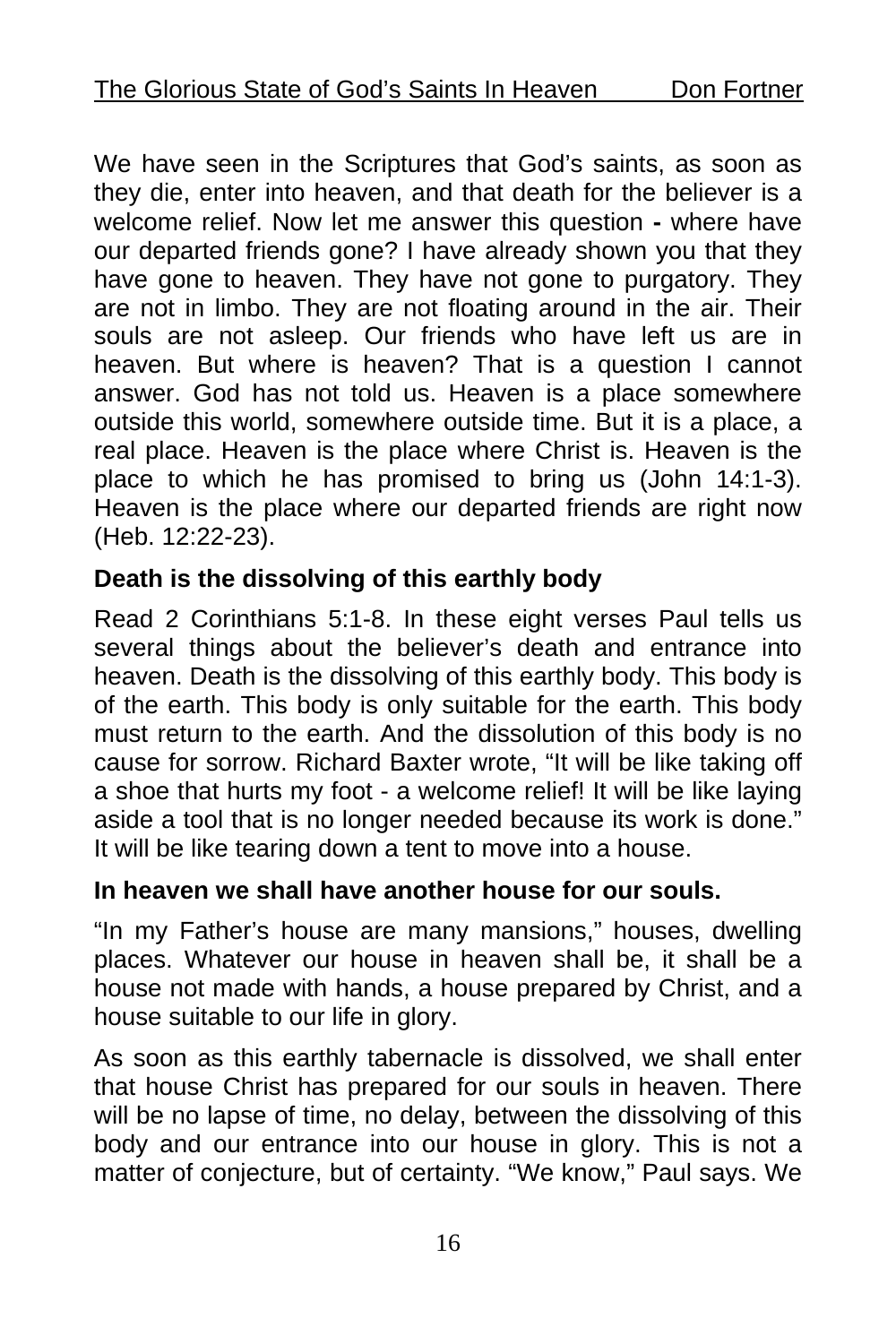We have seen in the Scriptures that God's saints, as soon as they die, enter into heaven, and that death for the believer is a welcome relief. Now let me answer this question **-** where have our departed friends gone? I have already shown you that they have gone to heaven. They have not gone to purgatory. They are not in limbo. They are not floating around in the air. Their souls are not asleep. Our friends who have left us are in heaven. But where is heaven? That is a question I cannot answer. God has not told us. Heaven is a place somewhere outside this world, somewhere outside time. But it is a place, a real place. Heaven is the place where Christ is. Heaven is the place to which he has promised to bring us (John 14:1-3). Heaven is the place where our departed friends are right now (Heb. 12:22-23).

**Death is the dissolving of this earthly body**

Read 2 Corinthians 5:1-8. In these eight verses Paul tells us several things about the believer's death and entrance into heaven. Death is the dissolving of this earthly body. This body is of the earth. This body is only suitable for the earth. This body must return to the earth. And the dissolution of this body is no cause for sorrow. Richard Baxter wrote, "It will be like taking off a shoe that hurts my foot - a welcome relief! It will be like laying aside a tool that is no longer needed because its work is done." It will be like tearing down a tent to move into a house.

**In heaven we shall have another house for our souls.**

"In my Father's house are many mansions," houses, dwelling places. Whatever our house in heaven shall be, it shall be a house not made with hands, a house prepared by Christ, and a house suitable to our life in glory.

As soon as this earthly tabernacle is dissolved, we shall enter that house Christ has prepared for our souls in heaven. There will be no lapse of time, no delay, between the dissolving of this body and our entrance into our house in glory. This is not a matter of conjecture, but of certainty. "We know," Paul says. We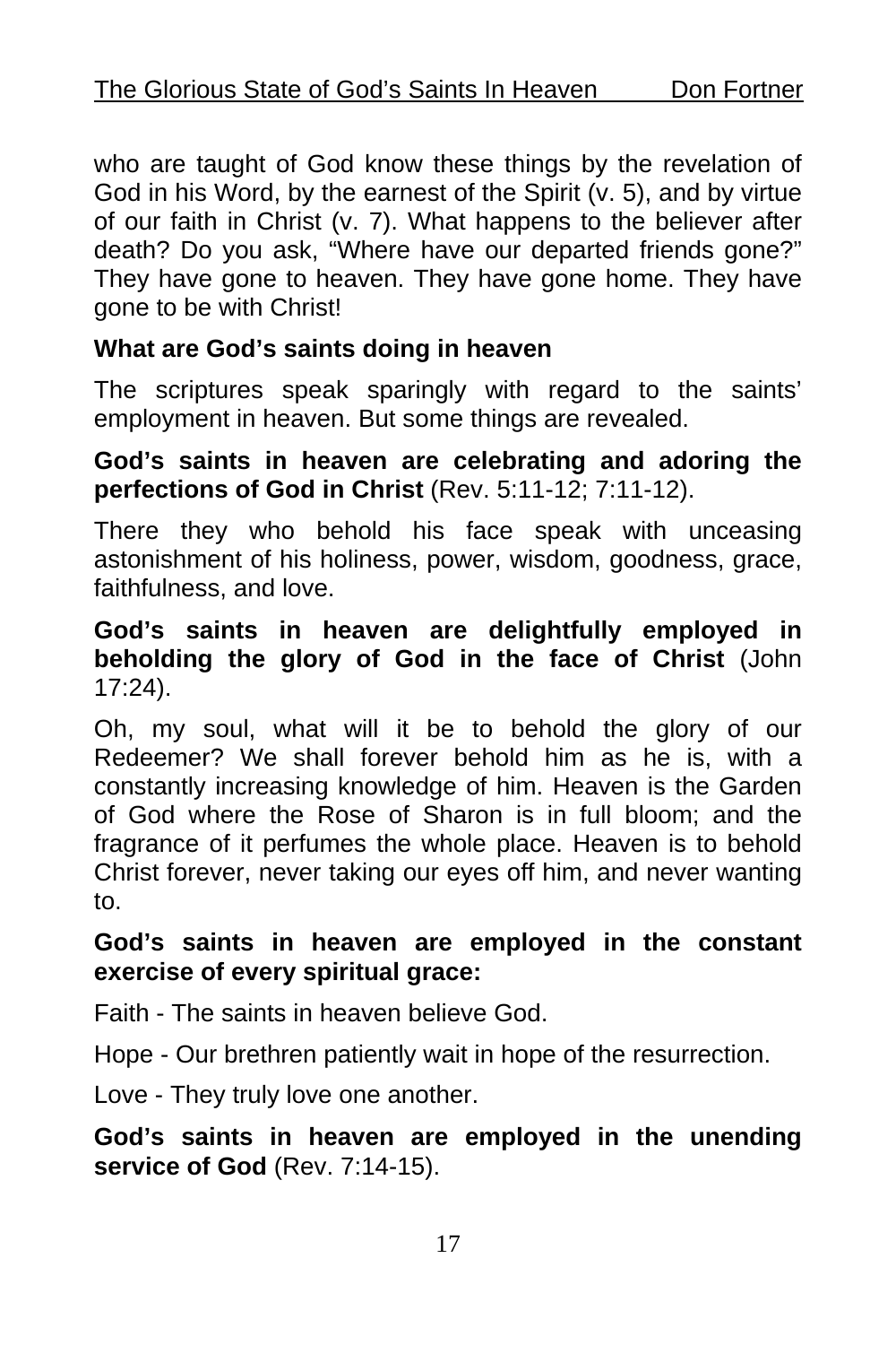who are taught of God know these things by the revelation of God in his Word, by the earnest of the Spirit (v. 5), and by virtue of our faith in Christ (v. 7). What happens to the believer after death? Do you ask, "Where have our departed friends gone?" They have gone to heaven. They have gone home. They have gone to be with Christ!

### What are God's saints doing in heaven

The scriptures speak sparingly with regard to the saints' employment in heaven. But some things are revealed.

**God's saints in heaven are celebrating and adoring the perfections of God in Christ** (Rev. 5:11-12; 7:11-12).

There they who behold his face speak with unceasing astonishment of his holiness, power, wisdom, goodness, grace, faithfulness, and love.

**God's saints in heaven are delightfully employed in beholding the glory of God in the face of Christ** (John 17:24).

Oh, my soul, what will it be to behold the glory of our Redeemer? We shall forever behold him as he is, with a constantly increasing knowledge of him. Heaven is the Garden of God where the Rose of Sharon is in full bloom; and the fragrance of it perfumes the whole place. Heaven is to behold Christ forever, never taking our eyes off him, and never wanting to.

**God's saints in heaven are employed in the constant exercise of every spiritual grace:**

Faith - The saints in heaven believe God.

Hope - Our brethren patiently wait in hope of the resurrection.

Love - They truly love one another.

**God's saints in heaven are employed in the unending service of God** (Rev. 7:14-15).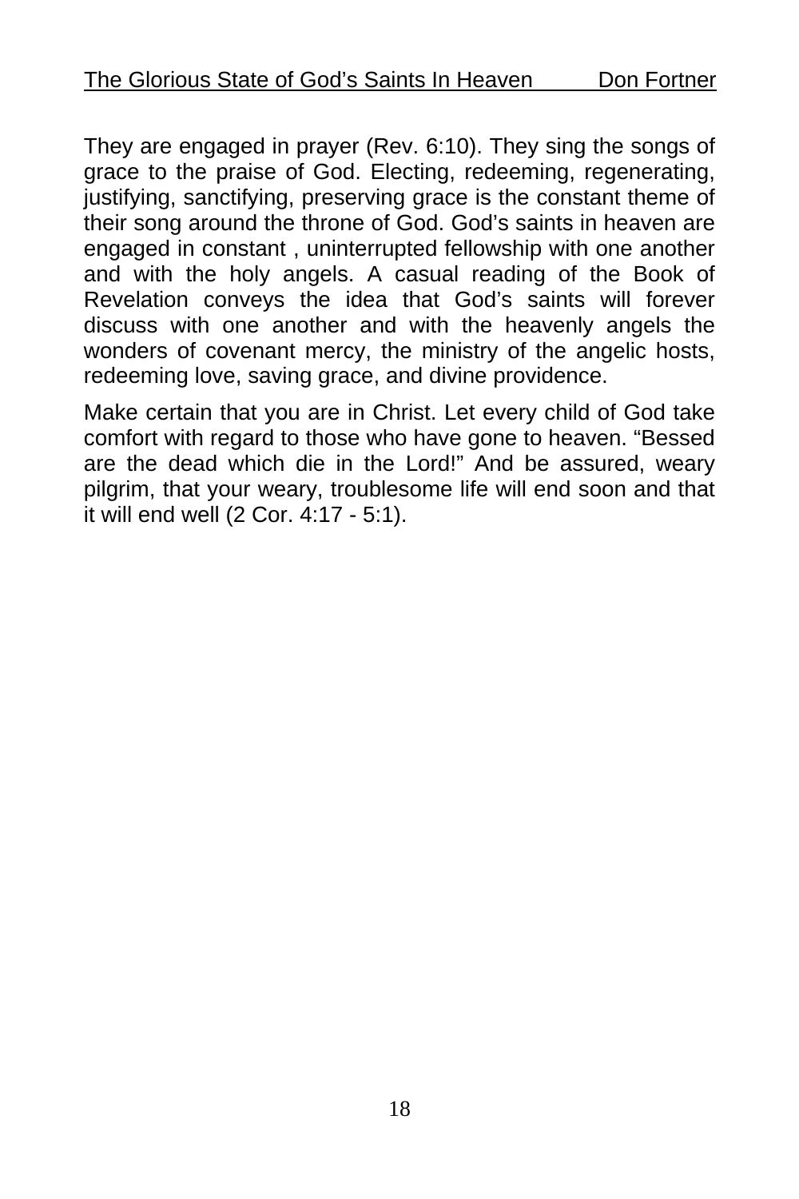They are engaged in prayer (Rev. 6:10). They sing the songs of grace to the praise of God. Electing, redeeming, regenerating, justifying, sanctifying, preserving grace is the constant theme of their song around the throne of God. God's saints in heaven are engaged in constant , uninterrupted fellowship with one another and with the holy angels. A casual reading of the Book of Revelation conveys the idea that God's saints will forever discuss with one another and with the heavenly angels the wonders of covenant mercy, the ministry of the angelic hosts, redeeming love, saving grace, and divine providence.

Make certain that you are in Christ. Let every child of God take comfort with regard to those who have gone to heaven. "Bessed are the dead which die in the Lord!" And be assured, weary pilgrim, that your weary, troublesome life will end soon and that it will end well (2 Cor. 4:17 - 5:1).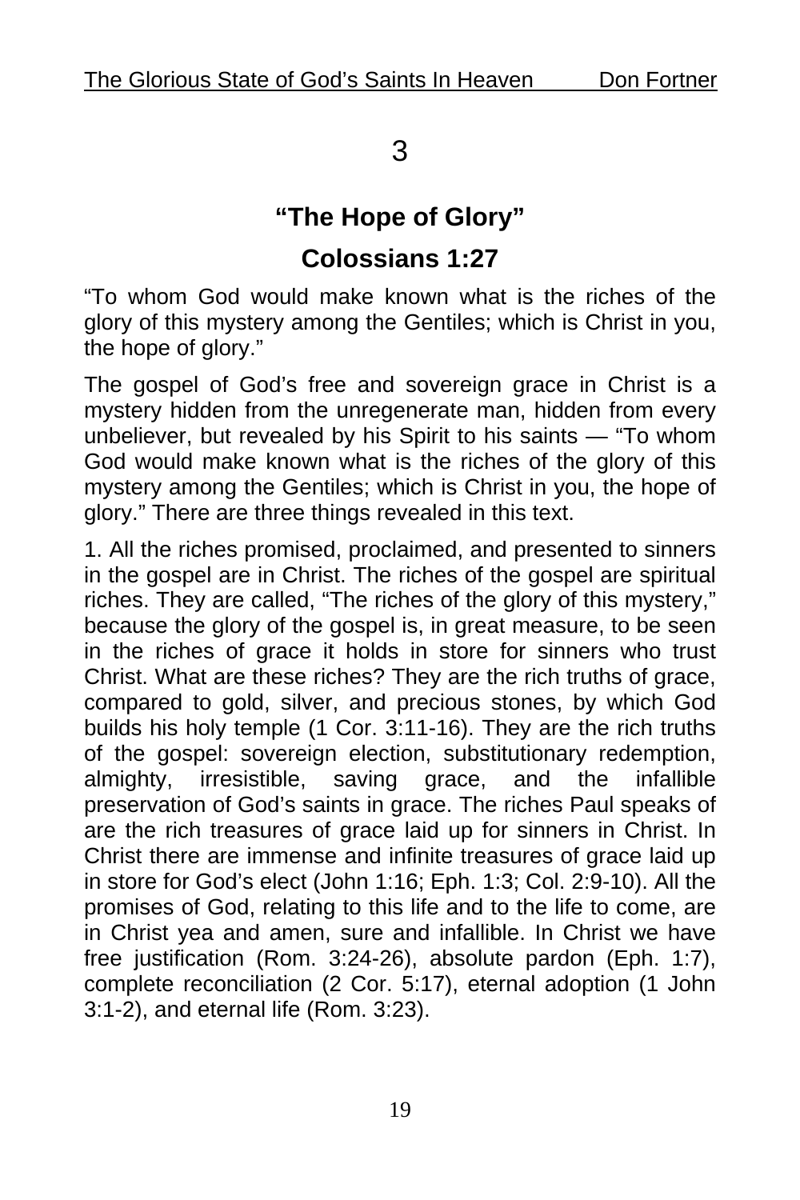# 3

## "The Hope of Glory"

## Colossians 1:27

"To whom God would make known what is the riches of the glory of this mystery among the Gentiles; which is Christ in you, the hope of glory."

The gospel of God's free and sovereign grace in Christ is a mystery hidden from the unregenerate man, hidden from every unbeliever, but revealed by his Spirit to his saints — "To whom God would make known what is the riches of the glory of this mystery among the Gentiles; which is Christ in you, the hope of glory." There are three things revealed in this text.

1. All the riches promised, proclaimed, and presented to sinners in the gospel are in Christ. The riches of the gospel are spiritual riches. They are called, "The riches of the glory of this mystery," because the glory of the gospel is, in great measure, to be seen in the riches of grace it holds in store for sinners who trust Christ. What are these riches? They are the rich truths of grace, compared to gold, silver, and precious stones, by which God builds his holy temple (1 Cor. 3:11-16). They are the rich truths of the gospel: sovereign election, substitutionary redemption, almighty, irresistible, saving grace, and the infallible preservation of God's saints in grace. The riches Paul speaks of are the rich treasures of grace laid up for sinners in Christ. In Christ there are immense and infinite treasures of grace laid up in store for God's elect (John 1:16; Eph. 1:3; Col. 2:9-10). All the promises of God, relating to this life and to the life to come, are in Christ yea and amen, sure and infallible. In Christ we have free justification (Rom. 3:24-26), absolute pardon (Eph. 1:7), complete reconciliation (2 Cor. 5:17), eternal adoption (1 John 3:1-2), and eternal life (Rom. 3:23).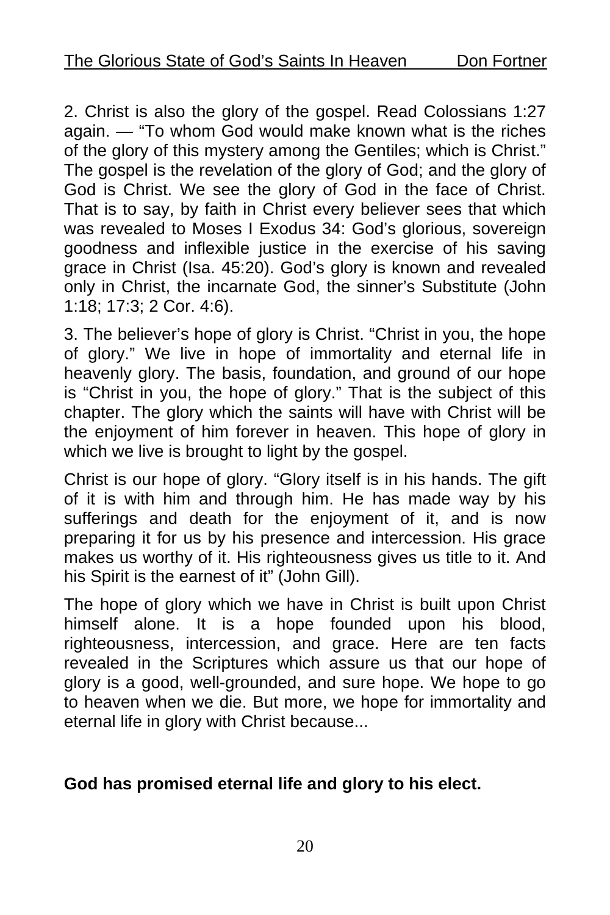2. Christ is also the glory of the gospel. Read Colossians 1:27 again. — “To whom God would make known what is the riches of the glory of this mystery among the Gentiles; which is Christ.” The gospel is the revelation of the glory of God; and the glory of God is Christ. We see the glory of God in the face of Christ. That is to say, by faith in Christ every believer sees that which was revealed to Moses I Exodus 34: God’s glorious, sovereign goodness and inflexible justice in the exercise of his saving grace in Christ (Isa. 45:20). God’s glory is known and revealed only in Christ, the incarnate God, the sinner’s Substitute (John 1:18; 17:3; 2 Cor. 4:6).

3. The believer’s hope of glory is Christ. “Christ in you, the hope of glory.” We live in hope of immortality and eternal life in heavenly glory. The basis, foundation, and ground of our hope is “Christ in you, the hope of glory.” That is the subject of this chapter. The glory which the saints will have with Christ will be the enjoyment of him forever in heaven. This hope of glory in which we live is brought to light by the gospel.

Christ is our hope of glory. “Glory itself is in his hands. The gift of it is with him and through him. He has made way by his sufferings and death for the enjoyment of it, and is now preparing it for us by his presence and intercession. His grace makes us worthy of it. His righteousness gives us title to it. And his Spirit is the earnest of it” (John Gill).

The hope of glory which we have in Christ is built upon Christ himself alone. It is a hope founded upon his blood, righteousness, intercession, and grace. Here are ten facts revealed in the Scriptures which assure us that our hope of glory is a good, well-grounded, and sure hope. We hope to go to heaven when we die. But more, we hope for immortality and eternal life in glory with Christ because...

**God has promised eternal life and glory to his elect.**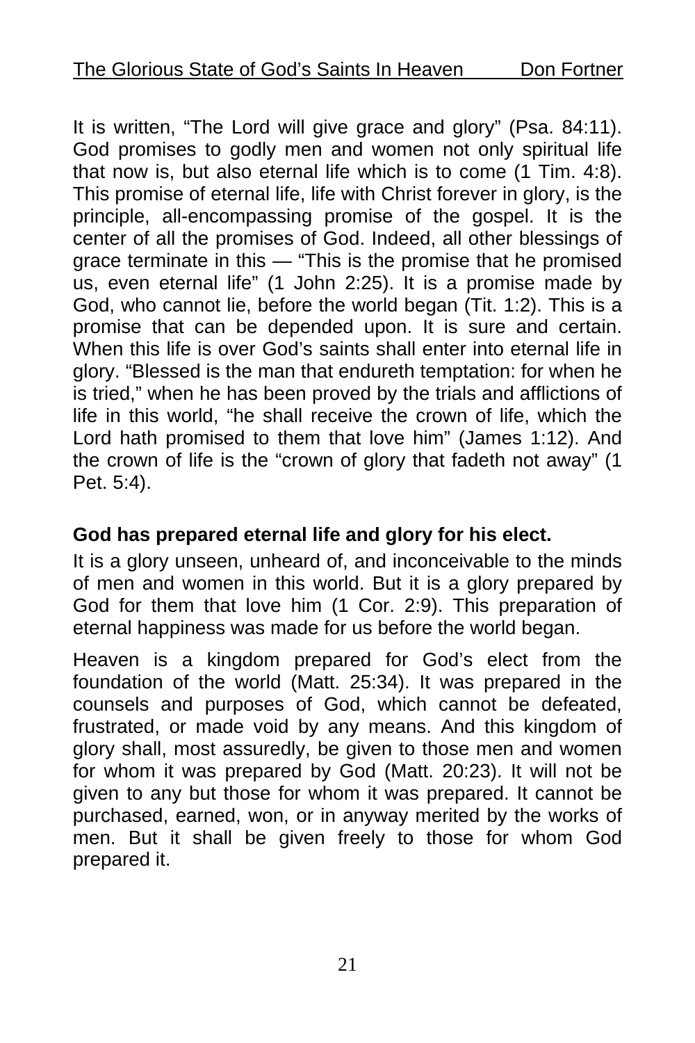It is written, "The Lord will give grace and glory" (Psa. 84:11). God promises to godly men and women not only spiritual life that now is, but also eternal life which is to come (1 Tim. 4:8). This promise of eternal life, life with Christ forever in glory, is the principle, all-encompassing promise of the gospel. It is the center of all the promises of God. Indeed, all other blessings of grace terminate in this — "This is the promise that he promised us, even eternal life" (1 John 2:25). It is a promise made by God, who cannot lie, before the world began (Tit. 1:2). This is a promise that can be depended upon. It is sure and certain. When this life is over God's saints shall enter into eternal life in glory. "Blessed is the man that endureth temptation: for when he is tried," when he has been proved by the trials and afflictions of life in this world, "he shall receive the crown of life, which the Lord hath promised to them that love him" (James 1:12). And the crown of life is the "crown of glory that fadeth not away" (1 Pet. 5:4).

**God has prepared eternal life and glory for his elect.**

It is a glory unseen, unheard of, and inconceivable to the minds of men and women in this world. But it is a glory prepared by God for them that love him (1 Cor. 2:9). This preparation of eternal happiness was made for us before the world began.

Heaven is a kingdom prepared for God's elect from the foundation of the world (Matt. 25:34). It was prepared in the counsels and purposes of God, which cannot be defeated, frustrated, or made void by any means. And this kingdom of glory shall, most assuredly, be given to those men and women for whom it was prepared by God (Matt. 20:23). It will not be given to any but those for whom it was prepared. It cannot be purchased, earned, won, or in anyway merited by the works of men. But it shall be given freely to those for whom God prepared it.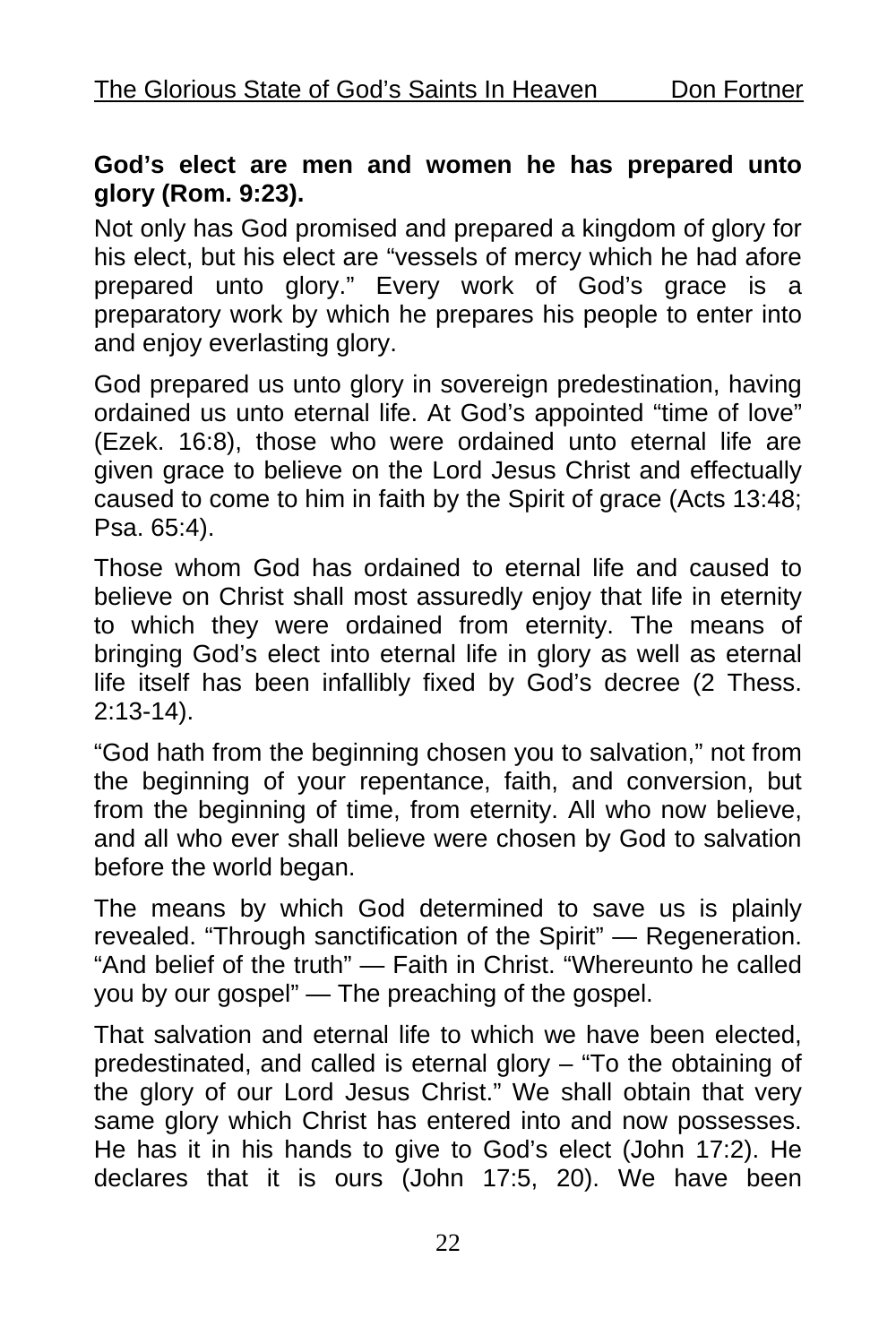**God's elect are men and women he has prepared unto glory (Rom. 9:23).**

Not only has God promised and prepared a kingdom of glory for his elect, but his elect are "vessels of mercy which he had afore prepared unto glory." Every work of God's grace is a preparatory work by which he prepares his people to enter into and enjoy everlasting glory.

God prepared us unto glory in sovereign predestination, having ordained us unto eternal life. At God's appointed "time of love" (Ezek. 16:8), those who were ordained unto eternal life are given grace to believe on the Lord Jesus Christ and effectually caused to come to him in faith by the Spirit of grace (Acts 13:48; Psa. 65:4).

Those whom God has ordained to eternal life and caused to believe on Christ shall most assuredly enjoy that life in eternity to which they were ordained from eternity. The means of bringing God's elect into eternal life in glory as well as eternal life itself has been infallibly fixed by God's decree (2 Thess. 2:13-14).

"God hath from the beginning chosen you to salvation," not from the beginning of your repentance, faith, and conversion, but from the beginning of time, from eternity. All who now believe, and all who ever shall believe were chosen by God to salvation before the world began.

The means by which God determined to save us is plainly revealed. "Through sanctification of the Spirit" — Regeneration. "And belief of the truth" — Faith in Christ. "Whereunto he called you by our gospel" — The preaching of the gospel.

That salvation and eternal life to which we have been elected, predestinated, and called is eternal glory – "To the obtaining of the glory of our Lord Jesus Christ." We shall obtain that very same glory which Christ has entered into and now possesses. He has it in his hands to give to God's elect (John 17:2). He declares that it is ours (John 17:5, 20). We have been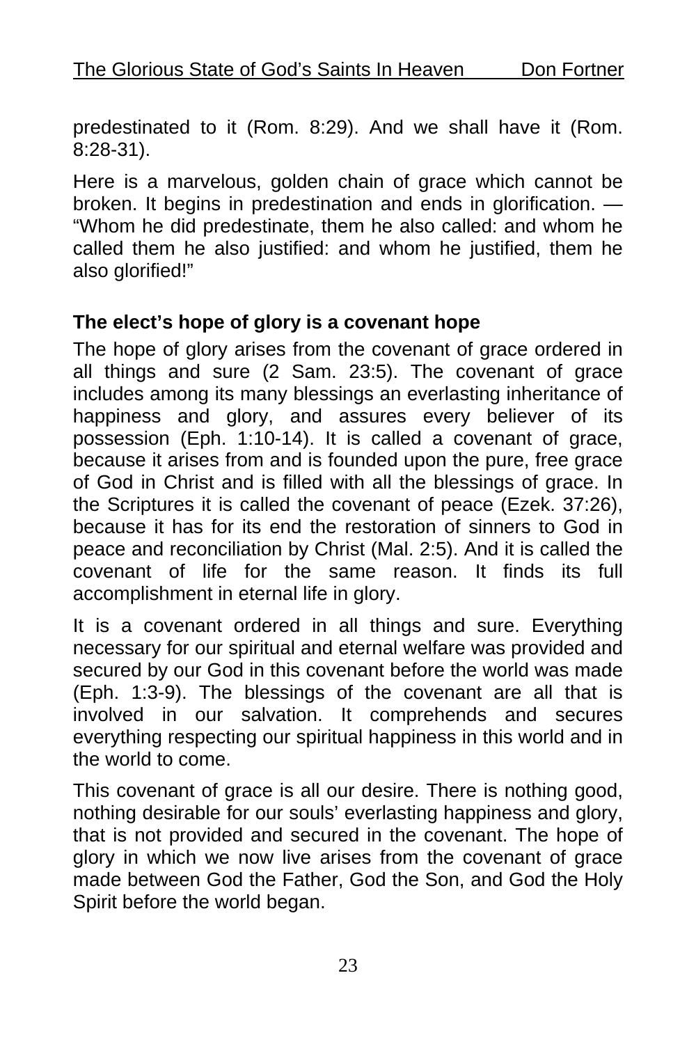predestinated to it (Rom. 8:29). And we shall have it (Rom. 8:28-31).

Here is a marvelous, golden chain of grace which cannot be broken. It begins in predestination and ends in glorification. — "Whom he did predestinate, them he also called: and whom he called them he also justified: and whom he justified, them he also glorified!"

**The elect's hope of glory is a covenant hope**

The hope of glory arises from the covenant of grace ordered in all things and sure (2 Sam. 23:5). The covenant of grace includes among its many blessings an everlasting inheritance of happiness and glory, and assures every believer of its possession (Eph. 1:10-14). It is called a covenant of grace, because it arises from and is founded upon the pure, free grace of God in Christ and is filled with all the blessings of grace. In the Scriptures it is called the covenant of peace (Ezek. 37:26), because it has for its end the restoration of sinners to God in peace and reconciliation by Christ (Mal. 2:5). And it is called the covenant of life for the same reason. It finds its full accomplishment in eternal life in glory.

It is a covenant ordered in all things and sure. Everything necessary for our spiritual and eternal welfare was provided and secured by our God in this covenant before the world was made (Eph. 1:3-9). The blessings of the covenant are all that is involved in our salvation. It comprehends and secures everything respecting our spiritual happiness in this world and in the world to come.

This covenant of grace is all our desire. There is nothing good, nothing desirable for our souls' everlasting happiness and glory, that is not provided and secured in the covenant. The hope of glory in which we now live arises from the covenant of grace made between God the Father, God the Son, and God the Holy Spirit before the world began.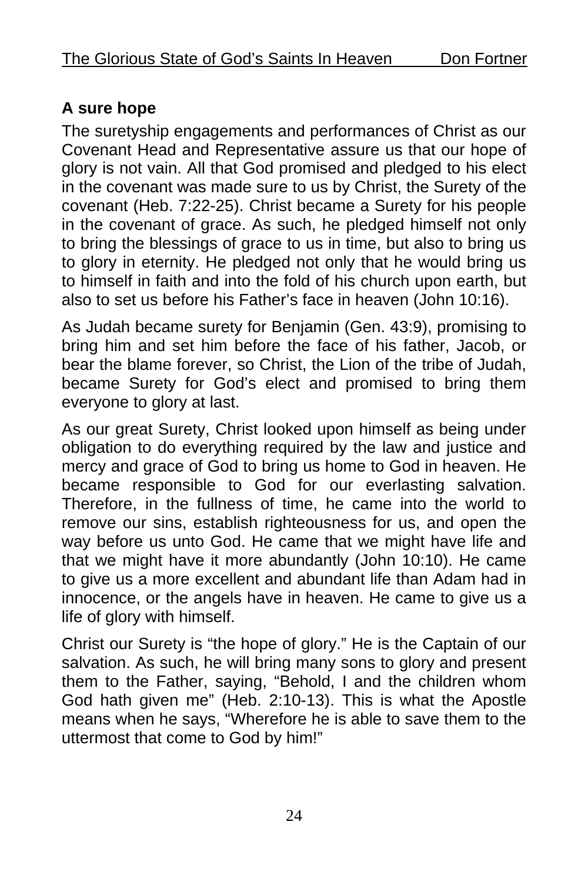### A sure hope

The suretyship engagements and performances of Christ as our Covenant Head and Representative assure us that our hope of glory is not vain. All that God promised and pledged to his elect in the covenant was made sure to us by Christ, the Surety of the covenant (Heb. 7:22-25). Christ became a Surety for his people in the covenant of grace. As such, he pledged himself not only to bring the blessings of grace to us in time, but also to bring us to glory in eternity. He pledged not only that he would bring us to himself in faith and into the fold of his church upon earth, but also to set us before his Father's face in heaven (John 10:16).

As Judah became surety for Benjamin (Gen. 43:9), promising to bring him and set him before the face of his father, Jacob, or bear the blame forever, so Christ, the Lion of the tribe of Judah, became Surety for God's elect and promised to bring them everyone to glory at last.

As our great Surety, Christ looked upon himself as being under obligation to do everything required by the law and justice and mercy and grace of God to bring us home to God in heaven. He became responsible to God for our everlasting salvation. Therefore, in the fullness of time, he came into the world to remove our sins, establish righteousness for us, and open the way before us unto God. He came that we might have life and that we might have it more abundantly (John 10:10). He came to give us a more excellent and abundant life than Adam had in innocence, or the angels have in heaven. He came to give us a life of glory with himself.

Christ our Surety is "the hope of glory." He is the Captain of our salvation. As such, he will bring many sons to glory and present them to the Father, saying, "Behold, I and the children whom God hath given me" (Heb. 2:10-13). This is what the Apostle means when he says, "Wherefore he is able to save them to the uttermost that come to God by him!"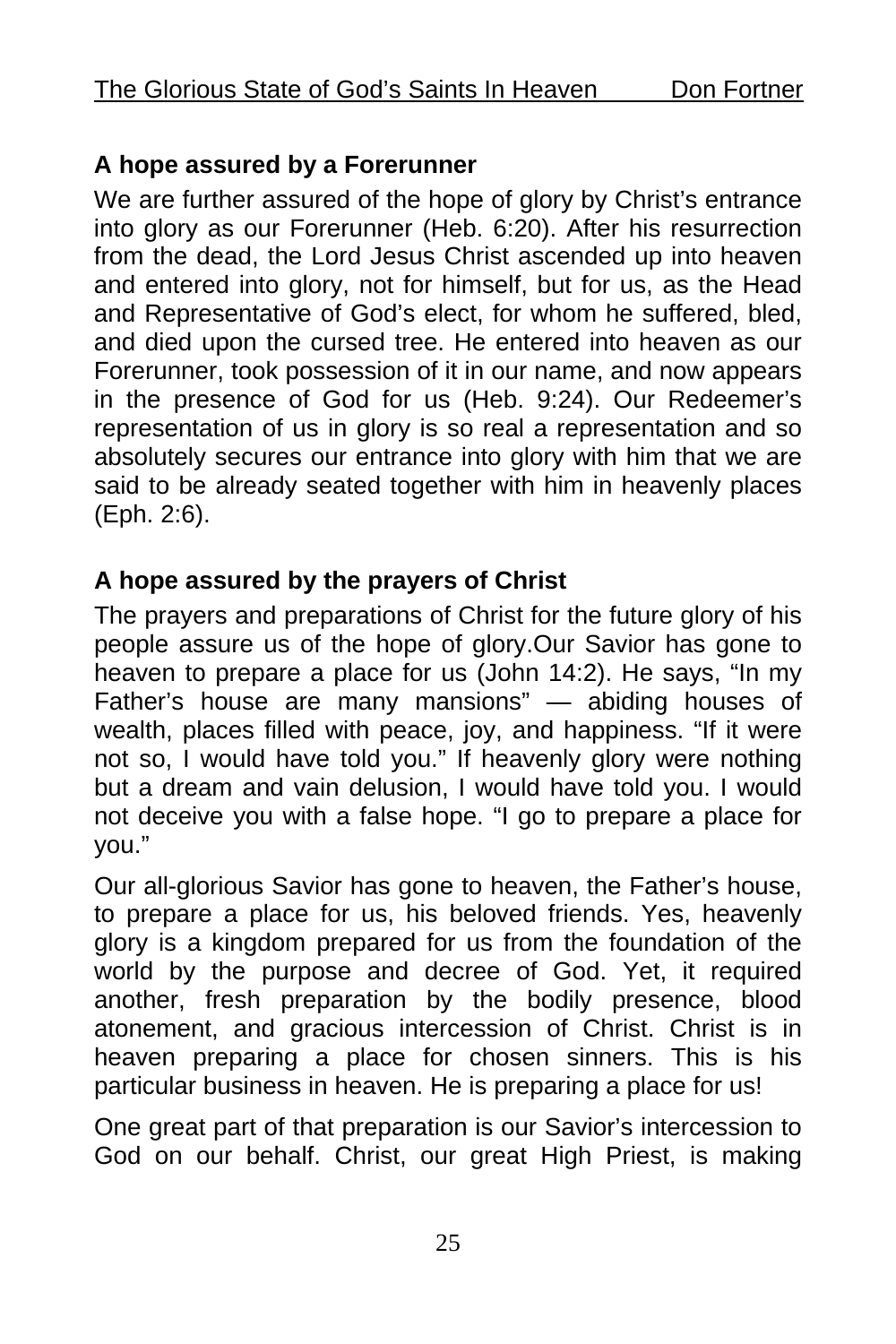### A hope assured by a Forerunner

We are further assured of the hope of glory by Christ's entrance into glory as our Forerunner (Heb. 6:20). After his resurrection from the dead, the Lord Jesus Christ ascended up into heaven and entered into glory, not for himself, but for us, as the Head and Representative of God's elect, for whom he suffered, bled, and died upon the cursed tree. He entered into heaven as our Forerunner, took possession of it in our name, and now appears in the presence of God for us (Heb. 9:24). Our Redeemer's representation of us in glory is so real a representation and so absolutely secures our entrance into glory with him that we are said to be already seated together with him in heavenly places (Eph. 2:6).

### A hope assured by the prayers of Christ

The prayers and preparations of Christ for the future glory of his people assure us of the hope of glory.Our Savior has gone to heaven to prepare a place for us (John 14:2). He says, "In my Father's house are many mansions" — abiding houses of wealth, places filled with peace, joy, and happiness. "If it were not so, I would have told you." If heavenly glory were nothing but a dream and vain delusion, I would have told you. I would not deceive you with a false hope. "I go to prepare a place for you."

Our all-glorious Savior has gone to heaven, the Father's house, to prepare a place for us, his beloved friends. Yes, heavenly glory is a kingdom prepared for us from the foundation of the world by the purpose and decree of God. Yet, it required another, fresh preparation by the bodily presence, blood atonement, and gracious intercession of Christ. Christ is in heaven preparing a place for chosen sinners. This is his particular business in heaven. He is preparing a place for us!

One great part of that preparation is our Savior's intercession to God on our behalf. Christ, our great High Priest, is making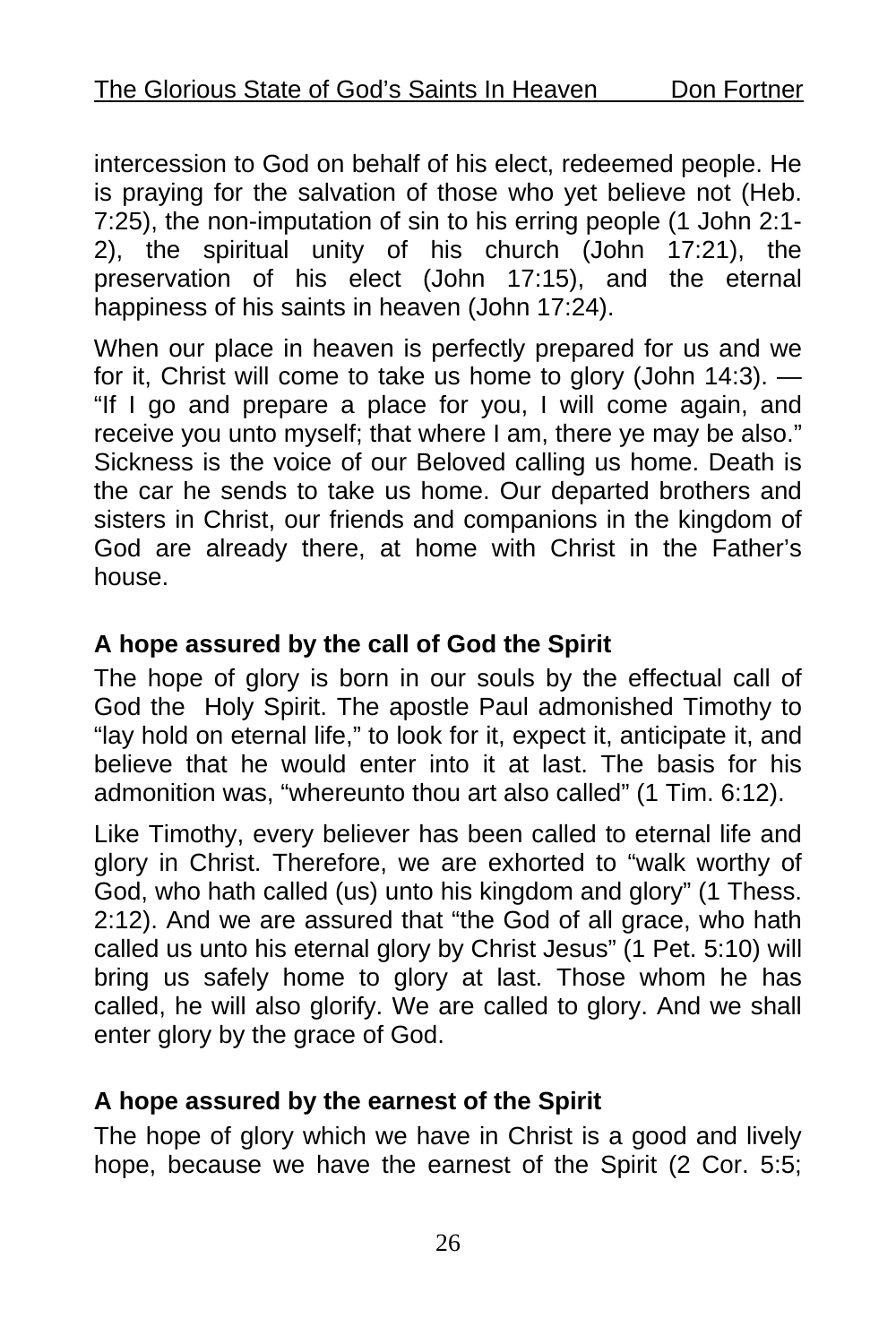intercession to God on behalf of his elect, redeemed people. He is praying for the salvation of those who yet believe not (Heb. 7:25), the non-imputation of sin to his erring people (1 John 2:1-2), the spiritual unity of his church (John 17:21), the preservation of his elect (John 17:15), and the eternal happiness of his saints in heaven (John 17:24).

When our place in heaven is perfectly prepared for us and we for it, Christ will come to take us home to glory (John 14:3). — "If I go and prepare a place for you, I will come again, and receive you unto myself; that where I am, there ye may be also." Sickness is the voice of our Beloved calling us home. Death is the car he sends to take us home. Our departed brothers and sisters in Christ, our friends and companions in the kingdom of God are already there, at home with Christ in the Father's house.

**A hope assured by the call of God the Spirit**

The hope of glory is born in our souls by the effectual call of God the Holy Spirit. The apostle Paul admonished Timothy to "lay hold on eternal life," to look for it, expect it, anticipate it, and believe that he would enter into it at last. The basis for his admonition was, "whereunto thou art also called" (1 Tim. 6:12).

Like Timothy, every believer has been called to eternal life and glory in Christ. Therefore, we are exhorted to "walk worthy of God, who hath called (us) unto his kingdom and glory" (1 Thess. 2:12). And we are assured that "the God of all grace, who hath called us unto his eternal glory by Christ Jesus" (1 Pet. 5:10) will bring us safely home to glory at last. Those whom he has called, he will also glorify. We are called to glory. And we shall enter glory by the grace of God.

**A hope assured by the earnest of the Spirit**

The hope of glory which we have in Christ is a good and lively hope, because we have the earnest of the Spirit (2 Cor. 5:5;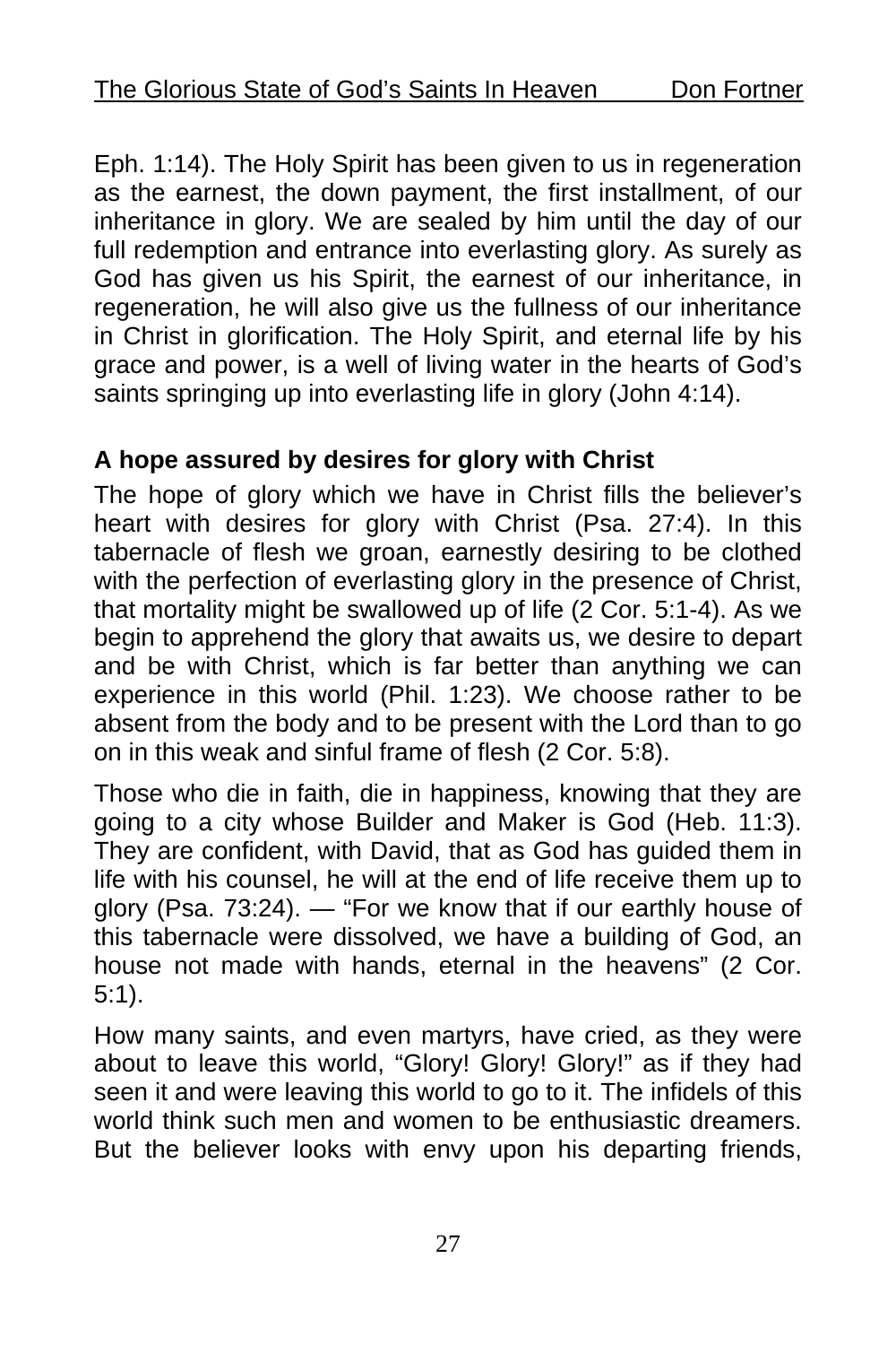Eph. 1:14). The Holy Spirit has been given to us in regeneration as the earnest, the down payment, the first installment, of our inheritance in glory. We are sealed by him until the day of our full redemption and entrance into everlasting glory. As surely as God has given us his Spirit, the earnest of our inheritance, in regeneration, he will also give us the fullness of our inheritance in Christ in glorification. The Holy Spirit, and eternal life by his grace and power, is a well of living water in the hearts of God's saints springing up into everlasting life in glory (John 4:14).

**A hope assured by desires for glory with Christ**

The hope of glory which we have in Christ fills the believer's heart with desires for glory with Christ (Psa. 27:4). In this tabernacle of flesh we groan, earnestly desiring to be clothed with the perfection of everlasting glory in the presence of Christ, that mortality might be swallowed up of life (2 Cor. 5:1-4). As we begin to apprehend the glory that awaits us, we desire to depart and be with Christ, which is far better than anything we can experience in this world (Phil. 1:23). We choose rather to be absent from the body and to be present with the Lord than to go on in this weak and sinful frame of flesh (2 Cor. 5:8).

Those who die in faith, die in happiness, knowing that they are going to a city whose Builder and Maker is God (Heb. 11:3). They are confident, with David, that as God has guided them in life with his counsel, he will at the end of life receive them up to glory (Psa. 73:24). — "For we know that if our earthly house of this tabernacle were dissolved, we have a building of God, an house not made with hands, eternal in the heavens" (2 Cor. 5:1).

How many saints, and even martyrs, have cried, as they were about to leave this world, "Glory! Glory! Glory!" as if they had seen it and were leaving this world to go to it. The infidels of this world think such men and women to be enthusiastic dreamers. But the believer looks with envy upon his departing friends,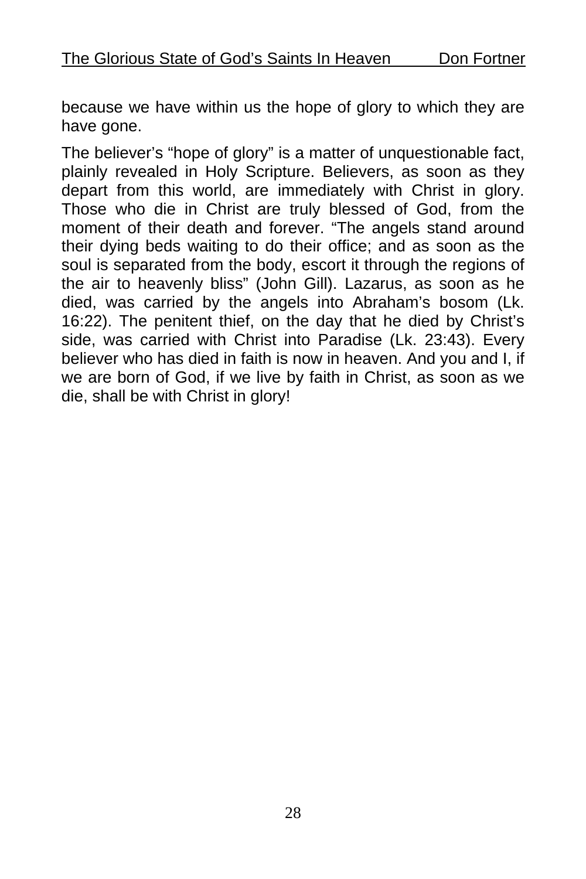because we have within us the hope of glory to which they are have gone.

The believer's "hope of glory" is a matter of unquestionable fact, plainly revealed in Holy Scripture. Believers, as soon as they depart from this world, are immediately with Christ in glory. Those who die in Christ are truly blessed of God, from the moment of their death and forever. "The angels stand around their dying beds waiting to do their office; and as soon as the soul is separated from the body, escort it through the regions of the air to heavenly bliss" (John Gill). Lazarus, as soon as he died, was carried by the angels into Abraham's bosom (Lk. 16:22). The penitent thief, on the day that he died by Christ's side, was carried with Christ into Paradise (Lk. 23:43). Every believer who has died in faith is now in heaven. And you and I, if we are born of God, if we live by faith in Christ, as soon as we die, shall be with Christ in glory!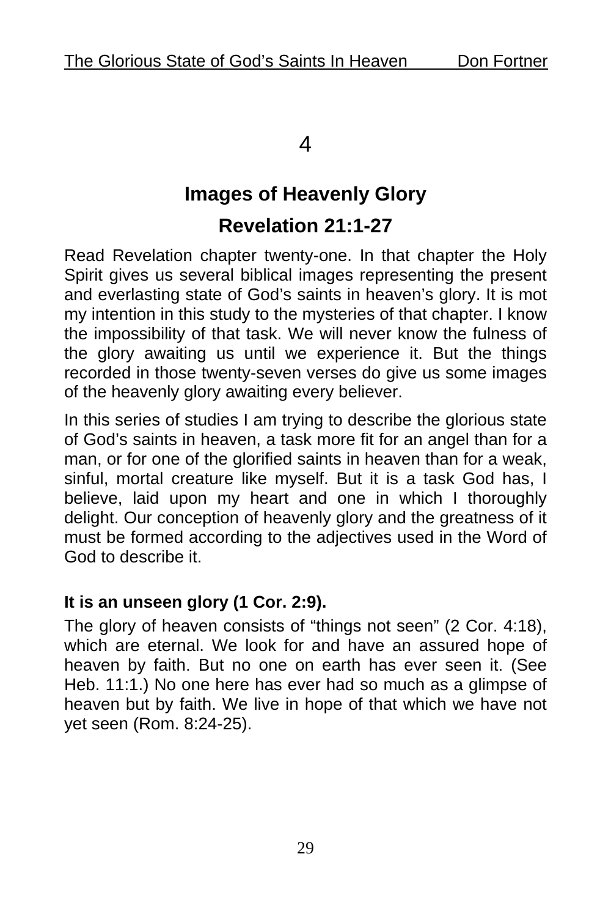# 4

## Images of Heavenly Glory

## Revelation 21:1-27

Read Revelation chapter twenty-one. In that chapter the Holy Spirit gives us several biblical images representing the present and everlasting state of God's saints in heaven's glory. It is mot my intention in this study to the mysteries of that chapter. I know the impossibility of that task. We will never know the fulness of the glory awaiting us until we experience it. But the things recorded in those twenty-seven verses do give us some images of the heavenly glory awaiting every believer.

In this series of studies I am trying to describe the glorious state of God's saints in heaven, a task more fit for an angel than for a man, or for one of the glorified saints in heaven than for a weak, sinful, mortal creature like myself. But it is a task God has, I believe, laid upon my heart and one in which I thoroughly delight. Our conception of heavenly glory and the greatness of it must be formed according to the adjectives used in the Word of God to describe it.

**It is an unseen glory (1 Cor. 2:9).**

The glory of heaven consists of "things not seen" (2 Cor. 4:18), which are eternal. We look for and have an assured hope of heaven by faith. But no one on earth has ever seen it. (See Heb. 11:1.) No one here has ever had so much as a glimpse of heaven but by faith. We live in hope of that which we have not yet seen (Rom. 8:24-25).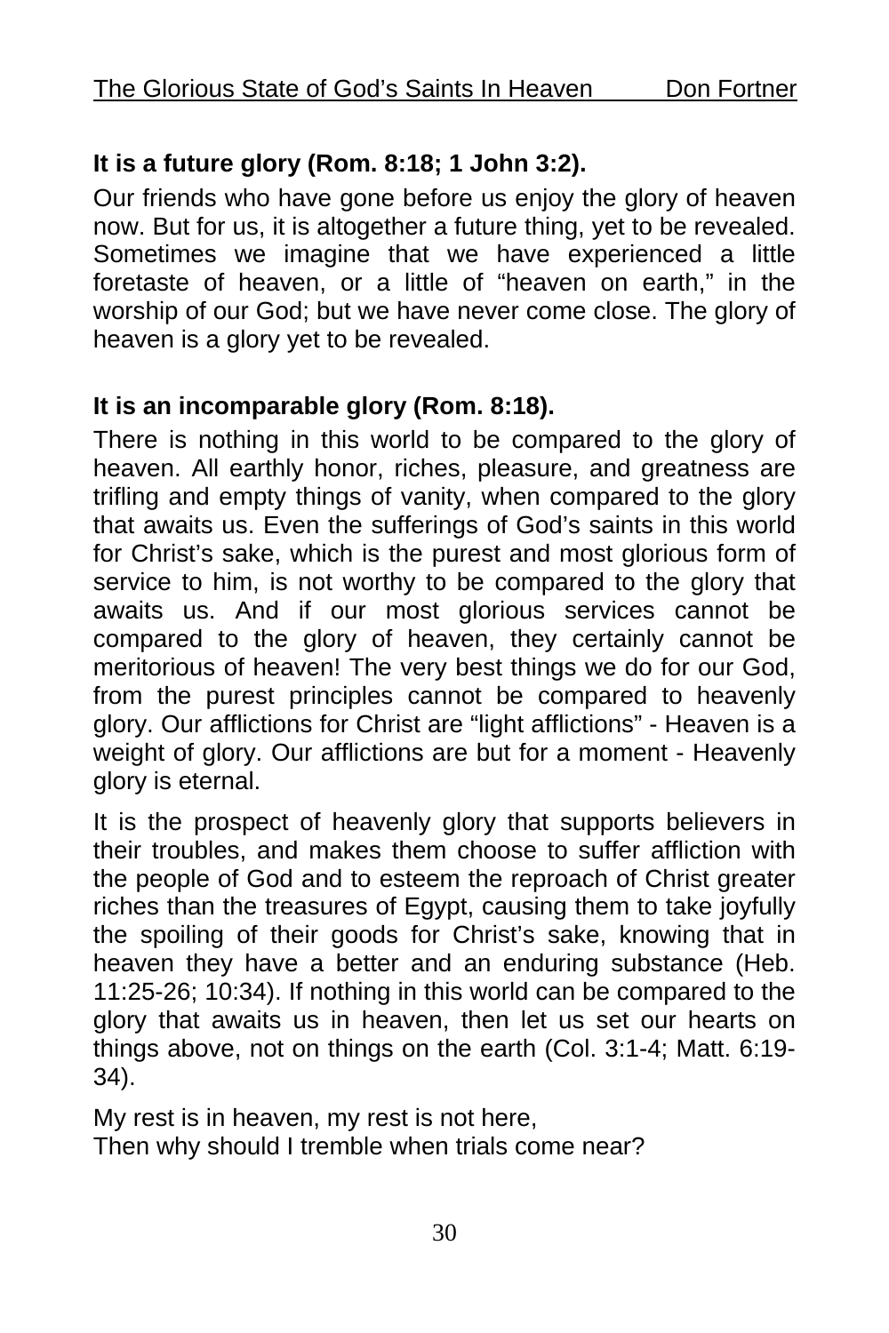**It is a future glory (Rom. 8:18; 1 John 3:2).**

Our friends who have gone before us enjoy the glory of heaven now. But for us, it is altogether a future thing, yet to be revealed. Sometimes we imagine that we have experienced a little foretaste of heaven, or a little of "heaven on earth," in the worship of our God; but we have never come close. The glory of heaven is a glory yet to be revealed.

**It is an incomparable glory (Rom. 8:18).**

There is nothing in this world to be compared to the glory of heaven. All earthly honor, riches, pleasure, and greatness are trifling and empty things of vanity, when compared to the glory that awaits us. Even the sufferings of God's saints in this world for Christ's sake, which is the purest and most glorious form of service to him, is not worthy to be compared to the glory that awaits us. And if our most glorious services cannot be compared to the glory of heaven, they certainly cannot be meritorious of heaven! The very best things we do for our God, from the purest principles cannot be compared to heavenly glory. Our afflictions for Christ are "light afflictions" - Heaven is a weight of glory. Our afflictions are but for a moment - Heavenly glory is eternal.

It is the prospect of heavenly glory that supports believers in their troubles, and makes them choose to suffer affliction with the people of God and to esteem the reproach of Christ greater riches than the treasures of Egypt, causing them to take joyfully the spoiling of their goods for Christ's sake, knowing that in heaven they have a better and an enduring substance (Heb. 11:25-26; 10:34). If nothing in this world can be compared to the glory that awaits us in heaven, then let us set our hearts on things above, not on things on the earth (Col. 3:1-4; Matt. 6:19-34).

My rest is in heaven, my rest is not here,
Then why should I tremble when trials come near?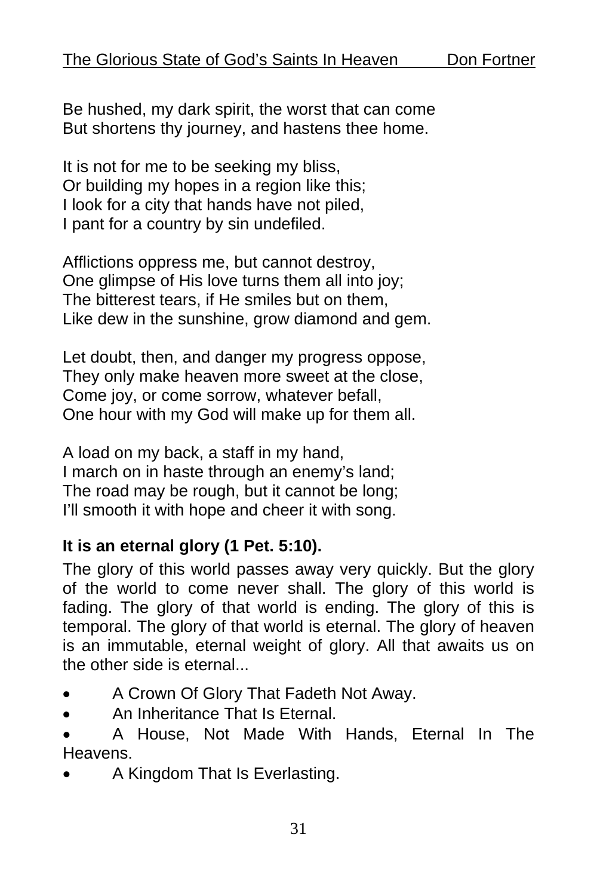Be hushed, my dark spirit, the worst that can come
But shortens thy journey, and hastens thee home.

It is not for me to be seeking my bliss,
Or building my hopes in a region like this;
I look for a city that hands have not piled,
I pant for a country by sin undefiled.

Afflictions oppress me, but cannot destroy,
One glimpse of His love turns them all into joy;
The bitterest tears, if He smiles but on them,
Like dew in the sunshine, grow diamond and gem.

Let doubt, then, and danger my progress oppose,
They only make heaven more sweet at the close,
Come joy, or come sorrow, whatever befall,
One hour with my God will make up for them all.

A load on my back, a staff in my hand,
I march on in haste through an enemy's land;
The road may be rough, but it cannot be long;
I'll smooth it with hope and cheer it with song.

**It is an eternal glory (1 Pet. 5:10).**

The glory of this world passes away very quickly. But the glory of the world to come never shall. The glory of this world is fading. The glory of that world is ending. The glory of this is temporal. The glory of that world is eternal. The glory of heaven is an immutable, eternal weight of glory. All that awaits us on the other side is eternal...

- A Crown Of Glory That Fadeth Not Away.
- An Inheritance That Is Eternal.
- A House, Not Made With Hands, Eternal In The Heavens.
- A Kingdom That Is Everlasting.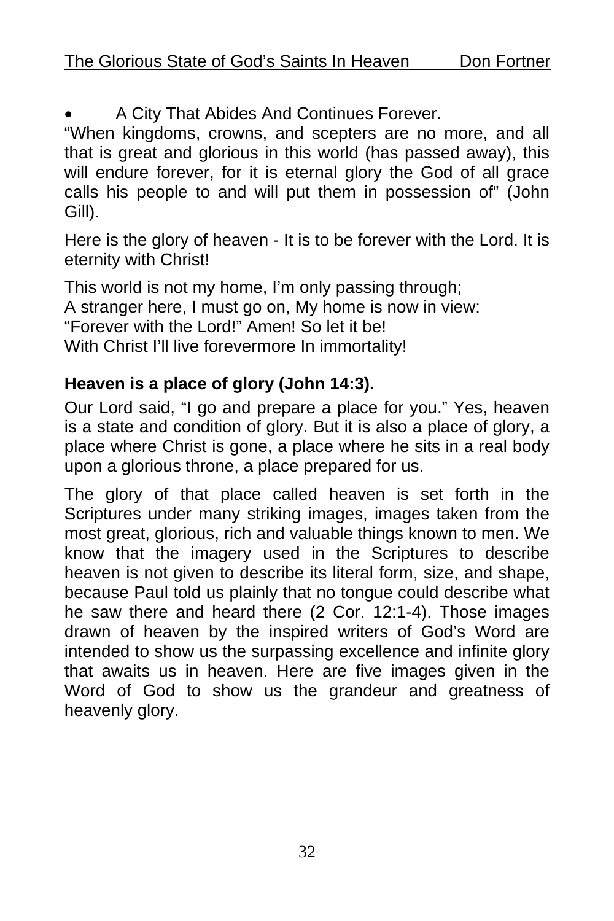- A City That Abides And Continues Forever.

"When kingdoms, crowns, and scepters are no more, and all that is great and glorious in this world (has passed away), this will endure forever, for it is eternal glory the God of all grace calls his people to and will put them in possession of" (John Gill).

Here is the glory of heaven - It is to be forever with the Lord. It is eternity with Christ!

This world is not my home, I'm only passing through;
A stranger here, I must go on, My home is now in view:
"Forever with the Lord!" Amen! So let it be!
With Christ I'll live forevermore In immortality!

**Heaven is a place of glory (John 14:3).**

Our Lord said, "I go and prepare a place for you." Yes, heaven is a state and condition of glory. But it is also a place of glory, a place where Christ is gone, a place where he sits in a real body upon a glorious throne, a place prepared for us.

The glory of that place called heaven is set forth in the Scriptures under many striking images, images taken from the most great, glorious, rich and valuable things known to men. We know that the imagery used in the Scriptures to describe heaven is not given to describe its literal form, size, and shape, because Paul told us plainly that no tongue could describe what he saw there and heard there (2 Cor. 12:1-4). Those images drawn of heaven by the inspired writers of God's Word are intended to show us the surpassing excellence and infinite glory that awaits us in heaven. Here are five images given in the Word of God to show us the grandeur and greatness of heavenly glory.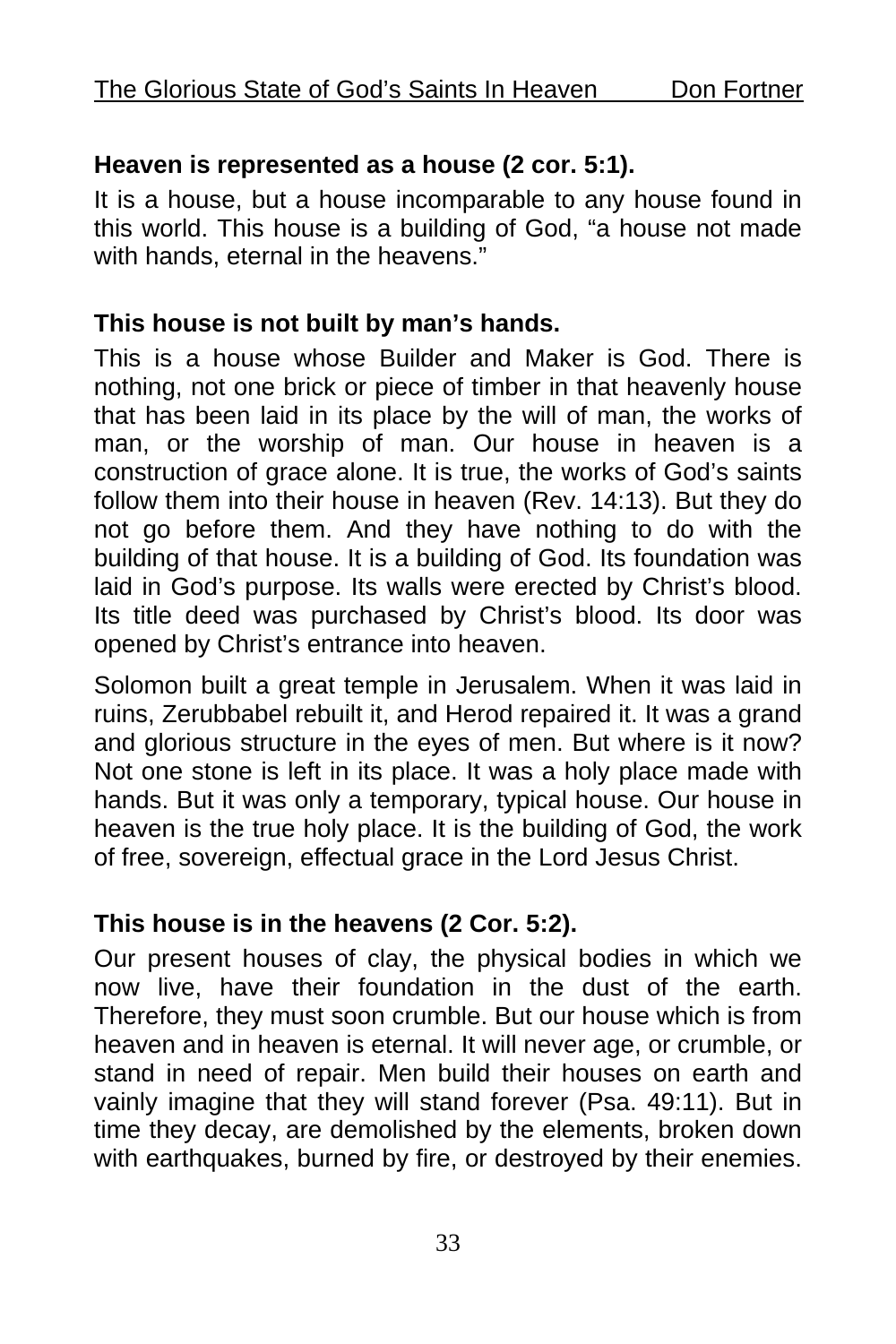**Heaven is represented as a house (2 cor. 5:1).**

It is a house, but a house incomparable to any house found in this world. This house is a building of God, "a house not made with hands, eternal in the heavens."

**This house is not built by man's hands.**

This is a house whose Builder and Maker is God. There is nothing, not one brick or piece of timber in that heavenly house that has been laid in its place by the will of man, the works of man, or the worship of man. Our house in heaven is a construction of grace alone. It is true, the works of God's saints follow them into their house in heaven (Rev. 14:13). But they do not go before them. And they have nothing to do with the building of that house. It is a building of God. Its foundation was laid in God's purpose. Its walls were erected by Christ's blood. Its title deed was purchased by Christ's blood. Its door was opened by Christ's entrance into heaven.

Solomon built a great temple in Jerusalem. When it was laid in ruins, Zerubbabel rebuilt it, and Herod repaired it. It was a grand and glorious structure in the eyes of men. But where is it now? Not one stone is left in its place. It was a holy place made with hands. But it was only a temporary, typical house. Our house in heaven is the true holy place. It is the building of God, the work of free, sovereign, effectual grace in the Lord Jesus Christ.

**This house is in the heavens (2 Cor. 5:2).**

Our present houses of clay, the physical bodies in which we now live, have their foundation in the dust of the earth. Therefore, they must soon crumble. But our house which is from heaven and in heaven is eternal. It will never age, or crumble, or stand in need of repair. Men build their houses on earth and vainly imagine that they will stand forever (Psa. 49:11). But in time they decay, are demolished by the elements, broken down with earthquakes, burned by fire, or destroyed by their enemies.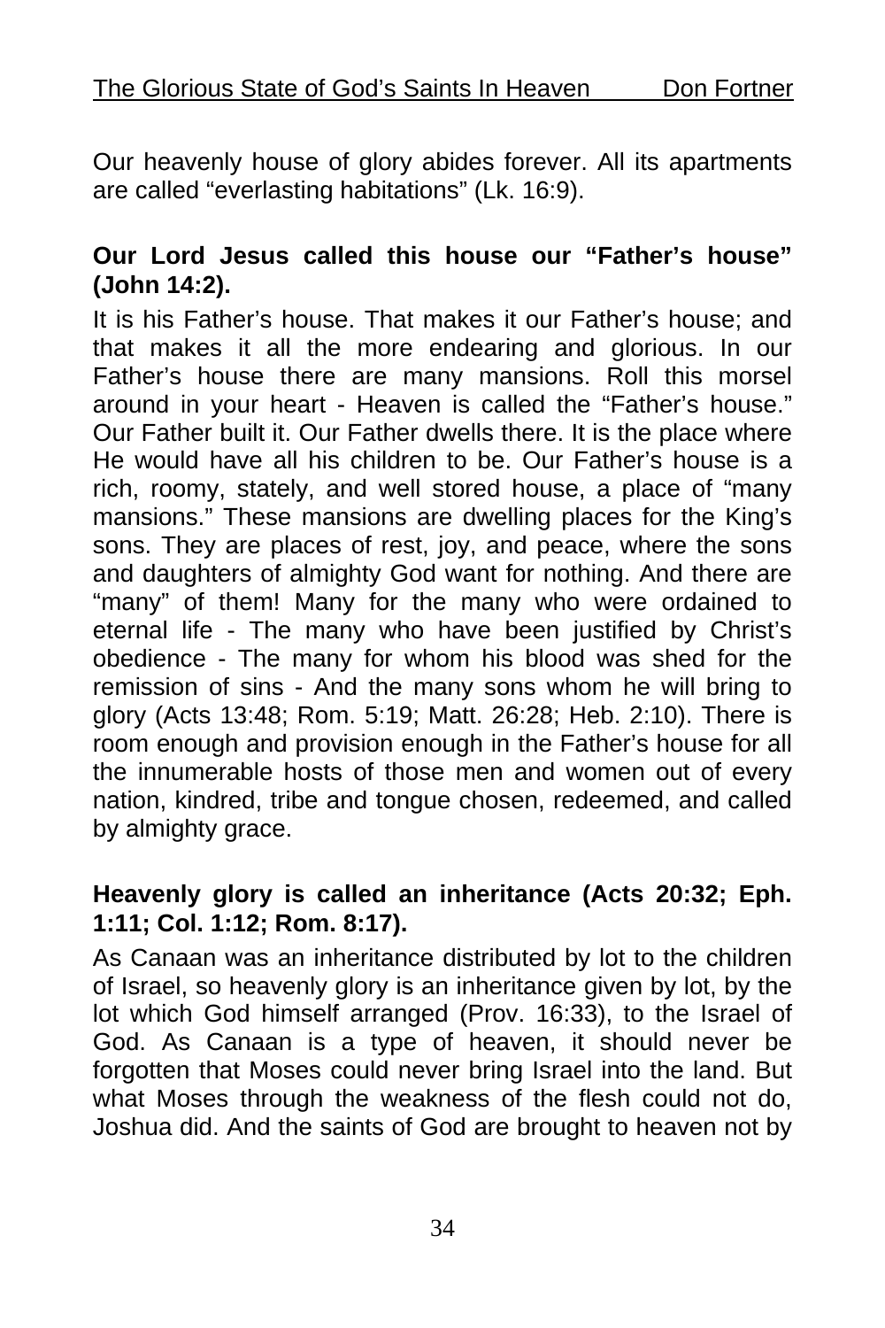Our heavenly house of glory abides forever. All its apartments are called "everlasting habitations" (Lk. 16:9).

**Our Lord Jesus called this house our "Father's house" (John 14:2).**

It is his Father's house. That makes it our Father's house; and that makes it all the more endearing and glorious. In our Father's house there are many mansions. Roll this morsel around in your heart - Heaven is called the "Father's house." Our Father built it. Our Father dwells there. It is the place where He would have all his children to be. Our Father's house is a rich, roomy, stately, and well stored house, a place of "many mansions." These mansions are dwelling places for the King's sons. They are places of rest, joy, and peace, where the sons and daughters of almighty God want for nothing. And there are "many" of them! Many for the many who were ordained to eternal life - The many who have been justified by Christ's obedience - The many for whom his blood was shed for the remission of sins - And the many sons whom he will bring to glory (Acts 13:48; Rom. 5:19; Matt. 26:28; Heb. 2:10). There is room enough and provision enough in the Father's house for all the innumerable hosts of those men and women out of every nation, kindred, tribe and tongue chosen, redeemed, and called by almighty grace.

**Heavenly glory is called an inheritance (Acts 20:32; Eph. 1:11; Col. 1:12; Rom. 8:17).**

As Canaan was an inheritance distributed by lot to the children of Israel, so heavenly glory is an inheritance given by lot, by the lot which God himself arranged (Prov. 16:33), to the Israel of God. As Canaan is a type of heaven, it should never be forgotten that Moses could never bring Israel into the land. But what Moses through the weakness of the flesh could not do, Joshua did. And the saints of God are brought to heaven not by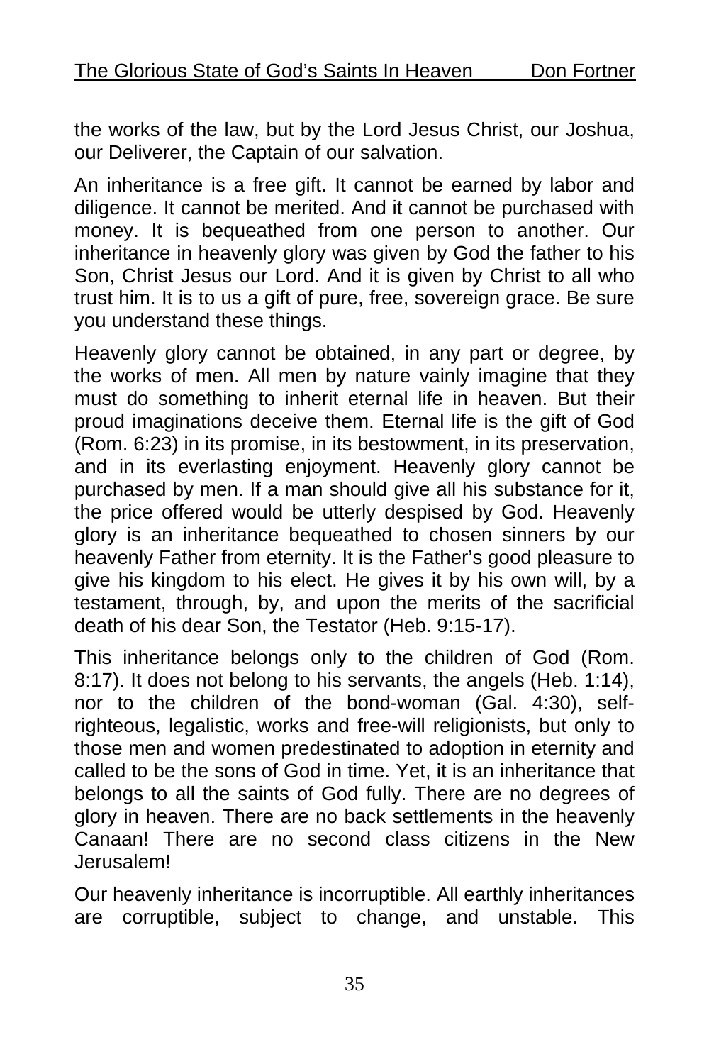the works of the law, but by the Lord Jesus Christ, our Joshua, our Deliverer, the Captain of our salvation.

An inheritance is a free gift. It cannot be earned by labor and diligence. It cannot be merited. And it cannot be purchased with money. It is bequeathed from one person to another. Our inheritance in heavenly glory was given by God the father to his Son, Christ Jesus our Lord. And it is given by Christ to all who trust him. It is to us a gift of pure, free, sovereign grace. Be sure you understand these things.

Heavenly glory cannot be obtained, in any part or degree, by the works of men. All men by nature vainly imagine that they must do something to inherit eternal life in heaven. But their proud imaginations deceive them. Eternal life is the gift of God (Rom. 6:23) in its promise, in its bestowment, in its preservation, and in its everlasting enjoyment. Heavenly glory cannot be purchased by men. If a man should give all his substance for it, the price offered would be utterly despised by God. Heavenly glory is an inheritance bequeathed to chosen sinners by our heavenly Father from eternity. It is the Father's good pleasure to give his kingdom to his elect. He gives it by his own will, by a testament, through, by, and upon the merits of the sacrificial death of his dear Son, the Testator (Heb. 9:15-17).

This inheritance belongs only to the children of God (Rom. 8:17). It does not belong to his servants, the angels (Heb. 1:14), nor to the children of the bond-woman (Gal. 4:30), self-righteous, legalistic, works and free-will religionists, but only to those men and women predestinated to adoption in eternity and called to be the sons of God in time. Yet, it is an inheritance that belongs to all the saints of God fully. There are no degrees of glory in heaven. There are no back settlements in the heavenly Canaan! There are no second class citizens in the New Jerusalem!

Our heavenly inheritance is incorruptible. All earthly inheritances are corruptible, subject to change, and unstable. This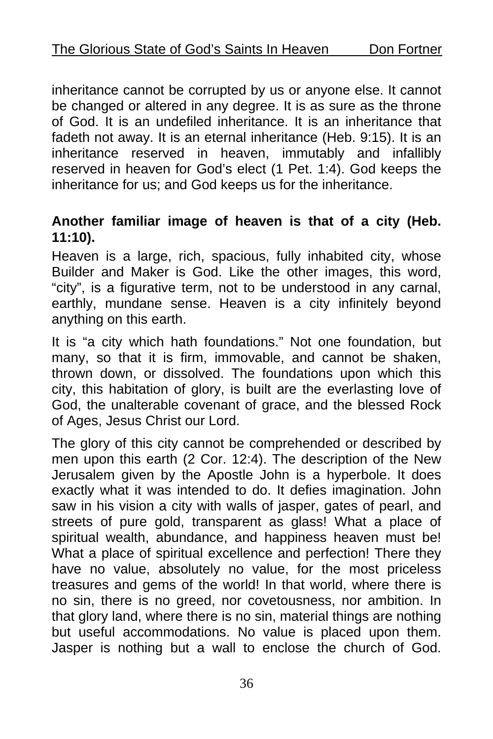inheritance cannot be corrupted by us or anyone else. It cannot be changed or altered in any degree. It is as sure as the throne of God. It is an undefiled inheritance. It is an inheritance that fadeth not away. It is an eternal inheritance (Heb. 9:15). It is an inheritance reserved in heaven, immutably and infallibly reserved in heaven for God's elect (1 Pet. 1:4). God keeps the inheritance for us; and God keeps us for the inheritance.

**Another familiar image of heaven is that of a city (Heb. 11:10).**

Heaven is a large, rich, spacious, fully inhabited city, whose Builder and Maker is God. Like the other images, this word, "city", is a figurative term, not to be understood in any carnal, earthly, mundane sense. Heaven is a city infinitely beyond anything on this earth.

It is "a city which hath foundations." Not one foundation, but many, so that it is firm, immovable, and cannot be shaken, thrown down, or dissolved. The foundations upon which this city, this habitation of glory, is built are the everlasting love of God, the unalterable covenant of grace, and the blessed Rock of Ages, Jesus Christ our Lord.

The glory of this city cannot be comprehended or described by men upon this earth (2 Cor. 12:4). The description of the New Jerusalem given by the Apostle John is a hyperbole. It does exactly what it was intended to do. It defies imagination. John saw in his vision a city with walls of jasper, gates of pearl, and streets of pure gold, transparent as glass! What a place of spiritual wealth, abundance, and happiness heaven must be! What a place of spiritual excellence and perfection! There they have no value, absolutely no value, for the most priceless treasures and gems of the world! In that world, where there is no sin, there is no greed, nor covetousness, nor ambition. In that glory land, where there is no sin, material things are nothing but useful accommodations. No value is placed upon them. Jasper is nothing but a wall to enclose the church of God.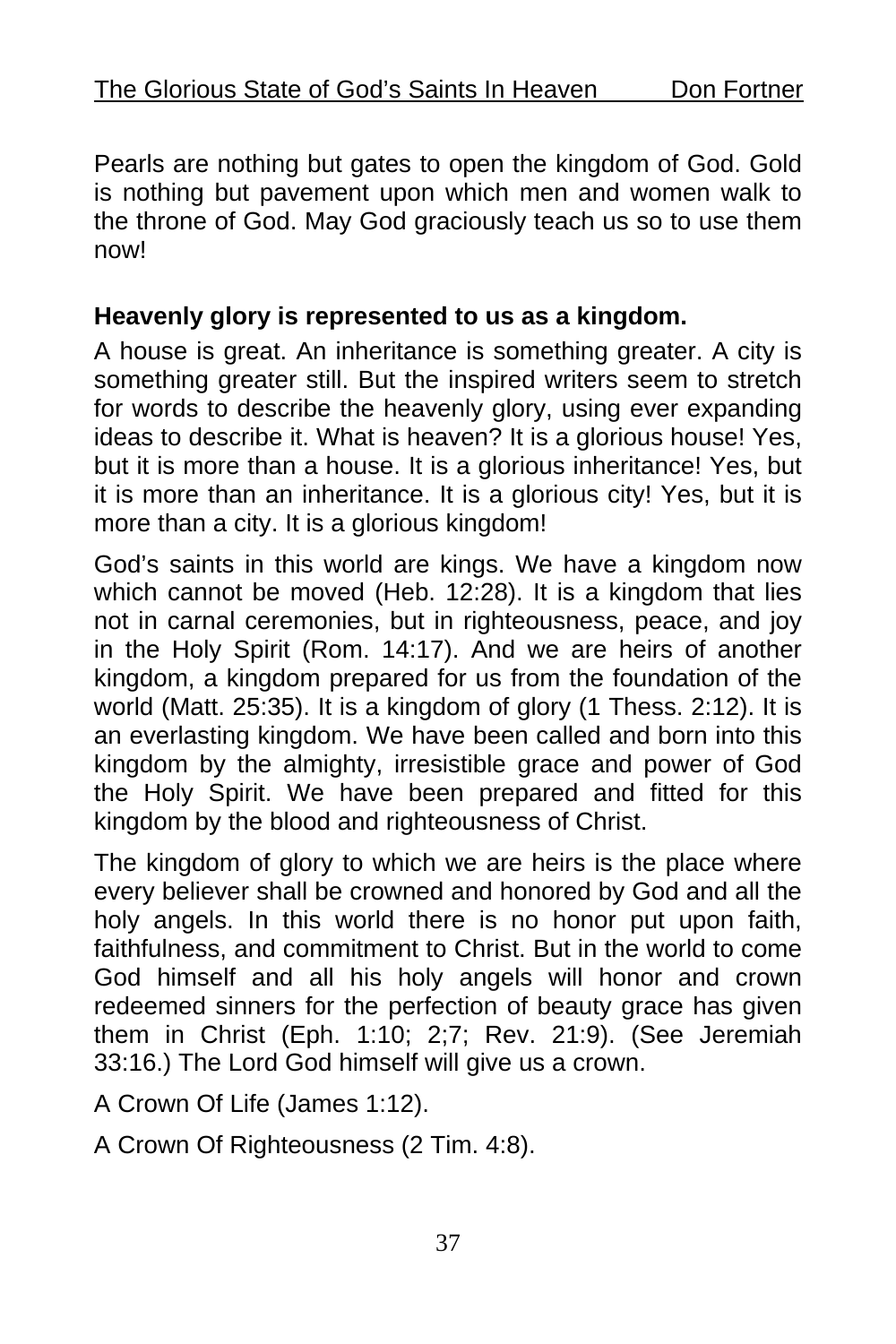Pearls are nothing but gates to open the kingdom of God. Gold is nothing but pavement upon which men and women walk to the throne of God. May God graciously teach us so to use them now!

**Heavenly glory is represented to us as a kingdom.**

A house is great. An inheritance is something greater. A city is something greater still. But the inspired writers seem to stretch for words to describe the heavenly glory, using ever expanding ideas to describe it. What is heaven? It is a glorious house! Yes, but it is more than a house. It is a glorious inheritance! Yes, but it is more than an inheritance. It is a glorious city! Yes, but it is more than a city. It is a glorious kingdom!

God's saints in this world are kings. We have a kingdom now which cannot be moved (Heb. 12:28). It is a kingdom that lies not in carnal ceremonies, but in righteousness, peace, and joy in the Holy Spirit (Rom. 14:17). And we are heirs of another kingdom, a kingdom prepared for us from the foundation of the world (Matt. 25:35). It is a kingdom of glory (1 Thess. 2:12). It is an everlasting kingdom. We have been called and born into this kingdom by the almighty, irresistible grace and power of God the Holy Spirit. We have been prepared and fitted for this kingdom by the blood and righteousness of Christ.

The kingdom of glory to which we are heirs is the place where every believer shall be crowned and honored by God and all the holy angels. In this world there is no honor put upon faith, faithfulness, and commitment to Christ. But in the world to come God himself and all his holy angels will honor and crown redeemed sinners for the perfection of beauty grace has given them in Christ (Eph. 1:10; 2;7; Rev. 21:9). (See Jeremiah 33:16.) The Lord God himself will give us a crown.

A Crown Of Life (James 1:12).

A Crown Of Righteousness (2 Tim. 4:8).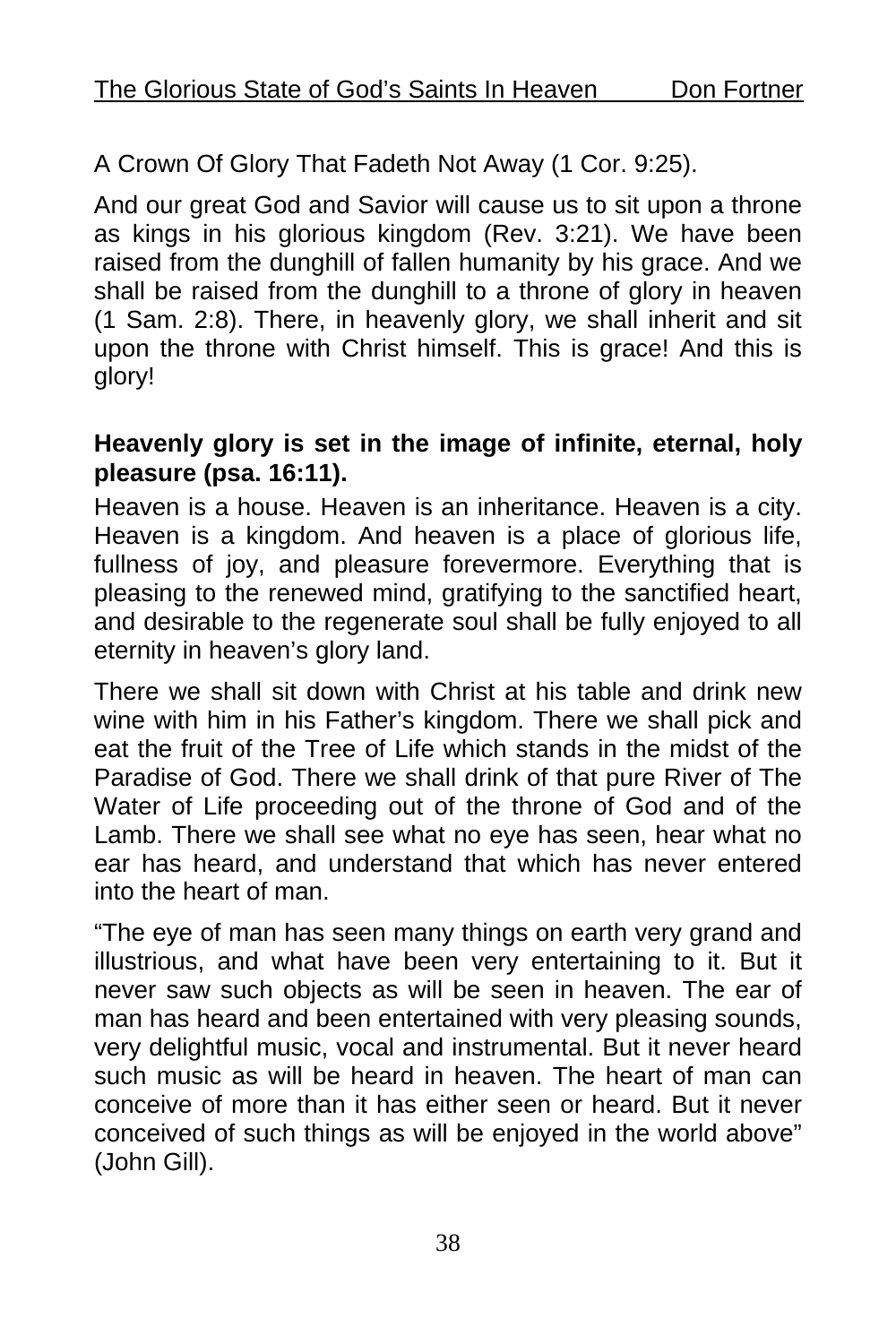A Crown Of Glory That Fadeth Not Away (1 Cor. 9:25).

And our great God and Savior will cause us to sit upon a throne as kings in his glorious kingdom (Rev. 3:21). We have been raised from the dunghill of fallen humanity by his grace. And we shall be raised from the dunghill to a throne of glory in heaven (1 Sam. 2:8). There, in heavenly glory, we shall inherit and sit upon the throne with Christ himself. This is grace! And this is glory!

**Heavenly glory is set in the image of infinite, eternal, holy pleasure (psa. 16:11).**

Heaven is a house. Heaven is an inheritance. Heaven is a city. Heaven is a kingdom. And heaven is a place of glorious life, fullness of joy, and pleasure forevermore. Everything that is pleasing to the renewed mind, gratifying to the sanctified heart, and desirable to the regenerate soul shall be fully enjoyed to all eternity in heaven's glory land.

There we shall sit down with Christ at his table and drink new wine with him in his Father's kingdom. There we shall pick and eat the fruit of the Tree of Life which stands in the midst of the Paradise of God. There we shall drink of that pure River of The Water of Life proceeding out of the throne of God and of the Lamb. There we shall see what no eye has seen, hear what no ear has heard, and understand that which has never entered into the heart of man.

"The eye of man has seen many things on earth very grand and illustrious, and what have been very entertaining to it. But it never saw such objects as will be seen in heaven. The ear of man has heard and been entertained with very pleasing sounds, very delightful music, vocal and instrumental. But it never heard such music as will be heard in heaven. The heart of man can conceive of more than it has either seen or heard. But it never conceived of such things as will be enjoyed in the world above" (John Gill).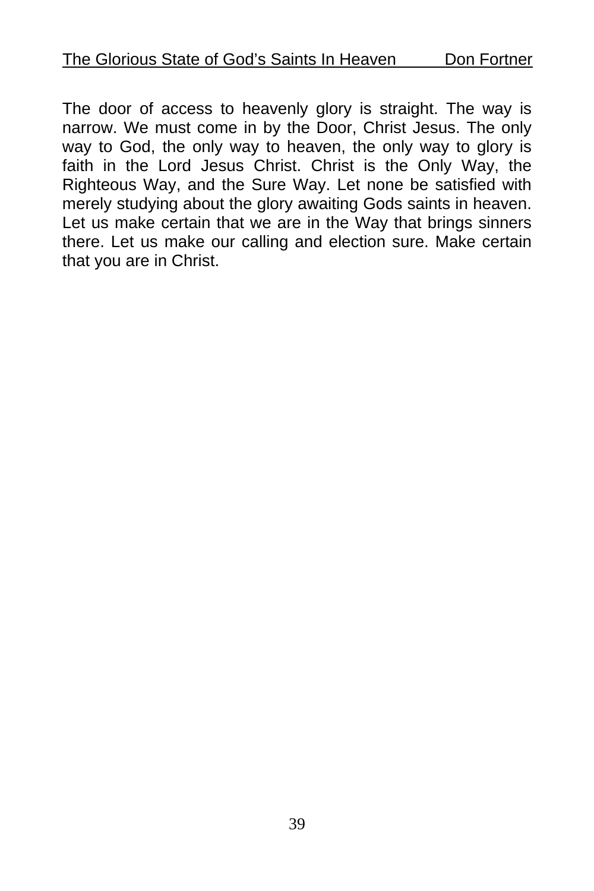The door of access to heavenly glory is straight. The way is narrow. We must come in by the Door, Christ Jesus. The only way to God, the only way to heaven, the only way to glory is faith in the Lord Jesus Christ. Christ is the Only Way, the Righteous Way, and the Sure Way. Let none be satisfied with merely studying about the glory awaiting Gods saints in heaven. Let us make certain that we are in the Way that brings sinners there. Let us make our calling and election sure. Make certain that you are in Christ.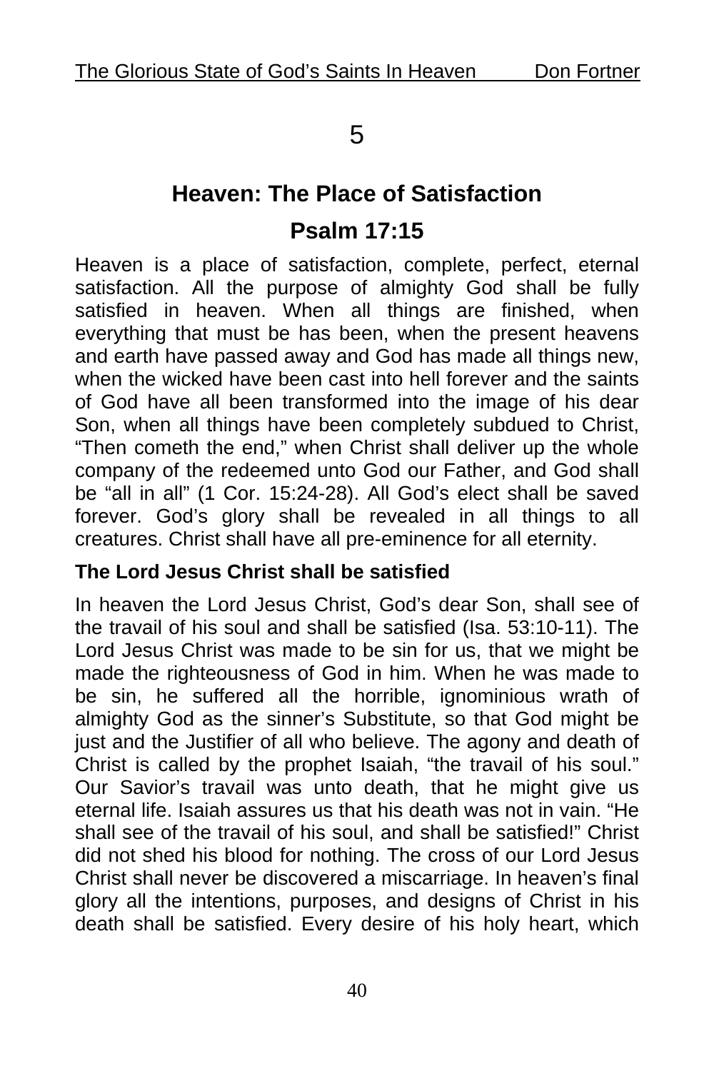# 5

## Heaven: The Place of Satisfaction

## Psalm 17:15

Heaven is a place of satisfaction, complete, perfect, eternal satisfaction. All the purpose of almighty God shall be fully satisfied in heaven. When all things are finished, when everything that must be has been, when the present heavens and earth have passed away and God has made all things new, when the wicked have been cast into hell forever and the saints of God have all been transformed into the image of his dear Son, when all things have been completely subdued to Christ, "Then cometh the end," when Christ shall deliver up the whole company of the redeemed unto God our Father, and God shall be "all in all" (1 Cor. 15:24-28). All God's elect shall be saved forever. God's glory shall be revealed in all things to all creatures. Christ shall have all pre-eminence for all eternity.

**The Lord Jesus Christ shall be satisfied**

In heaven the Lord Jesus Christ, God's dear Son, shall see of the travail of his soul and shall be satisfied (Isa. 53:10-11). The Lord Jesus Christ was made to be sin for us, that we might be made the righteousness of God in him. When he was made to be sin, he suffered all the horrible, ignominious wrath of almighty God as the sinner's Substitute, so that God might be just and the Justifier of all who believe. The agony and death of Christ is called by the prophet Isaiah, "the travail of his soul." Our Savior's travail was unto death, that he might give us eternal life. Isaiah assures us that his death was not in vain. "He shall see of the travail of his soul, and shall be satisfied!" Christ did not shed his blood for nothing. The cross of our Lord Jesus Christ shall never be discovered a miscarriage. In heaven's final glory all the intentions, purposes, and designs of Christ in his death shall be satisfied. Every desire of his holy heart, which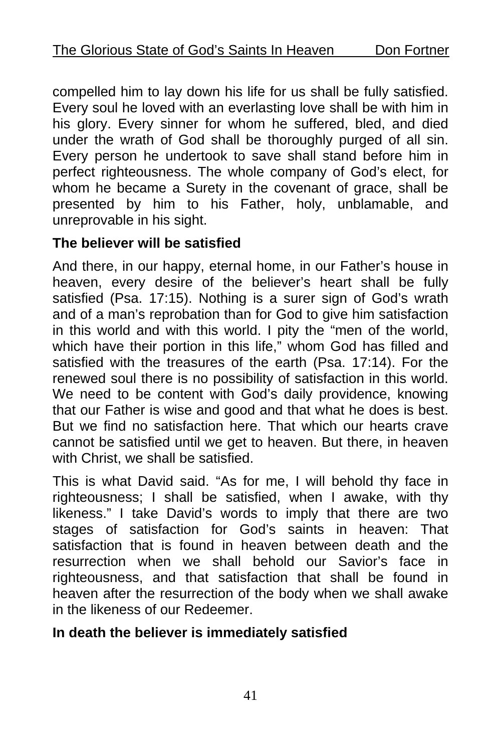compelled him to lay down his life for us shall be fully satisfied. Every soul he loved with an everlasting love shall be with him in his glory. Every sinner for whom he suffered, bled, and died under the wrath of God shall be thoroughly purged of all sin. Every person he undertook to save shall stand before him in perfect righteousness. The whole company of God's elect, for whom he became a Surety in the covenant of grace, shall be presented by him to his Father, holy, unblamable, and unreprovable in his sight.

**The believer will be satisfied**

And there, in our happy, eternal home, in our Father's house in heaven, every desire of the believer's heart shall be fully satisfied (Psa. 17:15). Nothing is a surer sign of God's wrath and of a man's reprobation than for God to give him satisfaction in this world and with this world. I pity the "men of the world, which have their portion in this life," whom God has filled and satisfied with the treasures of the earth (Psa. 17:14). For the renewed soul there is no possibility of satisfaction in this world. We need to be content with God's daily providence, knowing that our Father is wise and good and that what he does is best. But we find no satisfaction here. That which our hearts crave cannot be satisfied until we get to heaven. But there, in heaven with Christ, we shall be satisfied.

This is what David said. "As for me, I will behold thy face in righteousness; I shall be satisfied, when I awake, with thy likeness." I take David's words to imply that there are two stages of satisfaction for God's saints in heaven: That satisfaction that is found in heaven between death and the resurrection when we shall behold our Savior's face in righteousness, and that satisfaction that shall be found in heaven after the resurrection of the body when we shall awake in the likeness of our Redeemer.

**In death the believer is immediately satisfied**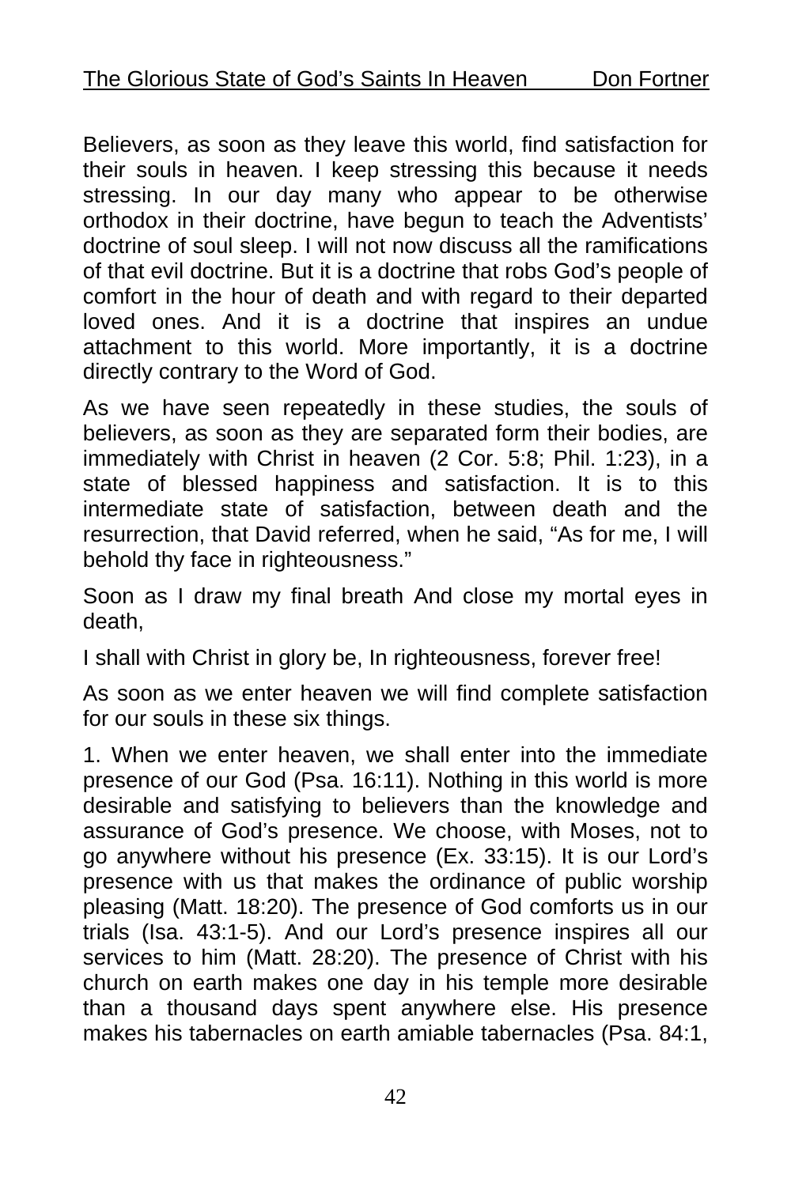Believers, as soon as they leave this world, find satisfaction for their souls in heaven. I keep stressing this because it needs stressing. In our day many who appear to be otherwise orthodox in their doctrine, have begun to teach the Adventists' doctrine of soul sleep. I will not now discuss all the ramifications of that evil doctrine. But it is a doctrine that robs God's people of comfort in the hour of death and with regard to their departed loved ones. And it is a doctrine that inspires an undue attachment to this world. More importantly, it is a doctrine directly contrary to the Word of God.

As we have seen repeatedly in these studies, the souls of believers, as soon as they are separated form their bodies, are immediately with Christ in heaven (2 Cor. 5:8; Phil. 1:23), in a state of blessed happiness and satisfaction. It is to this intermediate state of satisfaction, between death and the resurrection, that David referred, when he said, "As for me, I will behold thy face in righteousness."

Soon as I draw my final breath And close my mortal eyes in death,

I shall with Christ in glory be, In righteousness, forever free!

As soon as we enter heaven we will find complete satisfaction for our souls in these six things.

1. When we enter heaven, we shall enter into the immediate presence of our God (Psa. 16:11). Nothing in this world is more desirable and satisfying to believers than the knowledge and assurance of God's presence. We choose, with Moses, not to go anywhere without his presence (Ex. 33:15). It is our Lord's presence with us that makes the ordinance of public worship pleasing (Matt. 18:20). The presence of God comforts us in our trials (Isa. 43:1-5). And our Lord's presence inspires all our services to him (Matt. 28:20). The presence of Christ with his church on earth makes one day in his temple more desirable than a thousand days spent anywhere else. His presence makes his tabernacles on earth amiable tabernacles (Psa. 84:1,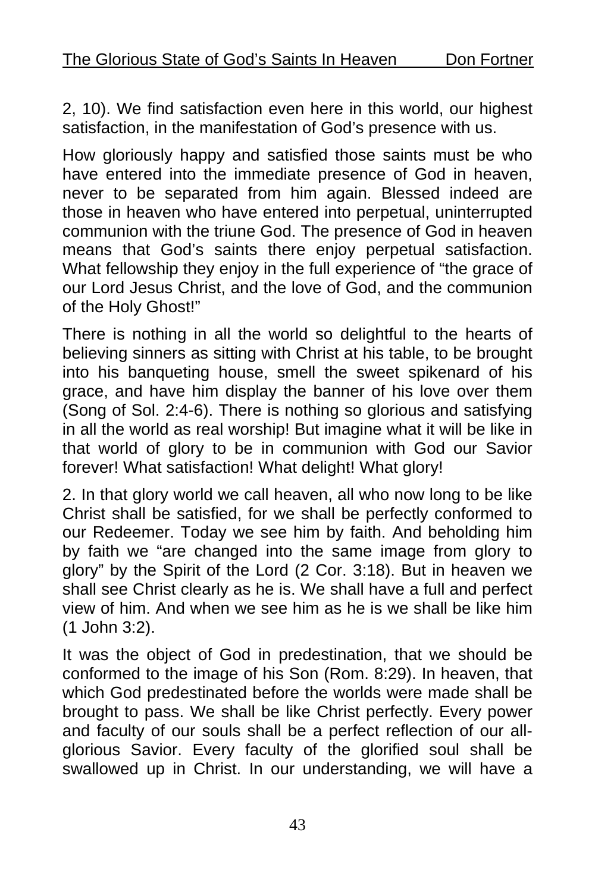2, 10). We find satisfaction even here in this world, our highest satisfaction, in the manifestation of God's presence with us.

How gloriously happy and satisfied those saints must be who have entered into the immediate presence of God in heaven, never to be separated from him again. Blessed indeed are those in heaven who have entered into perpetual, uninterrupted communion with the triune God. The presence of God in heaven means that God's saints there enjoy perpetual satisfaction. What fellowship they enjoy in the full experience of "the grace of our Lord Jesus Christ, and the love of God, and the communion of the Holy Ghost!"

There is nothing in all the world so delightful to the hearts of believing sinners as sitting with Christ at his table, to be brought into his banqueting house, smell the sweet spikenard of his grace, and have him display the banner of his love over them (Song of Sol. 2:4-6). There is nothing so glorious and satisfying in all the world as real worship! But imagine what it will be like in that world of glory to be in communion with God our Savior forever! What satisfaction! What delight! What glory!

2. In that glory world we call heaven, all who now long to be like Christ shall be satisfied, for we shall be perfectly conformed to our Redeemer. Today we see him by faith. And beholding him by faith we "are changed into the same image from glory to glory" by the Spirit of the Lord (2 Cor. 3:18). But in heaven we shall see Christ clearly as he is. We shall have a full and perfect view of him. And when we see him as he is we shall be like him (1 John 3:2).

It was the object of God in predestination, that we should be conformed to the image of his Son (Rom. 8:29). In heaven, that which God predestinated before the worlds were made shall be brought to pass. We shall be like Christ perfectly. Every power and faculty of our souls shall be a perfect reflection of our all-glorious Savior. Every faculty of the glorified soul shall be swallowed up in Christ. In our understanding, we will have a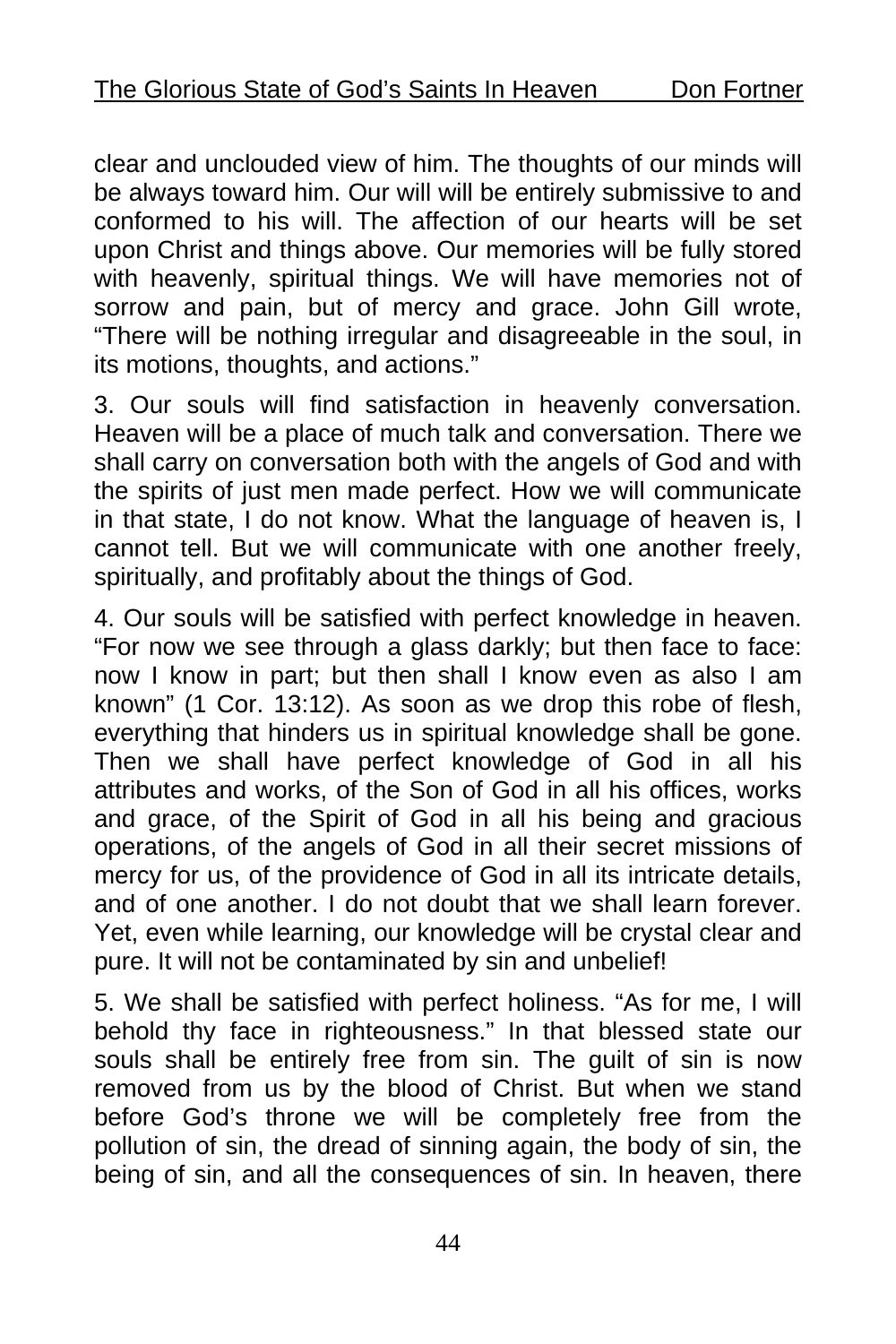clear and unclouded view of him. The thoughts of our minds will be always toward him. Our will will be entirely submissive to and conformed to his will. The affection of our hearts will be set upon Christ and things above. Our memories will be fully stored with heavenly, spiritual things. We will have memories not of sorrow and pain, but of mercy and grace. John Gill wrote, “There will be nothing irregular and disagreeable in the soul, in its motions, thoughts, and actions.”

3. Our souls will find satisfaction in heavenly conversation. Heaven will be a place of much talk and conversation. There we shall carry on conversation both with the angels of God and with the spirits of just men made perfect. How we will communicate in that state, I do not know. What the language of heaven is, I cannot tell. But we will communicate with one another freely, spiritually, and profitably about the things of God.

4. Our souls will be satisfied with perfect knowledge in heaven. “For now we see through a glass darkly; but then face to face: now I know in part; but then shall I know even as also I am known” (1 Cor. 13:12). As soon as we drop this robe of flesh, everything that hinders us in spiritual knowledge shall be gone. Then we shall have perfect knowledge of God in all his attributes and works, of the Son of God in all his offices, works and grace, of the Spirit of God in all his being and gracious operations, of the angels of God in all their secret missions of mercy for us, of the providence of God in all its intricate details, and of one another. I do not doubt that we shall learn forever. Yet, even while learning, our knowledge will be crystal clear and pure. It will not be contaminated by sin and unbelief!

5. We shall be satisfied with perfect holiness. “As for me, I will behold thy face in righteousness.” In that blessed state our souls shall be entirely free from sin. The guilt of sin is now removed from us by the blood of Christ. But when we stand before God’s throne we will be completely free from the pollution of sin, the dread of sinning again, the body of sin, the being of sin, and all the consequences of sin. In heaven, there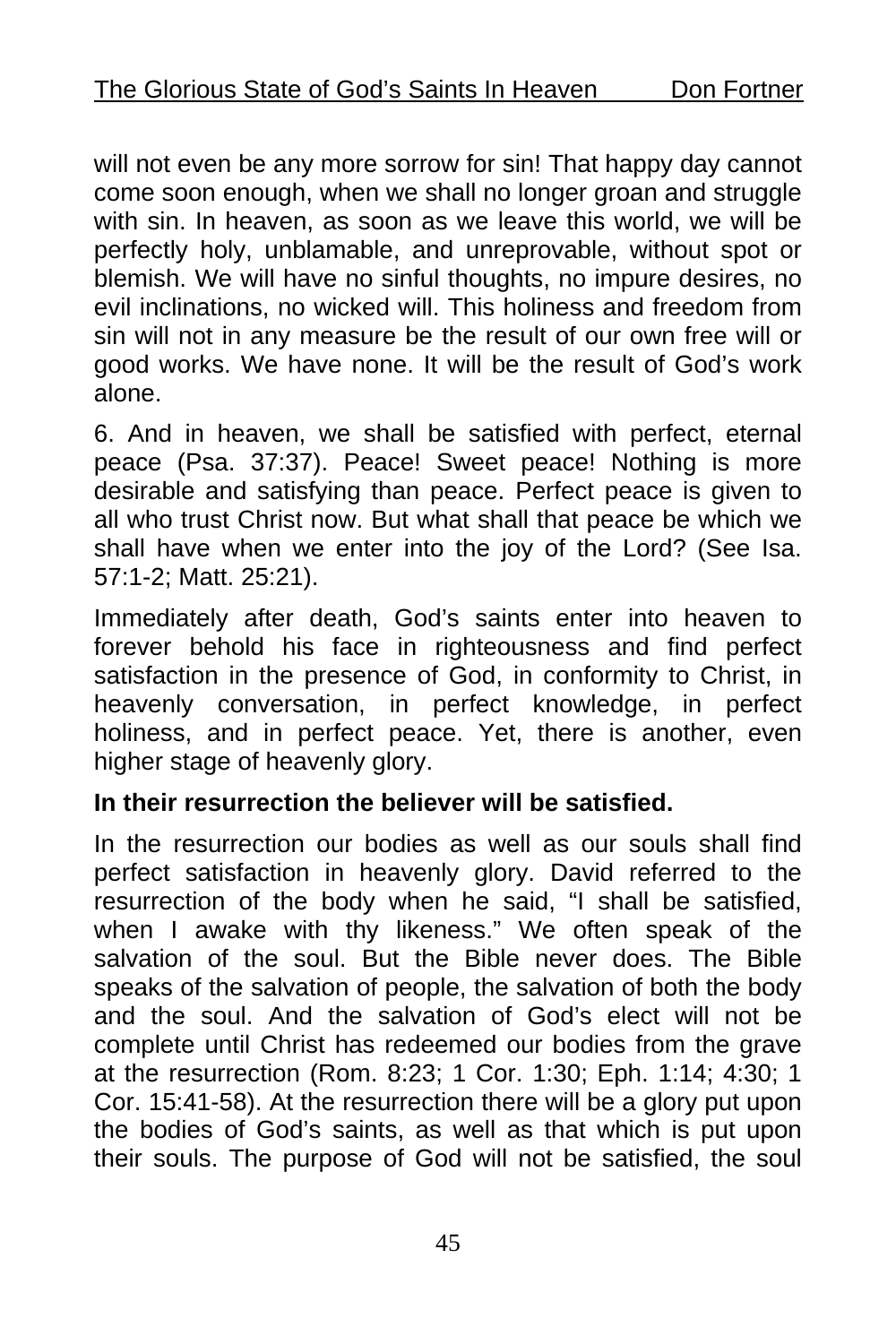will not even be any more sorrow for sin! That happy day cannot come soon enough, when we shall no longer groan and struggle with sin. In heaven, as soon as we leave this world, we will be perfectly holy, unblamable, and unreprovable, without spot or blemish. We will have no sinful thoughts, no impure desires, no evil inclinations, no wicked will. This holiness and freedom from sin will not in any measure be the result of our own free will or good works. We have none. It will be the result of God's work alone.

6. And in heaven, we shall be satisfied with perfect, eternal peace (Psa. 37:37). Peace! Sweet peace! Nothing is more desirable and satisfying than peace. Perfect peace is given to all who trust Christ now. But what shall that peace be which we shall have when we enter into the joy of the Lord? (See Isa. 57:1-2; Matt. 25:21).

Immediately after death, God's saints enter into heaven to forever behold his face in righteousness and find perfect satisfaction in the presence of God, in conformity to Christ, in heavenly conversation, in perfect knowledge, in perfect holiness, and in perfect peace. Yet, there is another, even higher stage of heavenly glory.

**In their resurrection the believer will be satisfied.**

In the resurrection our bodies as well as our souls shall find perfect satisfaction in heavenly glory. David referred to the resurrection of the body when he said, "I shall be satisfied, when I awake with thy likeness." We often speak of the salvation of the soul. But the Bible never does. The Bible speaks of the salvation of people, the salvation of both the body and the soul. And the salvation of God's elect will not be complete until Christ has redeemed our bodies from the grave at the resurrection (Rom. 8:23; 1 Cor. 1:30; Eph. 1:14; 4:30; 1 Cor. 15:41-58). At the resurrection there will be a glory put upon the bodies of God's saints, as well as that which is put upon their souls. The purpose of God will not be satisfied, the soul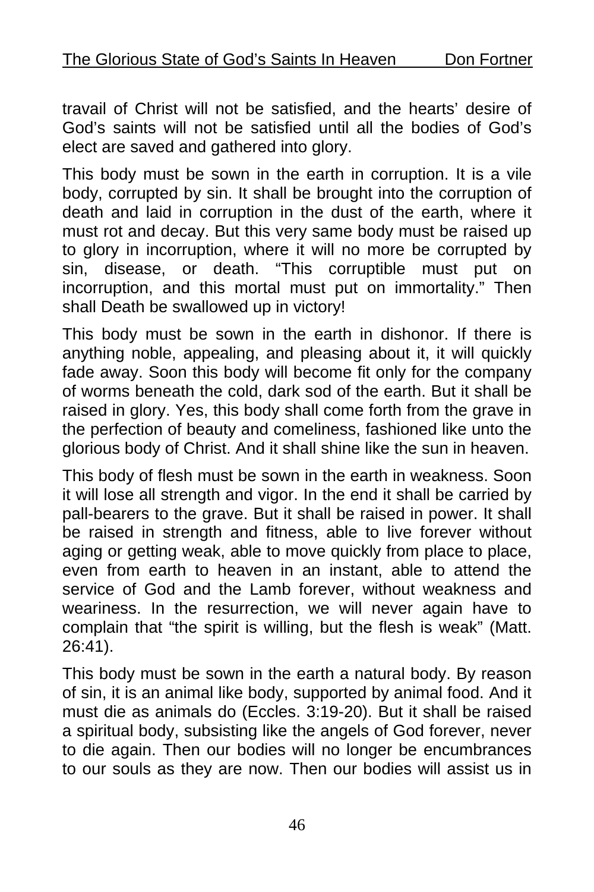travail of Christ will not be satisfied, and the hearts' desire of God's saints will not be satisfied until all the bodies of God's elect are saved and gathered into glory.

This body must be sown in the earth in corruption. It is a vile body, corrupted by sin. It shall be brought into the corruption of death and laid in corruption in the dust of the earth, where it must rot and decay. But this very same body must be raised up to glory in incorruption, where it will no more be corrupted by sin, disease, or death. "This corruptible must put on incorruption, and this mortal must put on immortality." Then shall Death be swallowed up in victory!

This body must be sown in the earth in dishonor. If there is anything noble, appealing, and pleasing about it, it will quickly fade away. Soon this body will become fit only for the company of worms beneath the cold, dark sod of the earth. But it shall be raised in glory. Yes, this body shall come forth from the grave in the perfection of beauty and comeliness, fashioned like unto the glorious body of Christ. And it shall shine like the sun in heaven.

This body of flesh must be sown in the earth in weakness. Soon it will lose all strength and vigor. In the end it shall be carried by pall-bearers to the grave. But it shall be raised in power. It shall be raised in strength and fitness, able to live forever without aging or getting weak, able to move quickly from place to place, even from earth to heaven in an instant, able to attend the service of God and the Lamb forever, without weakness and weariness. In the resurrection, we will never again have to complain that "the spirit is willing, but the flesh is weak" (Matt. 26:41).

This body must be sown in the earth a natural body. By reason of sin, it is an animal like body, supported by animal food. And it must die as animals do (Eccles. 3:19-20). But it shall be raised a spiritual body, subsisting like the angels of God forever, never to die again. Then our bodies will no longer be encumbrances to our souls as they are now. Then our bodies will assist us in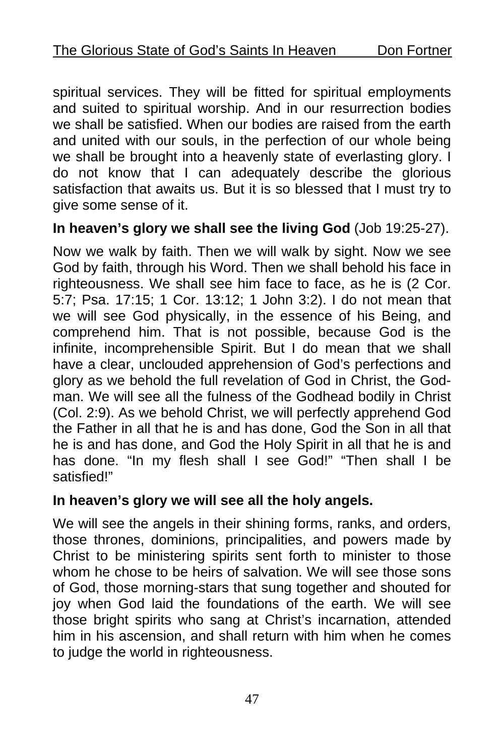spiritual services. They will be fitted for spiritual employments and suited to spiritual worship. And in our resurrection bodies we shall be satisfied. When our bodies are raised from the earth and united with our souls, in the perfection of our whole being we shall be brought into a heavenly state of everlasting glory. I do not know that I can adequately describe the glorious satisfaction that awaits us. But it is so blessed that I must try to give some sense of it.

**In heaven's glory we shall see the living God** (Job 19:25-27).

Now we walk by faith. Then we will walk by sight. Now we see God by faith, through his Word. Then we shall behold his face in righteousness. We shall see him face to face, as he is (2 Cor. 5:7; Psa. 17:15; 1 Cor. 13:12; 1 John 3:2). I do not mean that we will see God physically, in the essence of his Being, and comprehend him. That is not possible, because God is the infinite, incomprehensible Spirit. But I do mean that we shall have a clear, unclouded apprehension of God's perfections and glory as we behold the full revelation of God in Christ, the God-man. We will see all the fulness of the Godhead bodily in Christ (Col. 2:9). As we behold Christ, we will perfectly apprehend God the Father in all that he is and has done, God the Son in all that he is and has done, and God the Holy Spirit in all that he is and has done. "In my flesh shall I see God!" "Then shall I be satisfied!"

**In heaven's glory we will see all the holy angels.**

We will see the angels in their shining forms, ranks, and orders, those thrones, dominions, principalities, and powers made by Christ to be ministering spirits sent forth to minister to those whom he chose to be heirs of salvation. We will see those sons of God, those morning-stars that sung together and shouted for joy when God laid the foundations of the earth. We will see those bright spirits who sang at Christ's incarnation, attended him in his ascension, and shall return with him when he comes to judge the world in righteousness.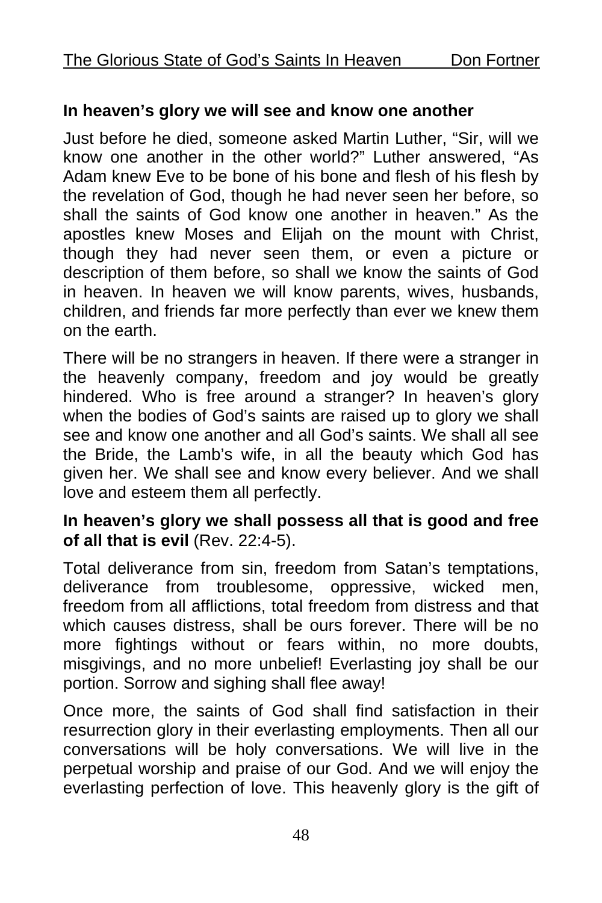**In heaven's glory we will see and know one another**

Just before he died, someone asked Martin Luther, "Sir, will we know one another in the other world?" Luther answered, "As Adam knew Eve to be bone of his bone and flesh of his flesh by the revelation of God, though he had never seen her before, so shall the saints of God know one another in heaven." As the apostles knew Moses and Elijah on the mount with Christ, though they had never seen them, or even a picture or description of them before, so shall we know the saints of God in heaven. In heaven we will know parents, wives, husbands, children, and friends far more perfectly than ever we knew them on the earth.

There will be no strangers in heaven. If there were a stranger in the heavenly company, freedom and joy would be greatly hindered. Who is free around a stranger? In heaven's glory when the bodies of God's saints are raised up to glory we shall see and know one another and all God's saints. We shall all see the Bride, the Lamb's wife, in all the beauty which God has given her. We shall see and know every believer. And we shall love and esteem them all perfectly.

**In heaven's glory we shall possess all that is good and free of all that is evil** (Rev. 22:4-5).

Total deliverance from sin, freedom from Satan's temptations, deliverance from troublesome, oppressive, wicked men, freedom from all afflictions, total freedom from distress and that which causes distress, shall be ours forever. There will be no more fightings without or fears within, no more doubts, misgivings, and no more unbelief! Everlasting joy shall be our portion. Sorrow and sighing shall flee away!

Once more, the saints of God shall find satisfaction in their resurrection glory in their everlasting employments. Then all our conversations will be holy conversations. We will live in the perpetual worship and praise of our God. And we will enjoy the everlasting perfection of love. This heavenly glory is the gift of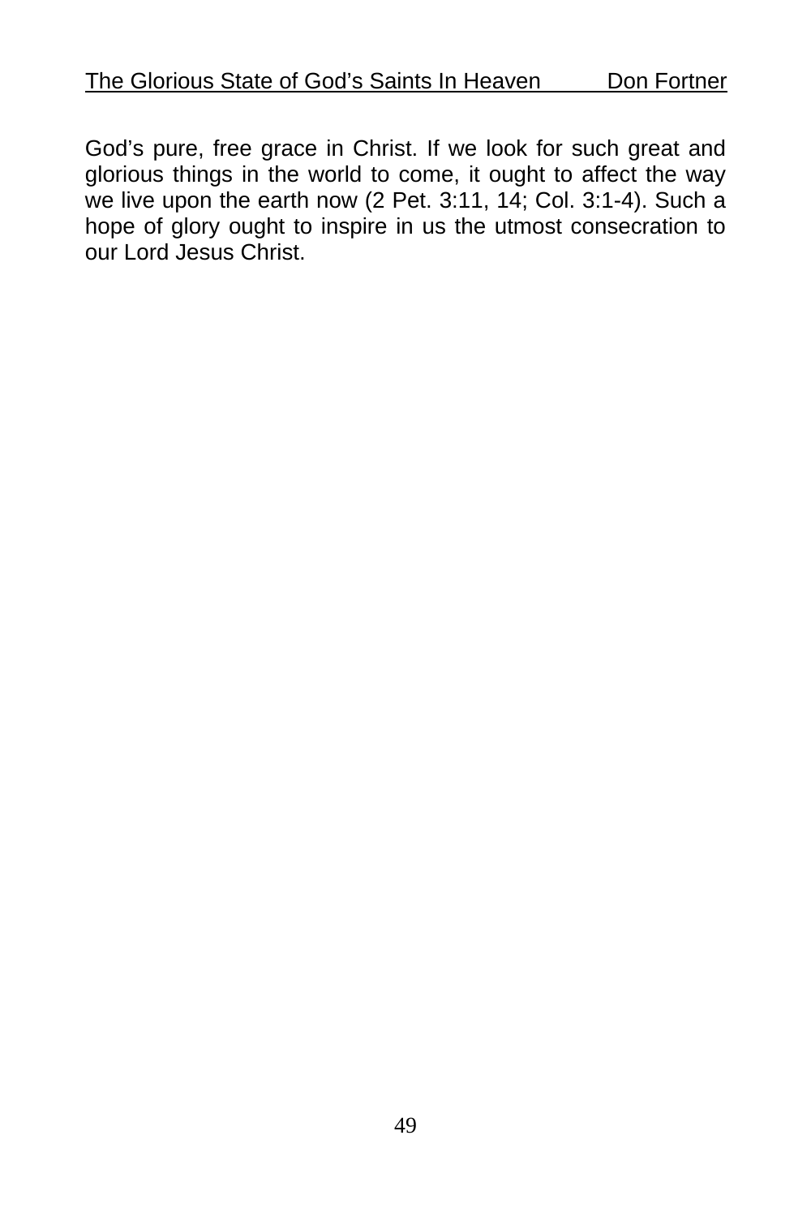God's pure, free grace in Christ. If we look for such great and glorious things in the world to come, it ought to affect the way we live upon the earth now (2 Pet. 3:11, 14; Col. 3:1-4). Such a hope of glory ought to inspire in us the utmost consecration to our Lord Jesus Christ.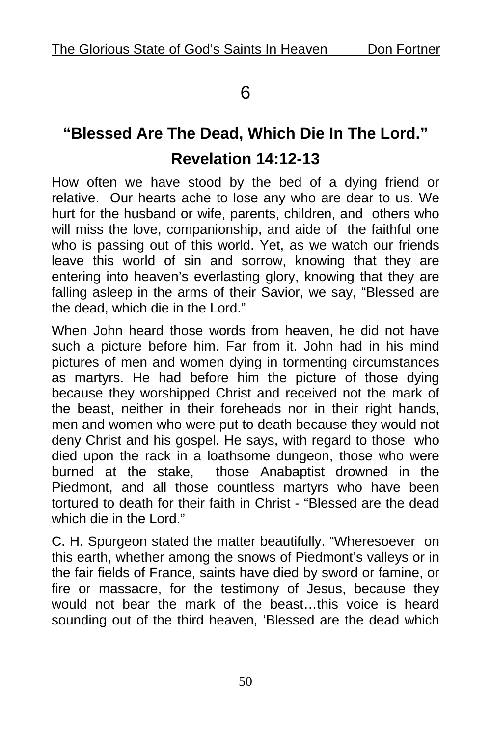# 6

## "Blessed Are The Dead, Which Die In The Lord."

## Revelation 14:12-13

How often we have stood by the bed of a dying friend or relative. Our hearts ache to lose any who are dear to us. We hurt for the husband or wife, parents, children, and others who will miss the love, companionship, and aide of the faithful one who is passing out of this world. Yet, as we watch our friends leave this world of sin and sorrow, knowing that they are entering into heaven's everlasting glory, knowing that they are falling asleep in the arms of their Savior, we say, "Blessed are the dead, which die in the Lord."

When John heard those words from heaven, he did not have such a picture before him. Far from it. John had in his mind pictures of men and women dying in tormenting circumstances as martyrs. He had before him the picture of those dying because they worshipped Christ and received not the mark of the beast, neither in their foreheads nor in their right hands, men and women who were put to death because they would not deny Christ and his gospel. He says, with regard to those who died upon the rack in a loathsome dungeon, those who were burned at the stake, those Anabaptist drowned in the Piedmont, and all those countless martyrs who have been tortured to death for their faith in Christ - "Blessed are the dead which die in the Lord."

C. H. Spurgeon stated the matter beautifully. "Wheresoever on this earth, whether among the snows of Piedmont's valleys or in the fair fields of France, saints have died by sword or famine, or fire or massacre, for the testimony of Jesus, because they would not bear the mark of the beast…this voice is heard sounding out of the third heaven, 'Blessed are the dead which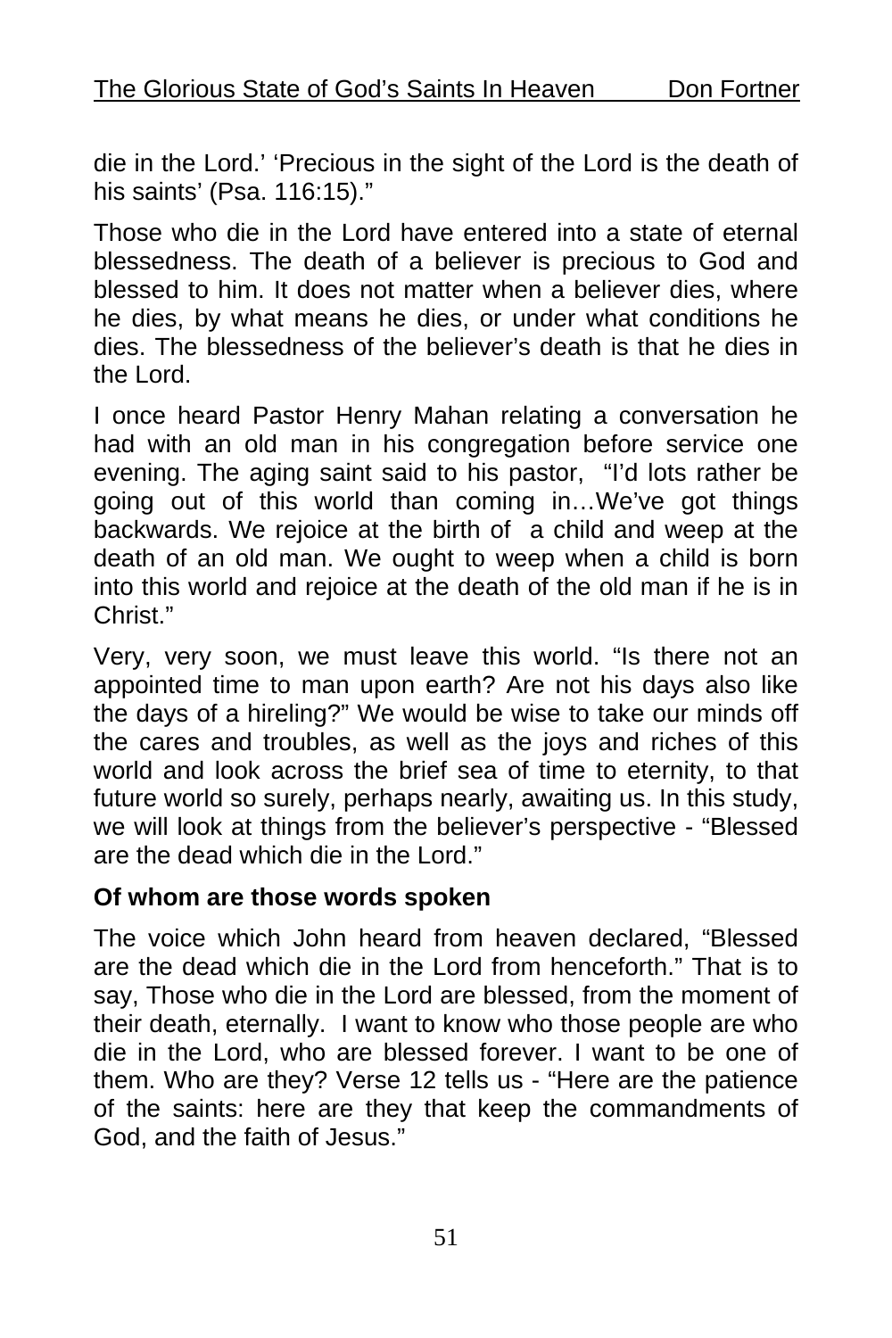die in the Lord.' 'Precious in the sight of the Lord is the death of his saints' (Psa. 116:15)."

Those who die in the Lord have entered into a state of eternal blessedness. The death of a believer is precious to God and blessed to him. It does not matter when a believer dies, where he dies, by what means he dies, or under what conditions he dies. The blessedness of the believer's death is that he dies in the Lord.

I once heard Pastor Henry Mahan relating a conversation he had with an old man in his congregation before service one evening. The aging saint said to his pastor, "I'd lots rather be going out of this world than coming in…We've got things backwards. We rejoice at the birth of a child and weep at the death of an old man. We ought to weep when a child is born into this world and rejoice at the death of the old man if he is in Christ."

Very, very soon, we must leave this world. "Is there not an appointed time to man upon earth? Are not his days also like the days of a hireling?" We would be wise to take our minds off the cares and troubles, as well as the joys and riches of this world and look across the brief sea of time to eternity, to that future world so surely, perhaps nearly, awaiting us. In this study, we will look at things from the believer's perspective - "Blessed are the dead which die in the Lord."

**Of whom are those words spoken**

The voice which John heard from heaven declared, "Blessed are the dead which die in the Lord from henceforth." That is to say, Those who die in the Lord are blessed, from the moment of their death, eternally. I want to know who those people are who die in the Lord, who are blessed forever. I want to be one of them. Who are they? Verse 12 tells us - "Here are the patience of the saints: here are they that keep the commandments of God, and the faith of Jesus."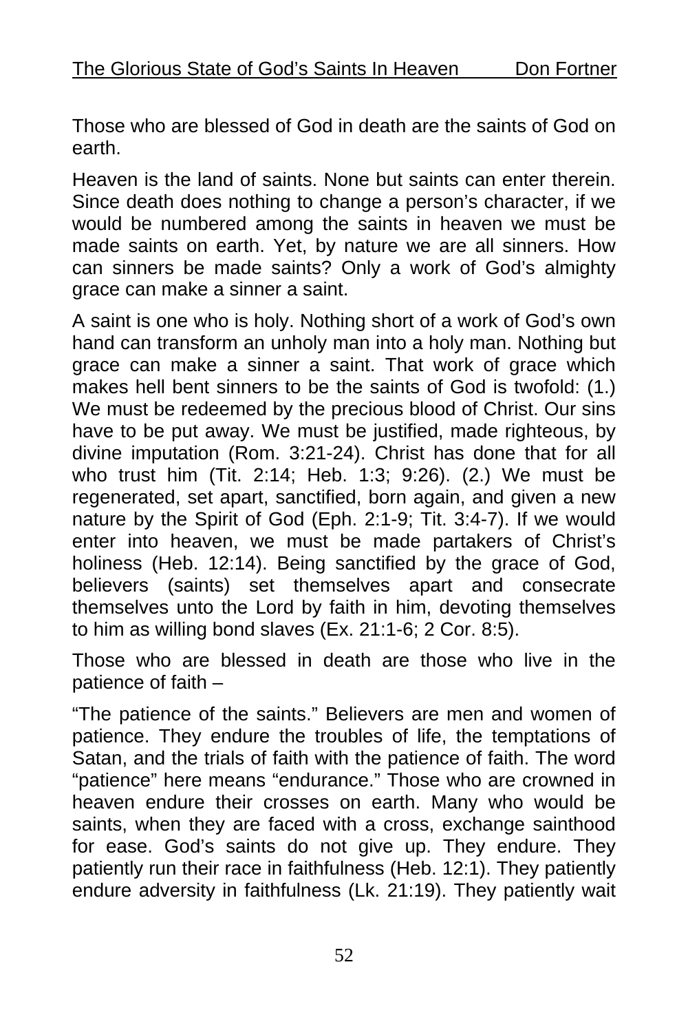Those who are blessed of God in death are the saints of God on earth.

Heaven is the land of saints. None but saints can enter therein. Since death does nothing to change a person's character, if we would be numbered among the saints in heaven we must be made saints on earth. Yet, by nature we are all sinners. How can sinners be made saints? Only a work of God's almighty grace can make a sinner a saint.

A saint is one who is holy. Nothing short of a work of God's own hand can transform an unholy man into a holy man. Nothing but grace can make a sinner a saint. That work of grace which makes hell bent sinners to be the saints of God is twofold: (1.) We must be redeemed by the precious blood of Christ. Our sins have to be put away. We must be justified, made righteous, by divine imputation (Rom. 3:21-24). Christ has done that for all who trust him (Tit. 2:14; Heb. 1:3; 9:26). (2.) We must be regenerated, set apart, sanctified, born again, and given a new nature by the Spirit of God (Eph. 2:1-9; Tit. 3:4-7). If we would enter into heaven, we must be made partakers of Christ's holiness (Heb. 12:14). Being sanctified by the grace of God, believers (saints) set themselves apart and consecrate themselves unto the Lord by faith in him, devoting themselves to him as willing bond slaves (Ex. 21:1-6; 2 Cor. 8:5).

Those who are blessed in death are those who live in the patience of faith –

"The patience of the saints." Believers are men and women of patience. They endure the troubles of life, the temptations of Satan, and the trials of faith with the patience of faith. The word "patience" here means "endurance." Those who are crowned in heaven endure their crosses on earth. Many who would be saints, when they are faced with a cross, exchange sainthood for ease. God's saints do not give up. They endure. They patiently run their race in faithfulness (Heb. 12:1). They patiently endure adversity in faithfulness (Lk. 21:19). They patiently wait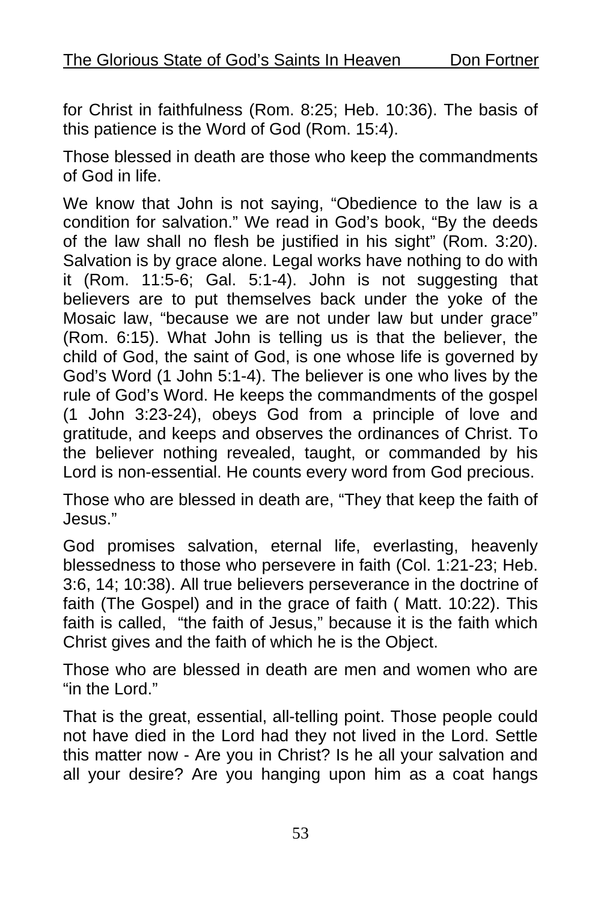for Christ in faithfulness (Rom. 8:25; Heb. 10:36). The basis of this patience is the Word of God (Rom. 15:4).

Those blessed in death are those who keep the commandments of God in life.

We know that John is not saying, "Obedience to the law is a condition for salvation." We read in God's book, "By the deeds of the law shall no flesh be justified in his sight" (Rom. 3:20). Salvation is by grace alone. Legal works have nothing to do with it (Rom. 11:5-6; Gal. 5:1-4). John is not suggesting that believers are to put themselves back under the yoke of the Mosaic law, "because we are not under law but under grace" (Rom. 6:15). What John is telling us is that the believer, the child of God, the saint of God, is one whose life is governed by God's Word (1 John 5:1-4). The believer is one who lives by the rule of God's Word. He keeps the commandments of the gospel (1 John 3:23-24), obeys God from a principle of love and gratitude, and keeps and observes the ordinances of Christ. To the believer nothing revealed, taught, or commanded by his Lord is non-essential. He counts every word from God precious.

Those who are blessed in death are, "They that keep the faith of Jesus."

God promises salvation, eternal life, everlasting, heavenly blessedness to those who persevere in faith (Col. 1:21-23; Heb. 3:6, 14; 10:38). All true believers perseverance in the doctrine of faith (The Gospel) and in the grace of faith ( Matt. 10:22). This faith is called, "the faith of Jesus," because it is the faith which Christ gives and the faith of which he is the Object.

Those who are blessed in death are men and women who are "in the Lord."

That is the great, essential, all-telling point. Those people could not have died in the Lord had they not lived in the Lord. Settle this matter now - Are you in Christ? Is he all your salvation and all your desire? Are you hanging upon him as a coat hangs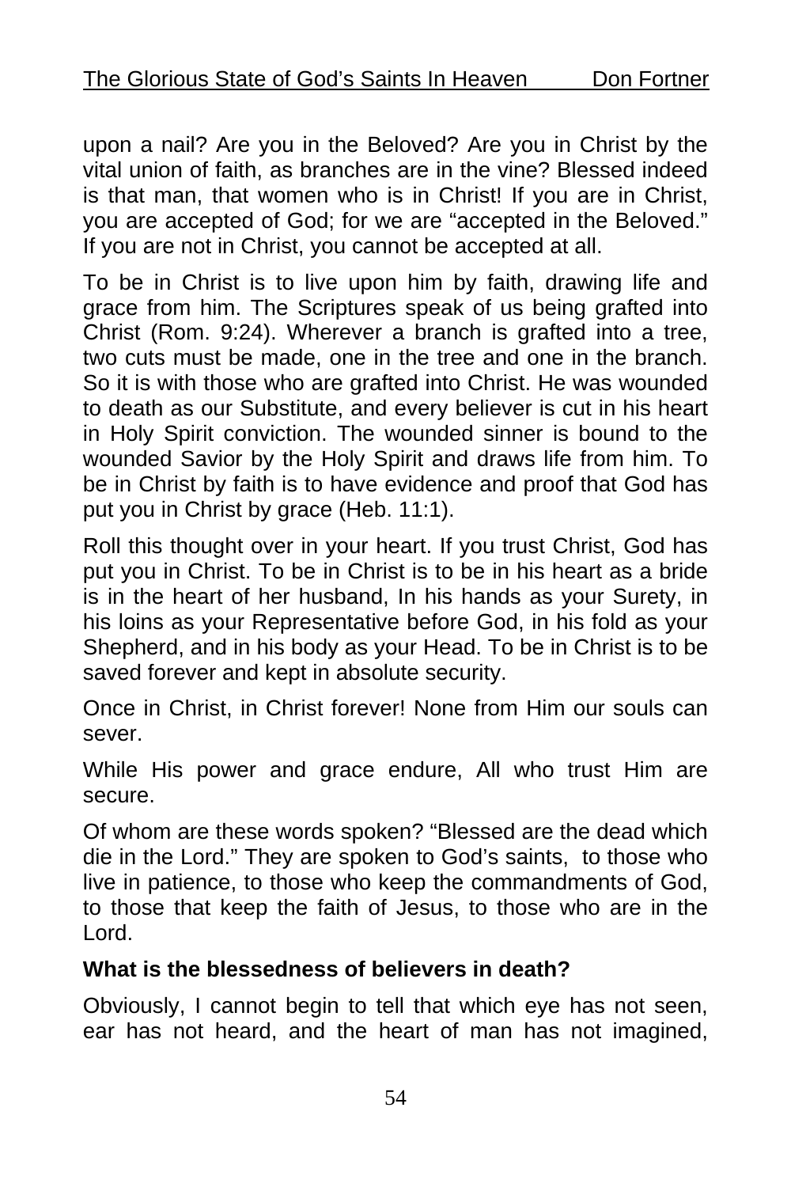upon a nail? Are you in the Beloved? Are you in Christ by the vital union of faith, as branches are in the vine? Blessed indeed is that man, that women who is in Christ! If you are in Christ, you are accepted of God; for we are "accepted in the Beloved." If you are not in Christ, you cannot be accepted at all.

To be in Christ is to live upon him by faith, drawing life and grace from him. The Scriptures speak of us being grafted into Christ (Rom. 9:24). Wherever a branch is grafted into a tree, two cuts must be made, one in the tree and one in the branch. So it is with those who are grafted into Christ. He was wounded to death as our Substitute, and every believer is cut in his heart in Holy Spirit conviction. The wounded sinner is bound to the wounded Savior by the Holy Spirit and draws life from him. To be in Christ by faith is to have evidence and proof that God has put you in Christ by grace (Heb. 11:1).

Roll this thought over in your heart. If you trust Christ, God has put you in Christ. To be in Christ is to be in his heart as a bride is in the heart of her husband, In his hands as your Surety, in his loins as your Representative before God, in his fold as your Shepherd, and in his body as your Head. To be in Christ is to be saved forever and kept in absolute security.

Once in Christ, in Christ forever! None from Him our souls can sever.

While His power and grace endure, All who trust Him are secure.

Of whom are these words spoken? "Blessed are the dead which die in the Lord." They are spoken to God's saints, to those who live in patience, to those who keep the commandments of God, to those that keep the faith of Jesus, to those who are in the Lord.

**What is the blessedness of believers in death?**

Obviously, I cannot begin to tell that which eye has not seen, ear has not heard, and the heart of man has not imagined,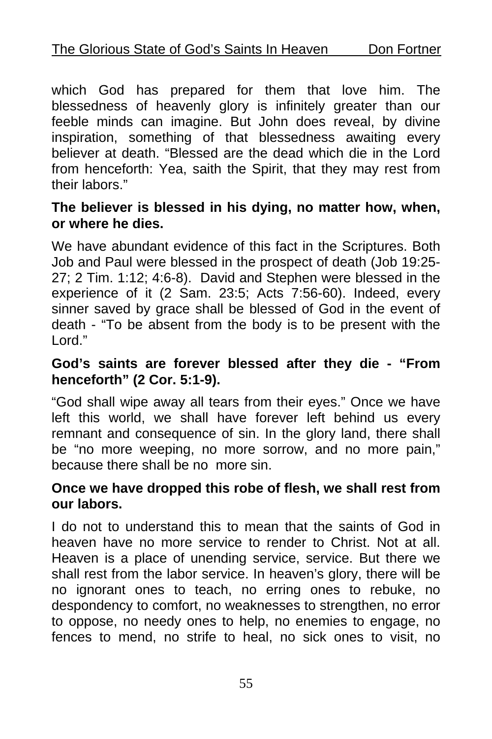which God has prepared for them that love him. The blessedness of heavenly glory is infinitely greater than our feeble minds can imagine. But John does reveal, by divine inspiration, something of that blessedness awaiting every believer at death. "Blessed are the dead which die in the Lord from henceforth: Yea, saith the Spirit, that they may rest from their labors."

**The believer is blessed in his dying, no matter how, when, or where he dies.**

We have abundant evidence of this fact in the Scriptures. Both Job and Paul were blessed in the prospect of death (Job 19:25-27; 2 Tim. 1:12; 4:6-8). David and Stephen were blessed in the experience of it (2 Sam. 23:5; Acts 7:56-60). Indeed, every sinner saved by grace shall be blessed of God in the event of death - "To be absent from the body is to be present with the Lord."

**God's saints are forever blessed after they die - "From henceforth" (2 Cor. 5:1-9).**

"God shall wipe away all tears from their eyes." Once we have left this world, we shall have forever left behind us every remnant and consequence of sin. In the glory land, there shall be "no more weeping, no more sorrow, and no more pain," because there shall be no more sin.

**Once we have dropped this robe of flesh, we shall rest from our labors.**

I do not to understand this to mean that the saints of God in heaven have no more service to render to Christ. Not at all. Heaven is a place of unending service, service. But there we shall rest from the labor service. In heaven's glory, there will be no ignorant ones to teach, no erring ones to rebuke, no despondency to comfort, no weaknesses to strengthen, no error to oppose, no needy ones to help, no enemies to engage, no fences to mend, no strife to heal, no sick ones to visit, no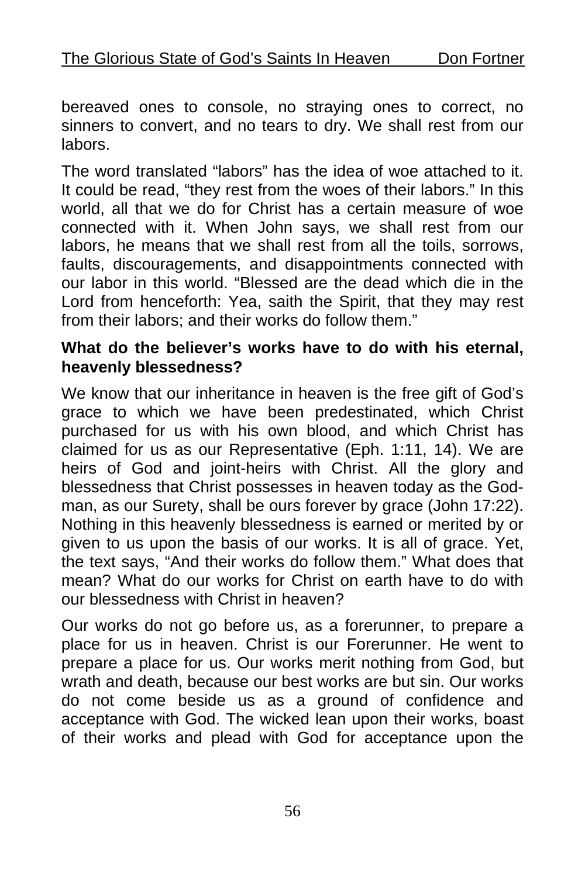bereaved ones to console, no straying ones to correct, no sinners to convert, and no tears to dry. We shall rest from our labors.

The word translated "labors" has the idea of woe attached to it. It could be read, "they rest from the woes of their labors." In this world, all that we do for Christ has a certain measure of woe connected with it. When John says, we shall rest from our labors, he means that we shall rest from all the toils, sorrows, faults, discouragements, and disappointments connected with our labor in this world. "Blessed are the dead which die in the Lord from henceforth: Yea, saith the Spirit, that they may rest from their labors; and their works do follow them."

**What do the believer's works have to do with his eternal, heavenly blessedness?**

We know that our inheritance in heaven is the free gift of God's grace to which we have been predestinated, which Christ purchased for us with his own blood, and which Christ has claimed for us as our Representative (Eph. 1:11, 14). We are heirs of God and joint-heirs with Christ. All the glory and blessedness that Christ possesses in heaven today as the God-man, as our Surety, shall be ours forever by grace (John 17:22). Nothing in this heavenly blessedness is earned or merited by or given to us upon the basis of our works. It is all of grace. Yet, the text says, "And their works do follow them." What does that mean? What do our works for Christ on earth have to do with our blessedness with Christ in heaven?

Our works do not go before us, as a forerunner, to prepare a place for us in heaven. Christ is our Forerunner. He went to prepare a place for us. Our works merit nothing from God, but wrath and death, because our best works are but sin. Our works do not come beside us as a ground of confidence and acceptance with God. The wicked lean upon their works, boast of their works and plead with God for acceptance upon the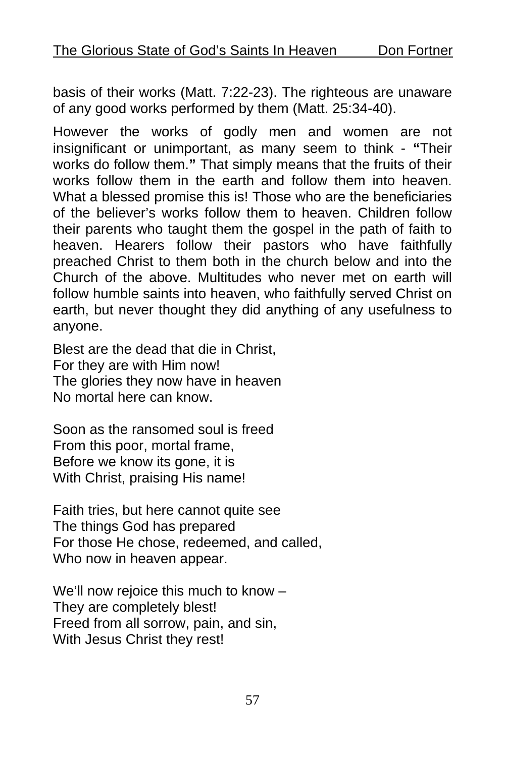basis of their works (Matt. 7:22-23). The righteous are unaware of any good works performed by them (Matt. 25:34-40).

However the works of godly men and women are not insignificant or unimportant, as many seem to think - **"**Their works do follow them.**"** That simply means that the fruits of their works follow them in the earth and follow them into heaven. What a blessed promise this is! Those who are the beneficiaries of the believer's works follow them to heaven. Children follow their parents who taught them the gospel in the path of faith to heaven. Hearers follow their pastors who have faithfully preached Christ to them both in the church below and into the Church of the above. Multitudes who never met on earth will follow humble saints into heaven, who faithfully served Christ on earth, but never thought they did anything of any usefulness to anyone.

Blest are the dead that die in Christ,  
For they are with Him now!  
The glories they now have in heaven  
No mortal here can know.

Soon as the ransomed soul is freed  
From this poor, mortal frame,  
Before we know its gone, it is  
With Christ, praising His name!

Faith tries, but here cannot quite see  
The things God has prepared  
For those He chose, redeemed, and called,  
Who now in heaven appear.

We'll now rejoice this much to know –  
They are completely blest!  
Freed from all sorrow, pain, and sin,  
With Jesus Christ they rest!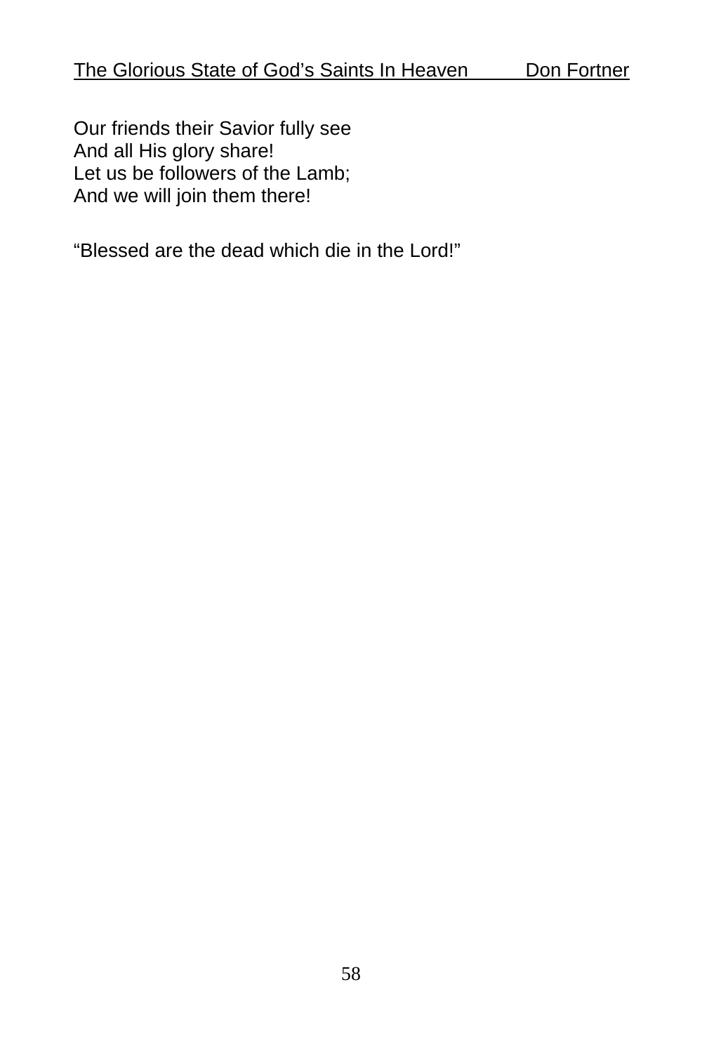Our friends their Savior fully see  
And all His glory share!  
Let us be followers of the Lamb;  
And we will join them there!

“Blessed are the dead which die in the Lord!”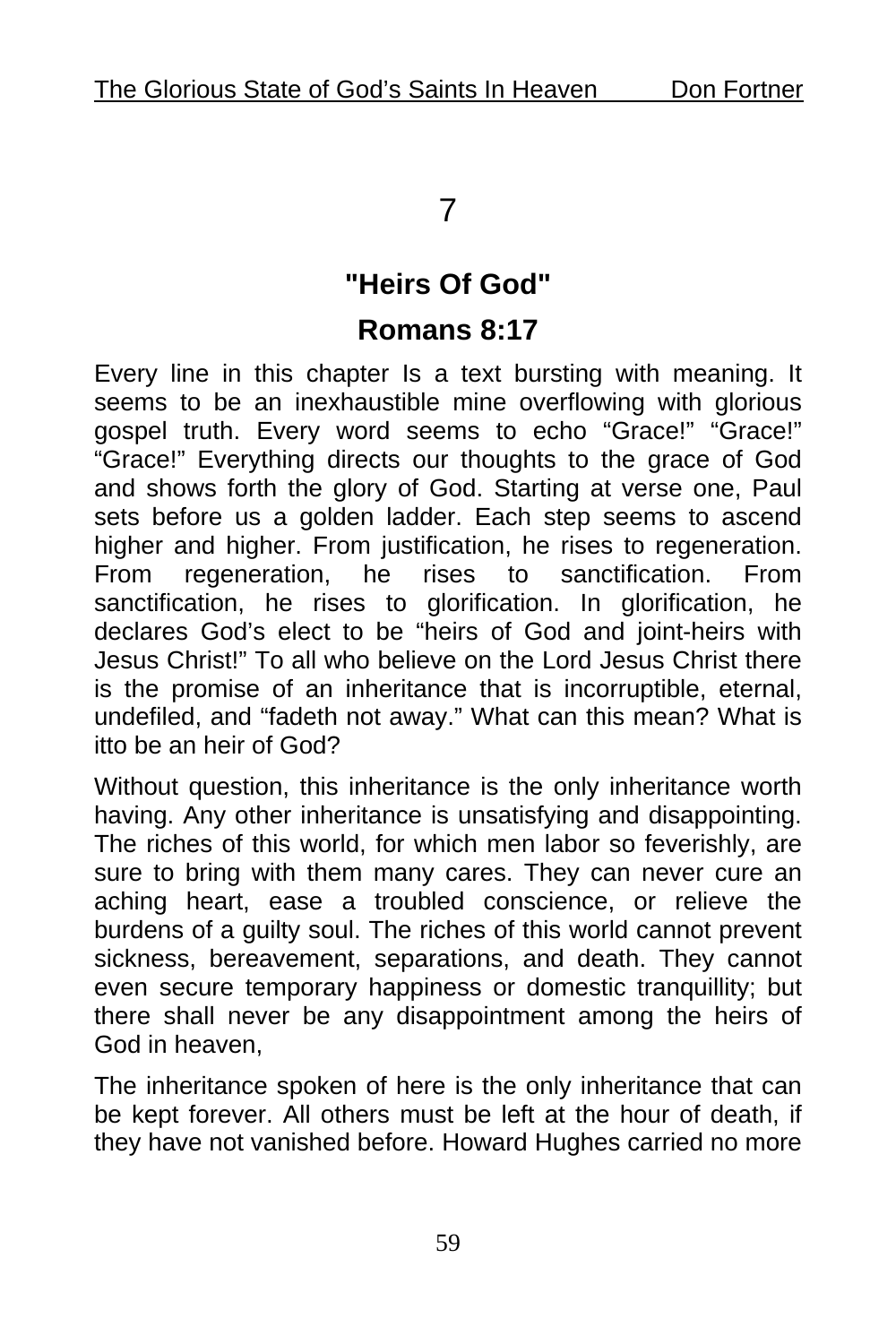# 7

## "Heirs Of God"

## Romans 8:17

Every line in this chapter Is a text bursting with meaning. It seems to be an inexhaustible mine overflowing with glorious gospel truth. Every word seems to echo "Grace!" "Grace!" "Grace!" Everything directs our thoughts to the grace of God and shows forth the glory of God. Starting at verse one, Paul sets before us a golden ladder. Each step seems to ascend higher and higher. From justification, he rises to regeneration. From regeneration, he rises to sanctification. From sanctification, he rises to glorification. In glorification, he declares God's elect to be "heirs of God and joint-heirs with Jesus Christ!" To all who believe on the Lord Jesus Christ there is the promise of an inheritance that is incorruptible, eternal, undefiled, and "fadeth not away." What can this mean? What is itto be an heir of God?

Without question, this inheritance is the only inheritance worth having. Any other inheritance is unsatisfying and disappointing. The riches of this world, for which men labor so feverishly, are sure to bring with them many cares. They can never cure an aching heart, ease a troubled conscience, or relieve the burdens of a guilty soul. The riches of this world cannot prevent sickness, bereavement, separations, and death. They cannot even secure temporary happiness or domestic tranquillity; but there shall never be any disappointment among the heirs of God in heaven,

The inheritance spoken of here is the only inheritance that can be kept forever. All others must be left at the hour of death, if they have not vanished before. Howard Hughes carried no more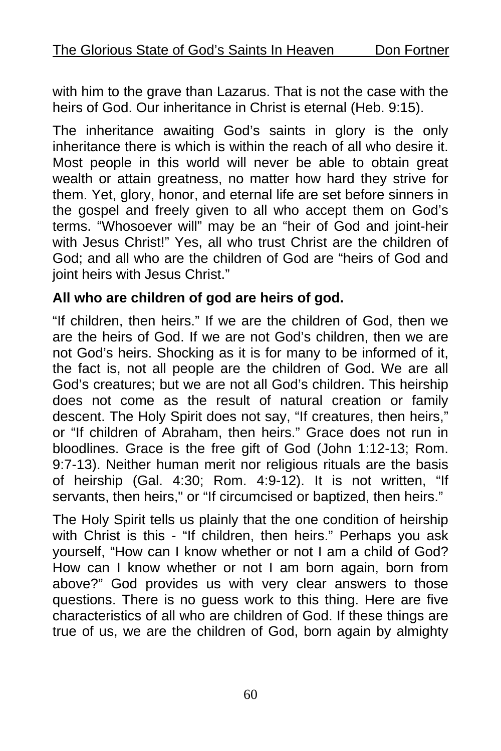with him to the grave than Lazarus. That is not the case with the heirs of God. Our inheritance in Christ is eternal (Heb. 9:15).

The inheritance awaiting God's saints in glory is the only inheritance there is which is within the reach of all who desire it. Most people in this world will never be able to obtain great wealth or attain greatness, no matter how hard they strive for them. Yet, glory, honor, and eternal life are set before sinners in the gospel and freely given to all who accept them on God's terms. "Whosoever will" may be an "heir of God and joint-heir with Jesus Christ!" Yes, all who trust Christ are the children of God; and all who are the children of God are "heirs of God and joint heirs with Jesus Christ."

**All who are children of god are heirs of god.**

"If children, then heirs." If we are the children of God, then we are the heirs of God. If we are not God's children, then we are not God's heirs. Shocking as it is for many to be informed of it, the fact is, not all people are the children of God. We are all God's creatures; but we are not all God's children. This heirship does not come as the result of natural creation or family descent. The Holy Spirit does not say, "If creatures, then heirs," or "If children of Abraham, then heirs." Grace does not run in bloodlines. Grace is the free gift of God (John 1:12-13; Rom. 9:7-13). Neither human merit nor religious rituals are the basis of heirship (Gal. 4:30; Rom. 4:9-12). It is not written, "If servants, then heirs," or "If circumcised or baptized, then heirs."

The Holy Spirit tells us plainly that the one condition of heirship with Christ is this - "If children, then heirs." Perhaps you ask yourself, "How can I know whether or not I am a child of God? How can I know whether or not I am born again, born from above?" God provides us with very clear answers to those questions. There is no guess work to this thing. Here are five characteristics of all who are children of God. If these things are true of us, we are the children of God, born again by almighty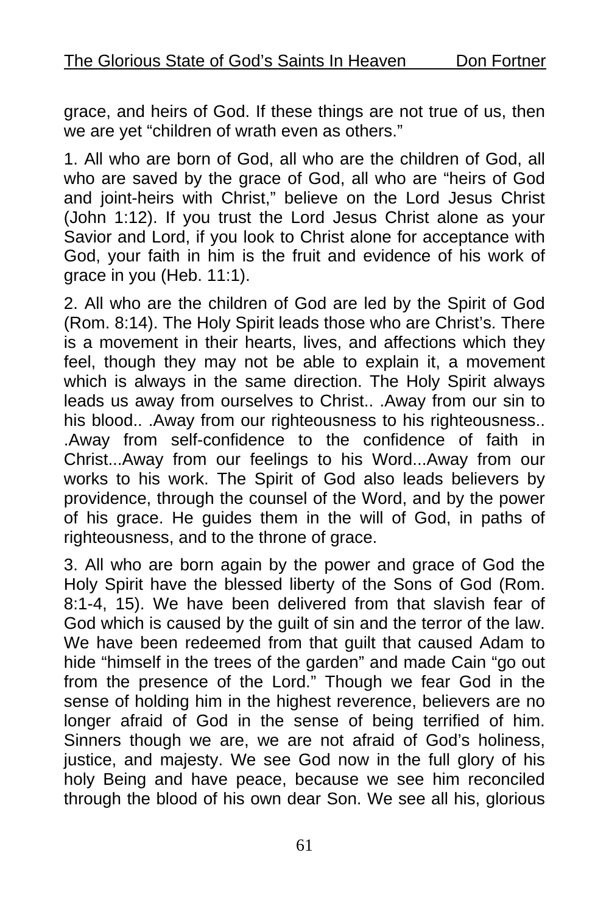grace, and heirs of God. If these things are not true of us, then we are yet "children of wrath even as others."

1. All who are born of God, all who are the children of God, all who are saved by the grace of God, all who are "heirs of God and joint-heirs with Christ," believe on the Lord Jesus Christ (John 1:12). If you trust the Lord Jesus Christ alone as your Savior and Lord, if you look to Christ alone for acceptance with God, your faith in him is the fruit and evidence of his work of grace in you (Heb. 11:1).

2. All who are the children of God are led by the Spirit of God (Rom. 8:14). The Holy Spirit leads those who are Christ's. There is a movement in their hearts, lives, and affections which they feel, though they may not be able to explain it, a movement which is always in the same direction. The Holy Spirit always leads us away from ourselves to Christ.. .Away from our sin to his blood.. .Away from our righteousness to his righteousness.. .Away from self-confidence to the confidence of faith in Christ...Away from our feelings to his Word...Away from our works to his work. The Spirit of God also leads believers by providence, through the counsel of the Word, and by the power of his grace. He guides them in the will of God, in paths of righteousness, and to the throne of grace.

3. All who are born again by the power and grace of God the Holy Spirit have the blessed liberty of the Sons of God (Rom. 8:1-4, 15). We have been delivered from that slavish fear of God which is caused by the guilt of sin and the terror of the law. We have been redeemed from that guilt that caused Adam to hide "himself in the trees of the garden" and made Cain "go out from the presence of the Lord." Though we fear God in the sense of holding him in the highest reverence, believers are no longer afraid of God in the sense of being terrified of him. Sinners though we are, we are not afraid of God's holiness, justice, and majesty. We see God now in the full glory of his holy Being and have peace, because we see him reconciled through the blood of his own dear Son. We see all his, glorious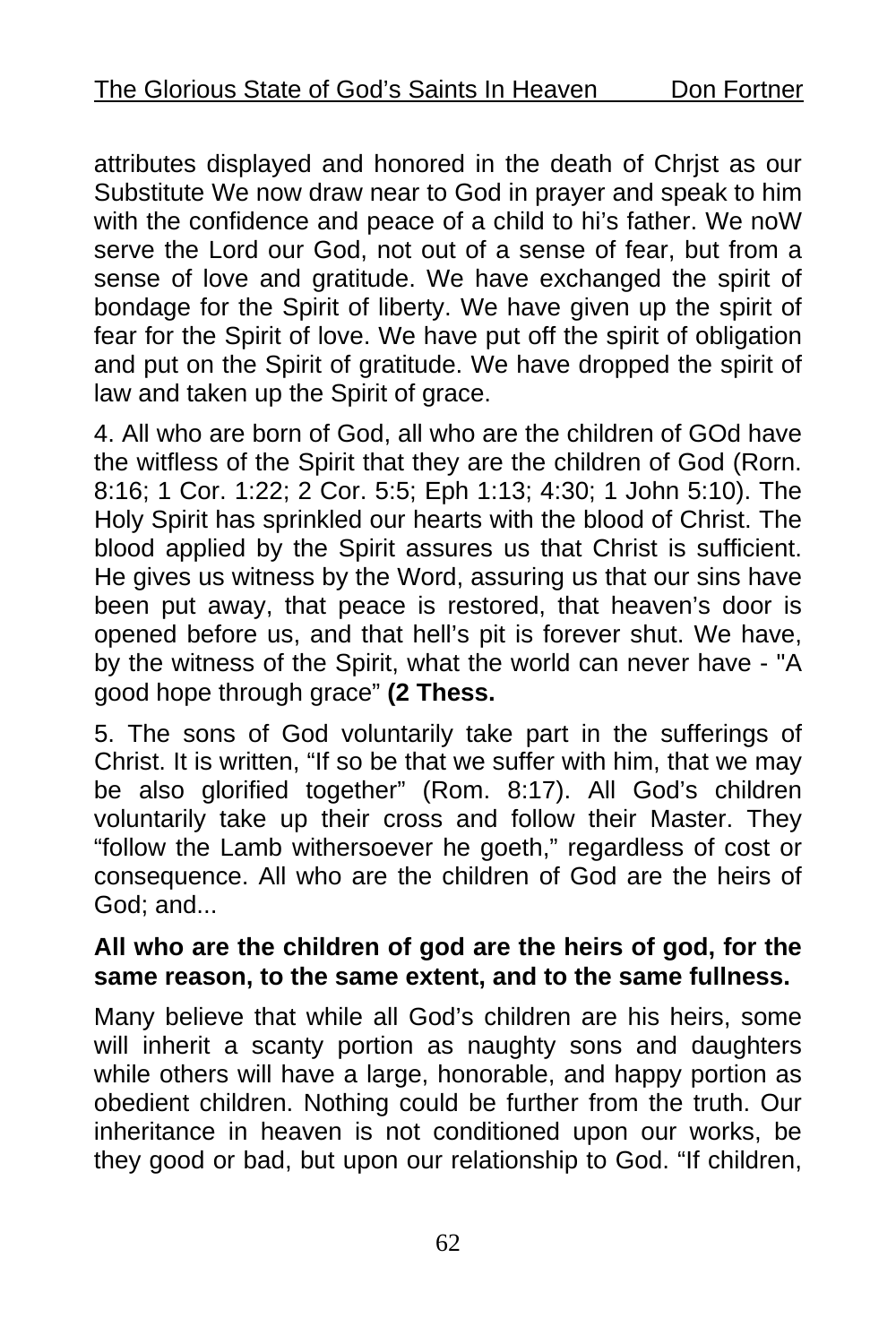attributes displayed and honored in the death of Chrjst as our Substitute We now draw near to God in prayer and speak to him with the confidence and peace of a child to hi's father. We noW serve the Lord our God, not out of a sense of fear, but from a sense of love and gratitude. We have exchanged the spirit of bondage for the Spirit of liberty. We have given up the spirit of fear for the Spirit of love. We have put off the spirit of obligation and put on the Spirit of gratitude. We have dropped the spirit of law and taken up the Spirit of grace.

4. All who are born of God, all who are the children of GOd have the witfless of the Spirit that they are the children of God (Rorn. 8:16; 1 Cor. 1:22; 2 Cor. 5:5; Eph 1:13; 4:30; 1 John 5:10). The Holy Spirit has sprinkled our hearts with the blood of Christ. The blood applied by the Spirit assures us that Christ is sufficient. He gives us witness by the Word, assuring us that our sins have been put away, that peace is restored, that heaven's door is opened before us, and that hell's pit is forever shut. We have, by the witness of the Spirit, what the world can never have - "A good hope through grace" **(2 Thess.**

5. The sons of God voluntarily take part in the sufferings of Christ. It is written, "If so be that we suffer with him, that we may be also glorified together" (Rom. 8:17). All God's children voluntarily take up their cross and follow their Master. They "follow the Lamb withersoever he goeth," regardless of cost or consequence. All who are the children of God are the heirs of God; and...

**All who are the children of god are the heirs of god, for the same reason, to the same extent, and to the same fullness.**

Many believe that while all God's children are his heirs, some will inherit a scanty portion as naughty sons and daughters while others will have a large, honorable, and happy portion as obedient children. Nothing could be further from the truth. Our inheritance in heaven is not conditioned upon our works, be they good or bad, but upon our relationship to God. "If children,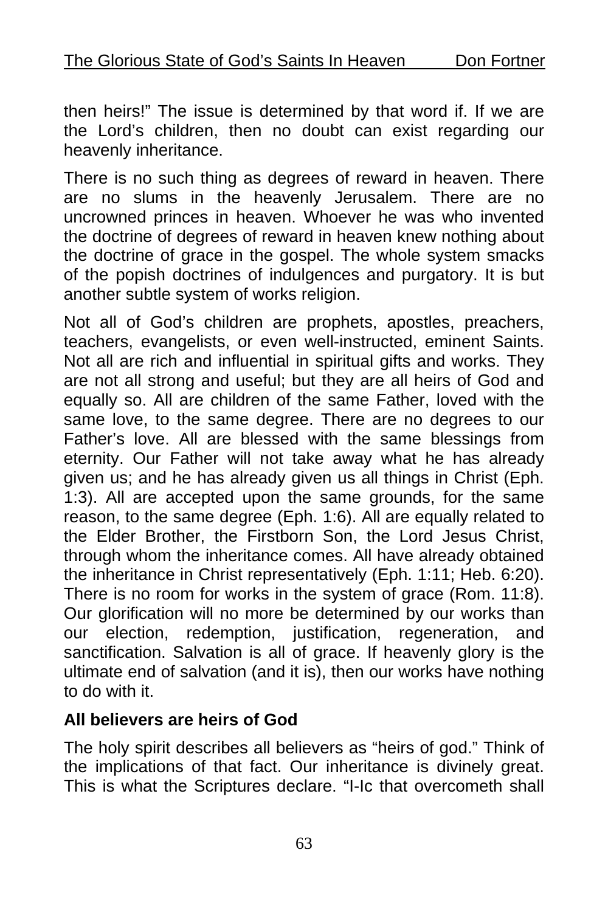then heirs!" The issue is determined by that word if. If we are the Lord's children, then no doubt can exist regarding our heavenly inheritance.

There is no such thing as degrees of reward in heaven. There are no slums in the heavenly Jerusalem. There are no uncrowned princes in heaven. Whoever he was who invented the doctrine of degrees of reward in heaven knew nothing about the doctrine of grace in the gospel. The whole system smacks of the popish doctrines of indulgences and purgatory. It is but another subtle system of works religion.

Not all of God's children are prophets, apostles, preachers, teachers, evangelists, or even well-instructed, eminent Saints. Not all are rich and influential in spiritual gifts and works. They are not all strong and useful; but they are all heirs of God and equally so. All are children of the same Father, loved with the same love, to the same degree. There are no degrees to our Father's love. All are blessed with the same blessings from eternity. Our Father will not take away what he has already given us; and he has already given us all things in Christ (Eph. 1:3). All are accepted upon the same grounds, for the same reason, to the same degree (Eph. 1:6). All are equally related to the Elder Brother, the Firstborn Son, the Lord Jesus Christ, through whom the inheritance comes. All have already obtained the inheritance in Christ representatively (Eph. 1:11; Heb. 6:20). There is no room for works in the system of grace (Rom. 11:8). Our glorification will no more be determined by our works than our election, redemption, justification, regeneration, and sanctification. Salvation is all of grace. If heavenly glory is the ultimate end of salvation (and it is), then our works have nothing to do with it.

**All believers are heirs of God**

The holy spirit describes all believers as "heirs of god." Think of the implications of that fact. Our inheritance is divinely great. This is what the Scriptures declare. "I-Ic that overcometh shall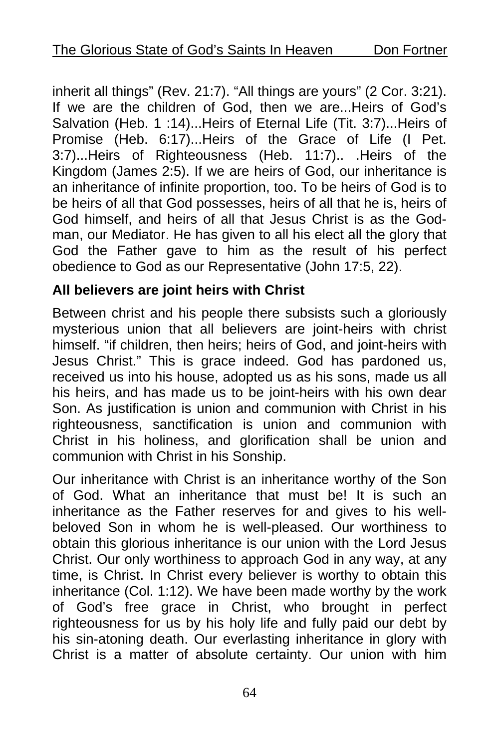inherit all things" (Rev. 21:7). "All things are yours" (2 Cor. 3:21). If we are the children of God, then we are...Heirs of God's Salvation (Heb. 1 :14)...Heirs of Eternal Life (Tit. 3:7)...Heirs of Promise (Heb. 6:17)...Heirs of the Grace of Life (I Pet. 3:7)...Heirs of Righteousness (Heb. 11:7).. .Heirs of the Kingdom (James 2:5). If we are heirs of God, our inheritance is an inheritance of infinite proportion, too. To be heirs of God is to be heirs of all that God possesses, heirs of all that he is, heirs of God himself, and heirs of all that Jesus Christ is as the God-man, our Mediator. He has given to all his elect all the glory that God the Father gave to him as the result of his perfect obedience to God as our Representative (John 17:5, 22).

**All believers are joint heirs with Christ**

Between christ and his people there subsists such a gloriously mysterious union that all believers are joint-heirs with christ himself. "if children, then heirs; heirs of God, and joint-heirs with Jesus Christ." This is grace indeed. God has pardoned us, received us into his house, adopted us as his sons, made us all his heirs, and has made us to be joint-heirs with his own dear Son. As justification is union and communion with Christ in his righteousness, sanctification is union and communion with Christ in his holiness, and glorification shall be union and communion with Christ in his Sonship.

Our inheritance with Christ is an inheritance worthy of the Son of God. What an inheritance that must be! It is such an inheritance as the Father reserves for and gives to his well-beloved Son in whom he is well-pleased. Our worthiness to obtain this glorious inheritance is our union with the Lord Jesus Christ. Our only worthiness to approach God in any way, at any time, is Christ. In Christ every believer is worthy to obtain this inheritance (Col. 1:12). We have been made worthy by the work of God's free grace in Christ, who brought in perfect righteousness for us by his holy life and fully paid our debt by his sin-atoning death. Our everlasting inheritance in glory with Christ is a matter of absolute certainty. Our union with him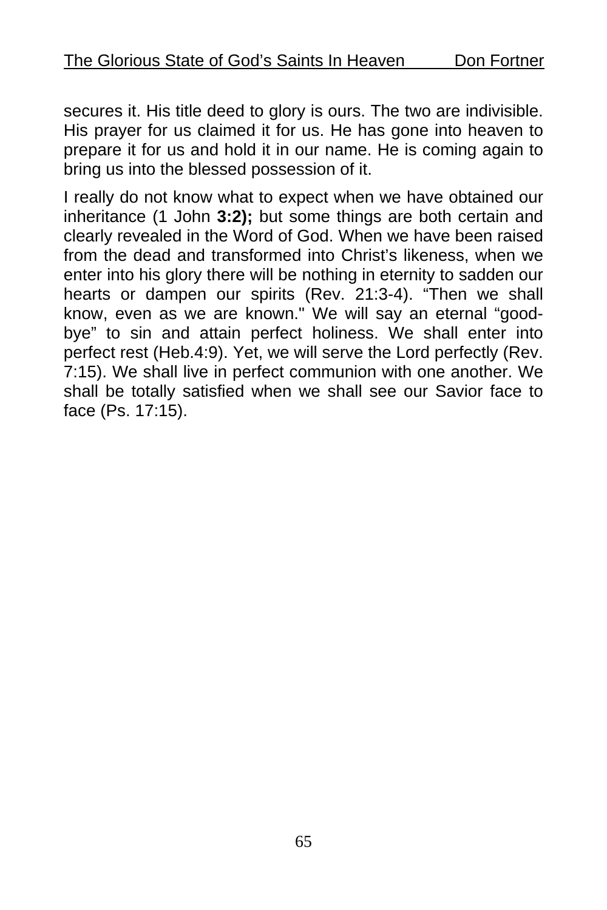secures it. His title deed to glory is ours. The two are indivisible. His prayer for us claimed it for us. He has gone into heaven to prepare it for us and hold it in our name. He is coming again to bring us into the blessed possession of it.

I really do not know what to expect when we have obtained our inheritance (1 John **3:2);** but some things are both certain and clearly revealed in the Word of God. When we have been raised from the dead and transformed into Christ's likeness, when we enter into his glory there will be nothing in eternity to sadden our hearts or dampen our spirits (Rev. 21:3-4). "Then we shall know, even as we are known." We will say an eternal "good-bye" to sin and attain perfect holiness. We shall enter into perfect rest (Heb.4:9). Yet, we will serve the Lord perfectly (Rev. 7:15). We shall live in perfect communion with one another. We shall be totally satisfied when we shall see our Savior face to face (Ps. 17:15).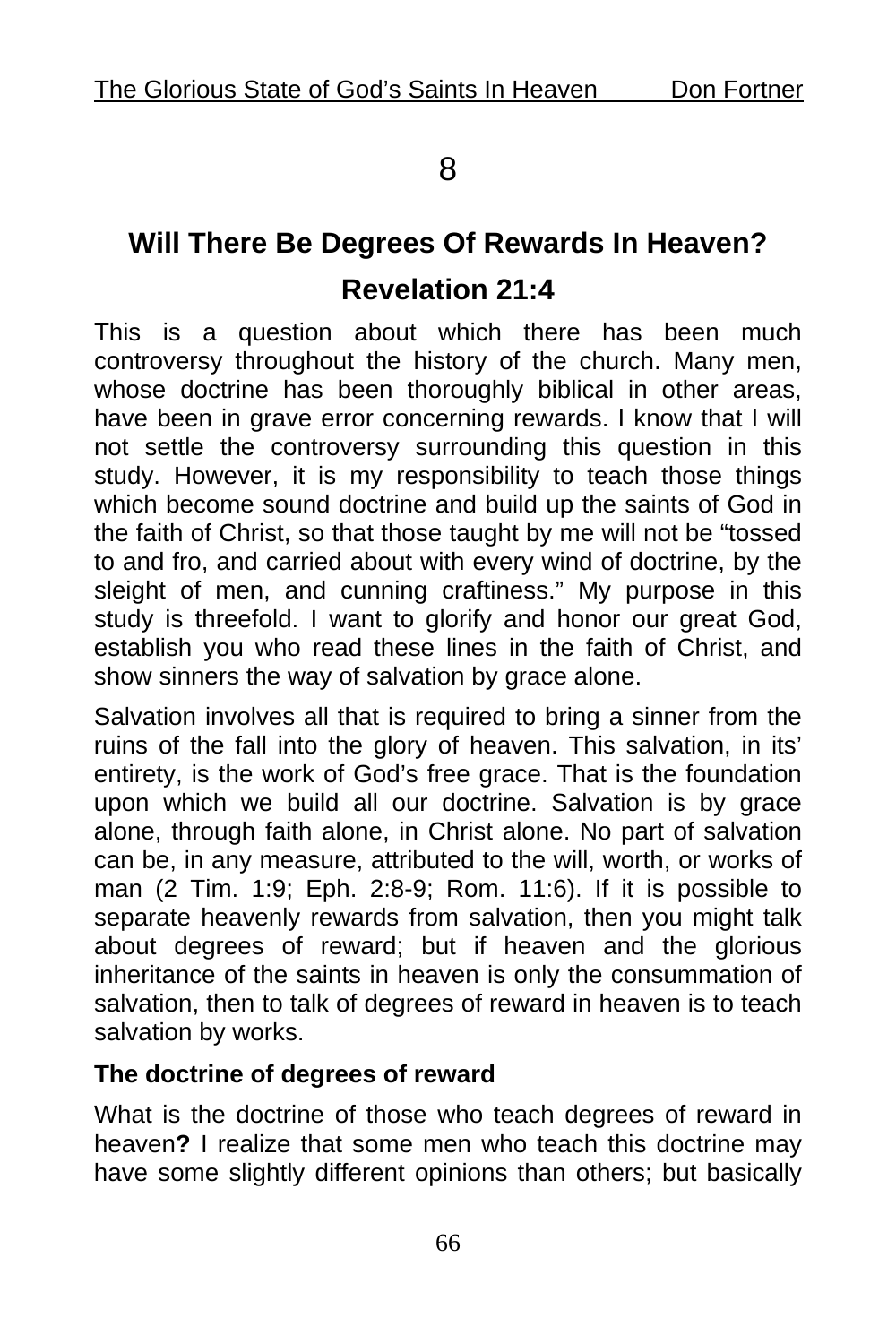# 8

## Will There Be Degrees Of Rewards In Heaven?

## Revelation 21:4

This is a question about which there has been much controversy throughout the history of the church. Many men, whose doctrine has been thoroughly biblical in other areas, have been in grave error concerning rewards. I know that I will not settle the controversy surrounding this question in this study. However, it is my responsibility to teach those things which become sound doctrine and build up the saints of God in the faith of Christ, so that those taught by me will not be "tossed to and fro, and carried about with every wind of doctrine, by the sleight of men, and cunning craftiness." My purpose in this study is threefold. I want to glorify and honor our great God, establish you who read these lines in the faith of Christ, and show sinners the way of salvation by grace alone.

Salvation involves all that is required to bring a sinner from the ruins of the fall into the glory of heaven. This salvation, in its' entirety, is the work of God's free grace. That is the foundation upon which we build all our doctrine. Salvation is by grace alone, through faith alone, in Christ alone. No part of salvation can be, in any measure, attributed to the will, worth, or works of man (2 Tim. 1:9; Eph. 2:8-9; Rom. 11:6). If it is possible to separate heavenly rewards from salvation, then you might talk about degrees of reward; but if heaven and the glorious inheritance of the saints in heaven is only the consummation of salvation, then to talk of degrees of reward in heaven is to teach salvation by works.

**The doctrine of degrees of reward**

What is the doctrine of those who teach degrees of reward in heaven**?** I realize that some men who teach this doctrine may have some slightly different opinions than others; but basically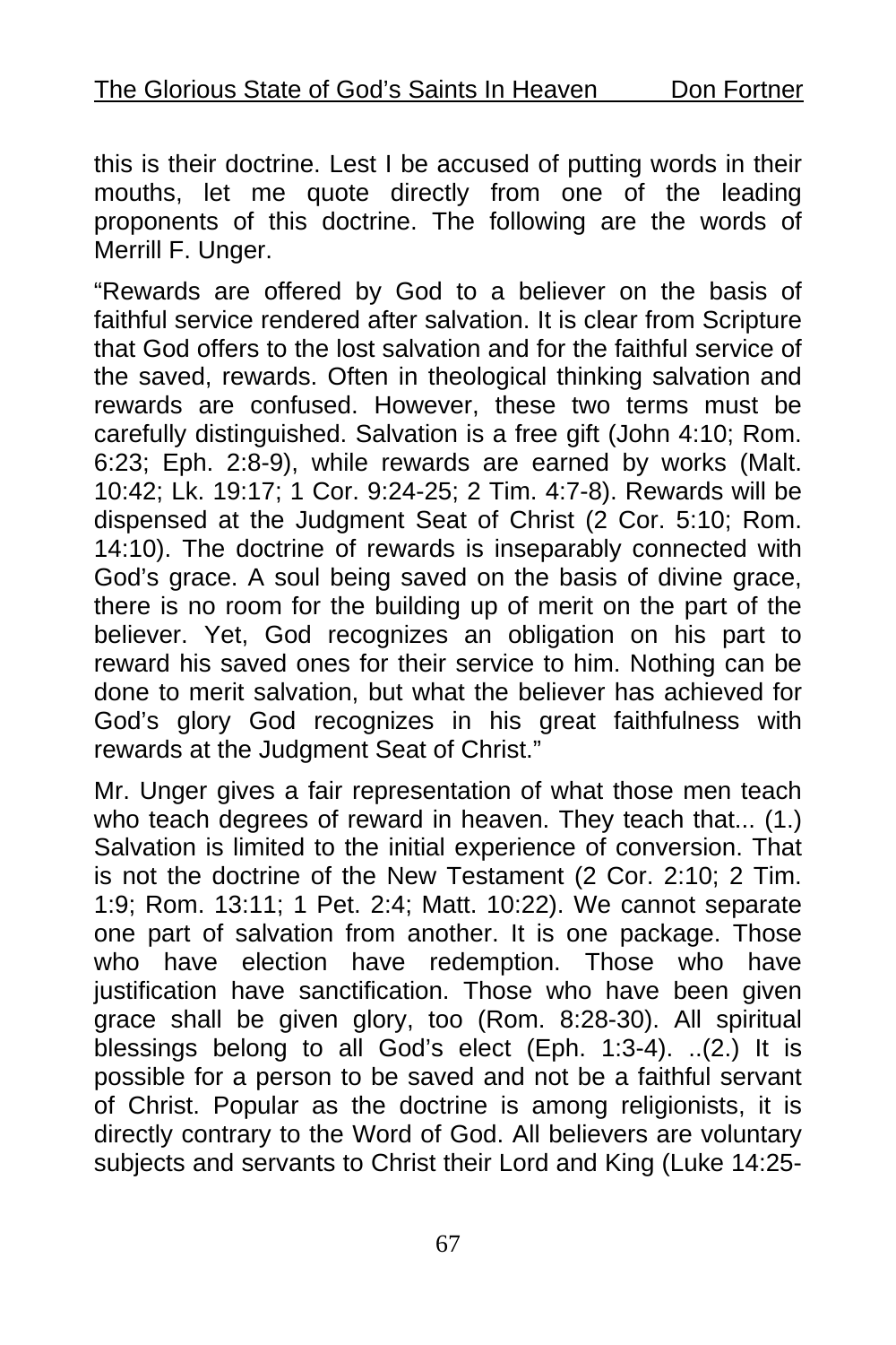this is their doctrine. Lest I be accused of putting words in their mouths, let me quote directly from one of the leading proponents of this doctrine. The following are the words of Merrill F. Unger.

"Rewards are offered by God to a believer on the basis of faithful service rendered after salvation. It is clear from Scripture that God offers to the lost salvation and for the faithful service of the saved, rewards. Often in theological thinking salvation and rewards are confused. However, these two terms must be carefully distinguished. Salvation is a free gift (John 4:10; Rom. 6:23; Eph. 2:8-9), while rewards are earned by works (Malt. 10:42; Lk. 19:17; 1 Cor. 9:24-25; 2 Tim. 4:7-8). Rewards will be dispensed at the Judgment Seat of Christ (2 Cor. 5:10; Rom. 14:10). The doctrine of rewards is inseparably connected with God's grace. A soul being saved on the basis of divine grace, there is no room for the building up of merit on the part of the believer. Yet, God recognizes an obligation on his part to reward his saved ones for their service to him. Nothing can be done to merit salvation, but what the believer has achieved for God's glory God recognizes in his great faithfulness with rewards at the Judgment Seat of Christ."

Mr. Unger gives a fair representation of what those men teach who teach degrees of reward in heaven. They teach that... (1.) Salvation is limited to the initial experience of conversion. That is not the doctrine of the New Testament (2 Cor. 2:10; 2 Tim. 1:9; Rom. 13:11; 1 Pet. 2:4; Matt. 10:22). We cannot separate one part of salvation from another. It is one package. Those who have election have redemption. Those who have justification have sanctification. Those who have been given grace shall be given glory, too (Rom. 8:28-30). All spiritual blessings belong to all God's elect (Eph. 1:3-4). ..(2.) It is possible for a person to be saved and not be a faithful servant of Christ. Popular as the doctrine is among religionists, it is directly contrary to the Word of God. All believers are voluntary subjects and servants to Christ their Lord and King (Luke 14:25-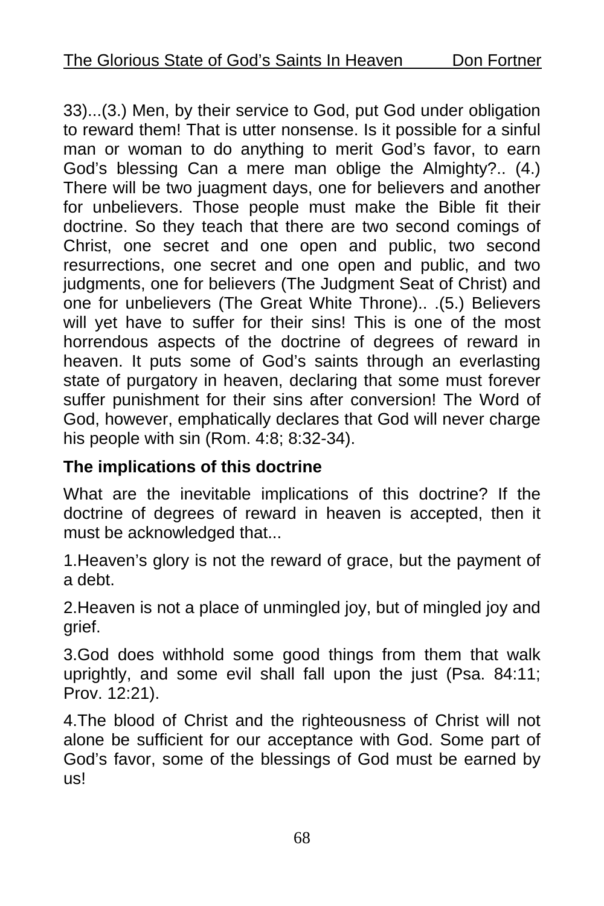33)...(3.) Men, by their service to God, put God under obligation to reward them! That is utter nonsense. Is it possible for a sinful man or woman to do anything to merit God's favor, to earn God's blessing Can a mere man oblige the Almighty?.. (4.) There will be two juagment days, one for believers and another for unbelievers. Those people must make the Bible fit their doctrine. So they teach that there are two second comings of Christ, one secret and one open and public, two second resurrections, one secret and one open and public, and two judgments, one for believers (The Judgment Seat of Christ) and one for unbelievers (The Great White Throne).. .(5.) Believers will yet have to suffer for their sins! This is one of the most horrendous aspects of the doctrine of degrees of reward in heaven. It puts some of God's saints through an everlasting state of purgatory in heaven, declaring that some must forever suffer punishment for their sins after conversion! The Word of God, however, emphatically declares that God will never charge his people with sin (Rom. 4:8; 8:32-34).

**The implications of this doctrine**

What are the inevitable implications of this doctrine? If the doctrine of degrees of reward in heaven is accepted, then it must be acknowledged that...

1.Heaven's glory is not the reward of grace, but the payment of a debt.

2.Heaven is not a place of unmingled joy, but of mingled joy and grief.

3.God does withhold some good things from them that walk uprightly, and some evil shall fall upon the just (Psa. 84:11; Prov. 12:21).

4.The blood of Christ and the righteousness of Christ will not alone be sufficient for our acceptance with God. Some part of God's favor, some of the blessings of God must be earned by us!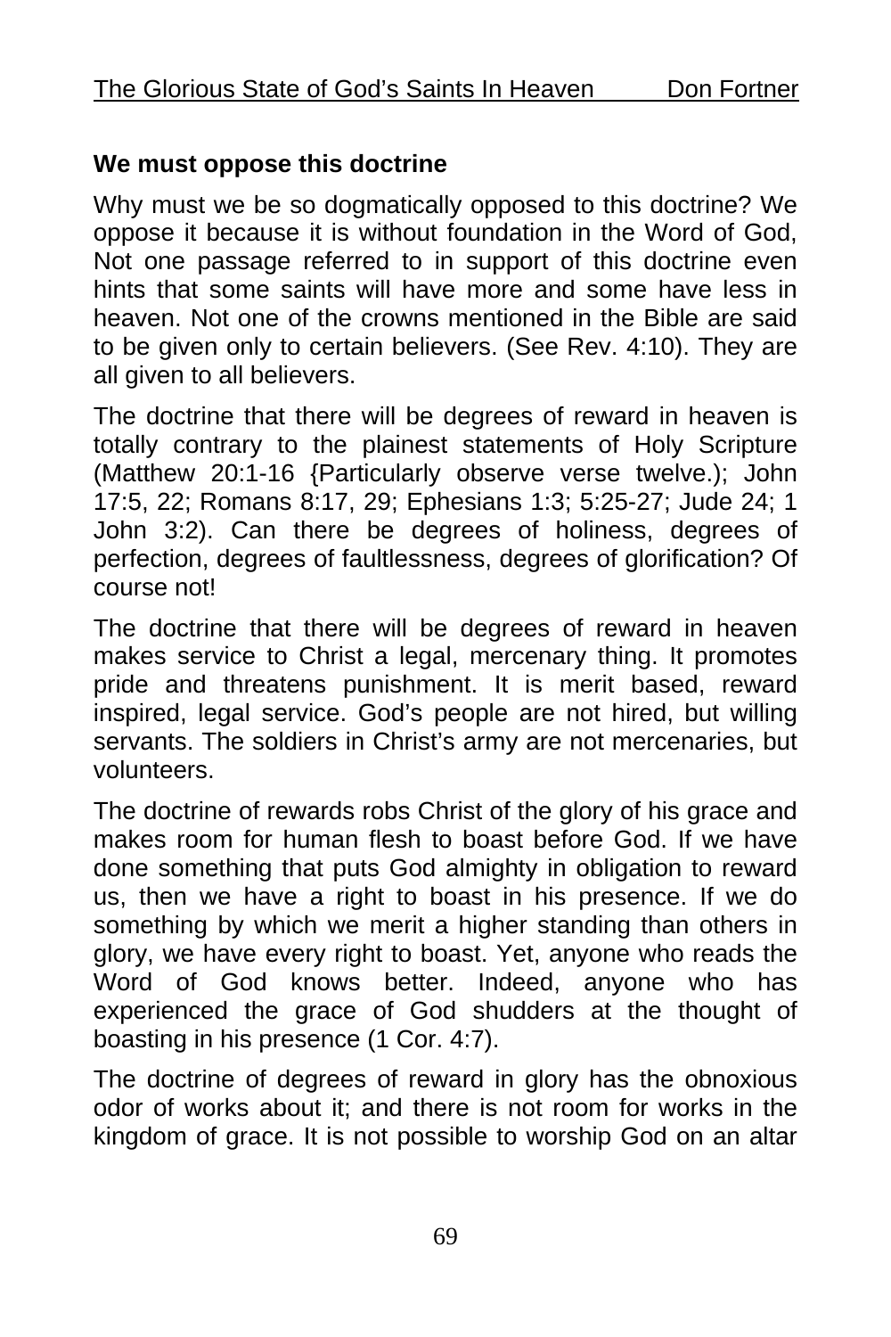**We must oppose this doctrine**

Why must we be so dogmatically opposed to this doctrine? We oppose it because it is without foundation in the Word of God, Not one passage referred to in support of this doctrine even hints that some saints will have more and some have less in heaven. Not one of the crowns mentioned in the Bible are said to be given only to certain believers. (See Rev. 4:10). They are all given to all believers.

The doctrine that there will be degrees of reward in heaven is totally contrary to the plainest statements of Holy Scripture (Matthew 20:1-16 {Particularly observe verse twelve.); John 17:5, 22; Romans 8:17, 29; Ephesians 1:3; 5:25-27; Jude 24; 1 John 3:2). Can there be degrees of holiness, degrees of perfection, degrees of faultlessness, degrees of glorification? Of course not!

The doctrine that there will be degrees of reward in heaven makes service to Christ a legal, mercenary thing. It promotes pride and threatens punishment. It is merit based, reward inspired, legal service. God's people are not hired, but willing servants. The soldiers in Christ's army are not mercenaries, but volunteers.

The doctrine of rewards robs Christ of the glory of his grace and makes room for human flesh to boast before God. If we have done something that puts God almighty in obligation to reward us, then we have a right to boast in his presence. If we do something by which we merit a higher standing than others in glory, we have every right to boast. Yet, anyone who reads the Word of God knows better. Indeed, anyone who has experienced the grace of God shudders at the thought of boasting in his presence (1 Cor. 4:7).

The doctrine of degrees of reward in glory has the obnoxious odor of works about it; and there is not room for works in the kingdom of grace. It is not possible to worship God on an altar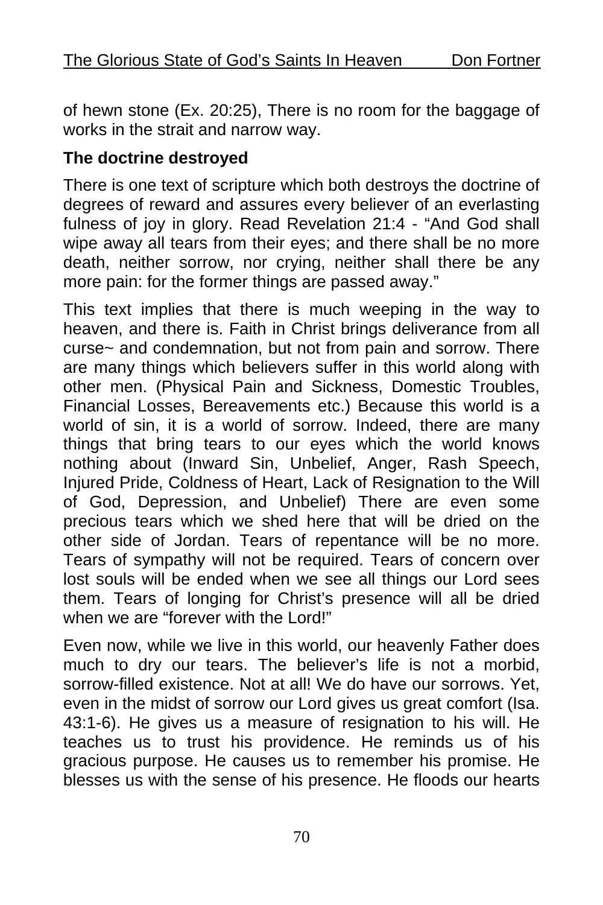of hewn stone (Ex. 20:25), There is no room for the baggage of works in the strait and narrow way.

**The doctrine destroyed**

There is one text of scripture which both destroys the doctrine of degrees of reward and assures every believer of an everlasting fulness of joy in glory. Read Revelation 21:4 - "And God shall wipe away all tears from their eyes; and there shall be no more death, neither sorrow, nor crying, neither shall there be any more pain: for the former things are passed away."

This text implies that there is much weeping in the way to heaven, and there is. Faith in Christ brings deliverance from all curse~ and condemnation, but not from pain and sorrow. There are many things which believers suffer in this world along with other men. (Physical Pain and Sickness, Domestic Troubles, Financial Losses, Bereavements etc.) Because this world is a world of sin, it is a world of sorrow. Indeed, there are many things that bring tears to our eyes which the world knows nothing about (Inward Sin, Unbelief, Anger, Rash Speech, Injured Pride, Coldness of Heart, Lack of Resignation to the Will of God, Depression, and Unbelief) There are even some precious tears which we shed here that will be dried on the other side of Jordan. Tears of repentance will be no more. Tears of sympathy will not be required. Tears of concern over lost souls will be ended when we see all things our Lord sees them. Tears of longing for Christ's presence will all be dried when we are "forever with the Lord!"

Even now, while we live in this world, our heavenly Father does much to dry our tears. The believer's life is not a morbid, sorrow-filled existence. Not at all! We do have our sorrows. Yet, even in the midst of sorrow our Lord gives us great comfort (Isa. 43:1-6). He gives us a measure of resignation to his will. He teaches us to trust his providence. He reminds us of his gracious purpose. He causes us to remember his promise. He blesses us with the sense of his presence. He floods our hearts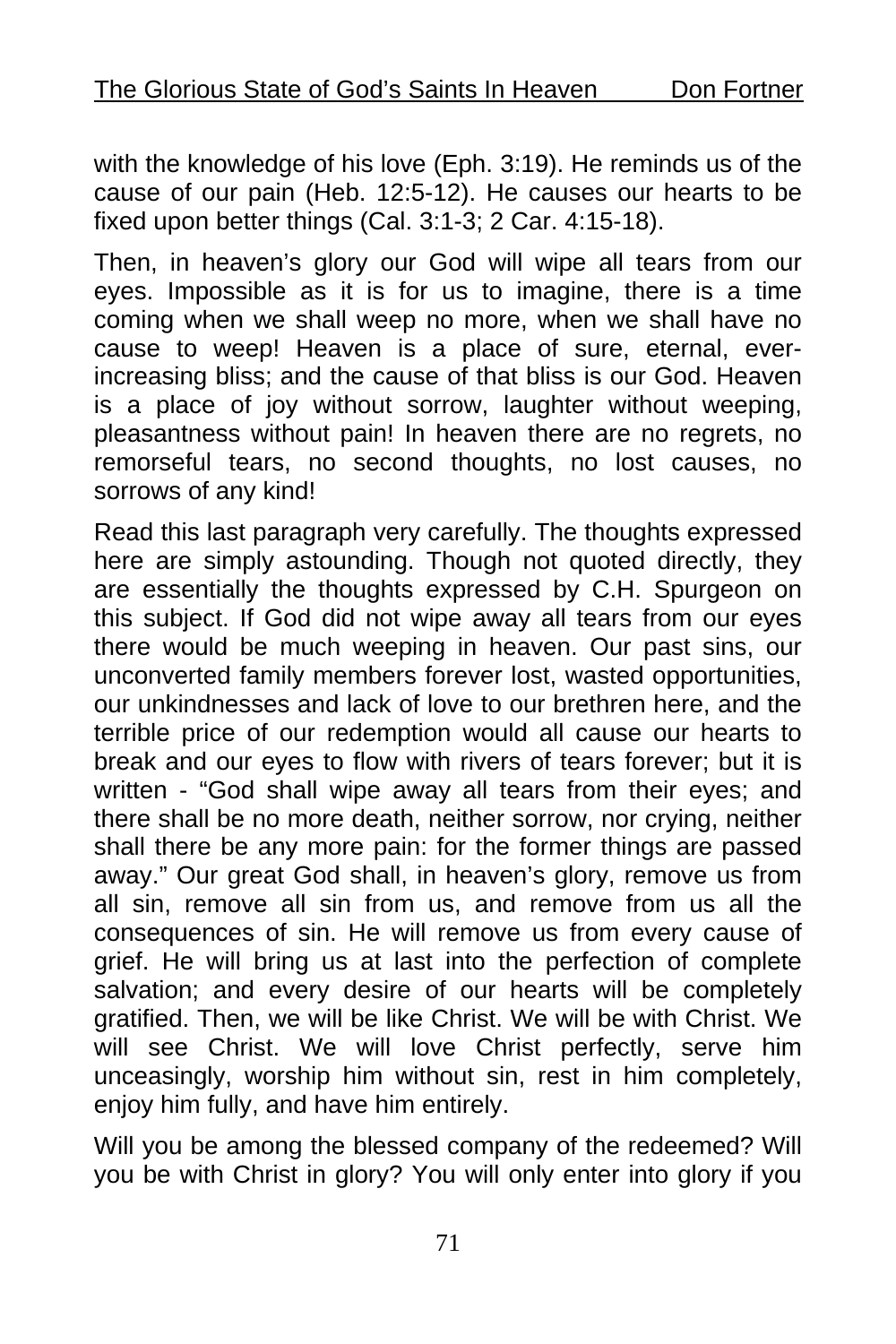with the knowledge of his love (Eph. 3:19). He reminds us of the cause of our pain (Heb. 12:5-12). He causes our hearts to be fixed upon better things (Cal. 3:1-3; 2 Car. 4:15-18).

Then, in heaven's glory our God will wipe all tears from our eyes. Impossible as it is for us to imagine, there is a time coming when we shall weep no more, when we shall have no cause to weep! Heaven is a place of sure, eternal, ever-increasing bliss; and the cause of that bliss is our God. Heaven is a place of joy without sorrow, laughter without weeping, pleasantness without pain! In heaven there are no regrets, no remorseful tears, no second thoughts, no lost causes, no sorrows of any kind!

Read this last paragraph very carefully. The thoughts expressed here are simply astounding. Though not quoted directly, they are essentially the thoughts expressed by C.H. Spurgeon on this subject. If God did not wipe away all tears from our eyes there would be much weeping in heaven. Our past sins, our unconverted family members forever lost, wasted opportunities, our unkindnesses and lack of love to our brethren here, and the terrible price of our redemption would all cause our hearts to break and our eyes to flow with rivers of tears forever; but it is written - "God shall wipe away all tears from their eyes; and there shall be no more death, neither sorrow, nor crying, neither shall there be any more pain: for the former things are passed away." Our great God shall, in heaven's glory, remove us from all sin, remove all sin from us, and remove from us all the consequences of sin. He will remove us from every cause of grief. He will bring us at last into the perfection of complete salvation; and every desire of our hearts will be completely gratified. Then, we will be like Christ. We will be with Christ. We will see Christ. We will love Christ perfectly, serve him unceasingly, worship him without sin, rest in him completely, enjoy him fully, and have him entirely.

Will you be among the blessed company of the redeemed? Will you be with Christ in glory? You will only enter into glory if you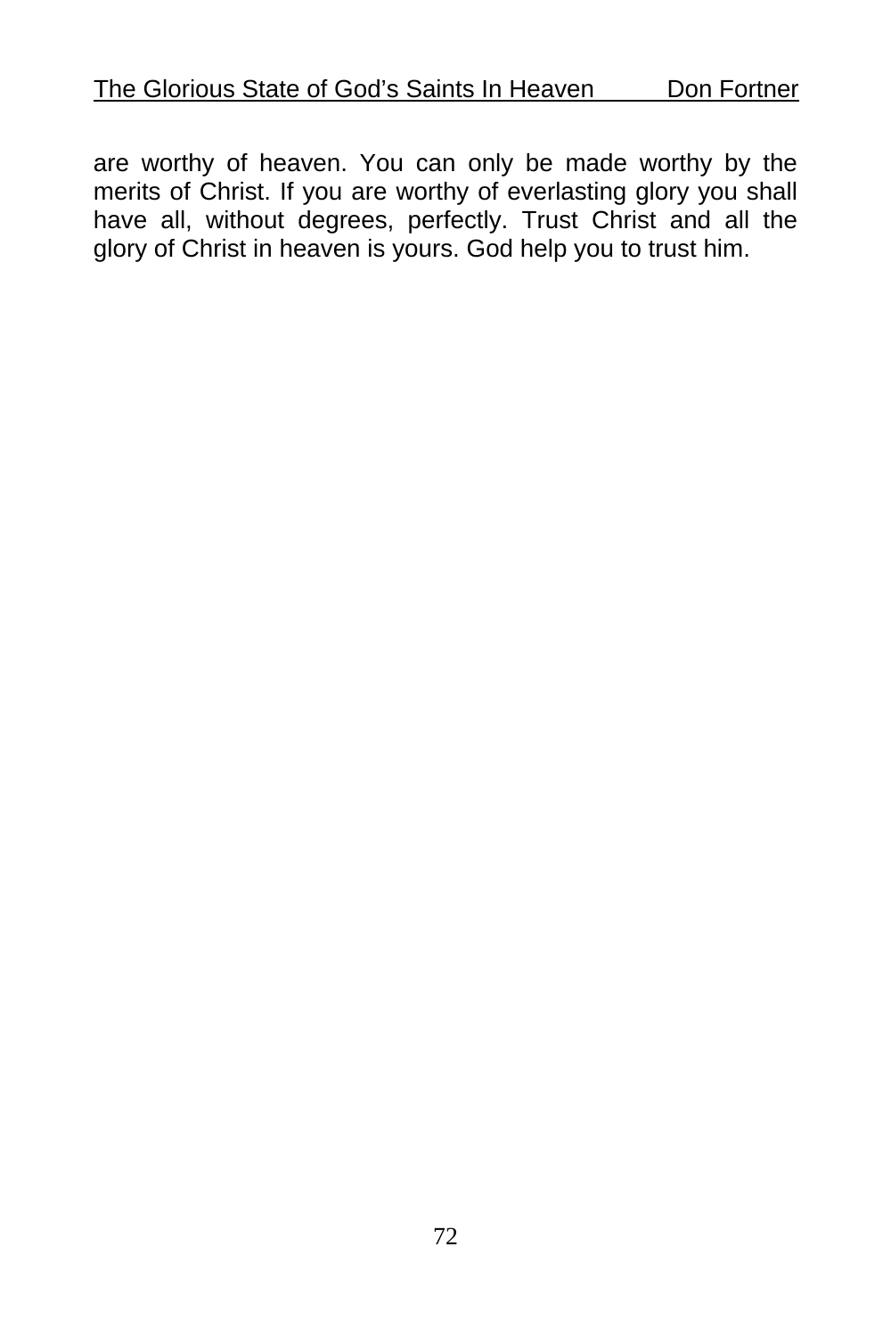are worthy of heaven. You can only be made worthy by the merits of Christ. If you are worthy of everlasting glory you shall have all, without degrees, perfectly. Trust Christ and all the glory of Christ in heaven is yours. God help you to trust him.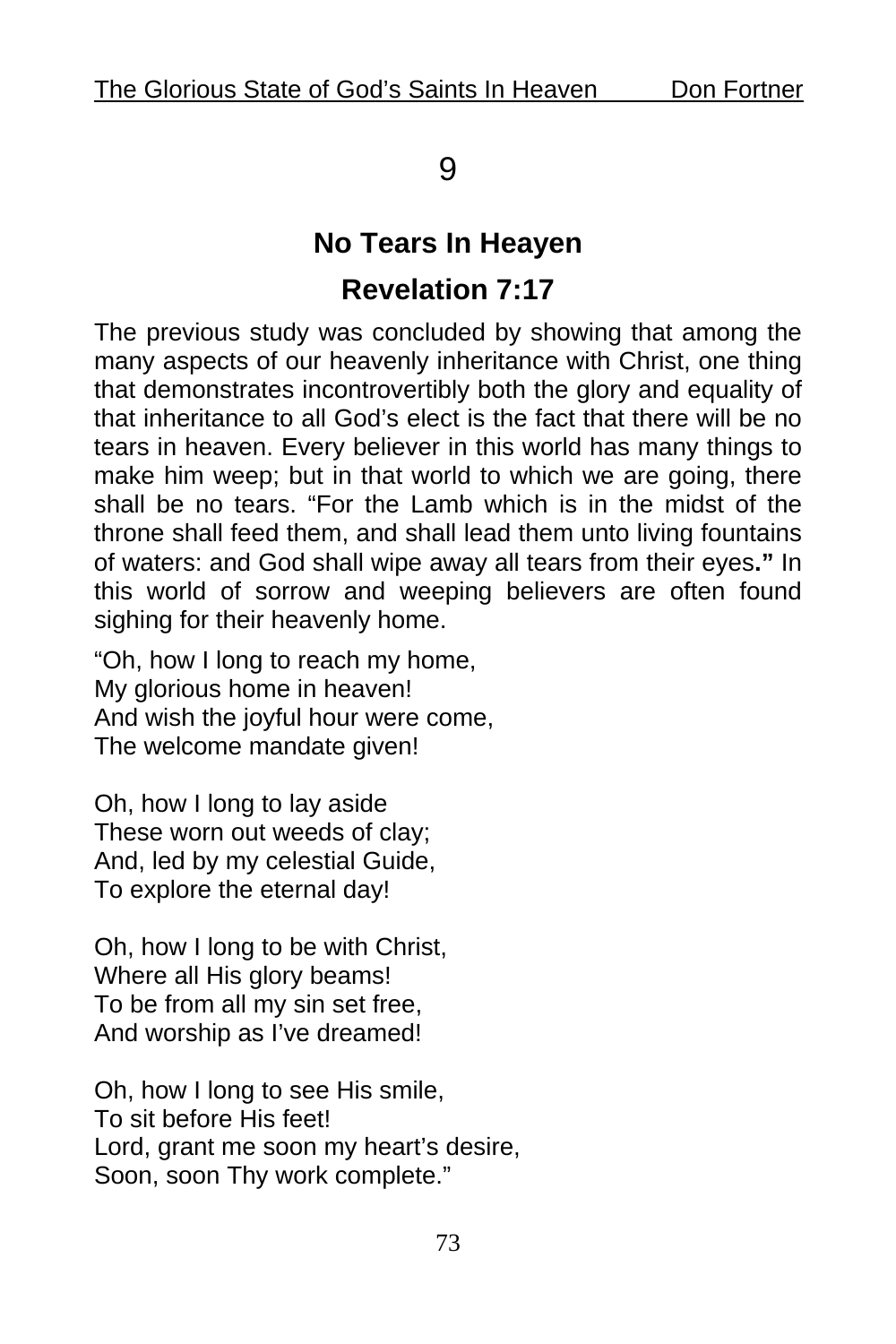# 9

## No Tears In Heayen

## Revelation 7:17

The previous study was concluded by showing that among the many aspects of our heavenly inheritance with Christ, one thing that demonstrates incontrovertibly both the glory and equality of that inheritance to all God's elect is the fact that there will be no tears in heaven. Every believer in this world has many things to make him weep; but in that world to which we are going, there shall be no tears. "For the Lamb which is in the midst of the throne shall feed them, and shall lead them unto living fountains of waters: and God shall wipe away all tears from their eyes**."** In this world of sorrow and weeping believers are often found sighing for their heavenly home.

"Oh, how I long to reach my home,
My glorious home in heaven!
And wish the joyful hour were come,
The welcome mandate given!

Oh, how I long to lay aside
These worn out weeds of clay;
And, led by my celestial Guide,
To explore the eternal day!

Oh, how I long to be with Christ,
Where all His glory beams!
To be from all my sin set free,
And worship as I've dreamed!

Oh, how I long to see His smile,
To sit before His feet!
Lord, grant me soon my heart's desire,
Soon, soon Thy work complete."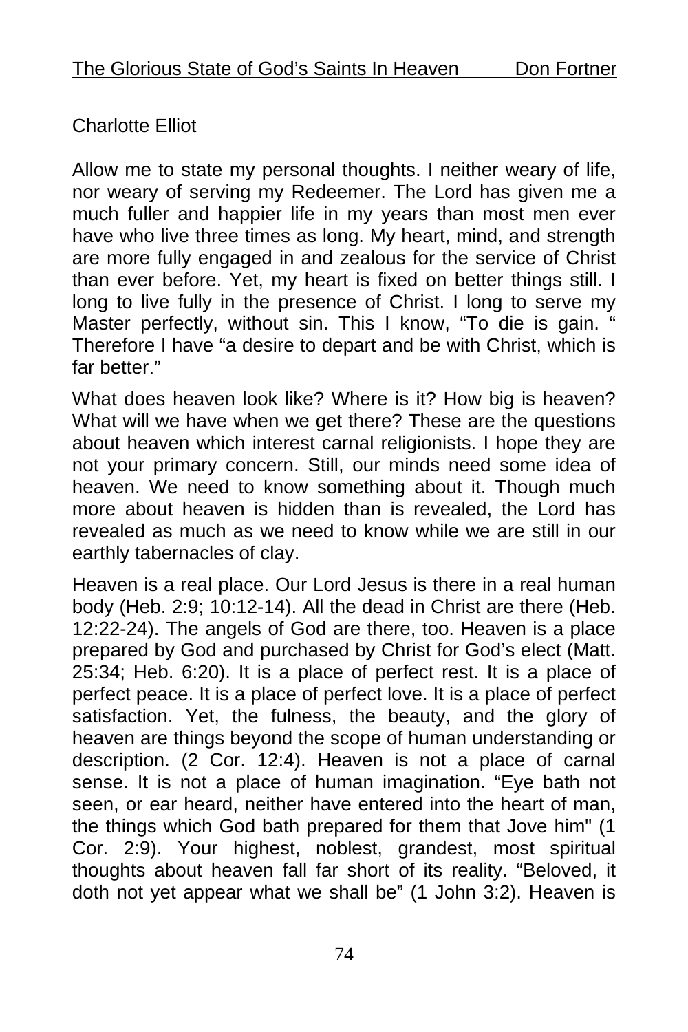Charlotte Elliot

Allow me to state my personal thoughts. I neither weary of life, nor weary of serving my Redeemer. The Lord has given me a much fuller and happier life in my years than most men ever have who live three times as long. My heart, mind, and strength are more fully engaged in and zealous for the service of Christ than ever before. Yet, my heart is fixed on better things still. I long to live fully in the presence of Christ. I long to serve my Master perfectly, without sin. This I know, "To die is gain. " Therefore I have "a desire to depart and be with Christ, which is far better."

What does heaven look like? Where is it? How big is heaven? What will we have when we get there? These are the questions about heaven which interest carnal religionists. I hope they are not your primary concern. Still, our minds need some idea of heaven. We need to know something about it. Though much more about heaven is hidden than is revealed, the Lord has revealed as much as we need to know while we are still in our earthly tabernacles of clay.

Heaven is a real place. Our Lord Jesus is there in a real human body (Heb. 2:9; 10:12-14). All the dead in Christ are there (Heb. 12:22-24). The angels of God are there, too. Heaven is a place prepared by God and purchased by Christ for God's elect (Matt. 25:34; Heb. 6:20). It is a place of perfect rest. It is a place of perfect peace. It is a place of perfect love. It is a place of perfect satisfaction. Yet, the fulness, the beauty, and the glory of heaven are things beyond the scope of human understanding or description. (2 Cor. 12:4). Heaven is not a place of carnal sense. It is not a place of human imagination. "Eye bath not seen, or ear heard, neither have entered into the heart of man, the things which God bath prepared for them that Jove him" (1 Cor. 2:9). Your highest, noblest, grandest, most spiritual thoughts about heaven fall far short of its reality. "Beloved, it doth not yet appear what we shall be" (1 John 3:2). Heaven is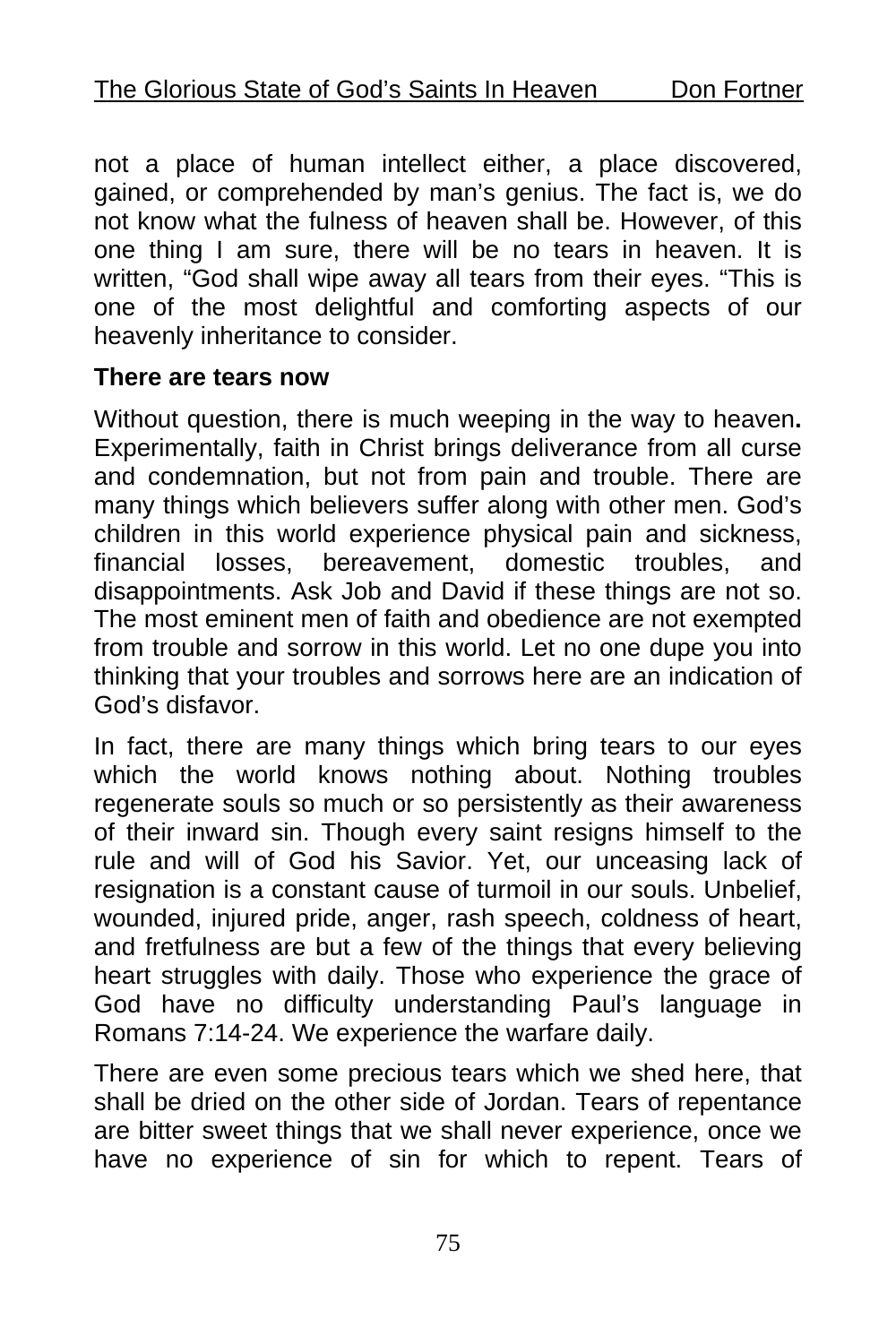not a place of human intellect either, a place discovered, gained, or comprehended by man's genius. The fact is, we do not know what the fulness of heaven shall be. However, of this one thing I am sure, there will be no tears in heaven. It is written, "God shall wipe away all tears from their eyes. "This is one of the most delightful and comforting aspects of our heavenly inheritance to consider.

**There are tears now**

Without question, there is much weeping in the way to heaven**.** Experimentally, faith in Christ brings deliverance from all curse and condemnation, but not from pain and trouble. There are many things which believers suffer along with other men. God's children in this world experience physical pain and sickness, financial losses, bereavement, domestic troubles, and disappointments. Ask Job and David if these things are not so. The most eminent men of faith and obedience are not exempted from trouble and sorrow in this world. Let no one dupe you into thinking that your troubles and sorrows here are an indication of God's disfavor.

In fact, there are many things which bring tears to our eyes which the world knows nothing about. Nothing troubles regenerate souls so much or so persistently as their awareness of their inward sin. Though every saint resigns himself to the rule and will of God his Savior. Yet, our unceasing lack of resignation is a constant cause of turmoil in our souls. Unbelief, wounded, injured pride, anger, rash speech, coldness of heart, and fretfulness are but a few of the things that every believing heart struggles with daily. Those who experience the grace of God have no difficulty understanding Paul's language in Romans 7:14-24. We experience the warfare daily.

There are even some precious tears which we shed here, that shall be dried on the other side of Jordan. Tears of repentance are bitter sweet things that we shall never experience, once we have no experience of sin for which to repent. Tears of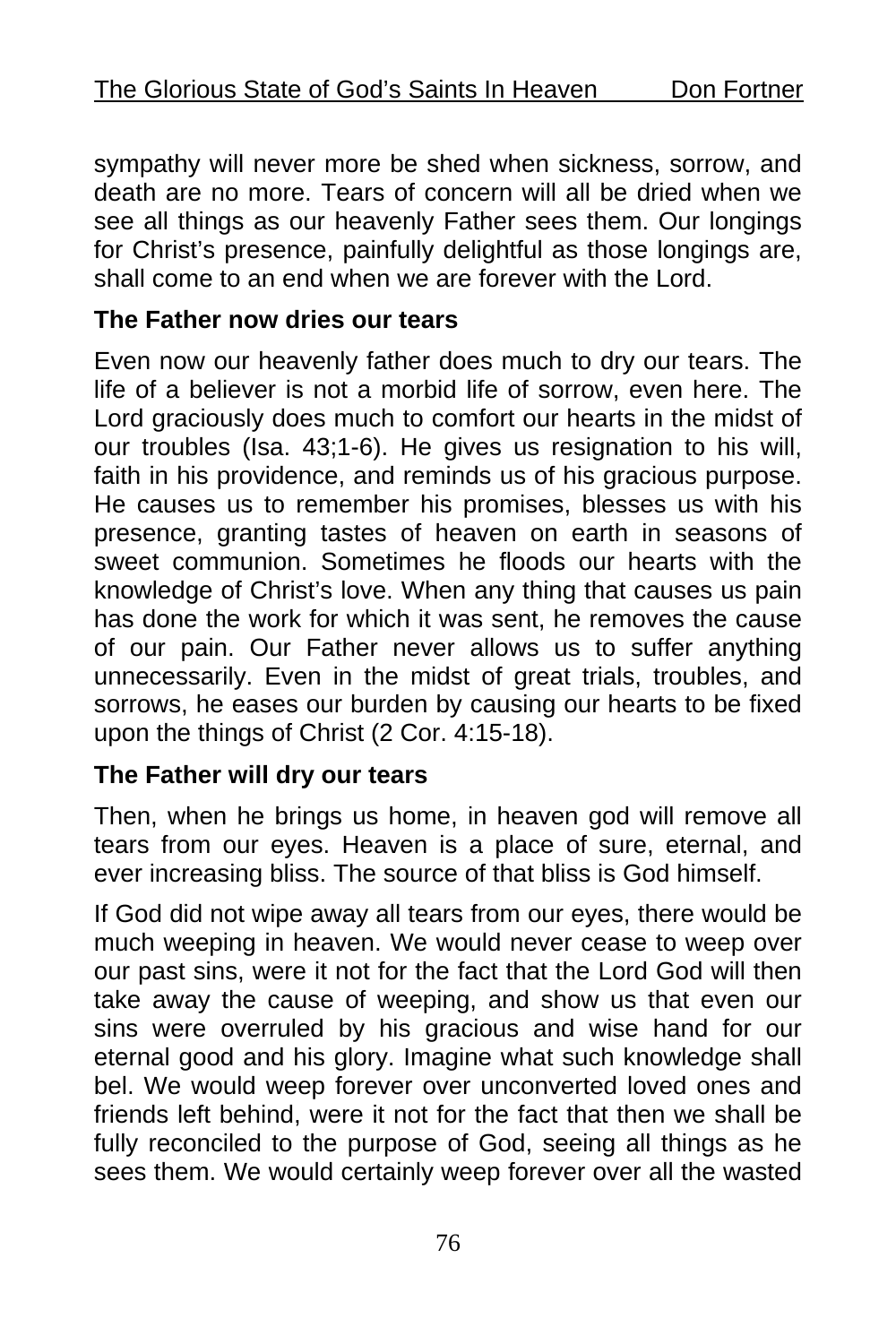sympathy will never more be shed when sickness, sorrow, and death are no more. Tears of concern will all be dried when we see all things as our heavenly Father sees them. Our longings for Christ's presence, painfully delightful as those longings are, shall come to an end when we are forever with the Lord.

**The Father now dries our tears**

Even now our heavenly father does much to dry our tears. The life of a believer is not a morbid life of sorrow, even here. The Lord graciously does much to comfort our hearts in the midst of our troubles (Isa. 43;1-6). He gives us resignation to his will, faith in his providence, and reminds us of his gracious purpose. He causes us to remember his promises, blesses us with his presence, granting tastes of heaven on earth in seasons of sweet communion. Sometimes he floods our hearts with the knowledge of Christ's love. When any thing that causes us pain has done the work for which it was sent, he removes the cause of our pain. Our Father never allows us to suffer anything unnecessarily. Even in the midst of great trials, troubles, and sorrows, he eases our burden by causing our hearts to be fixed upon the things of Christ (2 Cor. 4:15-18).

**The Father will dry our tears**

Then, when he brings us home, in heaven god will remove all tears from our eyes. Heaven is a place of sure, eternal, and ever increasing bliss. The source of that bliss is God himself.

If God did not wipe away all tears from our eyes, there would be much weeping in heaven. We would never cease to weep over our past sins, were it not for the fact that the Lord God will then take away the cause of weeping, and show us that even our sins were overruled by his gracious and wise hand for our eternal good and his glory. Imagine what such knowledge shall bel. We would weep forever over unconverted loved ones and friends left behind, were it not for the fact that then we shall be fully reconciled to the purpose of God, seeing all things as he sees them. We would certainly weep forever over all the wasted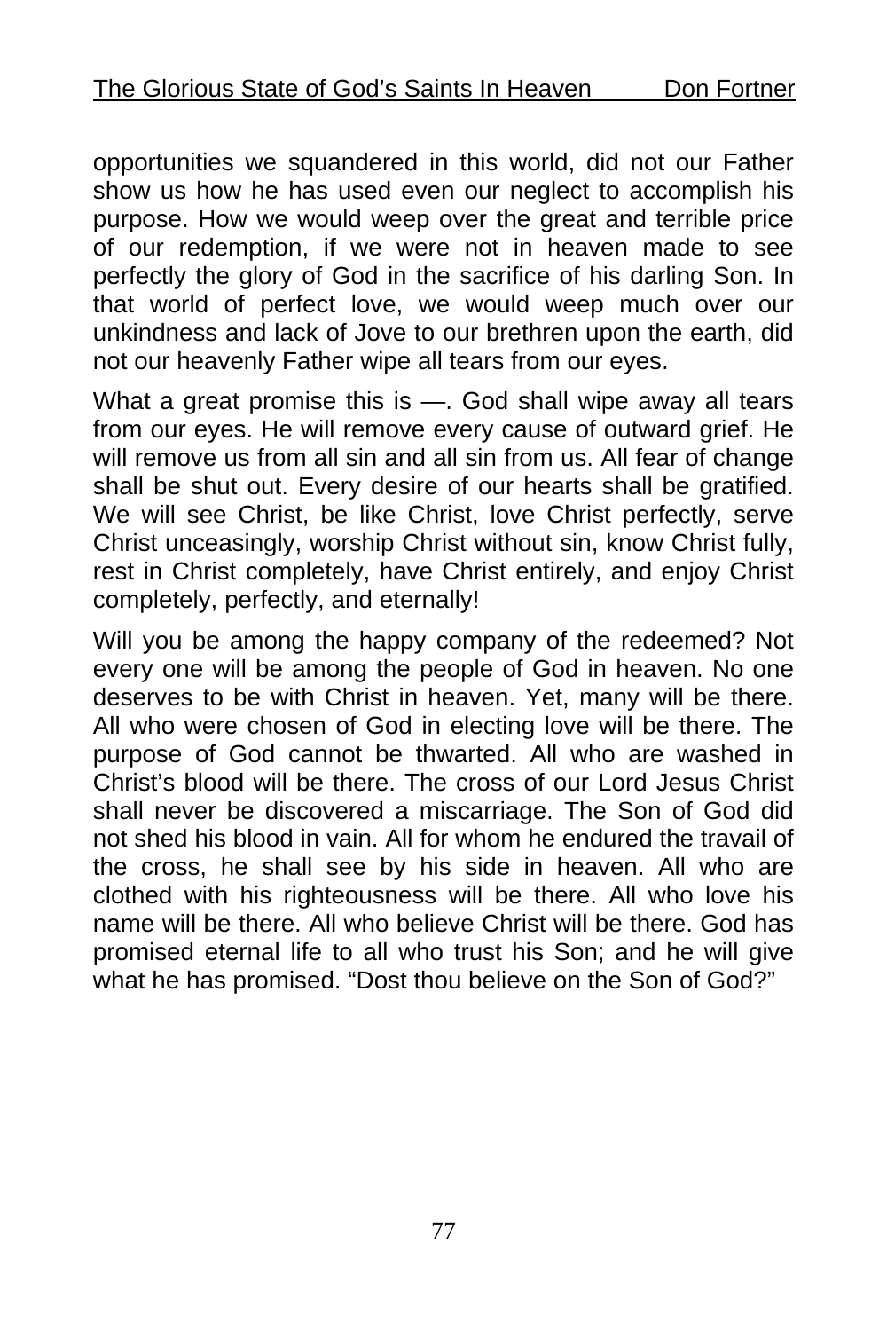opportunities we squandered in this world, did not our Father show us how he has used even our neglect to accomplish his purpose. How we would weep over the great and terrible price of our redemption, if we were not in heaven made to see perfectly the glory of God in the sacrifice of his darling Son. In that world of perfect love, we would weep much over our unkindness and lack of Jove to our brethren upon the earth, did not our heavenly Father wipe all tears from our eyes.

What a great promise this is —. God shall wipe away all tears from our eyes. He will remove every cause of outward grief. He will remove us from all sin and all sin from us. All fear of change shall be shut out. Every desire of our hearts shall be gratified. We will see Christ, be like Christ, love Christ perfectly, serve Christ unceasingly, worship Christ without sin, know Christ fully, rest in Christ completely, have Christ entirely, and enjoy Christ completely, perfectly, and eternally!

Will you be among the happy company of the redeemed? Not every one will be among the people of God in heaven. No one deserves to be with Christ in heaven. Yet, many will be there. All who were chosen of God in electing love will be there. The purpose of God cannot be thwarted. All who are washed in Christ's blood will be there. The cross of our Lord Jesus Christ shall never be discovered a miscarriage. The Son of God did not shed his blood in vain. All for whom he endured the travail of the cross, he shall see by his side in heaven. All who are clothed with his righteousness will be there. All who love his name will be there. All who believe Christ will be there. God has promised eternal life to all who trust his Son; and he will give what he has promised. "Dost thou believe on the Son of God?"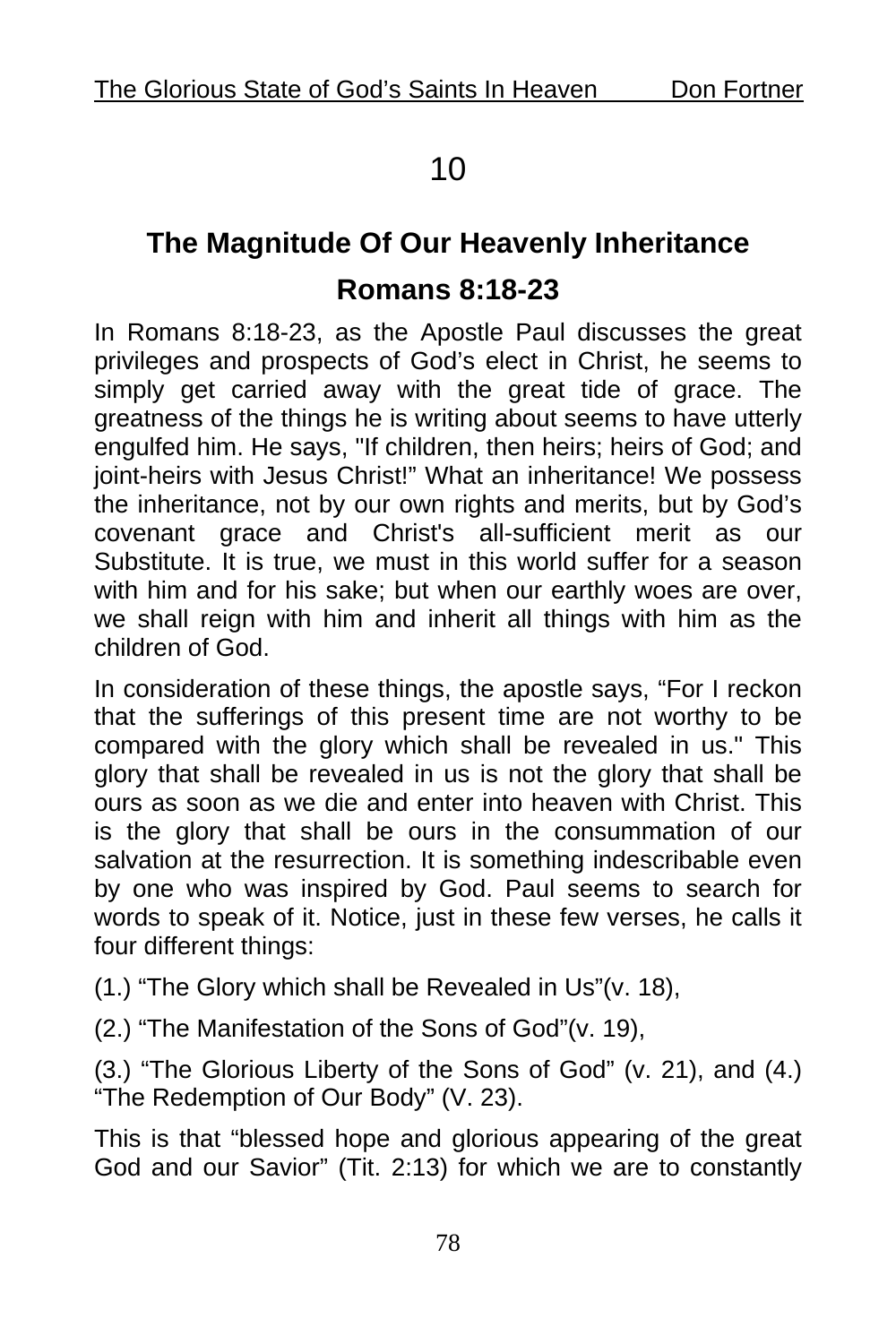# 10

## The Magnitude Of Our Heavenly Inheritance

## Romans 8:18-23

In Romans 8:18-23, as the Apostle Paul discusses the great privileges and prospects of God's elect in Christ, he seems to simply get carried away with the great tide of grace. The greatness of the things he is writing about seems to have utterly engulfed him. He says, "If children, then heirs; heirs of God; and joint-heirs with Jesus Christ!" What an inheritance! We possess the inheritance, not by our own rights and merits, but by God's covenant grace and Christ's all-sufficient merit as our Substitute. It is true, we must in this world suffer for a season with him and for his sake; but when our earthly woes are over, we shall reign with him and inherit all things with him as the children of God.

In consideration of these things, the apostle says, "For I reckon that the sufferings of this present time are not worthy to be compared with the glory which shall be revealed in us." This glory that shall be revealed in us is not the glory that shall be ours as soon as we die and enter into heaven with Christ. This is the glory that shall be ours in the consummation of our salvation at the resurrection. It is something indescribable even by one who was inspired by God. Paul seems to search for words to speak of it. Notice, just in these few verses, he calls it four different things:

(1.) "The Glory which shall be Revealed in Us"(v. 18),

(2.) "The Manifestation of the Sons of God"(v. 19),

(3.) "The Glorious Liberty of the Sons of God" (v. 21), and (4.) "The Redemption of Our Body" (V. 23).

This is that "blessed hope and glorious appearing of the great God and our Savior" (Tit. 2:13) for which we are to constantly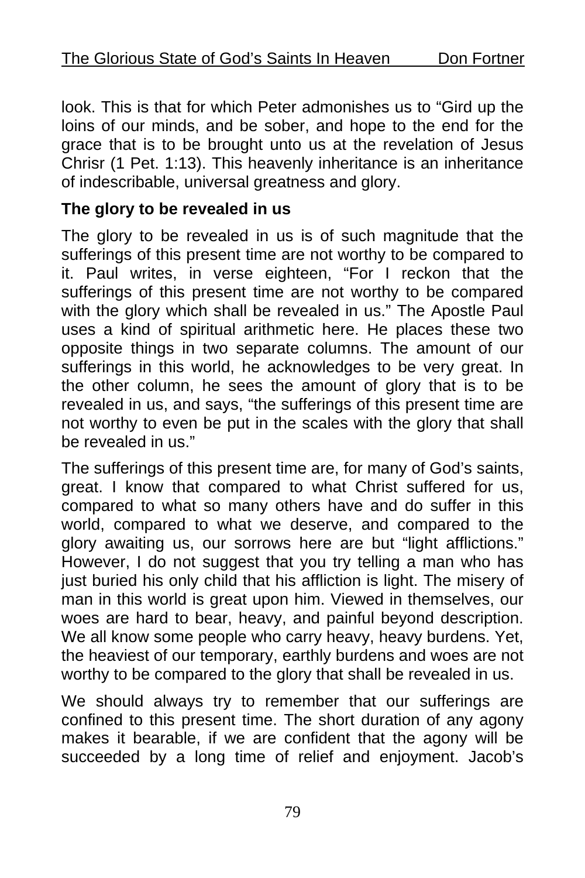look. This is that for which Peter admonishes us to "Gird up the loins of our minds, and be sober, and hope to the end for the grace that is to be brought unto us at the revelation of Jesus Chrisr (1 Pet. 1:13). This heavenly inheritance is an inheritance of indescribable, universal greatness and glory.

**The glory to be revealed in us**

The glory to be revealed in us is of such magnitude that the sufferings of this present time are not worthy to be compared to it. Paul writes, in verse eighteen, "For I reckon that the sufferings of this present time are not worthy to be compared with the glory which shall be revealed in us." The Apostle Paul uses a kind of spiritual arithmetic here. He places these two opposite things in two separate columns. The amount of our sufferings in this world, he acknowledges to be very great. In the other column, he sees the amount of glory that is to be revealed in us, and says, "the sufferings of this present time are not worthy to even be put in the scales with the glory that shall be revealed in us."

The sufferings of this present time are, for many of God's saints, great. I know that compared to what Christ suffered for us, compared to what so many others have and do suffer in this world, compared to what we deserve, and compared to the glory awaiting us, our sorrows here are but "light afflictions." However, I do not suggest that you try telling a man who has just buried his only child that his affliction is light. The misery of man in this world is great upon him. Viewed in themselves, our woes are hard to bear, heavy, and painful beyond description. We all know some people who carry heavy, heavy burdens. Yet, the heaviest of our temporary, earthly burdens and woes are not worthy to be compared to the glory that shall be revealed in us.

We should always try to remember that our sufferings are confined to this present time. The short duration of any agony makes it bearable, if we are confident that the agony will be succeeded by a long time of relief and enjoyment. Jacob's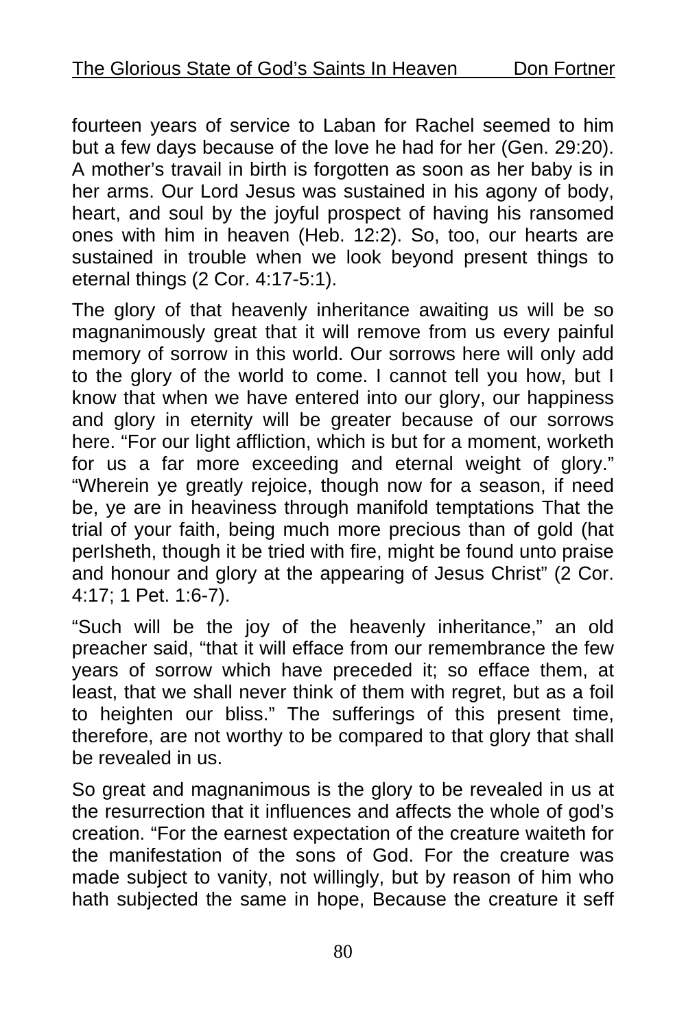fourteen years of service to Laban for Rachel seemed to him but a few days because of the love he had for her (Gen. 29:20). A mother's travail in birth is forgotten as soon as her baby is in her arms. Our Lord Jesus was sustained in his agony of body, heart, and soul by the joyful prospect of having his ransomed ones with him in heaven (Heb. 12:2). So, too, our hearts are sustained in trouble when we look beyond present things to eternal things (2 Cor. 4:17-5:1).

The glory of that heavenly inheritance awaiting us will be so magnanimously great that it will remove from us every painful memory of sorrow in this world. Our sorrows here will only add to the glory of the world to come. I cannot tell you how, but I know that when we have entered into our glory, our happiness and glory in eternity will be greater because of our sorrows here. "For our light affliction, which is but for a moment, worketh for us a far more exceeding and eternal weight of glory." "Wherein ye greatly rejoice, though now for a season, if need be, ye are in heaviness through manifold temptations That the trial of your faith, being much more precious than of gold (hat perIsheth, though it be tried with fire, might be found unto praise and honour and glory at the appearing of Jesus Christ" (2 Cor. 4:17; 1 Pet. 1:6-7).

"Such will be the joy of the heavenly inheritance," an old preacher said, "that it will efface from our remembrance the few years of sorrow which have preceded it; so efface them, at least, that we shall never think of them with regret, but as a foil to heighten our bliss." The sufferings of this present time, therefore, are not worthy to be compared to that glory that shall be revealed in us.

So great and magnanimous is the glory to be revealed in us at the resurrection that it influences and affects the whole of god's creation. "For the earnest expectation of the creature waiteth for the manifestation of the sons of God. For the creature was made subject to vanity, not willingly, but by reason of him who hath subjected the same in hope, Because the creature it seff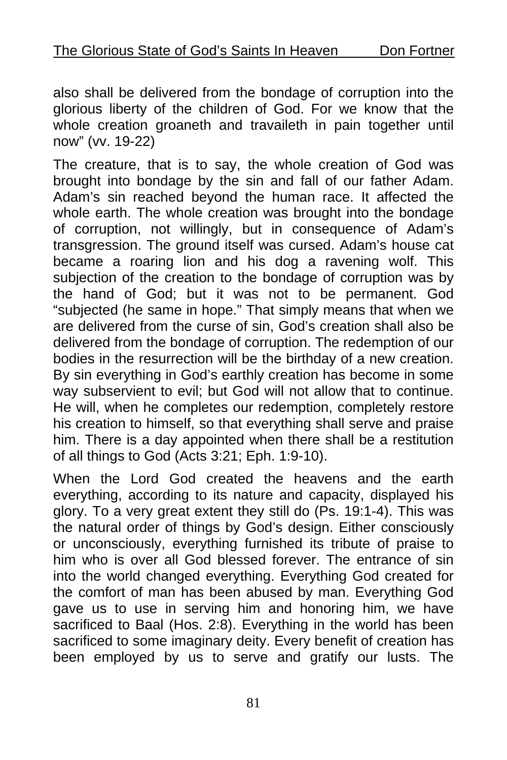also shall be delivered from the bondage of corruption into the glorious liberty of the children of God. For we know that the whole creation groaneth and travaileth in pain together until now" (vv. 19-22)

The creature, that is to say, the whole creation of God was brought into bondage by the sin and fall of our father Adam. Adam's sin reached beyond the human race. It affected the whole earth. The whole creation was brought into the bondage of corruption, not willingly, but in consequence of Adam's transgression. The ground itself was cursed. Adam's house cat became a roaring lion and his dog a ravening wolf. This subjection of the creation to the bondage of corruption was by the hand of God; but it was not to be permanent. God "subjected (he same in hope." That simply means that when we are delivered from the curse of sin, God's creation shall also be delivered from the bondage of corruption. The redemption of our bodies in the resurrection will be the birthday of a new creation. By sin everything in God's earthly creation has become in some way subservient to evil; but God will not allow that to continue. He will, when he completes our redemption, completely restore his creation to himself, so that everything shall serve and praise him. There is a day appointed when there shall be a restitution of all things to God (Acts 3:21; Eph. 1:9-10).

When the Lord God created the heavens and the earth everything, according to its nature and capacity, displayed his glory. To a very great extent they still do (Ps. 19:1-4). This was the natural order of things by God's design. Either consciously or unconsciously, everything furnished its tribute of praise to him who is over all God blessed forever. The entrance of sin into the world changed everything. Everything God created for the comfort of man has been abused by man. Everything God gave us to use in serving him and honoring him, we have sacrificed to Baal (Hos. 2:8). Everything in the world has been sacrificed to some imaginary deity. Every benefit of creation has been employed by us to serve and gratify our lusts. The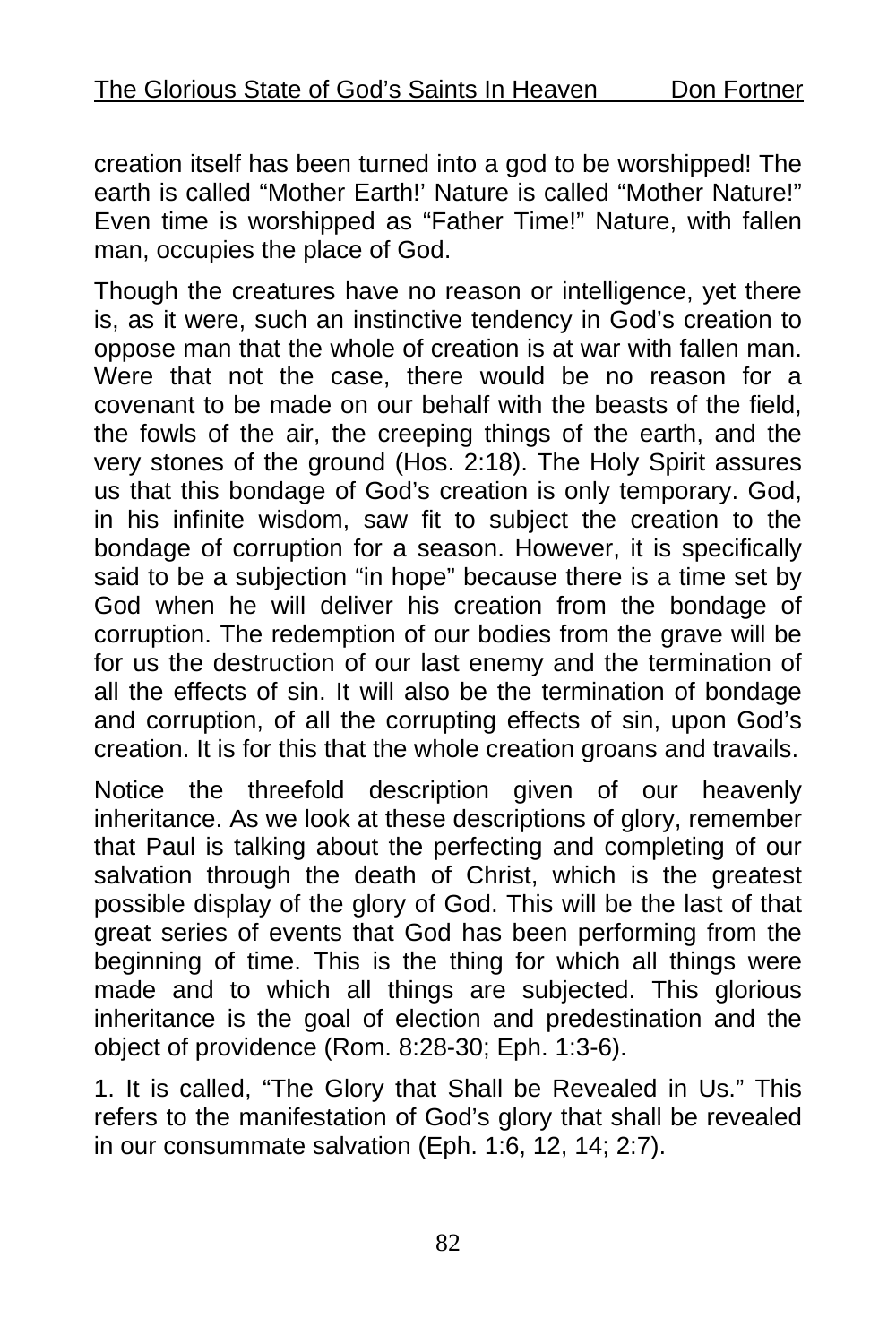creation itself has been turned into a god to be worshipped! The earth is called “Mother Earth!’ Nature is called “Mother Nature!” Even time is worshipped as “Father Time!” Nature, with fallen man, occupies the place of God.

Though the creatures have no reason or intelligence, yet there is, as it were, such an instinctive tendency in God’s creation to oppose man that the whole of creation is at war with fallen man. Were that not the case, there would be no reason for a covenant to be made on our behalf with the beasts of the field, the fowls of the air, the creeping things of the earth, and the very stones of the ground (Hos. 2:18). The Holy Spirit assures us that this bondage of God’s creation is only temporary. God, in his infinite wisdom, saw fit to subject the creation to the bondage of corruption for a season. However, it is specifically said to be a subjection “in hope” because there is a time set by God when he will deliver his creation from the bondage of corruption. The redemption of our bodies from the grave will be for us the destruction of our last enemy and the termination of all the effects of sin. It will also be the termination of bondage and corruption, of all the corrupting effects of sin, upon God’s creation. It is for this that the whole creation groans and travails.

Notice the threefold description given of our heavenly inheritance. As we look at these descriptions of glory, remember that Paul is talking about the perfecting and completing of our salvation through the death of Christ, which is the greatest possible display of the glory of God. This will be the last of that great series of events that God has been performing from the beginning of time. This is the thing for which all things were made and to which all things are subjected. This glorious inheritance is the goal of election and predestination and the object of providence (Rom. 8:28-30; Eph. 1:3-6).

1. It is called, “The Glory that Shall be Revealed in Us.” This refers to the manifestation of God’s glory that shall be revealed in our consummate salvation (Eph. 1:6, 12, 14; 2:7).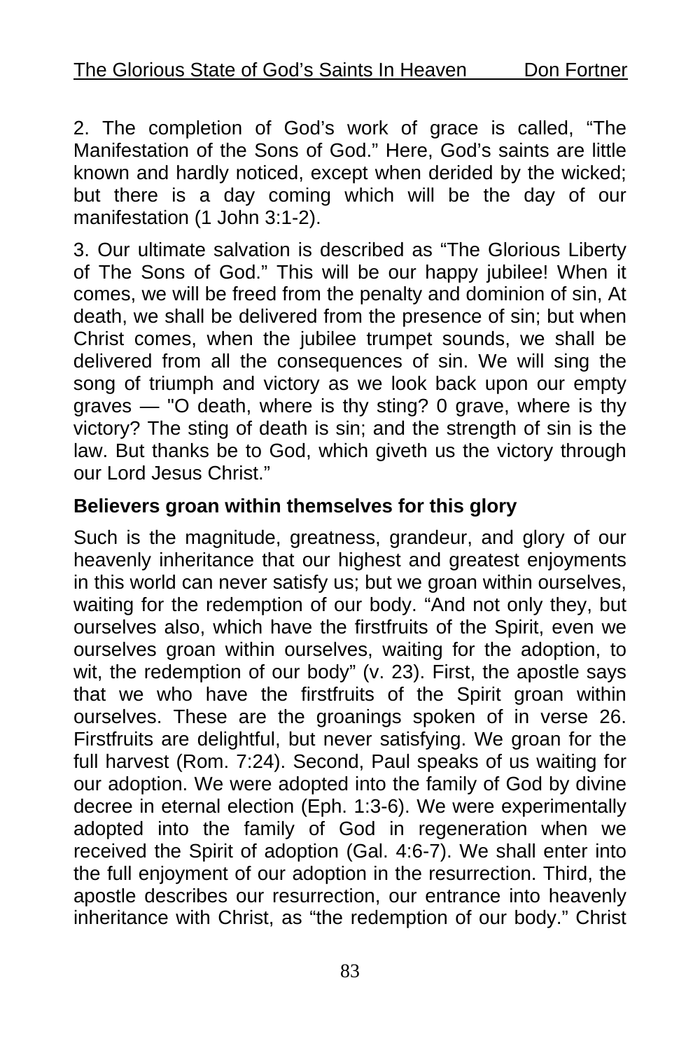2. The completion of God's work of grace is called, "The Manifestation of the Sons of God." Here, God's saints are little known and hardly noticed, except when derided by the wicked; but there is a day coming which will be the day of our manifestation (1 John 3:1-2).

3. Our ultimate salvation is described as "The Glorious Liberty of The Sons of God." This will be our happy jubilee! When it comes, we will be freed from the penalty and dominion of sin, At death, we shall be delivered from the presence of sin; but when Christ comes, when the jubilee trumpet sounds, we shall be delivered from all the consequences of sin. We will sing the song of triumph and victory as we look back upon our empty graves — "O death, where is thy sting? 0 grave, where is thy victory? The sting of death is sin; and the strength of sin is the law. But thanks be to God, which giveth us the victory through our Lord Jesus Christ."

**Believers groan within themselves for this glory**

Such is the magnitude, greatness, grandeur, and glory of our heavenly inheritance that our highest and greatest enjoyments in this world can never satisfy us; but we groan within ourselves, waiting for the redemption of our body. "And not only they, but ourselves also, which have the firstfruits of the Spirit, even we ourselves groan within ourselves, waiting for the adoption, to wit, the redemption of our body" (v. 23). First, the apostle says that we who have the firstfruits of the Spirit groan within ourselves. These are the groanings spoken of in verse 26. Firstfruits are delightful, but never satisfying. We groan for the full harvest (Rom. 7:24). Second, Paul speaks of us waiting for our adoption. We were adopted into the family of God by divine decree in eternal election (Eph. 1:3-6). We were experimentally adopted into the family of God in regeneration when we received the Spirit of adoption (Gal. 4:6-7). We shall enter into the full enjoyment of our adoption in the resurrection. Third, the apostle describes our resurrection, our entrance into heavenly inheritance with Christ, as "the redemption of our body." Christ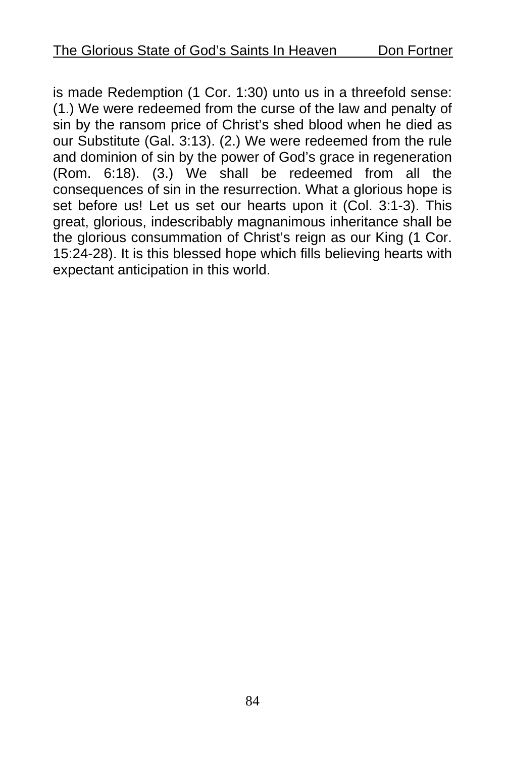is made Redemption (1 Cor. 1:30) unto us in a threefold sense: (1.) We were redeemed from the curse of the law and penalty of sin by the ransom price of Christ's shed blood when he died as our Substitute (Gal. 3:13). (2.) We were redeemed from the rule and dominion of sin by the power of God's grace in regeneration (Rom. 6:18). (3.) We shall be redeemed from all the consequences of sin in the resurrection. What a glorious hope is set before us! Let us set our hearts upon it (Col. 3:1-3). This great, glorious, indescribably magnanimous inheritance shall be the glorious consummation of Christ's reign as our King (1 Cor. 15:24-28). It is this blessed hope which fills believing hearts with expectant anticipation in this world.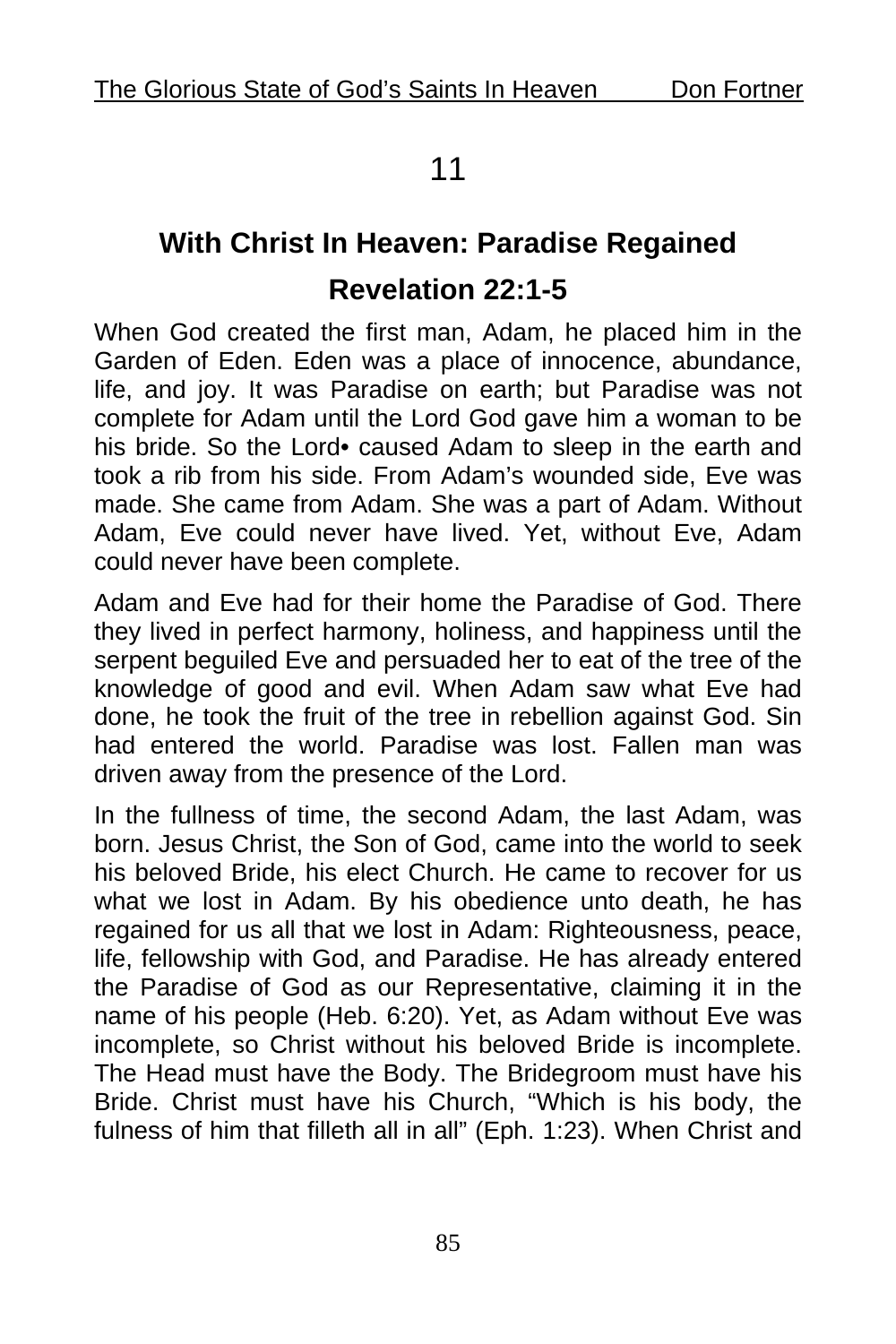# 11

## With Christ In Heaven: Paradise Regained

## Revelation 22:1-5

When God created the first man, Adam, he placed him in the Garden of Eden. Eden was a place of innocence, abundance, life, and joy. It was Paradise on earth; but Paradise was not complete for Adam until the Lord God gave him a woman to be his bride. So the Lord• caused Adam to sleep in the earth and took a rib from his side. From Adam's wounded side, Eve was made. She came from Adam. She was a part of Adam. Without Adam, Eve could never have lived. Yet, without Eve, Adam could never have been complete.

Adam and Eve had for their home the Paradise of God. There they lived in perfect harmony, holiness, and happiness until the serpent beguiled Eve and persuaded her to eat of the tree of the knowledge of good and evil. When Adam saw what Eve had done, he took the fruit of the tree in rebellion against God. Sin had entered the world. Paradise was lost. Fallen man was driven away from the presence of the Lord.

In the fullness of time, the second Adam, the last Adam, was born. Jesus Christ, the Son of God, came into the world to seek his beloved Bride, his elect Church. He came to recover for us what we lost in Adam. By his obedience unto death, he has regained for us all that we lost in Adam: Righteousness, peace, life, fellowship with God, and Paradise. He has already entered the Paradise of God as our Representative, claiming it in the name of his people (Heb. 6:20). Yet, as Adam without Eve was incomplete, so Christ without his beloved Bride is incomplete. The Head must have the Body. The Bridegroom must have his Bride. Christ must have his Church, "Which is his body, the fulness of him that filleth all in all" (Eph. 1:23). When Christ and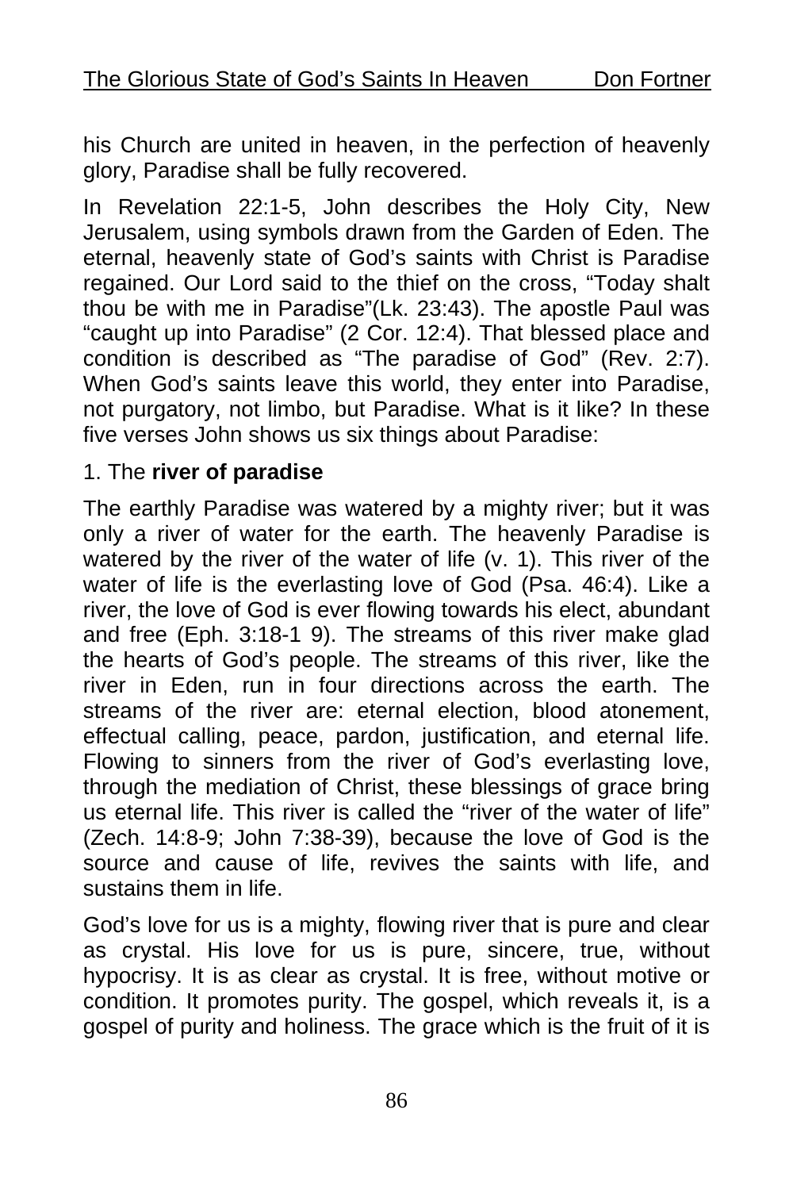his Church are united in heaven, in the perfection of heavenly glory, Paradise shall be fully recovered.

In Revelation 22:1-5, John describes the Holy City, New Jerusalem, using symbols drawn from the Garden of Eden. The eternal, heavenly state of God's saints with Christ is Paradise regained. Our Lord said to the thief on the cross, "Today shalt thou be with me in Paradise"(Lk. 23:43). The apostle Paul was "caught up into Paradise" (2 Cor. 12:4). That blessed place and condition is described as "The paradise of God" (Rev. 2:7). When God's saints leave this world, they enter into Paradise, not purgatory, not limbo, but Paradise. What is it like? In these five verses John shows us six things about Paradise:

1. The **river of paradise**

The earthly Paradise was watered by a mighty river; but it was only a river of water for the earth. The heavenly Paradise is watered by the river of the water of life (v. 1). This river of the water of life is the everlasting love of God (Psa. 46:4). Like a river, the love of God is ever flowing towards his elect, abundant and free (Eph. 3:18-1 9). The streams of this river make glad the hearts of God's people. The streams of this river, like the river in Eden, run in four directions across the earth. The streams of the river are: eternal election, blood atonement, effectual calling, peace, pardon, justification, and eternal life. Flowing to sinners from the river of God's everlasting love, through the mediation of Christ, these blessings of grace bring us eternal life. This river is called the "river of the water of life" (Zech. 14:8-9; John 7:38-39), because the love of God is the source and cause of life, revives the saints with life, and sustains them in life.

God's love for us is a mighty, flowing river that is pure and clear as crystal. His love for us is pure, sincere, true, without hypocrisy. It is as clear as crystal. It is free, without motive or condition. It promotes purity. The gospel, which reveals it, is a gospel of purity and holiness. The grace which is the fruit of it is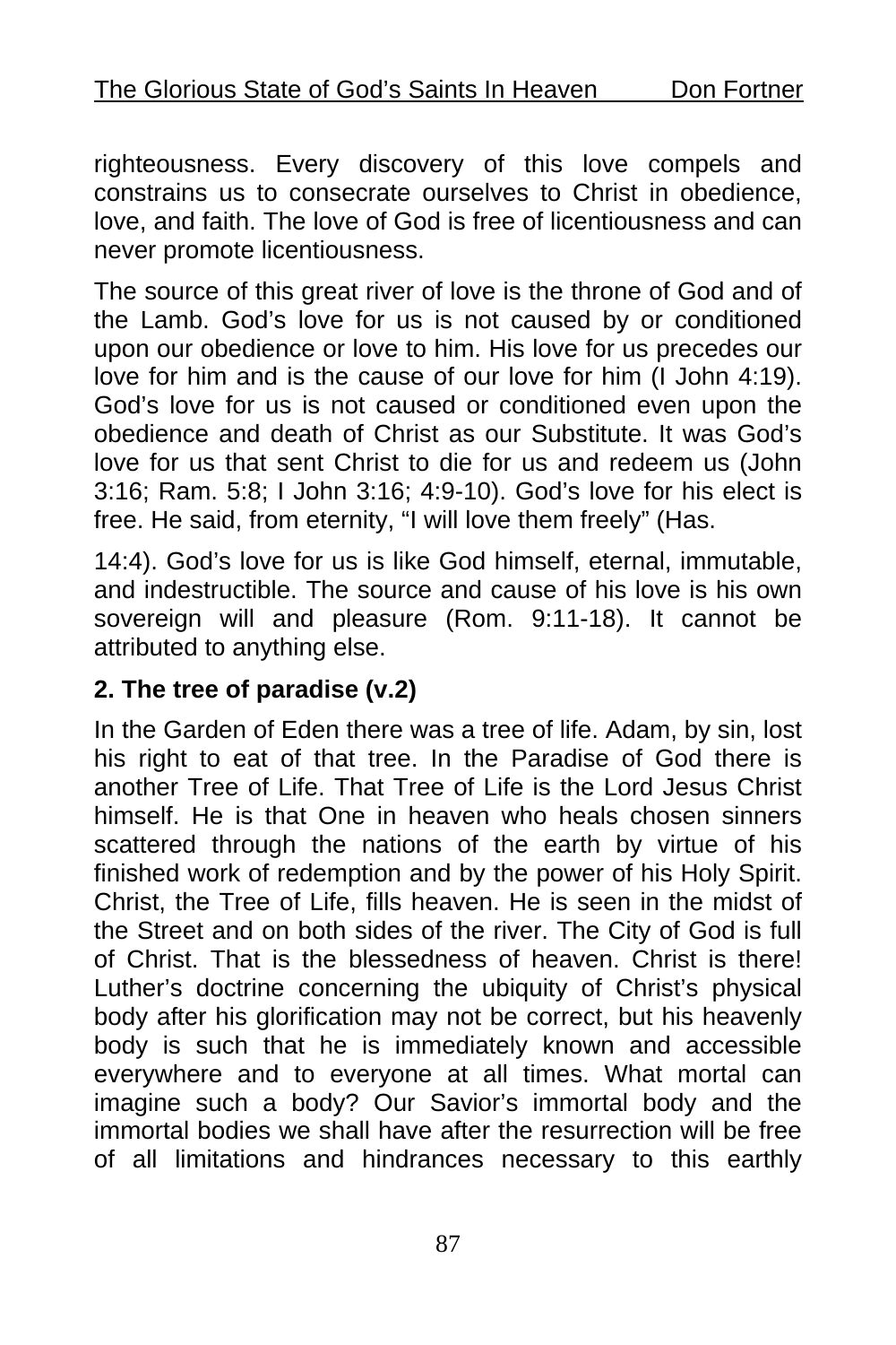righteousness. Every discovery of this love compels and constrains us to consecrate ourselves to Christ in obedience, love, and faith. The love of God is free of licentiousness and can never promote licentiousness.

The source of this great river of love is the throne of God and of the Lamb. God's love for us is not caused by or conditioned upon our obedience or love to him. His love for us precedes our love for him and is the cause of our love for him (I John 4:19). God's love for us is not caused or conditioned even upon the obedience and death of Christ as our Substitute. It was God's love for us that sent Christ to die for us and redeem us (John 3:16; Ram. 5:8; I John 3:16; 4:9-10). God's love for his elect is free. He said, from eternity, "I will love them freely" (Has.

14:4). God's love for us is like God himself, eternal, immutable, and indestructible. The source and cause of his love is his own sovereign will and pleasure (Rom. 9:11-18). It cannot be attributed to anything else.

**2. The tree of paradise (v.2)**

In the Garden of Eden there was a tree of life. Adam, by sin, lost his right to eat of that tree. In the Paradise of God there is another Tree of Life. That Tree of Life is the Lord Jesus Christ himself. He is that One in heaven who heals chosen sinners scattered through the nations of the earth by virtue of his finished work of redemption and by the power of his Holy Spirit. Christ, the Tree of Life, fills heaven. He is seen in the midst of the Street and on both sides of the river. The City of God is full of Christ. That is the blessedness of heaven. Christ is there! Luther's doctrine concerning the ubiquity of Christ's physical body after his glorification may not be correct, but his heavenly body is such that he is immediately known and accessible everywhere and to everyone at all times. What mortal can imagine such a body? Our Savior's immortal body and the immortal bodies we shall have after the resurrection will be free of all limitations and hindrances necessary to this earthly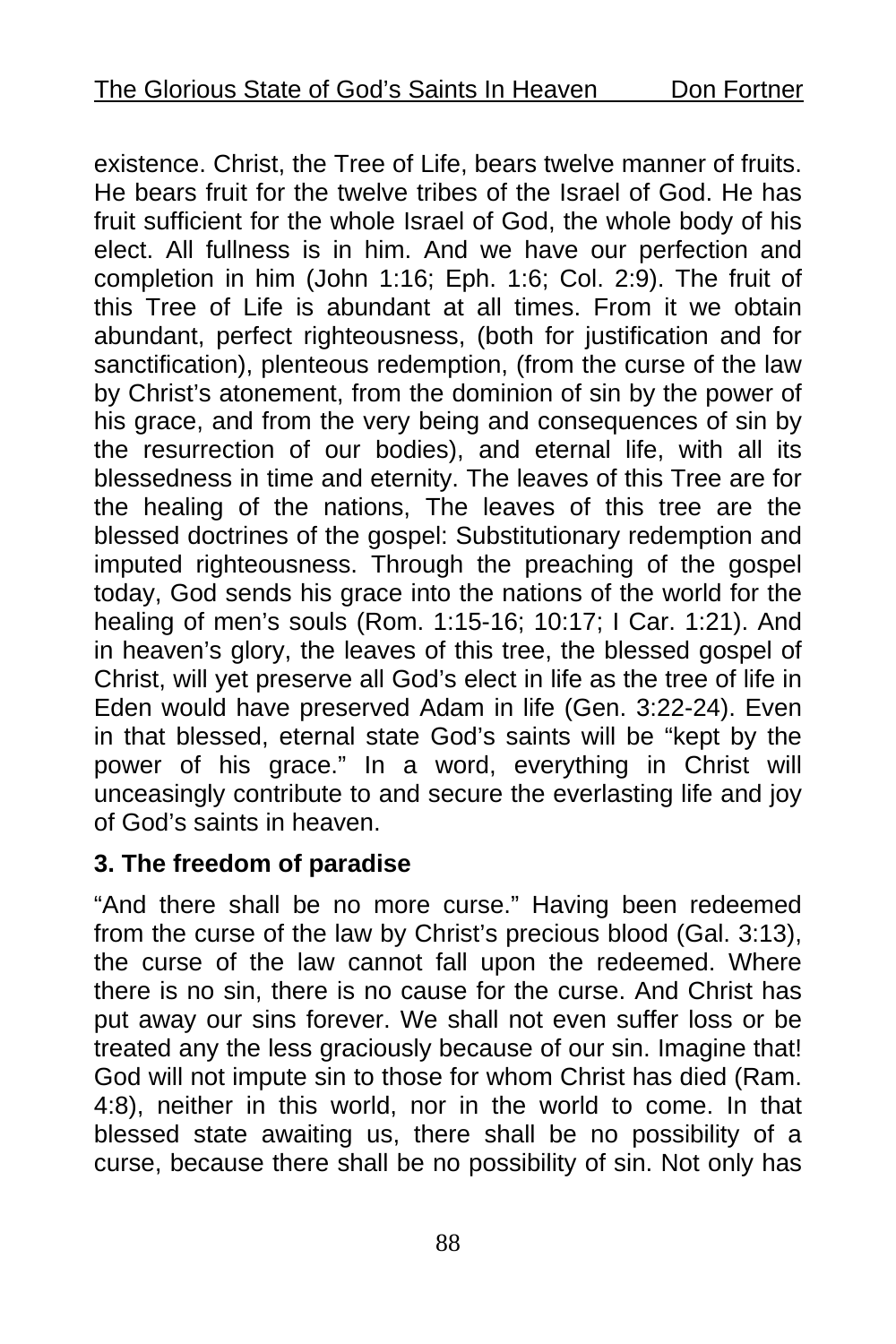existence. Christ, the Tree of Life, bears twelve manner of fruits. He bears fruit for the twelve tribes of the Israel of God. He has fruit sufficient for the whole Israel of God, the whole body of his elect. All fullness is in him. And we have our perfection and completion in him (John 1:16; Eph. 1:6; Col. 2:9). The fruit of this Tree of Life is abundant at all times. From it we obtain abundant, perfect righteousness, (both for justification and for sanctification), plenteous redemption, (from the curse of the law by Christ's atonement, from the dominion of sin by the power of his grace, and from the very being and consequences of sin by the resurrection of our bodies), and eternal life, with all its blessedness in time and eternity. The leaves of this Tree are for the healing of the nations, The leaves of this tree are the blessed doctrines of the gospel: Substitutionary redemption and imputed righteousness. Through the preaching of the gospel today, God sends his grace into the nations of the world for the healing of men's souls (Rom. 1:15-16; 10:17; I Car. 1:21). And in heaven's glory, the leaves of this tree, the blessed gospel of Christ, will yet preserve all God's elect in life as the tree of life in Eden would have preserved Adam in life (Gen. 3:22-24). Even in that blessed, eternal state God's saints will be "kept by the power of his grace." In a word, everything in Christ will unceasingly contribute to and secure the everlasting life and joy of God's saints in heaven.

**3. The freedom of paradise**

"And there shall be no more curse." Having been redeemed from the curse of the law by Christ's precious blood (Gal. 3:13), the curse of the law cannot fall upon the redeemed. Where there is no sin, there is no cause for the curse. And Christ has put away our sins forever. We shall not even suffer loss or be treated any the less graciously because of our sin. Imagine that! God will not impute sin to those for whom Christ has died (Ram. 4:8), neither in this world, nor in the world to come. In that blessed state awaiting us, there shall be no possibility of a curse, because there shall be no possibility of sin. Not only has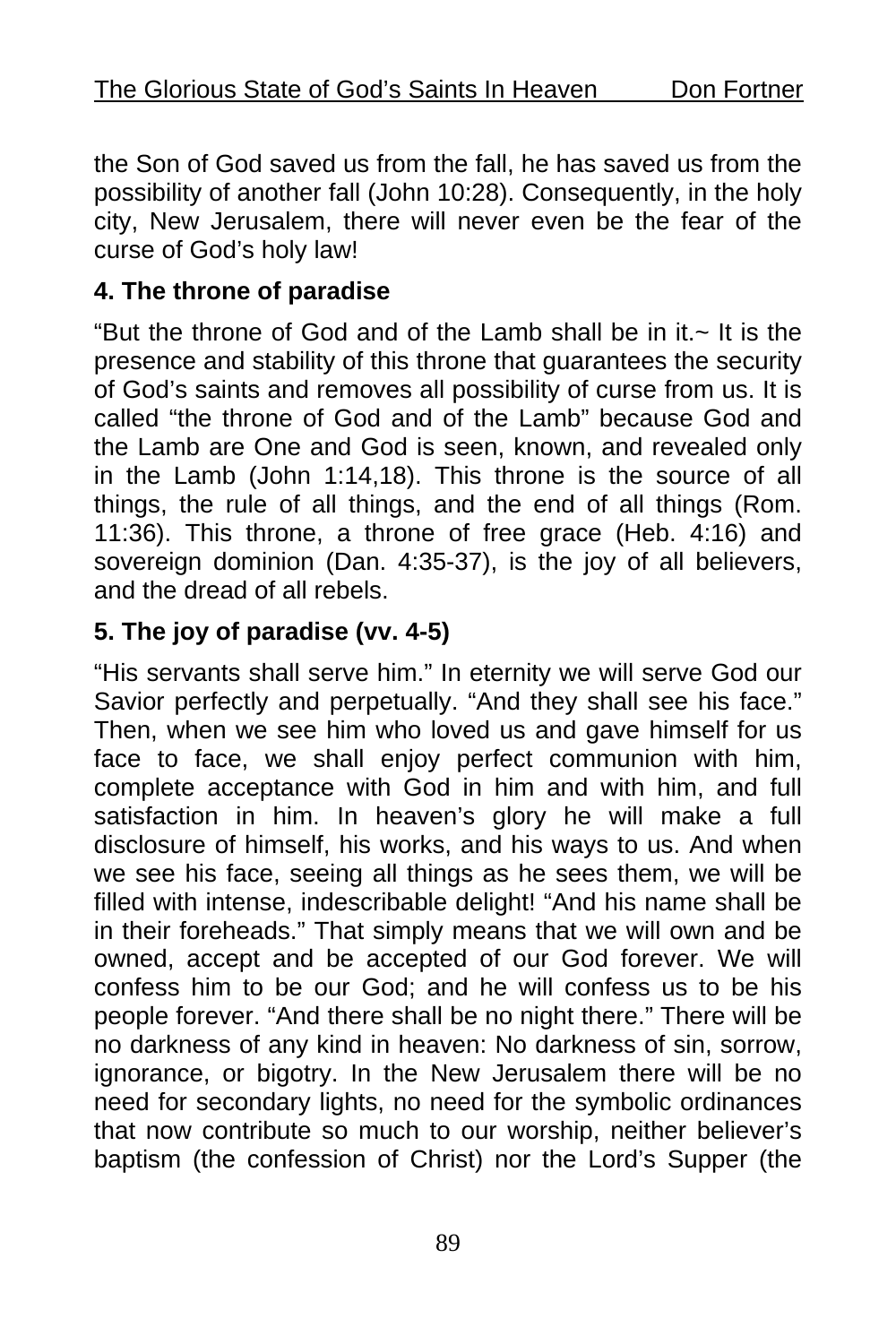the Son of God saved us from the fall, he has saved us from the possibility of another fall (John 10:28). Consequently, in the holy city, New Jerusalem, there will never even be the fear of the curse of God's holy law!

**4. The throne of paradise**

"But the throne of God and of the Lamb shall be in it.~ It is the presence and stability of this throne that guarantees the security of God's saints and removes all possibility of curse from us. It is called "the throne of God and of the Lamb" because God and the Lamb are One and God is seen, known, and revealed only in the Lamb (John 1:14,18). This throne is the source of all things, the rule of all things, and the end of all things (Rom. 11:36). This throne, a throne of free grace (Heb. 4:16) and sovereign dominion (Dan. 4:35-37), is the joy of all believers, and the dread of all rebels.

**5. The joy of paradise (vv. 4-5)**

"His servants shall serve him." In eternity we will serve God our Savior perfectly and perpetually. "And they shall see his face." Then, when we see him who loved us and gave himself for us face to face, we shall enjoy perfect communion with him, complete acceptance with God in him and with him, and full satisfaction in him. In heaven's glory he will make a full disclosure of himself, his works, and his ways to us. And when we see his face, seeing all things as he sees them, we will be filled with intense, indescribable delight! "And his name shall be in their foreheads." That simply means that we will own and be owned, accept and be accepted of our God forever. We will confess him to be our God; and he will confess us to be his people forever. "And there shall be no night there." There will be no darkness of any kind in heaven: No darkness of sin, sorrow, ignorance, or bigotry. In the New Jerusalem there will be no need for secondary lights, no need for the symbolic ordinances that now contribute so much to our worship, neither believer's baptism (the confession of Christ) nor the Lord's Supper (the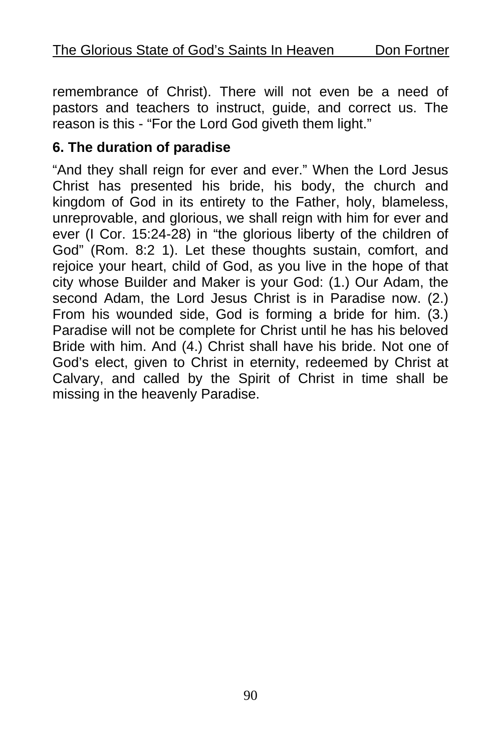remembrance of Christ). There will not even be a need of pastors and teachers to instruct, guide, and correct us. The reason is this - "For the Lord God giveth them light."

**6. The duration of paradise**

"And they shall reign for ever and ever." When the Lord Jesus Christ has presented his bride, his body, the church and kingdom of God in its entirety to the Father, holy, blameless, unreprovable, and glorious, we shall reign with him for ever and ever (I Cor. 15:24-28) in "the glorious liberty of the children of God" (Rom. 8:2 1). Let these thoughts sustain, comfort, and rejoice your heart, child of God, as you live in the hope of that city whose Builder and Maker is your God: (1.) Our Adam, the second Adam, the Lord Jesus Christ is in Paradise now. (2.) From his wounded side, God is forming a bride for him. (3.) Paradise will not be complete for Christ until he has his beloved Bride with him. And (4.) Christ shall have his bride. Not one of God's elect, given to Christ in eternity, redeemed by Christ at Calvary, and called by the Spirit of Christ in time shall be missing in the heavenly Paradise.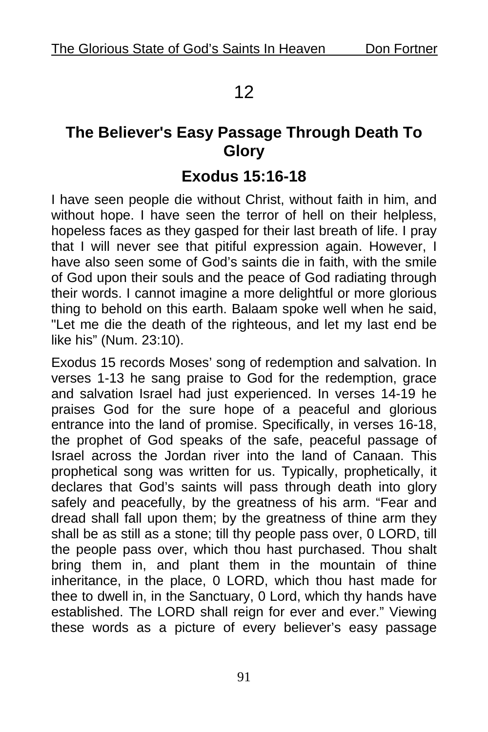# 12

## The Believer's Easy Passage Through Death To Glory

### Exodus 15:16-18

I have seen people die without Christ, without faith in him, and without hope. I have seen the terror of hell on their helpless, hopeless faces as they gasped for their last breath of life. I pray that I will never see that pitiful expression again. However, I have also seen some of God's saints die in faith, with the smile of God upon their souls and the peace of God radiating through their words. I cannot imagine a more delightful or more glorious thing to behold on this earth. Balaam spoke well when he said, "Let me die the death of the righteous, and let my last end be like his" (Num. 23:10).

Exodus 15 records Moses' song of redemption and salvation. In verses 1-13 he sang praise to God for the redemption, grace and salvation Israel had just experienced. In verses 14-19 he praises God for the sure hope of a peaceful and glorious entrance into the land of promise. Specifically, in verses 16-18, the prophet of God speaks of the safe, peaceful passage of Israel across the Jordan river into the land of Canaan. This prophetical song was written for us. Typically, prophetically, it declares that God's saints will pass through death into glory safely and peacefully, by the greatness of his arm. "Fear and dread shall fall upon them; by the greatness of thine arm they shall be as still as a stone; till thy people pass over, 0 LORD, till the people pass over, which thou hast purchased. Thou shalt bring them in, and plant them in the mountain of thine inheritance, in the place, 0 LORD, which thou hast made for thee to dwell in, in the Sanctuary, 0 Lord, which thy hands have established. The LORD shall reign for ever and ever." Viewing these words as a picture of every believer's easy passage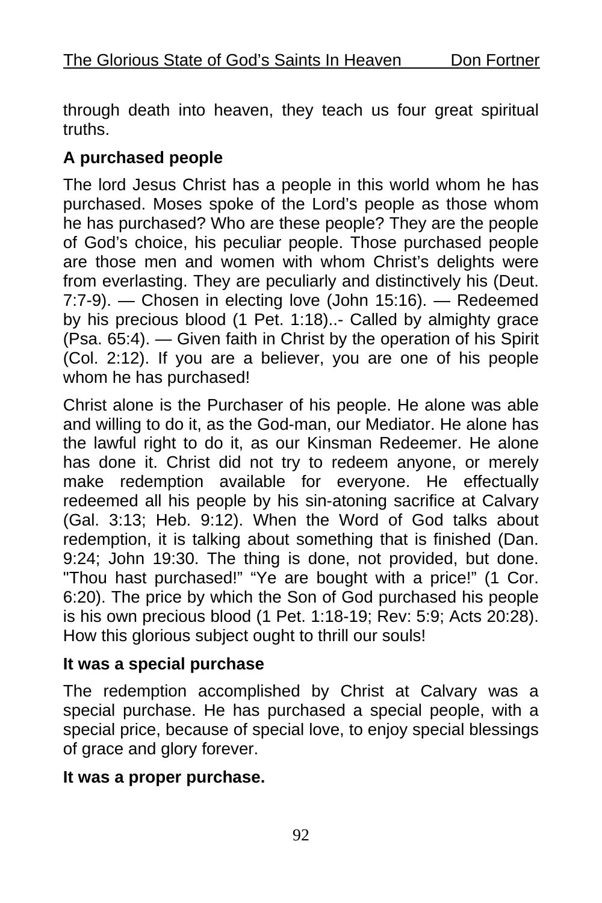through death into heaven, they teach us four great spiritual truths.

**A purchased people**

The lord Jesus Christ has a people in this world whom he has purchased. Moses spoke of the Lord's people as those whom he has purchased? Who are these people? They are the people of God's choice, his peculiar people. Those purchased people are those men and women with whom Christ's delights were from everlasting. They are peculiarly and distinctively his (Deut. 7:7-9). — Chosen in electing love (John 15:16). — Redeemed by his precious blood (1 Pet. 1:18)..- Called by almighty grace (Psa. 65:4). — Given faith in Christ by the operation of his Spirit (Col. 2:12). If you are a believer, you are one of his people whom he has purchased!

Christ alone is the Purchaser of his people. He alone was able and willing to do it, as the God-man, our Mediator. He alone has the lawful right to do it, as our Kinsman Redeemer. He alone has done it. Christ did not try to redeem anyone, or merely make redemption available for everyone. He effectually redeemed all his people by his sin-atoning sacrifice at Calvary (Gal. 3:13; Heb. 9:12). When the Word of God talks about redemption, it is talking about something that is finished (Dan. 9:24; John 19:30. The thing is done, not provided, but done. "Thou hast purchased!" "Ye are bought with a price!" (1 Cor. 6:20). The price by which the Son of God purchased his people is his own precious blood (1 Pet. 1:18-19; Rev: 5:9; Acts 20:28). How this glorious subject ought to thrill our souls!

**It was a special purchase**

The redemption accomplished by Christ at Calvary was a special purchase. He has purchased a special people, with a special price, because of special love, to enjoy special blessings of grace and glory forever.

**It was a proper purchase.**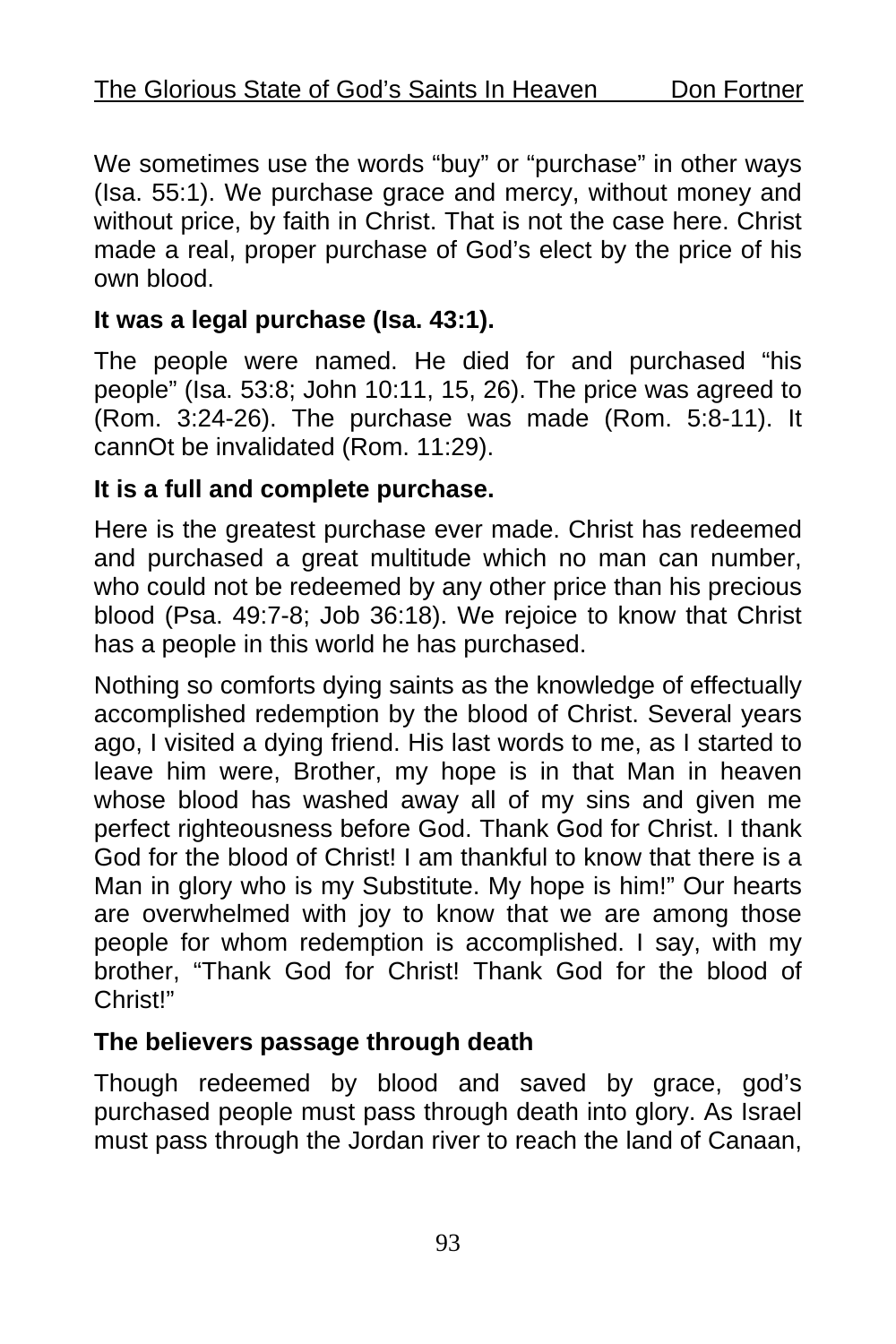We sometimes use the words “buy” or “purchase” in other ways (Isa. 55:1). We purchase grace and mercy, without money and without price, by faith in Christ. That is not the case here. Christ made a real, proper purchase of God’s elect by the price of his own blood.

**It was a legal purchase (Isa. 43:1).**

The people were named. He died for and purchased “his people” (Isa. 53:8; John 10:11, 15, 26). The price was agreed to (Rom. 3:24-26). The purchase was made (Rom. 5:8-11). It cannOt be invalidated (Rom. 11:29).

**It is a full and complete purchase.**

Here is the greatest purchase ever made. Christ has redeemed and purchased a great multitude which no man can number, who could not be redeemed by any other price than his precious blood (Psa. 49:7-8; Job 36:18). We rejoice to know that Christ has a people in this world he has purchased.

Nothing so comforts dying saints as the knowledge of effectually accomplished redemption by the blood of Christ. Several years ago, I visited a dying friend. His last words to me, as I started to leave him were, Brother, my hope is in that Man in heaven whose blood has washed away all of my sins and given me perfect righteousness before God. Thank God for Christ. I thank God for the blood of Christ! I am thankful to know that there is a Man in glory who is my Substitute. My hope is him!” Our hearts are overwhelmed with joy to know that we are among those people for whom redemption is accomplished. I say, with my brother, “Thank God for Christ! Thank God for the blood of Christ!”

**The believers passage through death**

Though redeemed by blood and saved by grace, god’s purchased people must pass through death into glory. As Israel must pass through the Jordan river to reach the land of Canaan,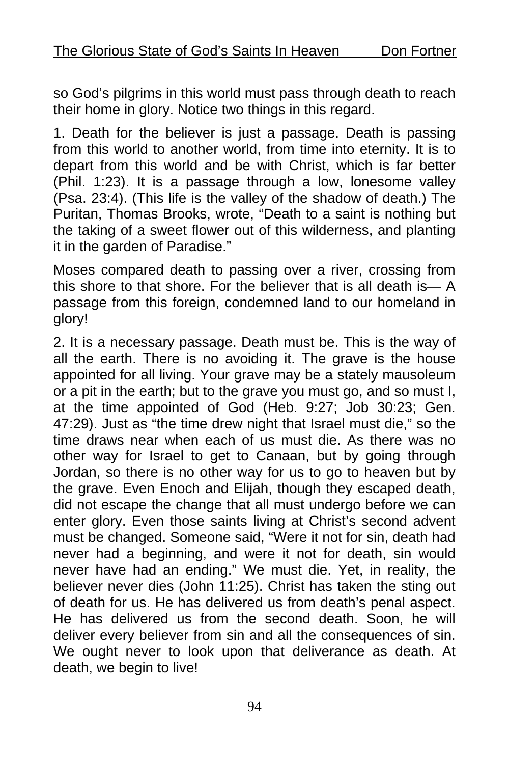so God's pilgrims in this world must pass through death to reach their home in glory. Notice two things in this regard.

1. Death for the believer is just a passage. Death is passing from this world to another world, from time into eternity. It is to depart from this world and be with Christ, which is far better (Phil. 1:23). It is a passage through a low, lonesome valley (Psa. 23:4). (This life is the valley of the shadow of death.) The Puritan, Thomas Brooks, wrote, "Death to a saint is nothing but the taking of a sweet flower out of this wilderness, and planting it in the garden of Paradise."

Moses compared death to passing over a river, crossing from this shore to that shore. For the believer that is all death is— A passage from this foreign, condemned land to our homeland in glory!

2. It is a necessary passage. Death must be. This is the way of all the earth. There is no avoiding it. The grave is the house appointed for all living. Your grave may be a stately mausoleum or a pit in the earth; but to the grave you must go, and so must I, at the time appointed of God (Heb. 9:27; Job 30:23; Gen. 47:29). Just as "the time drew night that Israel must die," so the time draws near when each of us must die. As there was no other way for Israel to get to Canaan, but by going through Jordan, so there is no other way for us to go to heaven but by the grave. Even Enoch and Elijah, though they escaped death, did not escape the change that all must undergo before we can enter glory. Even those saints living at Christ's second advent must be changed. Someone said, "Were it not for sin, death had never had a beginning, and were it not for death, sin would never have had an ending." We must die. Yet, in reality, the believer never dies (John 11:25). Christ has taken the sting out of death for us. He has delivered us from death's penal aspect. He has delivered us from the second death. Soon, he will deliver every believer from sin and all the consequences of sin. We ought never to look upon that deliverance as death. At death, we begin to live!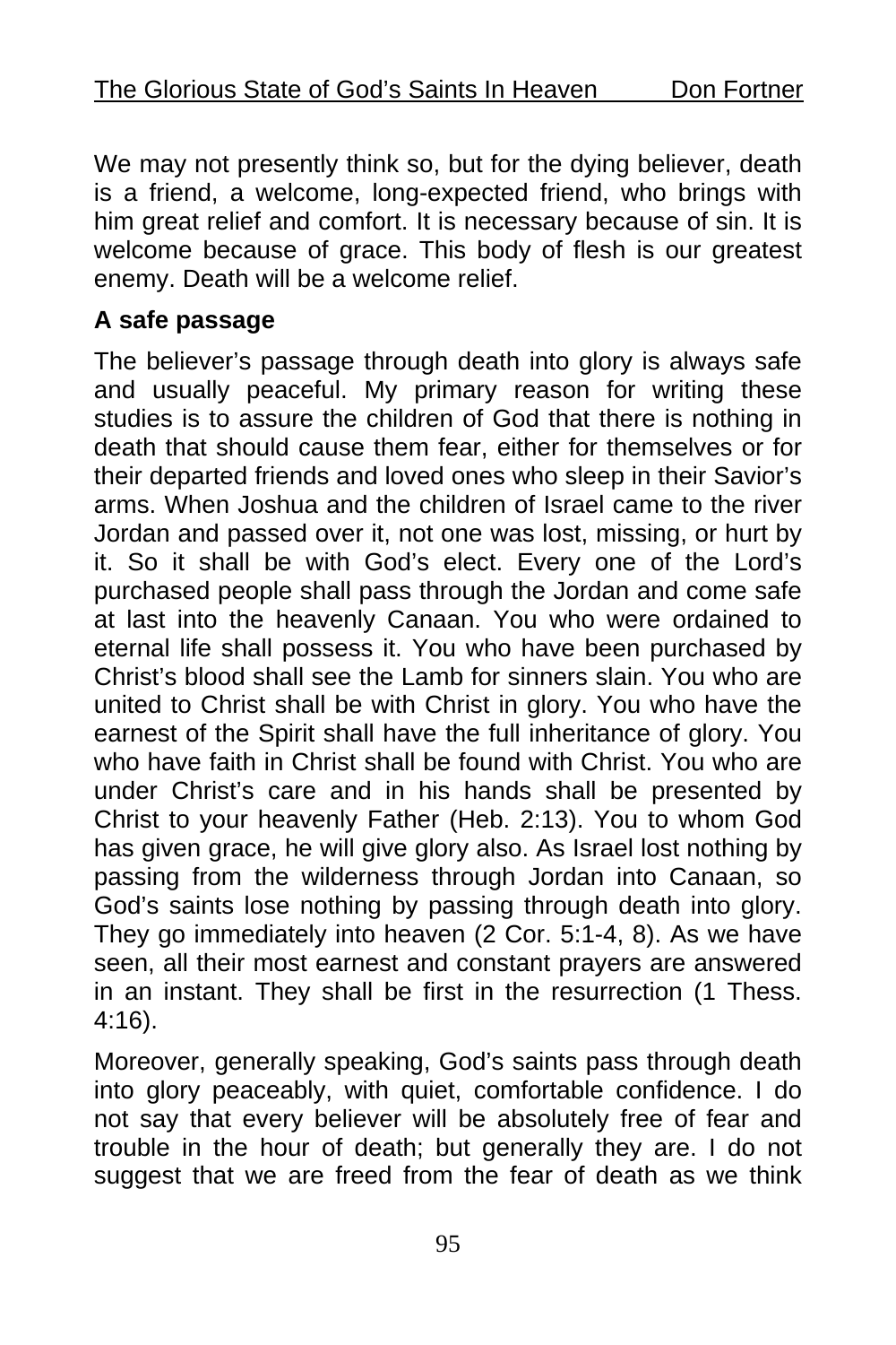We may not presently think so, but for the dying believer, death is a friend, a welcome, long-expected friend, who brings with him great relief and comfort. It is necessary because of sin. It is welcome because of grace. This body of flesh is our greatest enemy. Death will be a welcome relief.

**A safe passage**

The believer's passage through death into glory is always safe and usually peaceful. My primary reason for writing these studies is to assure the children of God that there is nothing in death that should cause them fear, either for themselves or for their departed friends and loved ones who sleep in their Savior's arms. When Joshua and the children of Israel came to the river Jordan and passed over it, not one was lost, missing, or hurt by it. So it shall be with God's elect. Every one of the Lord's purchased people shall pass through the Jordan and come safe at last into the heavenly Canaan. You who were ordained to eternal life shall possess it. You who have been purchased by Christ's blood shall see the Lamb for sinners slain. You who are united to Christ shall be with Christ in glory. You who have the earnest of the Spirit shall have the full inheritance of glory. You who have faith in Christ shall be found with Christ. You who are under Christ's care and in his hands shall be presented by Christ to your heavenly Father (Heb. 2:13). You to whom God has given grace, he will give glory also. As Israel lost nothing by passing from the wilderness through Jordan into Canaan, so God's saints lose nothing by passing through death into glory. They go immediately into heaven (2 Cor. 5:1-4, 8). As we have seen, all their most earnest and constant prayers are answered in an instant. They shall be first in the resurrection (1 Thess. 4:16).

Moreover, generally speaking, God's saints pass through death into glory peaceably, with quiet, comfortable confidence. I do not say that every believer will be absolutely free of fear and trouble in the hour of death; but generally they are. I do not suggest that we are freed from the fear of death as we think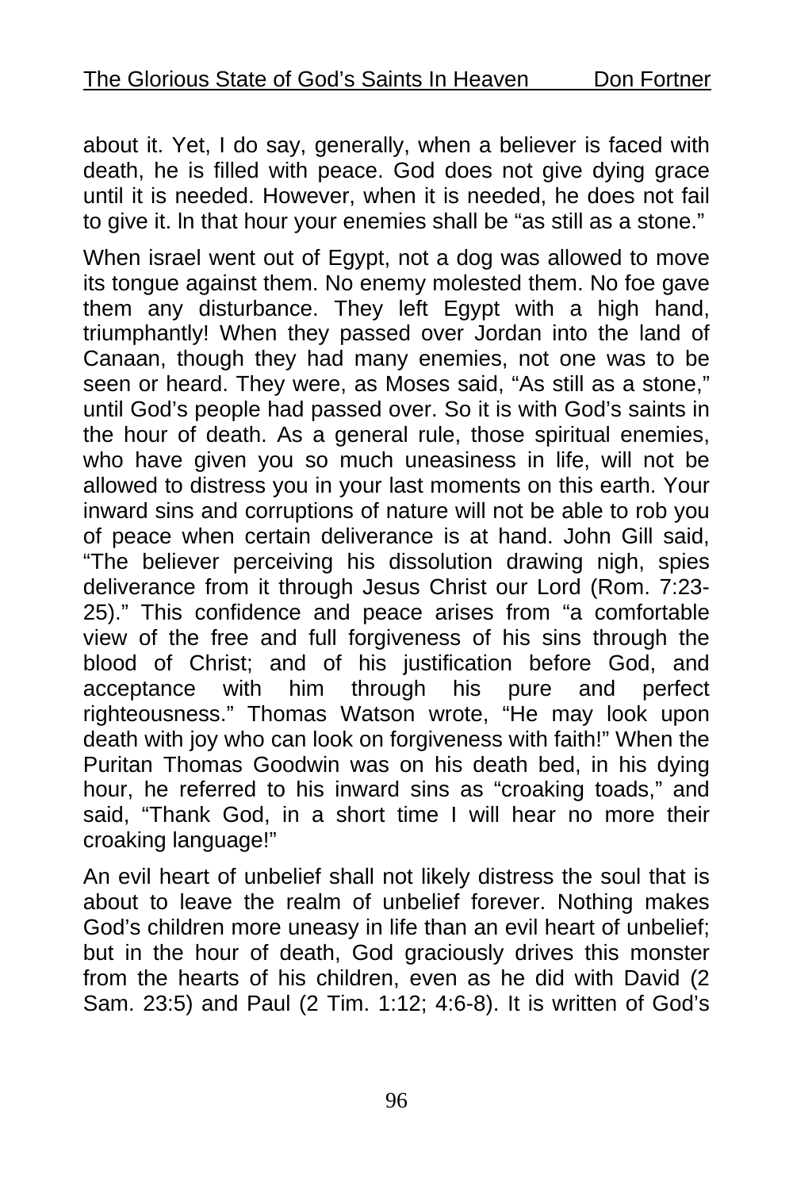about it. Yet, I do say, generally, when a believer is faced with death, he is filled with peace. God does not give dying grace until it is needed. However, when it is needed, he does not fail to give it. ln that hour your enemies shall be "as still as a stone."

When israel went out of Egypt, not a dog was allowed to move its tongue against them. No enemy molested them. No foe gave them any disturbance. They left Egypt with a high hand, triumphantly! When they passed over Jordan into the land of Canaan, though they had many enemies, not one was to be seen or heard. They were, as Moses said, "As still as a stone," until God's people had passed over. So it is with God's saints in the hour of death. As a general rule, those spiritual enemies, who have given you so much uneasiness in life, will not be allowed to distress you in your last moments on this earth. Your inward sins and corruptions of nature will not be able to rob you of peace when certain deliverance is at hand. John Gill said, "The believer perceiving his dissolution drawing nigh, spies deliverance from it through Jesus Christ our Lord (Rom. 7:23-25)." This confidence and peace arises from "a comfortable view of the free and full forgiveness of his sins through the blood of Christ; and of his justification before God, and acceptance with him through his pure and perfect righteousness." Thomas Watson wrote, "He may look upon death with joy who can look on forgiveness with faith!" When the Puritan Thomas Goodwin was on his death bed, in his dying hour, he referred to his inward sins as "croaking toads," and said, "Thank God, in a short time I will hear no more their croaking language!"

An evil heart of unbelief shall not likely distress the soul that is about to leave the realm of unbelief forever. Nothing makes God's children more uneasy in life than an evil heart of unbelief; but in the hour of death, God graciously drives this monster from the hearts of his children, even as he did with David (2 Sam. 23:5) and Paul (2 Tim. 1:12; 4:6-8). It is written of God's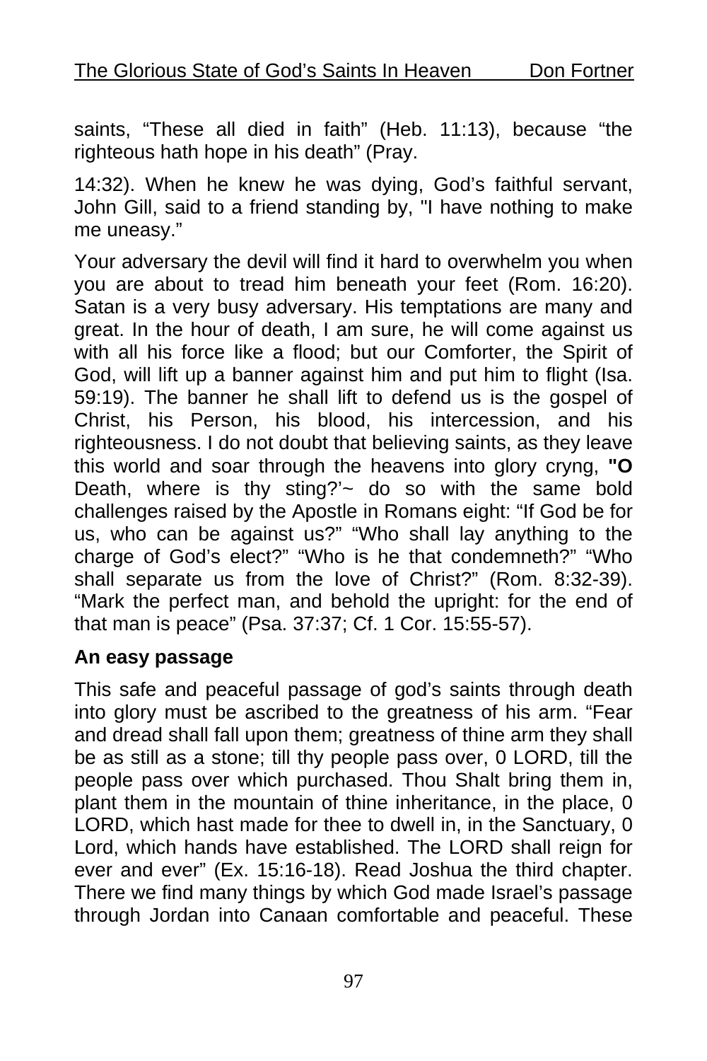saints, "These all died in faith" (Heb. 11:13), because "the righteous hath hope in his death" (Pray.

14:32). When he knew he was dying, God's faithful servant, John Gill, said to a friend standing by, "I have nothing to make me uneasy."

Your adversary the devil will find it hard to overwhelm you when you are about to tread him beneath your feet (Rom. 16:20). Satan is a very busy adversary. His temptations are many and great. In the hour of death, I am sure, he will come against us with all his force like a flood; but our Comforter, the Spirit of God, will lift up a banner against him and put him to flight (Isa. 59:19). The banner he shall lift to defend us is the gospel of Christ, his Person, his blood, his intercession, and his righteousness. I do not doubt that believing saints, as they leave this world and soar through the heavens into glory cryng, **"O** Death, where is thy sting?'~ do so with the same bold challenges raised by the Apostle in Romans eight: "If God be for us, who can be against us?" "Who shall lay anything to the charge of God's elect?" "Who is he that condemneth?" "Who shall separate us from the love of Christ?" (Rom. 8:32-39). "Mark the perfect man, and behold the upright: for the end of that man is peace" (Psa. 37:37; Cf. 1 Cor. 15:55-57).

**An easy passage**

This safe and peaceful passage of god's saints through death into glory must be ascribed to the greatness of his arm. "Fear and dread shall fall upon them; greatness of thine arm they shall be as still as a stone; till thy people pass over, 0 LORD, till the people pass over which purchased. Thou Shalt bring them in, plant them in the mountain of thine inheritance, in the place, 0 LORD, which hast made for thee to dwell in, in the Sanctuary, 0 Lord, which hands have established. The LORD shall reign for ever and ever" (Ex. 15:16-18). Read Joshua the third chapter. There we find many things by which God made Israel's passage through Jordan into Canaan comfortable and peaceful. These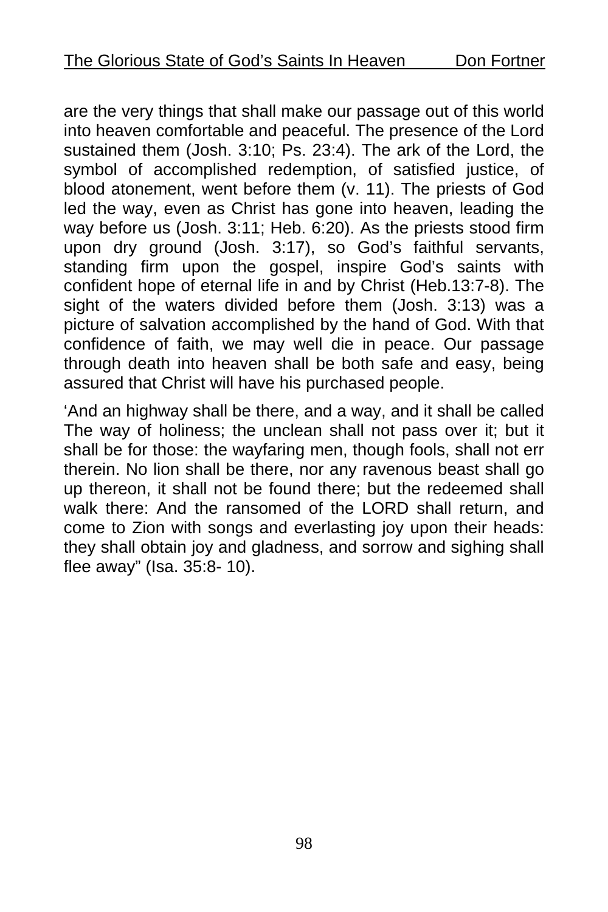are the very things that shall make our passage out of this world into heaven comfortable and peaceful. The presence of the Lord sustained them (Josh. 3:10; Ps. 23:4). The ark of the Lord, the symbol of accomplished redemption, of satisfied justice, of blood atonement, went before them (v. 11). The priests of God led the way, even as Christ has gone into heaven, leading the way before us (Josh. 3:11; Heb. 6:20). As the priests stood firm upon dry ground (Josh. 3:17), so God's faithful servants, standing firm upon the gospel, inspire God's saints with confident hope of eternal life in and by Christ (Heb.13:7-8). The sight of the waters divided before them (Josh. 3:13) was a picture of salvation accomplished by the hand of God. With that confidence of faith, we may well die in peace. Our passage through death into heaven shall be both safe and easy, being assured that Christ will have his purchased people.

'And an highway shall be there, and a way, and it shall be called The way of holiness; the unclean shall not pass over it; but it shall be for those: the wayfaring men, though fools, shall not err therein. No lion shall be there, nor any ravenous beast shall go up thereon, it shall not be found there; but the redeemed shall walk there: And the ransomed of the LORD shall return, and come to Zion with songs and everlasting joy upon their heads: they shall obtain joy and gladness, and sorrow and sighing shall flee away" (Isa. 35:8- 10).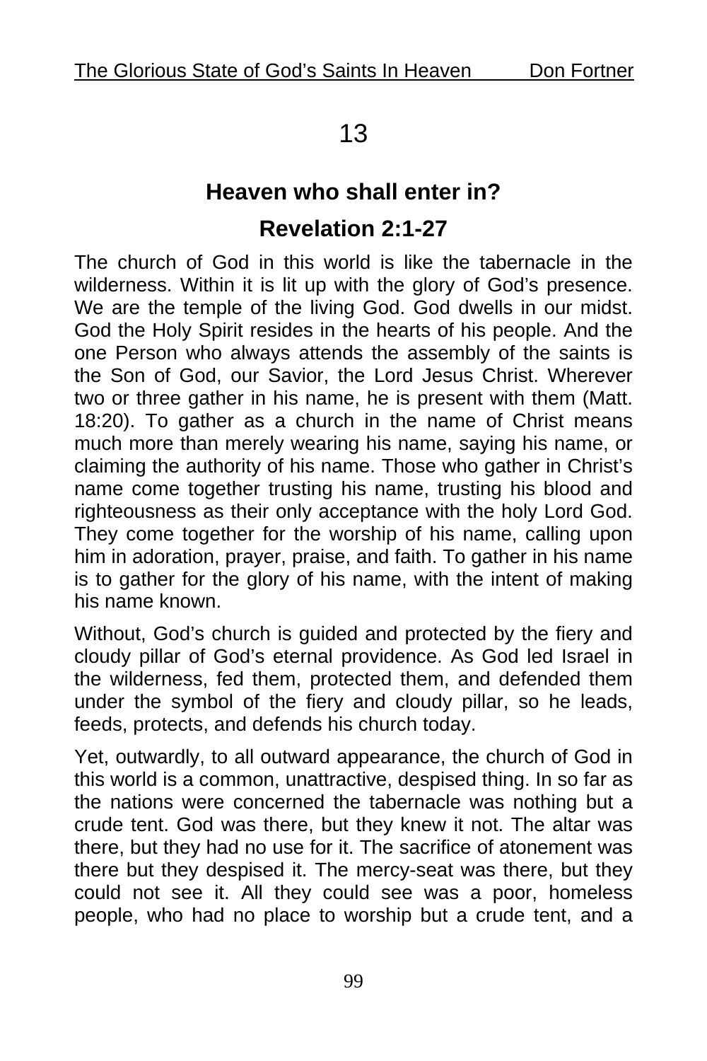# 13

## Heaven who shall enter in?

## Revelation 2:1-27

The church of God in this world is like the tabernacle in the wilderness. Within it is lit up with the glory of God's presence. We are the temple of the living God. God dwells in our midst. God the Holy Spirit resides in the hearts of his people. And the one Person who always attends the assembly of the saints is the Son of God, our Savior, the Lord Jesus Christ. Wherever two or three gather in his name, he is present with them (Matt. 18:20). To gather as a church in the name of Christ means much more than merely wearing his name, saying his name, or claiming the authority of his name. Those who gather in Christ's name come together trusting his name, trusting his blood and righteousness as their only acceptance with the holy Lord God. They come together for the worship of his name, calling upon him in adoration, prayer, praise, and faith. To gather in his name is to gather for the glory of his name, with the intent of making his name known.

Without, God's church is guided and protected by the fiery and cloudy pillar of God's eternal providence. As God led Israel in the wilderness, fed them, protected them, and defended them under the symbol of the fiery and cloudy pillar, so he leads, feeds, protects, and defends his church today.

Yet, outwardly, to all outward appearance, the church of God in this world is a common, unattractive, despised thing. In so far as the nations were concerned the tabernacle was nothing but a crude tent. God was there, but they knew it not. The altar was there, but they had no use for it. The sacrifice of atonement was there but they despised it. The mercy-seat was there, but they could not see it. All they could see was a poor, homeless people, who had no place to worship but a crude tent, and a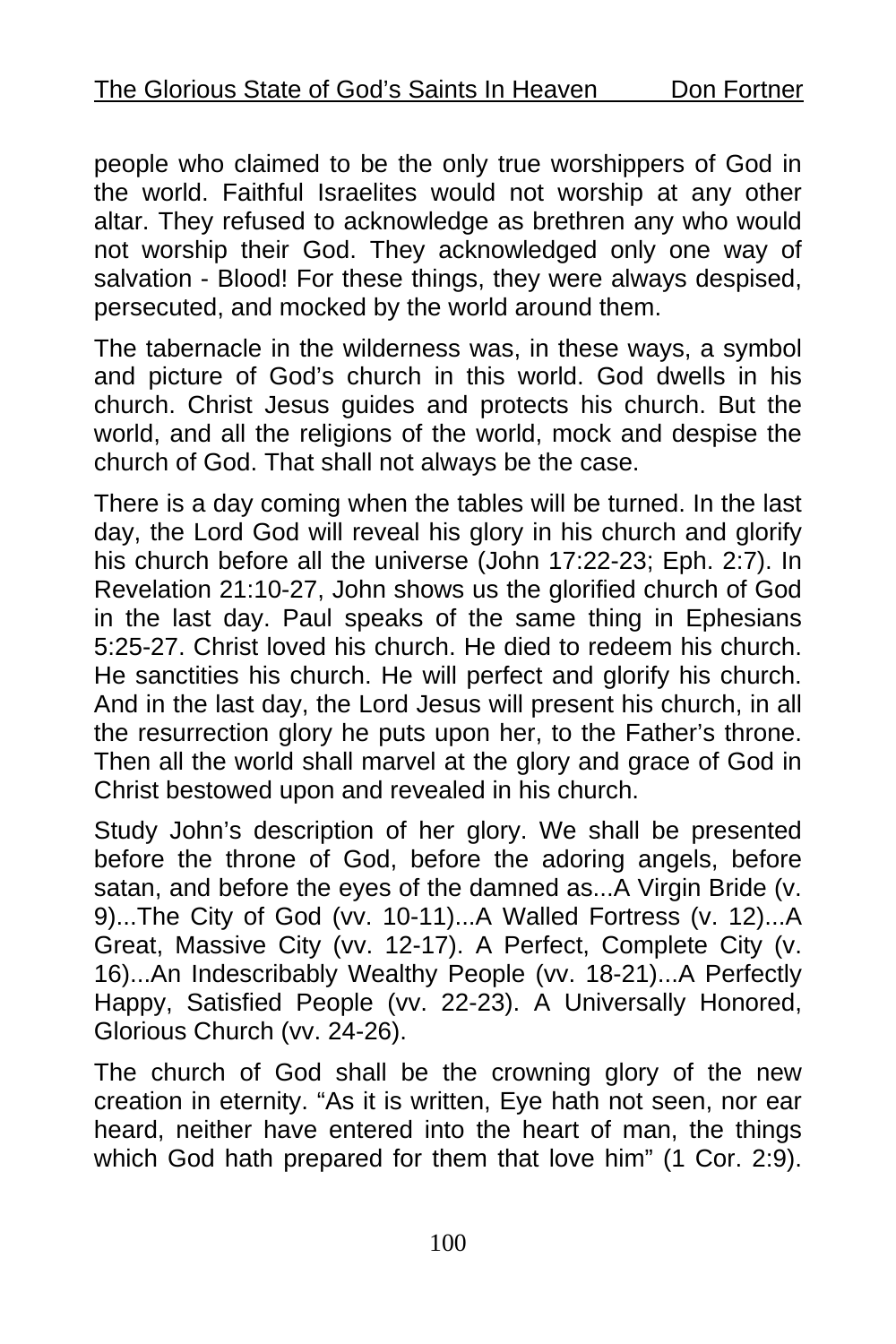people who claimed to be the only true worshippers of God in the world. Faithful Israelites would not worship at any other altar. They refused to acknowledge as brethren any who would not worship their God. They acknowledged only one way of salvation - Blood! For these things, they were always despised, persecuted, and mocked by the world around them.

The tabernacle in the wilderness was, in these ways, a symbol and picture of God's church in this world. God dwells in his church. Christ Jesus guides and protects his church. But the world, and all the religions of the world, mock and despise the church of God. That shall not always be the case.

There is a day coming when the tables will be turned. In the last day, the Lord God will reveal his glory in his church and glorify his church before all the universe (John 17:22-23; Eph. 2:7). In Revelation 21:10-27, John shows us the glorified church of God in the last day. Paul speaks of the same thing in Ephesians 5:25-27. Christ loved his church. He died to redeem his church. He sanctities his church. He will perfect and glorify his church. And in the last day, the Lord Jesus will present his church, in all the resurrection glory he puts upon her, to the Father's throne. Then all the world shall marvel at the glory and grace of God in Christ bestowed upon and revealed in his church.

Study John's description of her glory. We shall be presented before the throne of God, before the adoring angels, before satan, and before the eyes of the damned as...A Virgin Bride (v. 9)...The City of God (vv. 10-11)...A Walled Fortress (v. 12)...A Great, Massive City (vv. 12-17). A Perfect, Complete City (v. 16)...An Indescribably Wealthy People (vv. 18-21)...A Perfectly Happy, Satisfied People (vv. 22-23). A Universally Honored, Glorious Church (vv. 24-26).

The church of God shall be the crowning glory of the new creation in eternity. "As it is written, Eye hath not seen, nor ear heard, neither have entered into the heart of man, the things which God hath prepared for them that love him" (1 Cor. 2:9).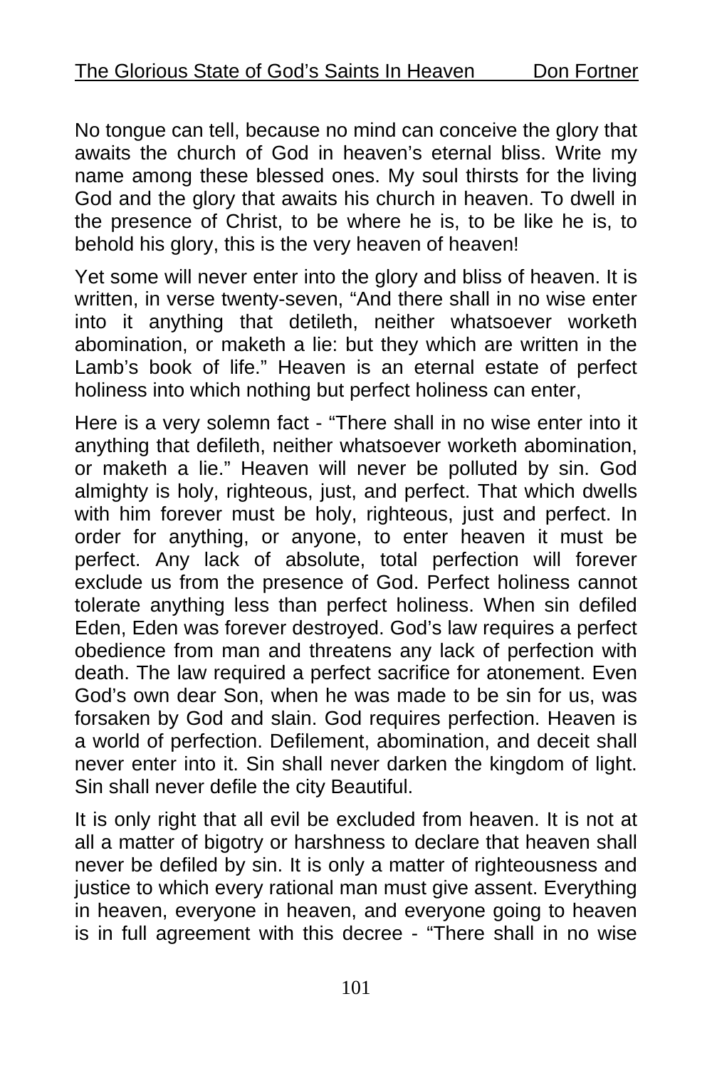No tongue can tell, because no mind can conceive the glory that awaits the church of God in heaven's eternal bliss. Write my name among these blessed ones. My soul thirsts for the living God and the glory that awaits his church in heaven. To dwell in the presence of Christ, to be where he is, to be like he is, to behold his glory, this is the very heaven of heaven!

Yet some will never enter into the glory and bliss of heaven. It is written, in verse twenty-seven, "And there shall in no wise enter into it anything that detileth, neither whatsoever worketh abomination, or maketh a lie: but they which are written in the Lamb's book of life." Heaven is an eternal estate of perfect holiness into which nothing but perfect holiness can enter,

Here is a very solemn fact - "There shall in no wise enter into it anything that defileth, neither whatsoever worketh abomination, or maketh a lie." Heaven will never be polluted by sin. God almighty is holy, righteous, just, and perfect. That which dwells with him forever must be holy, righteous, just and perfect. In order for anything, or anyone, to enter heaven it must be perfect. Any lack of absolute, total perfection will forever exclude us from the presence of God. Perfect holiness cannot tolerate anything less than perfect holiness. When sin defiled Eden, Eden was forever destroyed. God's law requires a perfect obedience from man and threatens any lack of perfection with death. The law required a perfect sacrifice for atonement. Even God's own dear Son, when he was made to be sin for us, was forsaken by God and slain. God requires perfection. Heaven is a world of perfection. Defilement, abomination, and deceit shall never enter into it. Sin shall never darken the kingdom of light. Sin shall never defile the city Beautiful.

It is only right that all evil be excluded from heaven. It is not at all a matter of bigotry or harshness to declare that heaven shall never be defiled by sin. It is only a matter of righteousness and justice to which every rational man must give assent. Everything in heaven, everyone in heaven, and everyone going to heaven is in full agreement with this decree - "There shall in no wise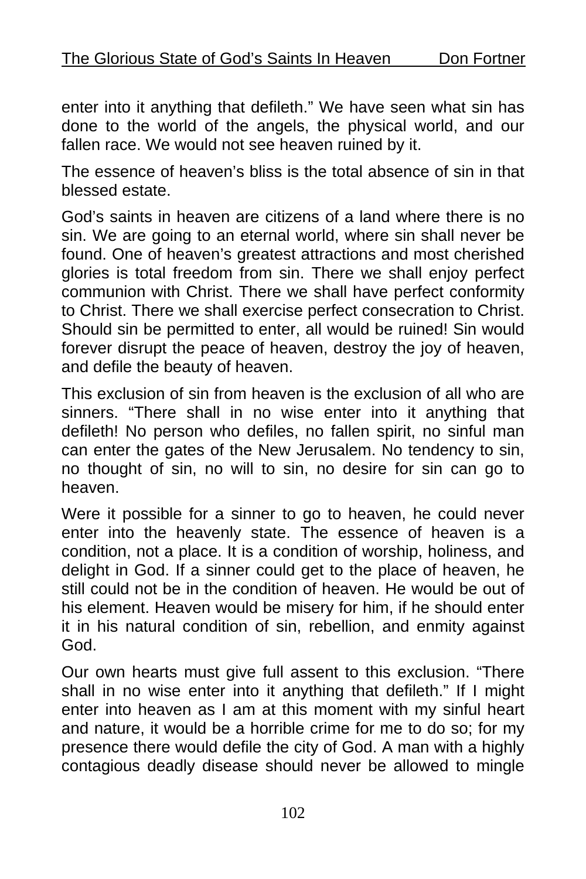enter into it anything that defileth." We have seen what sin has done to the world of the angels, the physical world, and our fallen race. We would not see heaven ruined by it.

The essence of heaven's bliss is the total absence of sin in that blessed estate.

God's saints in heaven are citizens of a land where there is no sin. We are going to an eternal world, where sin shall never be found. One of heaven's greatest attractions and most cherished glories is total freedom from sin. There we shall enjoy perfect communion with Christ. There we shall have perfect conformity to Christ. There we shall exercise perfect consecration to Christ. Should sin be permitted to enter, all would be ruined! Sin would forever disrupt the peace of heaven, destroy the joy of heaven, and defile the beauty of heaven.

This exclusion of sin from heaven is the exclusion of all who are sinners. "There shall in no wise enter into it anything that defileth! No person who defiles, no fallen spirit, no sinful man can enter the gates of the New Jerusalem. No tendency to sin, no thought of sin, no will to sin, no desire for sin can go to heaven.

Were it possible for a sinner to go to heaven, he could never enter into the heavenly state. The essence of heaven is a condition, not a place. It is a condition of worship, holiness, and delight in God. If a sinner could get to the place of heaven, he still could not be in the condition of heaven. He would be out of his element. Heaven would be misery for him, if he should enter it in his natural condition of sin, rebellion, and enmity against God.

Our own hearts must give full assent to this exclusion. "There shall in no wise enter into it anything that defileth." If I might enter into heaven as I am at this moment with my sinful heart and nature, it would be a horrible crime for me to do so; for my presence there would defile the city of God. A man with a highly contagious deadly disease should never be allowed to mingle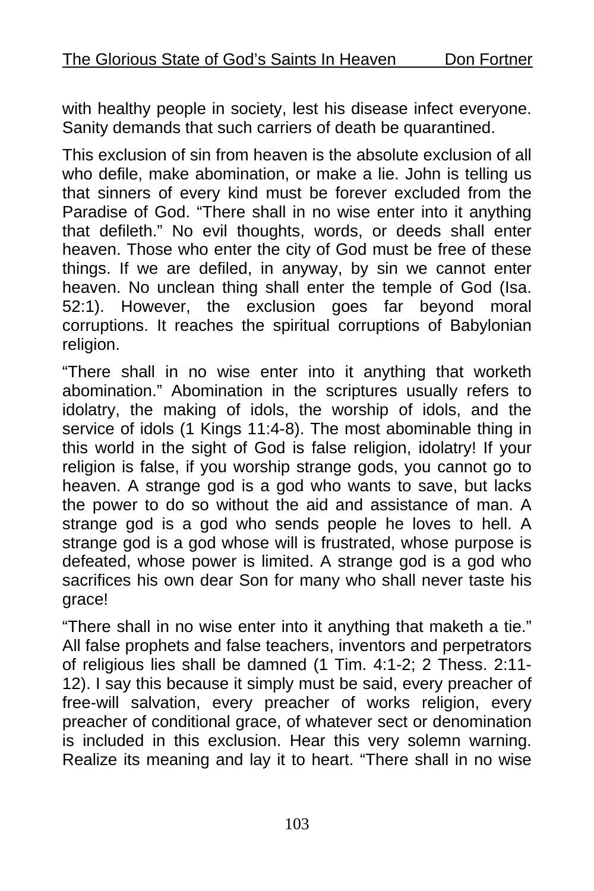with healthy people in society, lest his disease infect everyone. Sanity demands that such carriers of death be quarantined.

This exclusion of sin from heaven is the absolute exclusion of all who defile, make abomination, or make a lie. John is telling us that sinners of every kind must be forever excluded from the Paradise of God. “There shall in no wise enter into it anything that defileth.” No evil thoughts, words, or deeds shall enter heaven. Those who enter the city of God must be free of these things. If we are defiled, in anyway, by sin we cannot enter heaven. No unclean thing shall enter the temple of God (Isa. 52:1). However, the exclusion goes far beyond moral corruptions. It reaches the spiritual corruptions of Babylonian religion.

“There shall in no wise enter into it anything that worketh abomination.” Abomination in the scriptures usually refers to idolatry, the making of idols, the worship of idols, and the service of idols (1 Kings 11:4-8). The most abominable thing in this world in the sight of God is false religion, idolatry! If your religion is false, if you worship strange gods, you cannot go to heaven. A strange god is a god who wants to save, but lacks the power to do so without the aid and assistance of man. A strange god is a god who sends people he loves to hell. A strange god is a god whose will is frustrated, whose purpose is defeated, whose power is limited. A strange god is a god who sacrifices his own dear Son for many who shall never taste his grace!

“There shall in no wise enter into it anything that maketh a tie.” All false prophets and false teachers, inventors and perpetrators of religious lies shall be damned (1 Tim. 4:1-2; 2 Thess. 2:11-12). I say this because it simply must be said, every preacher of free-will salvation, every preacher of works religion, every preacher of conditional grace, of whatever sect or denomination is included in this exclusion. Hear this very solemn warning. Realize its meaning and lay it to heart. “There shall in no wise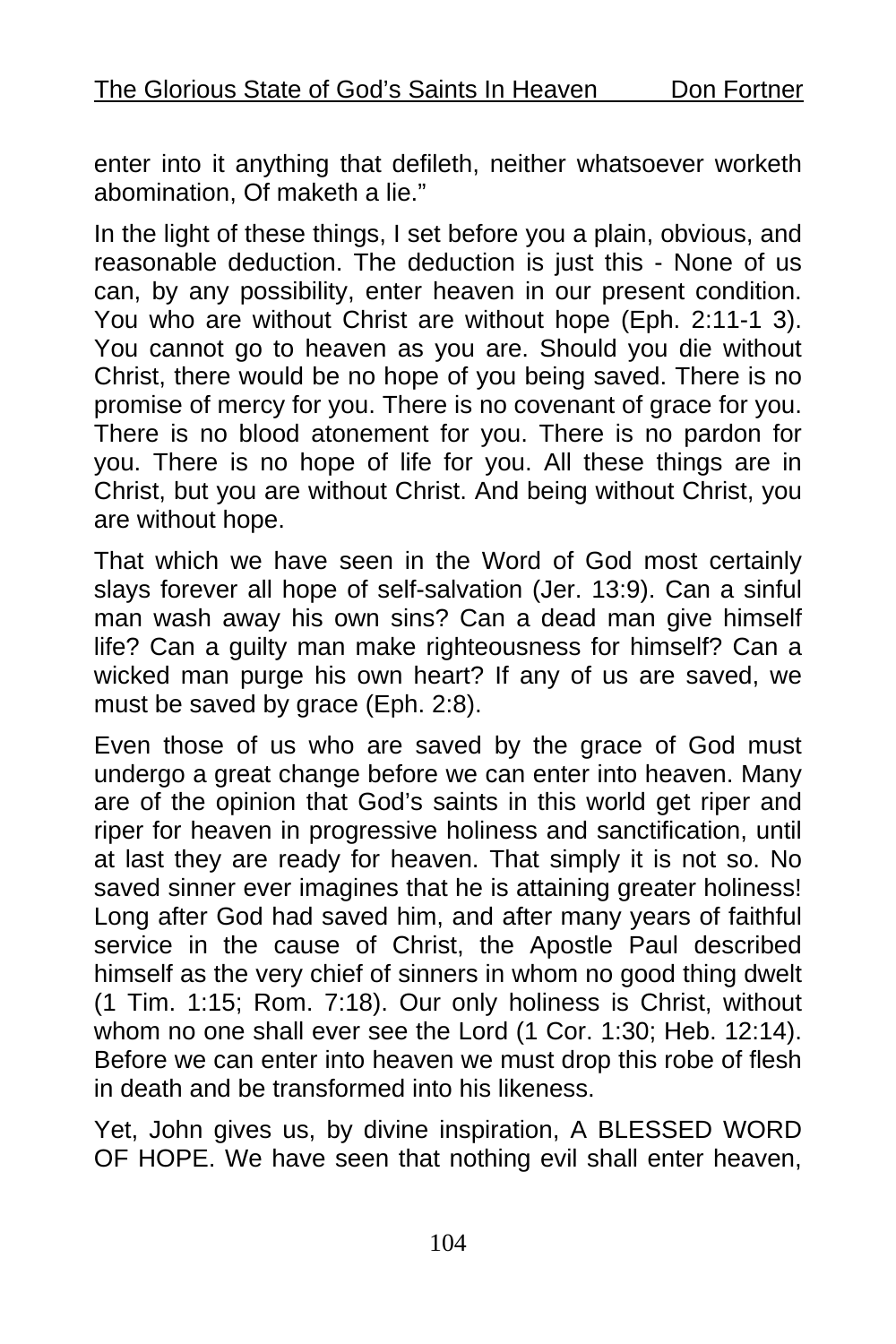enter into it anything that defileth, neither whatsoever worketh abomination, Of maketh a lie."

In the light of these things, I set before you a plain, obvious, and reasonable deduction. The deduction is just this - None of us can, by any possibility, enter heaven in our present condition. You who are without Christ are without hope (Eph. 2:11-1 3). You cannot go to heaven as you are. Should you die without Christ, there would be no hope of you being saved. There is no promise of mercy for you. There is no covenant of grace for you. There is no blood atonement for you. There is no pardon for you. There is no hope of life for you. All these things are in Christ, but you are without Christ. And being without Christ, you are without hope.

That which we have seen in the Word of God most certainly slays forever all hope of self-salvation (Jer. 13:9). Can a sinful man wash away his own sins? Can a dead man give himself life? Can a guilty man make righteousness for himself? Can a wicked man purge his own heart? If any of us are saved, we must be saved by grace (Eph. 2:8).

Even those of us who are saved by the grace of God must undergo a great change before we can enter into heaven. Many are of the opinion that God's saints in this world get riper and riper for heaven in progressive holiness and sanctification, until at last they are ready for heaven. That simply it is not so. No saved sinner ever imagines that he is attaining greater holiness! Long after God had saved him, and after many years of faithful service in the cause of Christ, the Apostle Paul described himself as the very chief of sinners in whom no good thing dwelt (1 Tim. 1:15; Rom. 7:18). Our only holiness is Christ, without whom no one shall ever see the Lord (1 Cor. 1:30; Heb. 12:14). Before we can enter into heaven we must drop this robe of flesh in death and be transformed into his likeness.

Yet, John gives us, by divine inspiration, A BLESSED WORD OF HOPE. We have seen that nothing evil shall enter heaven,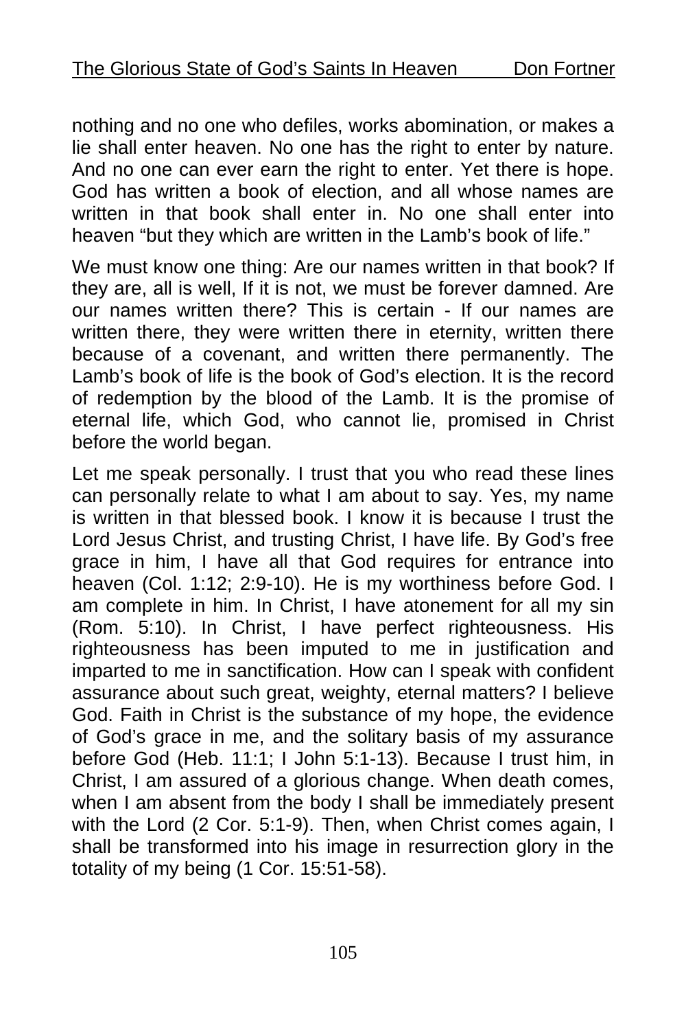nothing and no one who defiles, works abomination, or makes a lie shall enter heaven. No one has the right to enter by nature. And no one can ever earn the right to enter. Yet there is hope. God has written a book of election, and all whose names are written in that book shall enter in. No one shall enter into heaven "but they which are written in the Lamb's book of life."

We must know one thing: Are our names written in that book? If they are, all is well, If it is not, we must be forever damned. Are our names written there? This is certain - If our names are written there, they were written there in eternity, written there because of a covenant, and written there permanently. The Lamb's book of life is the book of God's election. It is the record of redemption by the blood of the Lamb. It is the promise of eternal life, which God, who cannot lie, promised in Christ before the world began.

Let me speak personally. I trust that you who read these lines can personally relate to what I am about to say. Yes, my name is written in that blessed book. I know it is because I trust the Lord Jesus Christ, and trusting Christ, I have life. By God's free grace in him, I have all that God requires for entrance into heaven (Col. 1:12; 2:9-10). He is my worthiness before God. I am complete in him. In Christ, I have atonement for all my sin (Rom. 5:10). In Christ, I have perfect righteousness. His righteousness has been imputed to me in justification and imparted to me in sanctification. How can I speak with confident assurance about such great, weighty, eternal matters? I believe God. Faith in Christ is the substance of my hope, the evidence of God's grace in me, and the solitary basis of my assurance before God (Heb. 11:1; I John 5:1-13). Because I trust him, in Christ, I am assured of a glorious change. When death comes, when I am absent from the body I shall be immediately present with the Lord (2 Cor. 5:1-9). Then, when Christ comes again, I shall be transformed into his image in resurrection glory in the totality of my being (1 Cor. 15:51-58).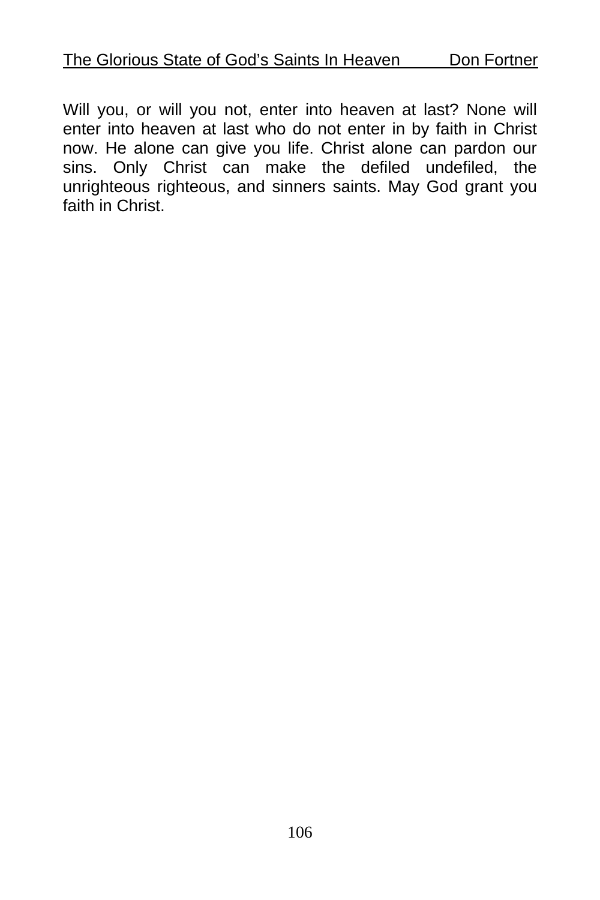Will you, or will you not, enter into heaven at last? None will enter into heaven at last who do not enter in by faith in Christ now. He alone can give you life. Christ alone can pardon our sins. Only Christ can make the defiled undefiled, the unrighteous righteous, and sinners saints. May God grant you faith in Christ.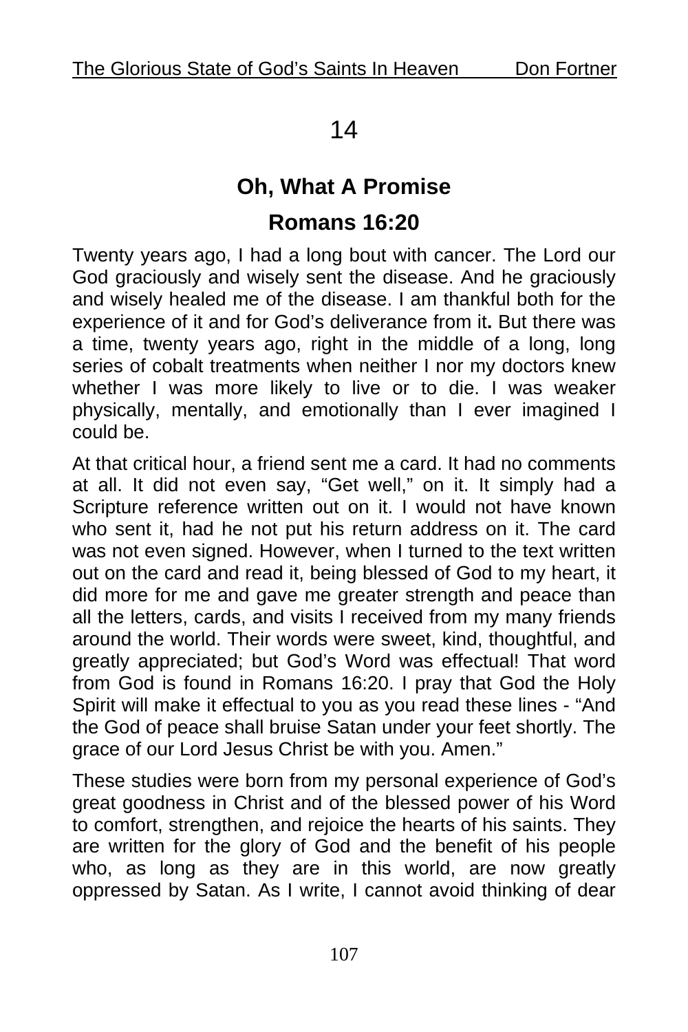# 14

## Oh, What A Promise

## Romans 16:20

Twenty years ago, I had a long bout with cancer. The Lord our God graciously and wisely sent the disease. And he graciously and wisely healed me of the disease. I am thankful both for the experience of it and for God's deliverance from it**.** But there was a time, twenty years ago, right in the middle of a long, long series of cobalt treatments when neither I nor my doctors knew whether I was more likely to live or to die. I was weaker physically, mentally, and emotionally than I ever imagined I could be.

At that critical hour, a friend sent me a card. It had no comments at all. It did not even say, "Get well," on it. It simply had a Scripture reference written out on it. I would not have known who sent it, had he not put his return address on it. The card was not even signed. However, when I turned to the text written out on the card and read it, being blessed of God to my heart, it did more for me and gave me greater strength and peace than all the letters, cards, and visits I received from my many friends around the world. Their words were sweet, kind, thoughtful, and greatly appreciated; but God's Word was effectual! That word from God is found in Romans 16:20. I pray that God the Holy Spirit will make it effectual to you as you read these lines - "And the God of peace shall bruise Satan under your feet shortly. The grace of our Lord Jesus Christ be with you. Amen."

These studies were born from my personal experience of God's great goodness in Christ and of the blessed power of his Word to comfort, strengthen, and rejoice the hearts of his saints. They are written for the glory of God and the benefit of his people who, as long as they are in this world, are now greatly oppressed by Satan. As I write, I cannot avoid thinking of dear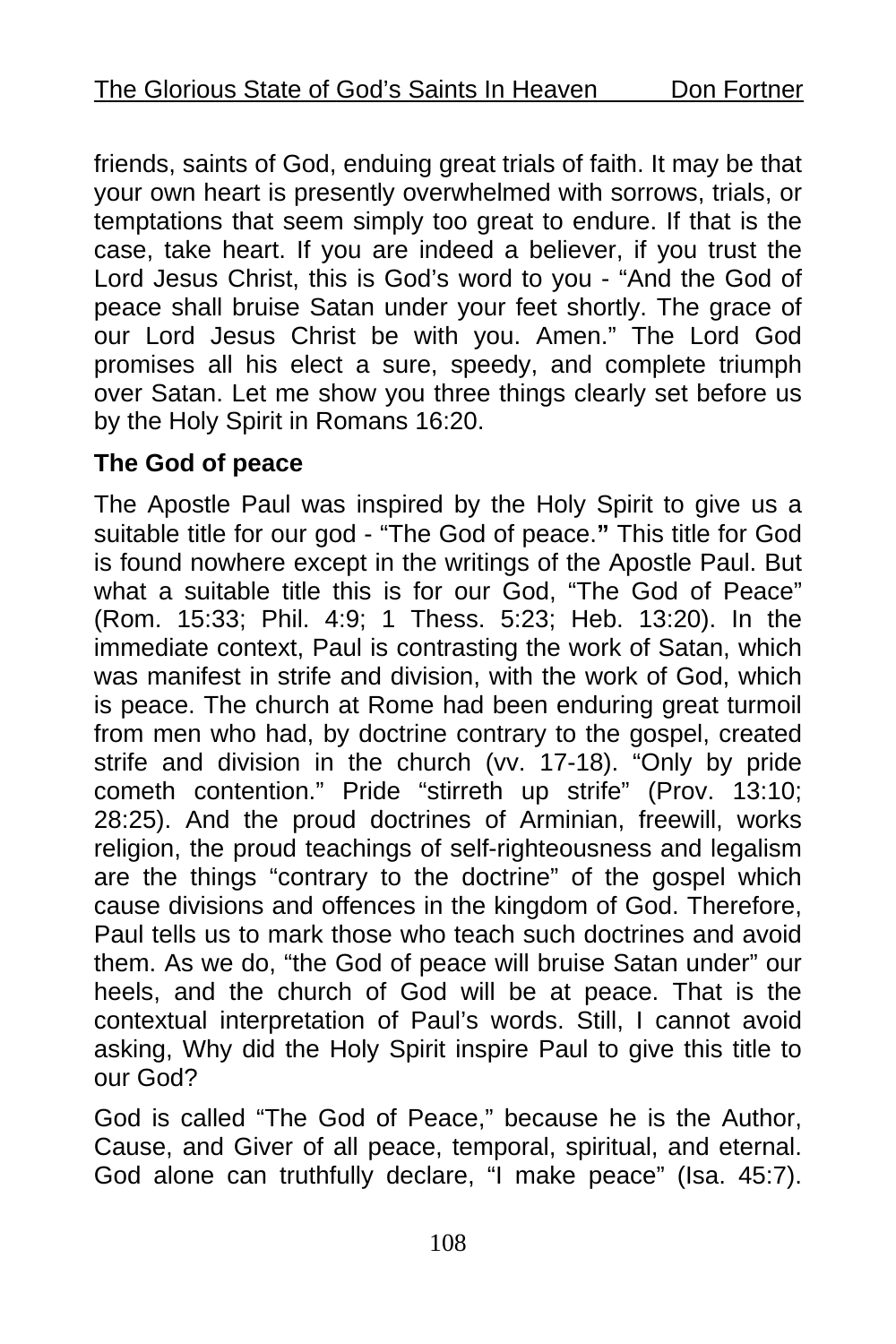friends, saints of God, enduing great trials of faith. It may be that your own heart is presently overwhelmed with sorrows, trials, or temptations that seem simply too great to endure. If that is the case, take heart. If you are indeed a believer, if you trust the Lord Jesus Christ, this is God's word to you - "And the God of peace shall bruise Satan under your feet shortly. The grace of our Lord Jesus Christ be with you. Amen." The Lord God promises all his elect a sure, speedy, and complete triumph over Satan. Let me show you three things clearly set before us by the Holy Spirit in Romans 16:20.

**The God of peace**

The Apostle Paul was inspired by the Holy Spirit to give us a suitable title for our god - "The God of peace.**"** This title for God is found nowhere except in the writings of the Apostle Paul. But what a suitable title this is for our God, "The God of Peace" (Rom. 15:33; Phil. 4:9; 1 Thess. 5:23; Heb. 13:20). In the immediate context, Paul is contrasting the work of Satan, which was manifest in strife and division, with the work of God, which is peace. The church at Rome had been enduring great turmoil from men who had, by doctrine contrary to the gospel, created strife and division in the church (vv. 17-18). "Only by pride cometh contention." Pride "stirreth up strife" (Prov. 13:10; 28:25). And the proud doctrines of Arminian, freewill, works religion, the proud teachings of self-righteousness and legalism are the things "contrary to the doctrine" of the gospel which cause divisions and offences in the kingdom of God. Therefore, Paul tells us to mark those who teach such doctrines and avoid them. As we do, "the God of peace will bruise Satan under" our heels, and the church of God will be at peace. That is the contextual interpretation of Paul's words. Still, I cannot avoid asking, Why did the Holy Spirit inspire Paul to give this title to our God?

God is called "The God of Peace," because he is the Author, Cause, and Giver of all peace, temporal, spiritual, and eternal. God alone can truthfully declare, "I make peace" (Isa. 45:7).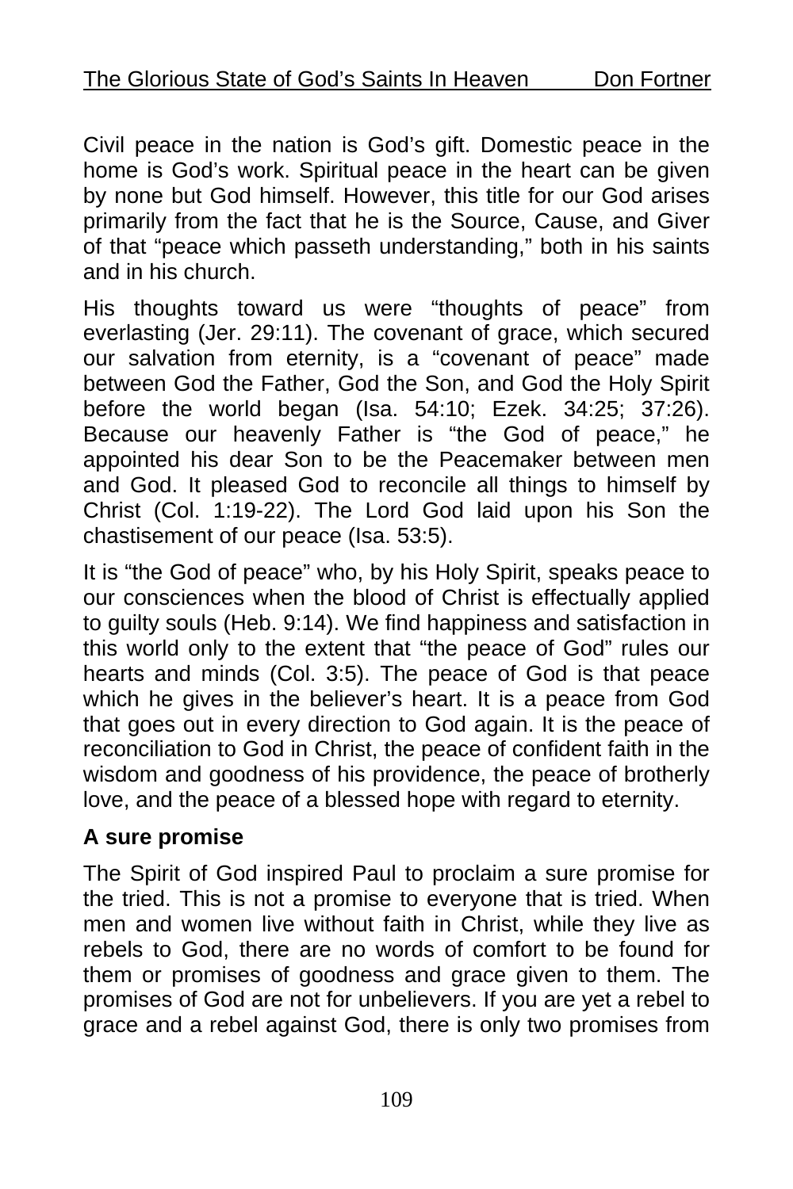Civil peace in the nation is God's gift. Domestic peace in the home is God's work. Spiritual peace in the heart can be given by none but God himself. However, this title for our God arises primarily from the fact that he is the Source, Cause, and Giver of that "peace which passeth understanding," both in his saints and in his church.

His thoughts toward us were "thoughts of peace" from everlasting (Jer. 29:11). The covenant of grace, which secured our salvation from eternity, is a "covenant of peace" made between God the Father, God the Son, and God the Holy Spirit before the world began (Isa. 54:10; Ezek. 34:25; 37:26). Because our heavenly Father is "the God of peace," he appointed his dear Son to be the Peacemaker between men and God. It pleased God to reconcile all things to himself by Christ (Col. 1:19-22). The Lord God laid upon his Son the chastisement of our peace (Isa. 53:5).

It is "the God of peace" who, by his Holy Spirit, speaks peace to our consciences when the blood of Christ is effectually applied to guilty souls (Heb. 9:14). We find happiness and satisfaction in this world only to the extent that "the peace of God" rules our hearts and minds (Col. 3:5). The peace of God is that peace which he gives in the believer's heart. It is a peace from God that goes out in every direction to God again. It is the peace of reconciliation to God in Christ, the peace of confident faith in the wisdom and goodness of his providence, the peace of brotherly love, and the peace of a blessed hope with regard to eternity.

**A sure promise**

The Spirit of God inspired Paul to proclaim a sure promise for the tried. This is not a promise to everyone that is tried. When men and women live without faith in Christ, while they live as rebels to God, there are no words of comfort to be found for them or promises of goodness and grace given to them. The promises of God are not for unbelievers. If you are yet a rebel to grace and a rebel against God, there is only two promises from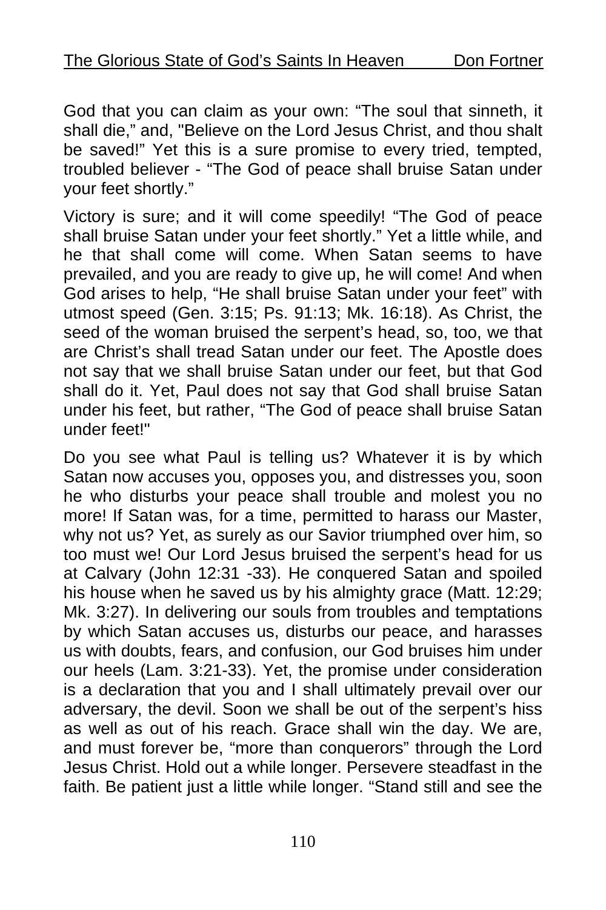God that you can claim as your own: “The soul that sinneth, it shall die,” and, "Believe on the Lord Jesus Christ, and thou shalt be saved!" Yet this is a sure promise to every tried, tempted, troubled believer - “The God of peace shall bruise Satan under your feet shortly.”

Victory is sure; and it will come speedily! “The God of peace shall bruise Satan under your feet shortly.” Yet a little while, and he that shall come will come. When Satan seems to have prevailed, and you are ready to give up, he will come! And when God arises to help, “He shall bruise Satan under your feet” with utmost speed (Gen. 3:15; Ps. 91:13; Mk. 16:18). As Christ, the seed of the woman bruised the serpent’s head, so, too, we that are Christ’s shall tread Satan under our feet. The Apostle does not say that we shall bruise Satan under our feet, but that God shall do it. Yet, Paul does not say that God shall bruise Satan under his feet, but rather, “The God of peace shall bruise Satan under feet!"

Do you see what Paul is telling us? Whatever it is by which Satan now accuses you, opposes you, and distresses you, soon he who disturbs your peace shall trouble and molest you no more! If Satan was, for a time, permitted to harass our Master, why not us? Yet, as surely as our Savior triumphed over him, so too must we! Our Lord Jesus bruised the serpent’s head for us at Calvary (John 12:31 -33). He conquered Satan and spoiled his house when he saved us by his almighty grace (Matt. 12:29; Mk. 3:27). In delivering our souls from troubles and temptations by which Satan accuses us, disturbs our peace, and harasses us with doubts, fears, and confusion, our God bruises him under our heels (Lam. 3:21-33). Yet, the promise under consideration is a declaration that you and I shall ultimately prevail over our adversary, the devil. Soon we shall be out of the serpent’s hiss as well as out of his reach. Grace shall win the day. We are, and must forever be, “more than conquerors” through the Lord Jesus Christ. Hold out a while longer. Persevere steadfast in the faith. Be patient just a little while longer. “Stand still and see the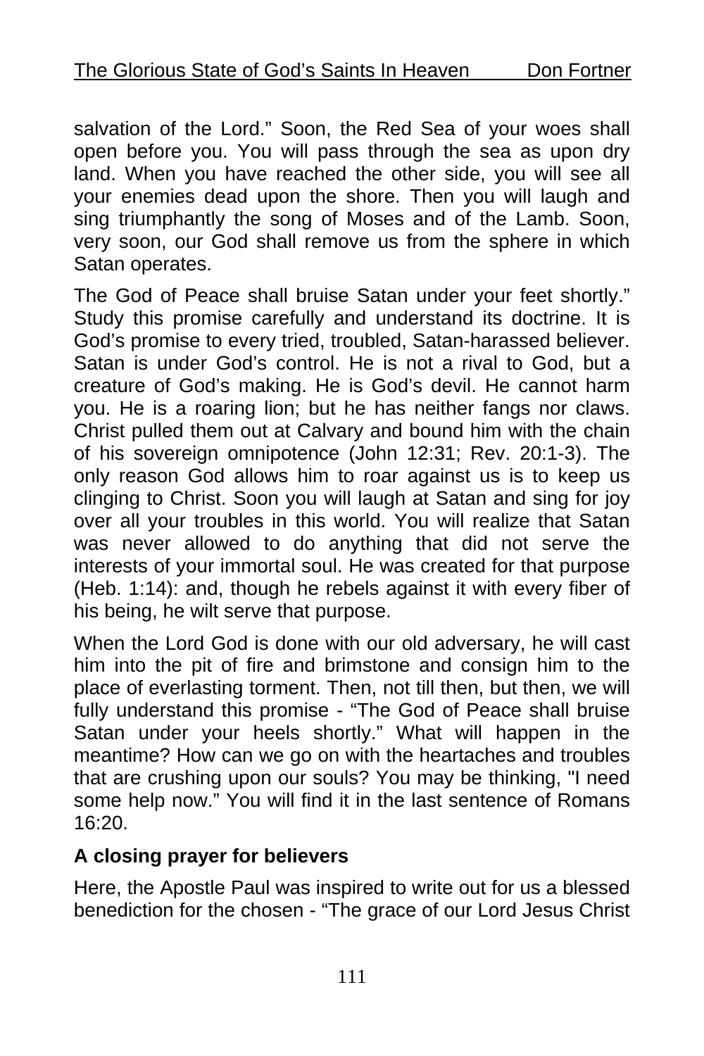salvation of the Lord." Soon, the Red Sea of your woes shall open before you. You will pass through the sea as upon dry land. When you have reached the other side, you will see all your enemies dead upon the shore. Then you will laugh and sing triumphantly the song of Moses and of the Lamb. Soon, very soon, our God shall remove us from the sphere in which Satan operates.

The God of Peace shall bruise Satan under your feet shortly." Study this promise carefully and understand its doctrine. It is God's promise to every tried, troubled, Satan-harassed believer. Satan is under God's control. He is not a rival to God, but a creature of God's making. He is God's devil. He cannot harm you. He is a roaring lion; but he has neither fangs nor claws. Christ pulled them out at Calvary and bound him with the chain of his sovereign omnipotence (John 12:31; Rev. 20:1-3). The only reason God allows him to roar against us is to keep us clinging to Christ. Soon you will laugh at Satan and sing for joy over all your troubles in this world. You will realize that Satan was never allowed to do anything that did not serve the interests of your immortal soul. He was created for that purpose (Heb. 1:14): and, though he rebels against it with every fiber of his being, he wilt serve that purpose.

When the Lord God is done with our old adversary, he will cast him into the pit of fire and brimstone and consign him to the place of everlasting torment. Then, not till then, but then, we will fully understand this promise - "The God of Peace shall bruise Satan under your heels shortly." What will happen in the meantime? How can we go on with the heartaches and troubles that are crushing upon our souls? You may be thinking, "I need some help now." You will find it in the last sentence of Romans 16:20.

**A closing prayer for believers**

Here, the Apostle Paul was inspired to write out for us a blessed benediction for the chosen - "The grace of our Lord Jesus Christ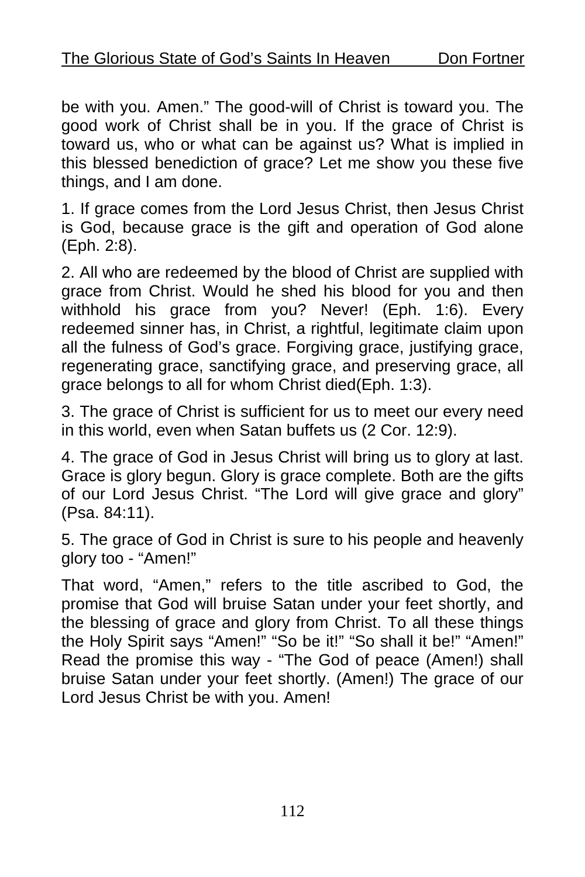be with you. Amen." The good-will of Christ is toward you. The good work of Christ shall be in you. If the grace of Christ is toward us, who or what can be against us? What is implied in this blessed benediction of grace? Let me show you these five things, and I am done.

1. If grace comes from the Lord Jesus Christ, then Jesus Christ is God, because grace is the gift and operation of God alone (Eph. 2:8).

2. All who are redeemed by the blood of Christ are supplied with grace from Christ. Would he shed his blood for you and then withhold his grace from you? Never! (Eph. 1:6). Every redeemed sinner has, in Christ, a rightful, legitimate claim upon all the fulness of God's grace. Forgiving grace, justifying grace, regenerating grace, sanctifying grace, and preserving grace, all grace belongs to all for whom Christ died(Eph. 1:3).

3. The grace of Christ is sufficient for us to meet our every need in this world, even when Satan buffets us (2 Cor. 12:9).

4. The grace of God in Jesus Christ will bring us to glory at last. Grace is glory begun. Glory is grace complete. Both are the gifts of our Lord Jesus Christ. "The Lord will give grace and glory" (Psa. 84:11).

5. The grace of God in Christ is sure to his people and heavenly glory too - "Amen!"

That word, "Amen," refers to the title ascribed to God, the promise that God will bruise Satan under your feet shortly, and the blessing of grace and glory from Christ. To all these things the Holy Spirit says "Amen!" "So be it!" "So shall it be!" "Amen!" Read the promise this way - "The God of peace (Amen!) shall bruise Satan under your feet shortly. (Amen!) The grace of our Lord Jesus Christ be with you. Amen!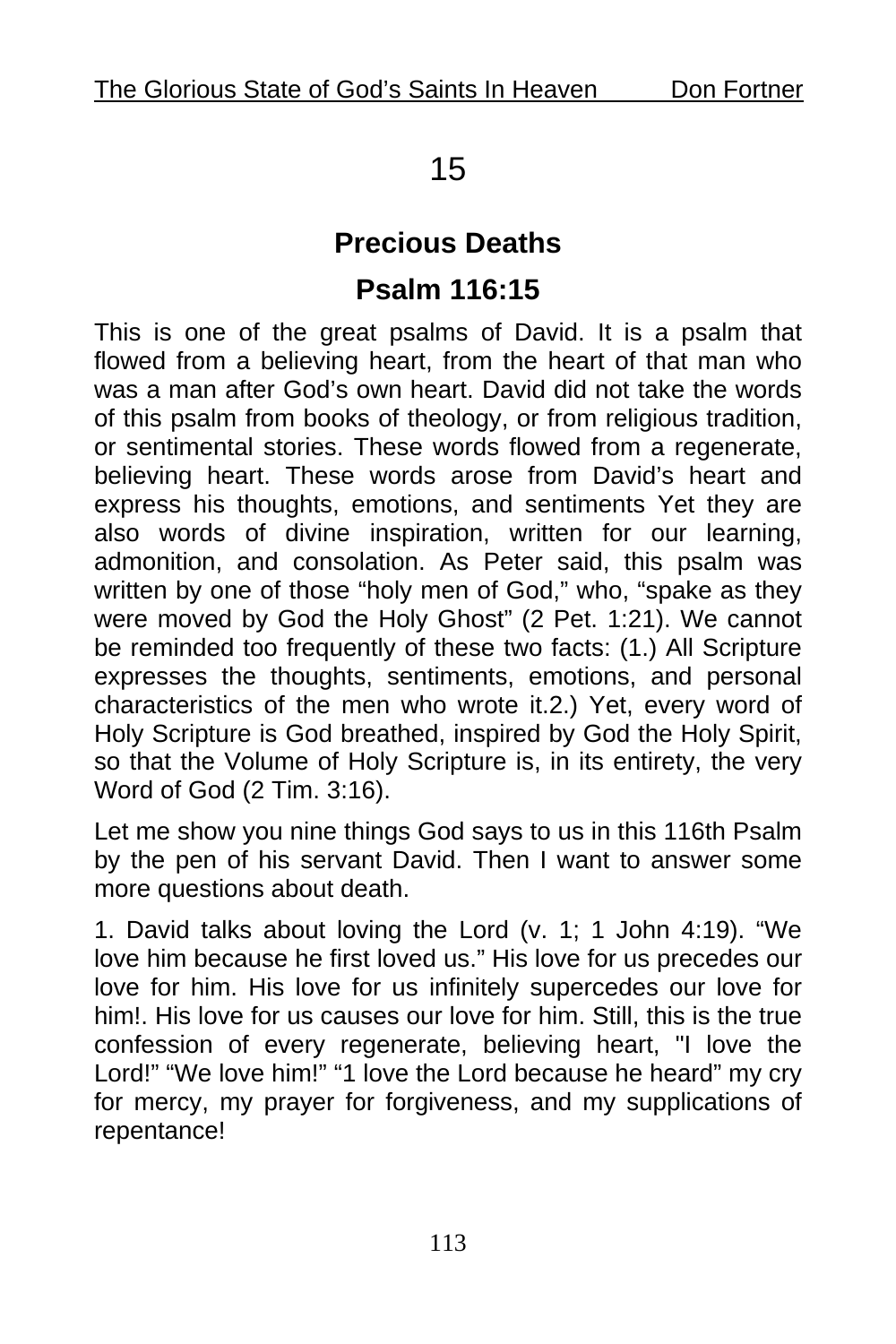# 15

## Precious Deaths

## Psalm 116:15

This is one of the great psalms of David. It is a psalm that flowed from a believing heart, from the heart of that man who was a man after God's own heart. David did not take the words of this psalm from books of theology, or from religious tradition, or sentimental stories. These words flowed from a regenerate, believing heart. These words arose from David's heart and express his thoughts, emotions, and sentiments Yet they are also words of divine inspiration, written for our learning, admonition, and consolation. As Peter said, this psalm was written by one of those "holy men of God," who, "spake as they were moved by God the Holy Ghost" (2 Pet. 1:21). We cannot be reminded too frequently of these two facts: (1.) All Scripture expresses the thoughts, sentiments, emotions, and personal characteristics of the men who wrote it.2.) Yet, every word of Holy Scripture is God breathed, inspired by God the Holy Spirit, so that the Volume of Holy Scripture is, in its entirety, the very Word of God (2 Tim. 3:16).

Let me show you nine things God says to us in this 116th Psalm by the pen of his servant David. Then I want to answer some more questions about death.

1. David talks about loving the Lord (v. 1; 1 John 4:19). "We love him because he first loved us." His love for us precedes our love for him. His love for us infinitely supercedes our love for him!. His love for us causes our love for him. Still, this is the true confession of every regenerate, believing heart, "I love the Lord!" "We love him!" "1 love the Lord because he heard" my cry for mercy, my prayer for forgiveness, and my supplications of repentance!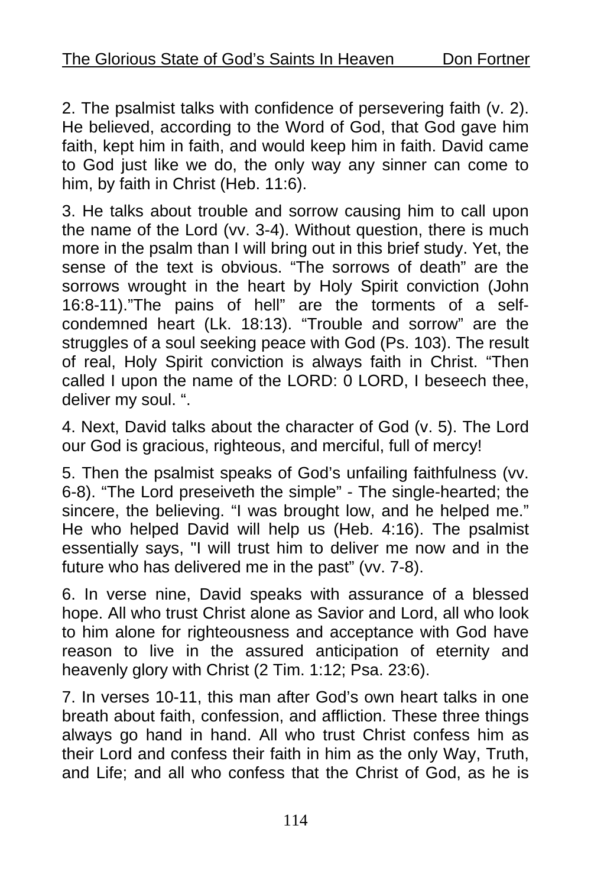2. The psalmist talks with confidence of persevering faith (v. 2). He believed, according to the Word of God, that God gave him faith, kept him in faith, and would keep him in faith. David came to God just like we do, the only way any sinner can come to him, by faith in Christ (Heb. 11:6).

3. He talks about trouble and sorrow causing him to call upon the name of the Lord (vv. 3-4). Without question, there is much more in the psalm than I will bring out in this brief study. Yet, the sense of the text is obvious. "The sorrows of death" are the sorrows wrought in the heart by Holy Spirit conviction (John 16:8-11)."The pains of hell" are the torments of a self-condemned heart (Lk. 18:13). "Trouble and sorrow" are the struggles of a soul seeking peace with God (Ps. 103). The result of real, Holy Spirit conviction is always faith in Christ. "Then called I upon the name of the LORD: 0 LORD, I beseech thee, deliver my soul. ".

4. Next, David talks about the character of God (v. 5). The Lord our God is gracious, righteous, and merciful, full of mercy!

5. Then the psalmist speaks of God's unfailing faithfulness (vv. 6-8). "The Lord preseiveth the simple" - The single-hearted; the sincere, the believing. "I was brought low, and he helped me." He who helped David will help us (Heb. 4:16). The psalmist essentially says, "I will trust him to deliver me now and in the future who has delivered me in the past" (vv. 7-8).

6. In verse nine, David speaks with assurance of a blessed hope. All who trust Christ alone as Savior and Lord, all who look to him alone for righteousness and acceptance with God have reason to live in the assured anticipation of eternity and heavenly glory with Christ (2 Tim. 1:12; Psa. 23:6).

7. In verses 10-11, this man after God's own heart talks in one breath about faith, confession, and affliction. These three things always go hand in hand. All who trust Christ confess him as their Lord and confess their faith in him as the only Way, Truth, and Life; and all who confess that the Christ of God, as he is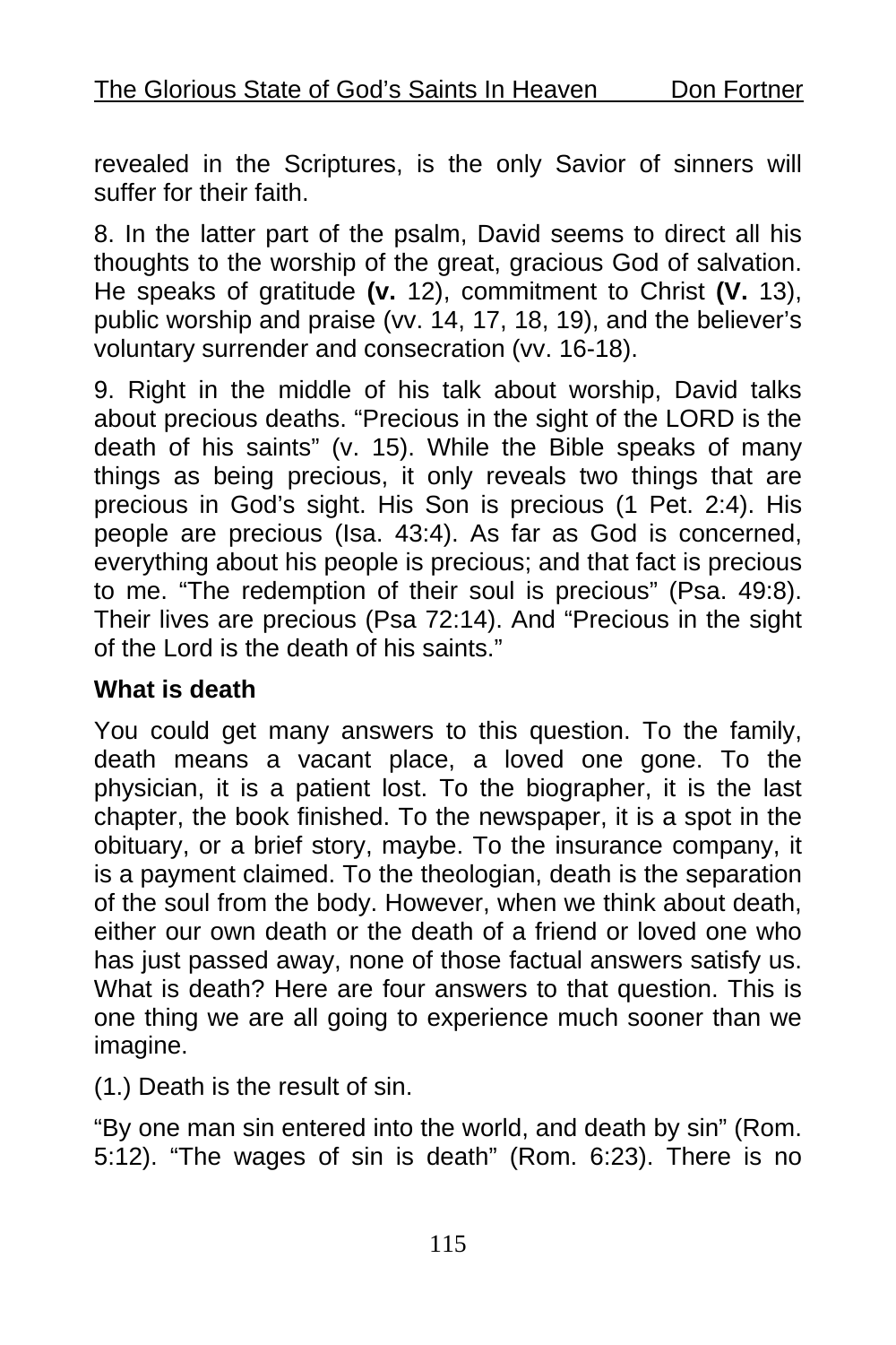revealed in the Scriptures, is the only Savior of sinners will suffer for their faith.

8. In the latter part of the psalm, David seems to direct all his thoughts to the worship of the great, gracious God of salvation. He speaks of gratitude **(v.** 12), commitment to Christ **(V.** 13), public worship and praise (vv. 14, 17, 18, 19), and the believer's voluntary surrender and consecration (vv. 16-18).

9. Right in the middle of his talk about worship, David talks about precious deaths. "Precious in the sight of the LORD is the death of his saints" (v. 15). While the Bible speaks of many things as being precious, it only reveals two things that are precious in God's sight. His Son is precious (1 Pet. 2:4). His people are precious (Isa. 43:4). As far as God is concerned, everything about his people is precious; and that fact is precious to me. "The redemption of their soul is precious" (Psa. 49:8). Their lives are precious (Psa 72:14). And "Precious in the sight of the Lord is the death of his saints."

### What is death

You could get many answers to this question. To the family, death means a vacant place, a loved one gone. To the physician, it is a patient lost. To the biographer, it is the last chapter, the book finished. To the newspaper, it is a spot in the obituary, or a brief story, maybe. To the insurance company, it is a payment claimed. To the theologian, death is the separation of the soul from the body. However, when we think about death, either our own death or the death of a friend or loved one who has just passed away, none of those factual answers satisfy us. What is death? Here are four answers to that question. This is one thing we are all going to experience much sooner than we imagine.

(1.) Death is the result of sin.

"By one man sin entered into the world, and death by sin" (Rom. 5:12). "The wages of sin is death" (Rom. 6:23). There is no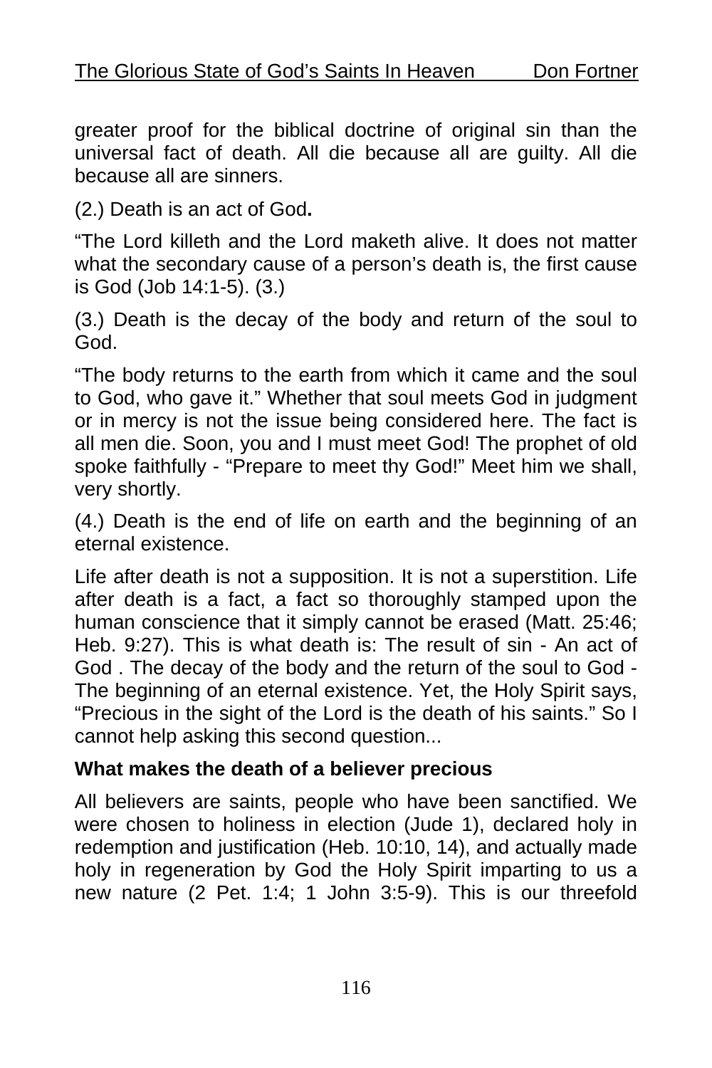greater proof for the biblical doctrine of original sin than the universal fact of death. All die because all are guilty. All die because all are sinners.

(2.) Death is an act of God**.**

“The Lord killeth and the Lord maketh alive. It does not matter what the secondary cause of a person’s death is, the first cause is God (Job 14:1-5). (3.)

(3.) Death is the decay of the body and return of the soul to God.

“The body returns to the earth from which it came and the soul to God, who gave it.” Whether that soul meets God in judgment or in mercy is not the issue being considered here. The fact is all men die. Soon, you and I must meet God! The prophet of old spoke faithfully - “Prepare to meet thy God!” Meet him we shall, very shortly.

(4.) Death is the end of life on earth and the beginning of an eternal existence.

Life after death is not a supposition. It is not a superstition. Life after death is a fact, a fact so thoroughly stamped upon the human conscience that it simply cannot be erased (Matt. 25:46; Heb. 9:27). This is what death is: The result of sin - An act of God . The decay of the body and the return of the soul to God - The beginning of an eternal existence. Yet, the Holy Spirit says, “Precious in the sight of the Lord is the death of his saints.” So I cannot help asking this second question...

**What makes the death of a believer precious**

All believers are saints, people who have been sanctified. We were chosen to holiness in election (Jude 1), declared holy in redemption and justification (Heb. 10:10, 14), and actually made holy in regeneration by God the Holy Spirit imparting to us a new nature (2 Pet. 1:4; 1 John 3:5-9). This is our threefold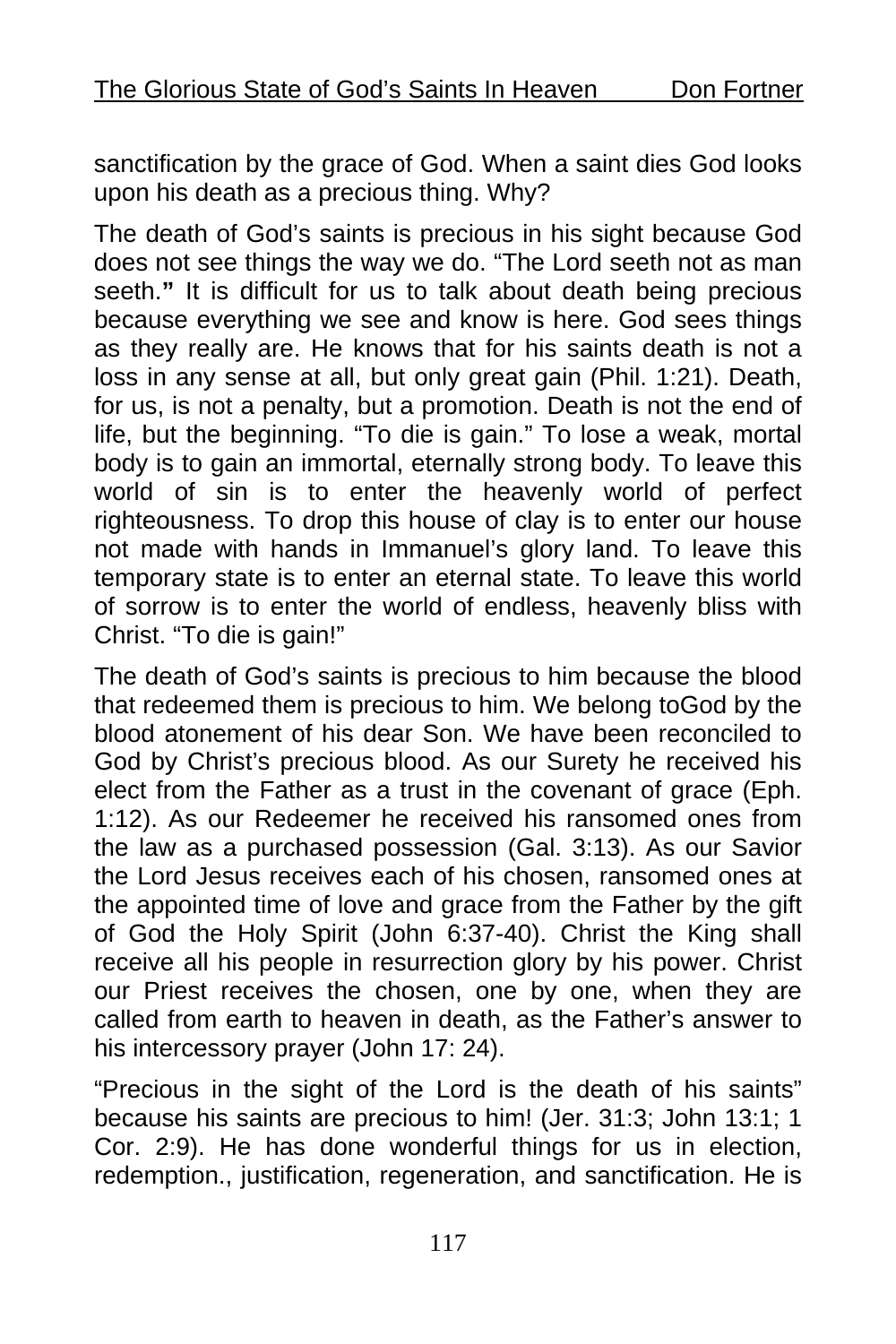sanctification by the grace of God. When a saint dies God looks upon his death as a precious thing. Why?

The death of God's saints is precious in his sight because God does not see things the way we do. "The Lord seeth not as man seeth." It is difficult for us to talk about death being precious because everything we see and know is here. God sees things as they really are. He knows that for his saints death is not a loss in any sense at all, but only great gain (Phil. 1:21). Death, for us, is not a penalty, but a promotion. Death is not the end of life, but the beginning. "To die is gain." To lose a weak, mortal body is to gain an immortal, eternally strong body. To leave this world of sin is to enter the heavenly world of perfect righteousness. To drop this house of clay is to enter our house not made with hands in Immanuel's glory land. To leave this temporary state is to enter an eternal state. To leave this world of sorrow is to enter the world of endless, heavenly bliss with Christ. "To die is gain!"

The death of God's saints is precious to him because the blood that redeemed them is precious to him. We belong toGod by the blood atonement of his dear Son. We have been reconciled to God by Christ's precious blood. As our Surety he received his elect from the Father as a trust in the covenant of grace (Eph. 1:12). As our Redeemer he received his ransomed ones from the law as a purchased possession (Gal. 3:13). As our Savior the Lord Jesus receives each of his chosen, ransomed ones at the appointed time of love and grace from the Father by the gift of God the Holy Spirit (John 6:37-40). Christ the King shall receive all his people in resurrection glory by his power. Christ our Priest receives the chosen, one by one, when they are called from earth to heaven in death, as the Father's answer to his intercessory prayer (John 17: 24).

"Precious in the sight of the Lord is the death of his saints" because his saints are precious to him! (Jer. 31:3; John 13:1; 1 Cor. 2:9). He has done wonderful things for us in election, redemption., justification, regeneration, and sanctification. He is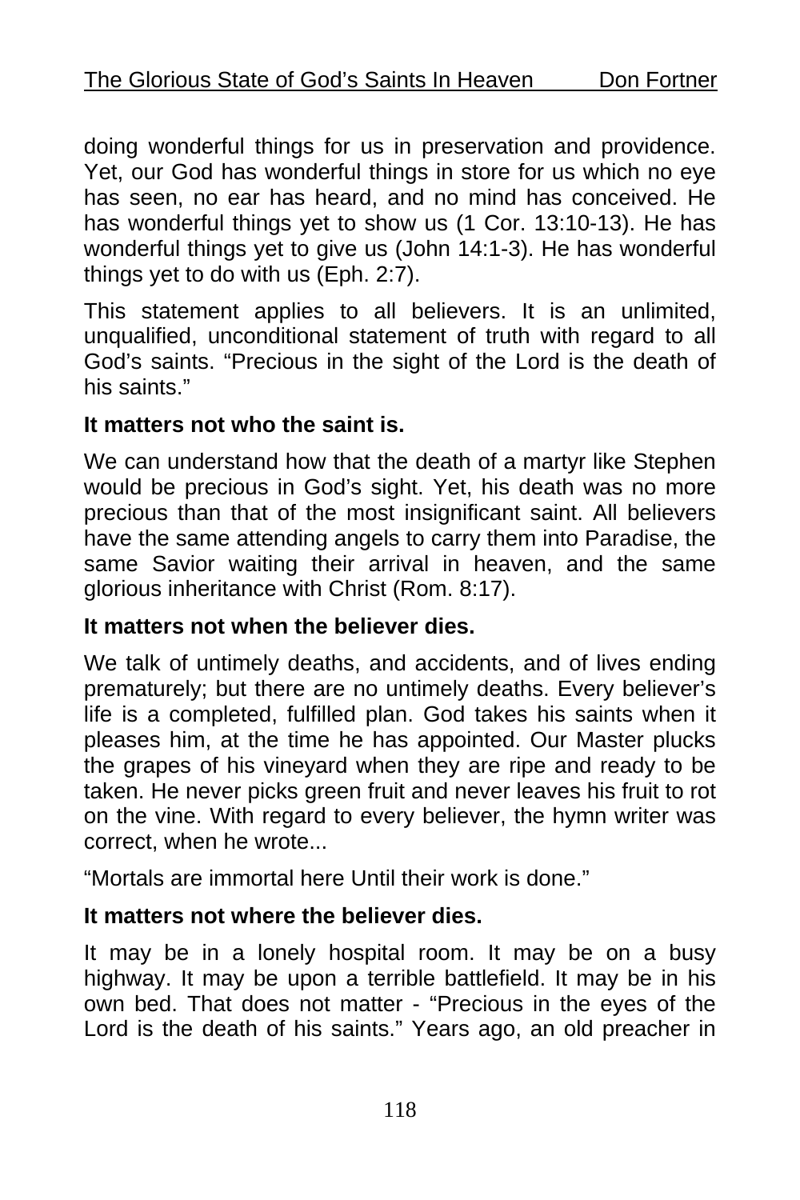doing wonderful things for us in preservation and providence. Yet, our God has wonderful things in store for us which no eye has seen, no ear has heard, and no mind has conceived. He has wonderful things yet to show us (1 Cor. 13:10-13). He has wonderful things yet to give us (John 14:1-3). He has wonderful things yet to do with us (Eph. 2:7).

This statement applies to all believers. It is an unlimited, unqualified, unconditional statement of truth with regard to all God's saints. "Precious in the sight of the Lord is the death of his saints."

**It matters not who the saint is.**

We can understand how that the death of a martyr like Stephen would be precious in God's sight. Yet, his death was no more precious than that of the most insignificant saint. All believers have the same attending angels to carry them into Paradise, the same Savior waiting their arrival in heaven, and the same glorious inheritance with Christ (Rom. 8:17).

**It matters not when the believer dies.**

We talk of untimely deaths, and accidents, and of lives ending prematurely; but there are no untimely deaths. Every believer's life is a completed, fulfilled plan. God takes his saints when it pleases him, at the time he has appointed. Our Master plucks the grapes of his vineyard when they are ripe and ready to be taken. He never picks green fruit and never leaves his fruit to rot on the vine. With regard to every believer, the hymn writer was correct, when he wrote...

"Mortals are immortal here Until their work is done."

**It matters not where the believer dies.**

It may be in a lonely hospital room. It may be on a busy highway. It may be upon a terrible battlefield. It may be in his own bed. That does not matter - "Precious in the eyes of the Lord is the death of his saints." Years ago, an old preacher in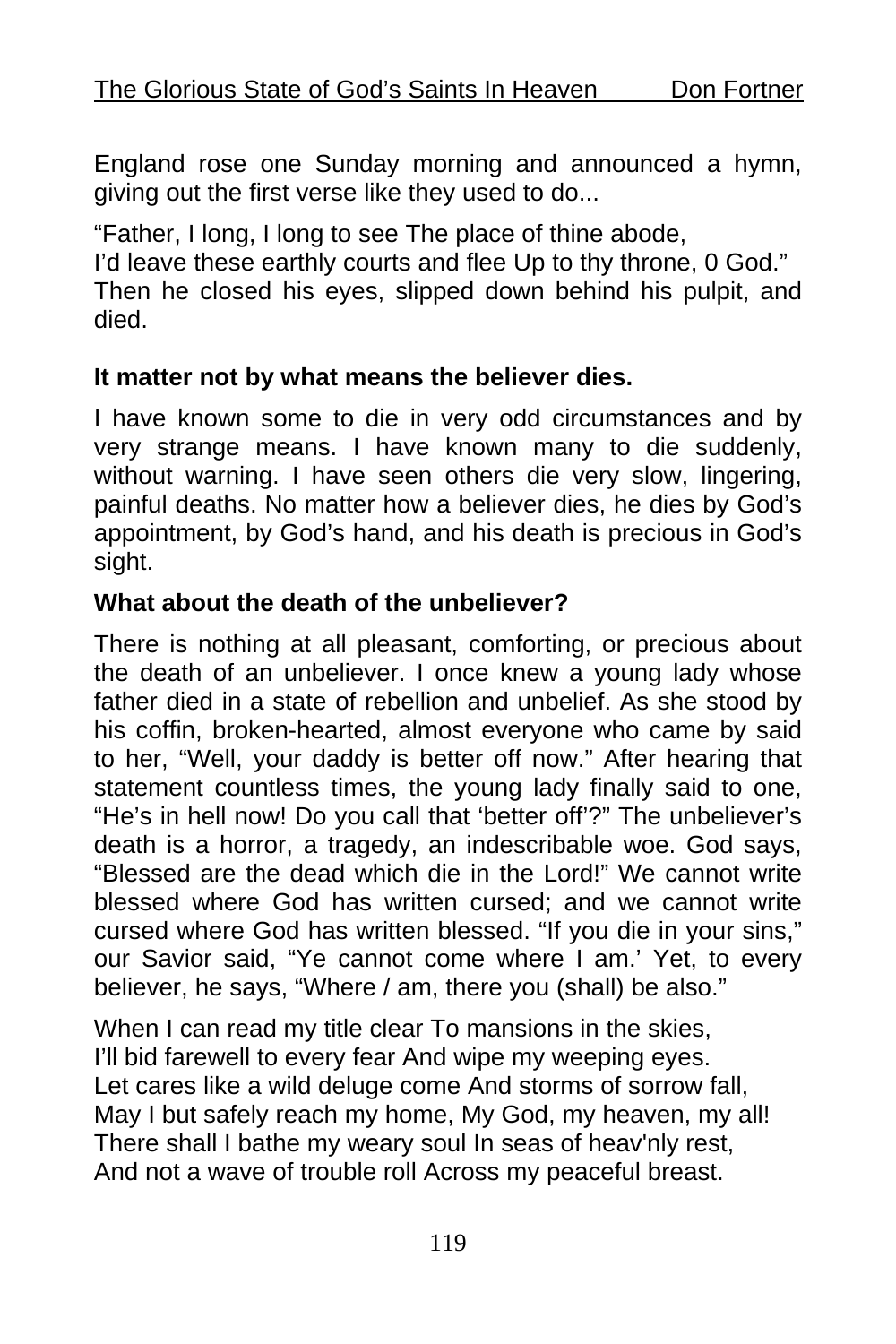England rose one Sunday morning and announced a hymn, giving out the first verse like they used to do...

“Father, I long, I long to see The place of thine abode,
I’d leave these earthly courts and flee Up to thy throne, 0 God.”
Then he closed his eyes, slipped down behind his pulpit, and died.

**It matter not by what means the believer dies.**

I have known some to die in very odd circumstances and by very strange means. I have known many to die suddenly, without warning. I have seen others die very slow, lingering, painful deaths. No matter how a believer dies, he dies by God’s appointment, by God’s hand, and his death is precious in God’s sight.

**What about the death of the unbeliever?**

There is nothing at all pleasant, comforting, or precious about the death of an unbeliever. I once knew a young lady whose father died in a state of rebellion and unbelief. As she stood by his coffin, broken-hearted, almost everyone who came by said to her, “Well, your daddy is better off now.” After hearing that statement countless times, the young lady finally said to one, “He’s in hell now! Do you call that ‘better off’?” The unbeliever’s death is a horror, a tragedy, an indescribable woe. God says, “Blessed are the dead which die in the Lord!” We cannot write blessed where God has written cursed; and we cannot write cursed where God has written blessed. “If you die in your sins,” our Savior said, “Ye cannot come where I am.’ Yet, to every believer, he says, “Where / am, there you (shall) be also.”

When I can read my title clear To mansions in the skies,
I’ll bid farewell to every fear And wipe my weeping eyes.
Let cares like a wild deluge come And storms of sorrow fall,
May I but safely reach my home, My God, my heaven, my all!
There shall I bathe my weary soul In seas of heav'nly rest,
And not a wave of trouble roll Across my peaceful breast.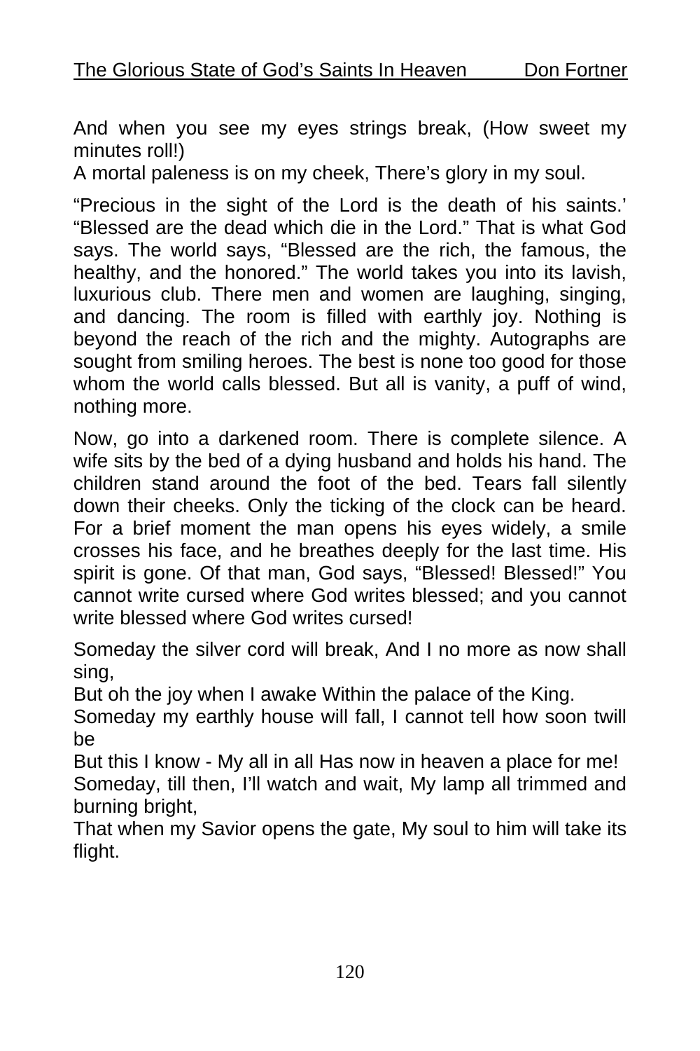And when you see my eyes strings break, (How sweet my minutes roll!)
A mortal paleness is on my cheek, There's glory in my soul.

"Precious in the sight of the Lord is the death of his saints.' "Blessed are the dead which die in the Lord." That is what God says. The world says, "Blessed are the rich, the famous, the healthy, and the honored." The world takes you into its lavish, luxurious club. There men and women are laughing, singing, and dancing. The room is filled with earthly joy. Nothing is beyond the reach of the rich and the mighty. Autographs are sought from smiling heroes. The best is none too good for those whom the world calls blessed. But all is vanity, a puff of wind, nothing more.

Now, go into a darkened room. There is complete silence. A wife sits by the bed of a dying husband and holds his hand. The children stand around the foot of the bed. Tears fall silently down their cheeks. Only the ticking of the clock can be heard. For a brief moment the man opens his eyes widely, a smile crosses his face, and he breathes deeply for the last time. His spirit is gone. Of that man, God says, "Blessed! Blessed!" You cannot write cursed where God writes blessed; and you cannot write blessed where God writes cursed!

Someday the silver cord will break, And I no more as now shall sing,
But oh the joy when I awake Within the palace of the King.
Someday my earthly house will fall, I cannot tell how soon twill be
But this I know - My all in all Has now in heaven a place for me!
Someday, till then, I'll watch and wait, My lamp all trimmed and burning bright,
That when my Savior opens the gate, My soul to him will take its flight.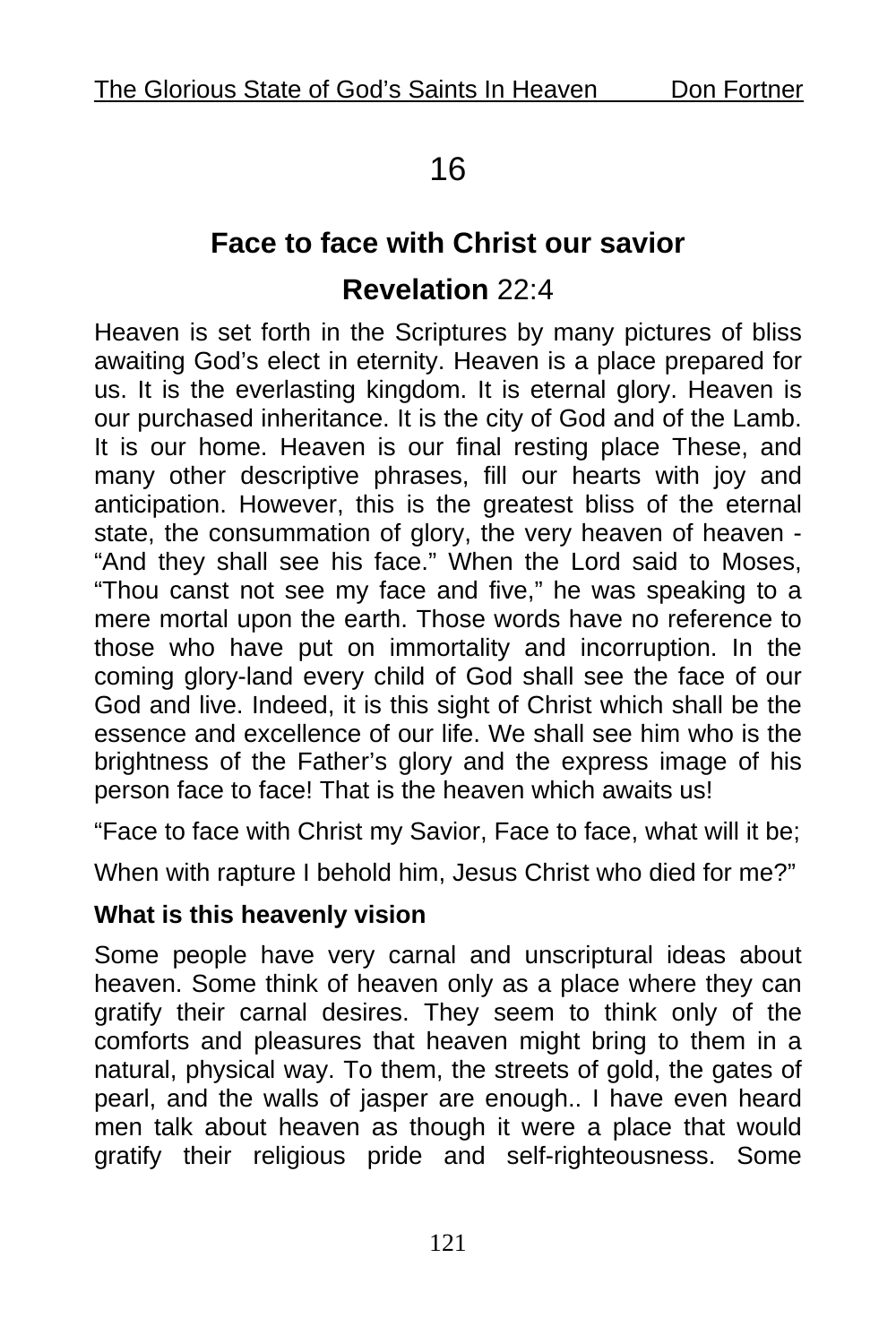# 16

## Face to face with Christ our savior

## Revelation 22:4

Heaven is set forth in the Scriptures by many pictures of bliss awaiting God's elect in eternity. Heaven is a place prepared for us. It is the everlasting kingdom. It is eternal glory. Heaven is our purchased inheritance. It is the city of God and of the Lamb. It is our home. Heaven is our final resting place These, and many other descriptive phrases, fill our hearts with joy and anticipation. However, this is the greatest bliss of the eternal state, the consummation of glory, the very heaven of heaven - "And they shall see his face." When the Lord said to Moses, "Thou canst not see my face and five," he was speaking to a mere mortal upon the earth. Those words have no reference to those who have put on immortality and incorruption. In the coming glory-land every child of God shall see the face of our God and live. Indeed, it is this sight of Christ which shall be the essence and excellence of our life. We shall see him who is the brightness of the Father's glory and the express image of his person face to face! That is the heaven which awaits us!

"Face to face with Christ my Savior, Face to face, what will it be;

When with rapture I behold him, Jesus Christ who died for me?"

**What is this heavenly vision**

Some people have very carnal and unscriptural ideas about heaven. Some think of heaven only as a place where they can gratify their carnal desires. They seem to think only of the comforts and pleasures that heaven might bring to them in a natural, physical way. To them, the streets of gold, the gates of pearl, and the walls of jasper are enough.. I have even heard men talk about heaven as though it were a place that would gratify their religious pride and self-righteousness. Some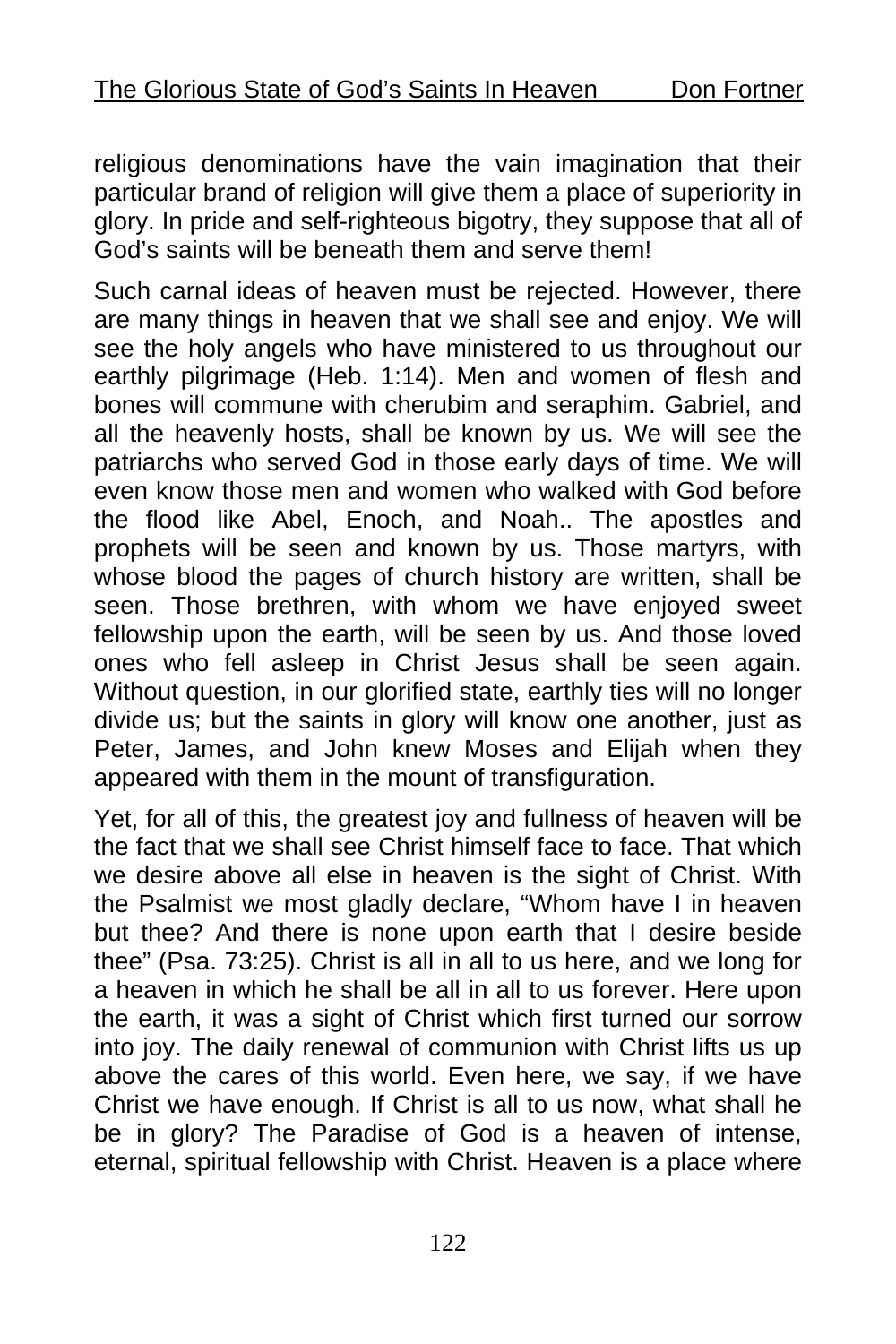religious denominations have the vain imagination that their particular brand of religion will give them a place of superiority in glory. In pride and self-righteous bigotry, they suppose that all of God's saints will be beneath them and serve them!

Such carnal ideas of heaven must be rejected. However, there are many things in heaven that we shall see and enjoy. We will see the holy angels who have ministered to us throughout our earthly pilgrimage (Heb. 1:14). Men and women of flesh and bones will commune with cherubim and seraphim. Gabriel, and all the heavenly hosts, shall be known by us. We will see the patriarchs who served God in those early days of time. We will even know those men and women who walked with God before the flood like Abel, Enoch, and Noah.. The apostles and prophets will be seen and known by us. Those martyrs, with whose blood the pages of church history are written, shall be seen. Those brethren, with whom we have enjoyed sweet fellowship upon the earth, will be seen by us. And those loved ones who fell asleep in Christ Jesus shall be seen again. Without question, in our glorified state, earthly ties will no longer divide us; but the saints in glory will know one another, just as Peter, James, and John knew Moses and Elijah when they appeared with them in the mount of transfiguration.

Yet, for all of this, the greatest joy and fullness of heaven will be the fact that we shall see Christ himself face to face. That which we desire above all else in heaven is the sight of Christ. With the Psalmist we most gladly declare, "Whom have I in heaven but thee? And there is none upon earth that I desire beside thee" (Psa. 73:25). Christ is all in all to us here, and we long for a heaven in which he shall be all in all to us forever. Here upon the earth, it was a sight of Christ which first turned our sorrow into joy. The daily renewal of communion with Christ lifts us up above the cares of this world. Even here, we say, if we have Christ we have enough. If Christ is all to us now, what shall he be in glory? The Paradise of God is a heaven of intense, eternal, spiritual fellowship with Christ. Heaven is a place where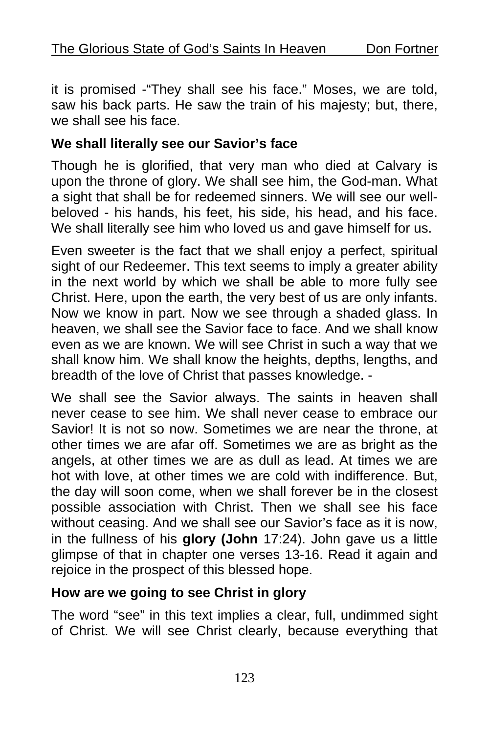it is promised -"They shall see his face." Moses, we are told, saw his back parts. He saw the train of his majesty; but, there, we shall see his face.

**We shall literally see our Savior's face**

Though he is glorified, that very man who died at Calvary is upon the throne of glory. We shall see him, the God-man. What a sight that shall be for redeemed sinners. We will see our well-beloved - his hands, his feet, his side, his head, and his face. We shall literally see him who loved us and gave himself for us.

Even sweeter is the fact that we shall enjoy a perfect, spiritual sight of our Redeemer. This text seems to imply a greater ability in the next world by which we shall be able to more fully see Christ. Here, upon the earth, the very best of us are only infants. Now we know in part. Now we see through a shaded glass. In heaven, we shall see the Savior face to face. And we shall know even as we are known. We will see Christ in such a way that we shall know him. We shall know the heights, depths, lengths, and breadth of the love of Christ that passes knowledge. -

We shall see the Savior always. The saints in heaven shall never cease to see him. We shall never cease to embrace our Savior! It is not so now. Sometimes we are near the throne, at other times we are afar off. Sometimes we are as bright as the angels, at other times we are as dull as lead. At times we are hot with love, at other times we are cold with indifference. But, the day will soon come, when we shall forever be in the closest possible association with Christ. Then we shall see his face without ceasing. And we shall see our Savior's face as it is now, in the fullness of his **glory (John** 17:24). John gave us a little glimpse of that in chapter one verses 13-16. Read it again and rejoice in the prospect of this blessed hope.

**How are we going to see Christ in glory**

The word "see" in this text implies a clear, full, undimmed sight of Christ. We will see Christ clearly, because everything that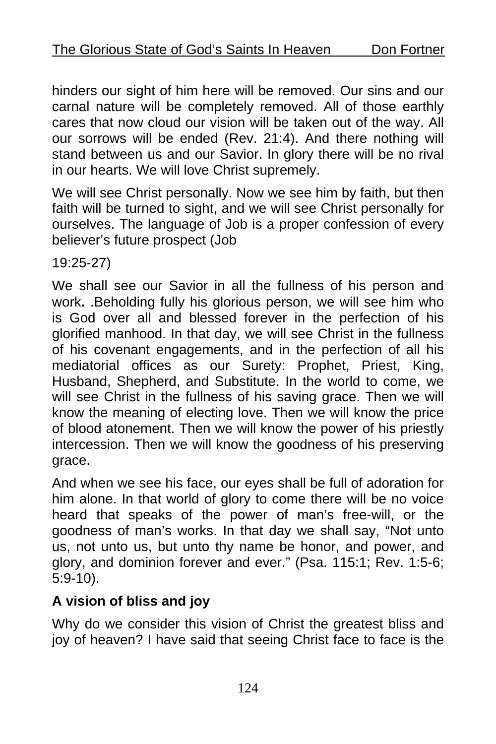hinders our sight of him here will be removed. Our sins and our carnal nature will be completely removed. All of those earthly cares that now cloud our vision will be taken out of the way. All our sorrows will be ended (Rev. 21:4). And there nothing will stand between us and our Savior. In glory there will be no rival in our hearts. We will love Christ supremely.

We will see Christ personally. Now we see him by faith, but then faith will be turned to sight, and we will see Christ personally for ourselves. The language of Job is a proper confession of every believer's future prospect (Job

19:25-27)

We shall see our Savior in all the fullness of his person and work**.** .Beholding fully his glorious person, we will see him who is God over all and blessed forever in the perfection of his glorified manhood. In that day, we will see Christ in the fullness of his covenant engagements, and in the perfection of all his mediatorial offices as our Surety: Prophet, Priest, King, Husband, Shepherd, and Substitute. In the world to come, we will see Christ in the fullness of his saving grace. Then we will know the meaning of electing love. Then we will know the price of blood atonement. Then we will know the power of his priestly intercession. Then we will know the goodness of his preserving grace.

And when we see his face, our eyes shall be full of adoration for him alone. In that world of glory to come there will be no voice heard that speaks of the power of man's free-will, or the goodness of man's works. In that day we shall say, "Not unto us, not unto us, but unto thy name be honor, and power, and glory, and dominion forever and ever." (Psa. 115:1; Rev. 1:5-6; 5:9-10).

**A vision of bliss and joy**

Why do we consider this vision of Christ the greatest bliss and joy of heaven? I have said that seeing Christ face to face is the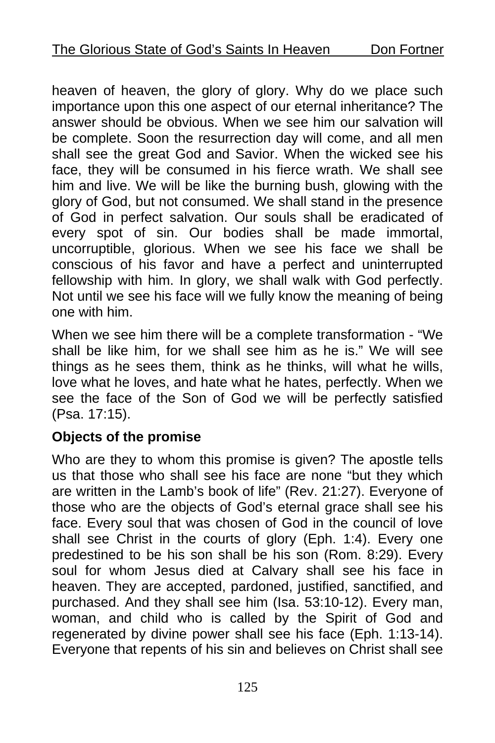heaven of heaven, the glory of glory. Why do we place such importance upon this one aspect of our eternal inheritance? The answer should be obvious. When we see him our salvation will be complete. Soon the resurrection day will come, and all men shall see the great God and Savior. When the wicked see his face, they will be consumed in his fierce wrath. We shall see him and live. We will be like the burning bush, glowing with the glory of God, but not consumed. We shall stand in the presence of God in perfect salvation. Our souls shall be eradicated of every spot of sin. Our bodies shall be made immortal, uncorruptible, glorious. When we see his face we shall be conscious of his favor and have a perfect and uninterrupted fellowship with him. In glory, we shall walk with God perfectly. Not until we see his face will we fully know the meaning of being one with him.

When we see him there will be a complete transformation - “We shall be like him, for we shall see him as he is.” We will see things as he sees them, think as he thinks, will what he wills, love what he loves, and hate what he hates, perfectly. When we see the face of the Son of God we will be perfectly satisfied (Psa. 17:15).

**Objects of the promise**

Who are they to whom this promise is given? The apostle tells us that those who shall see his face are none “but they which are written in the Lamb’s book of life” (Rev. 21:27). Everyone of those who are the objects of God’s eternal grace shall see his face. Every soul that was chosen of God in the council of love shall see Christ in the courts of glory (Eph. 1:4). Every one predestined to be his son shall be his son (Rom. 8:29). Every soul for whom Jesus died at Calvary shall see his face in heaven. They are accepted, pardoned, justified, sanctified, and purchased. And they shall see him (Isa. 53:10-12). Every man, woman, and child who is called by the Spirit of God and regenerated by divine power shall see his face (Eph. 1:13-14). Everyone that repents of his sin and believes on Christ shall see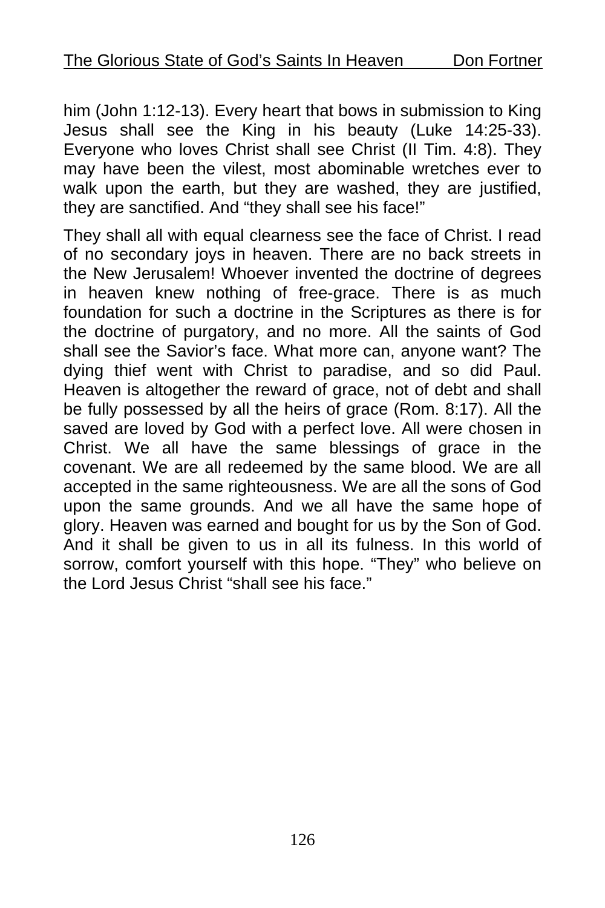him (John 1:12-13). Every heart that bows in submission to King Jesus shall see the King in his beauty (Luke 14:25-33). Everyone who loves Christ shall see Christ (II Tim. 4:8). They may have been the vilest, most abominable wretches ever to walk upon the earth, but they are washed, they are justified, they are sanctified. And "they shall see his face!"

They shall all with equal clearness see the face of Christ. I read of no secondary joys in heaven. There are no back streets in the New Jerusalem! Whoever invented the doctrine of degrees in heaven knew nothing of free-grace. There is as much foundation for such a doctrine in the Scriptures as there is for the doctrine of purgatory, and no more. All the saints of God shall see the Savior's face. What more can, anyone want? The dying thief went with Christ to paradise, and so did Paul. Heaven is altogether the reward of grace, not of debt and shall be fully possessed by all the heirs of grace (Rom. 8:17). All the saved are loved by God with a perfect love. All were chosen in Christ. We all have the same blessings of grace in the covenant. We are all redeemed by the same blood. We are all accepted in the same righteousness. We are all the sons of God upon the same grounds. And we all have the same hope of glory. Heaven was earned and bought for us by the Son of God. And it shall be given to us in all its fulness. In this world of sorrow, comfort yourself with this hope. "They" who believe on the Lord Jesus Christ "shall see his face."